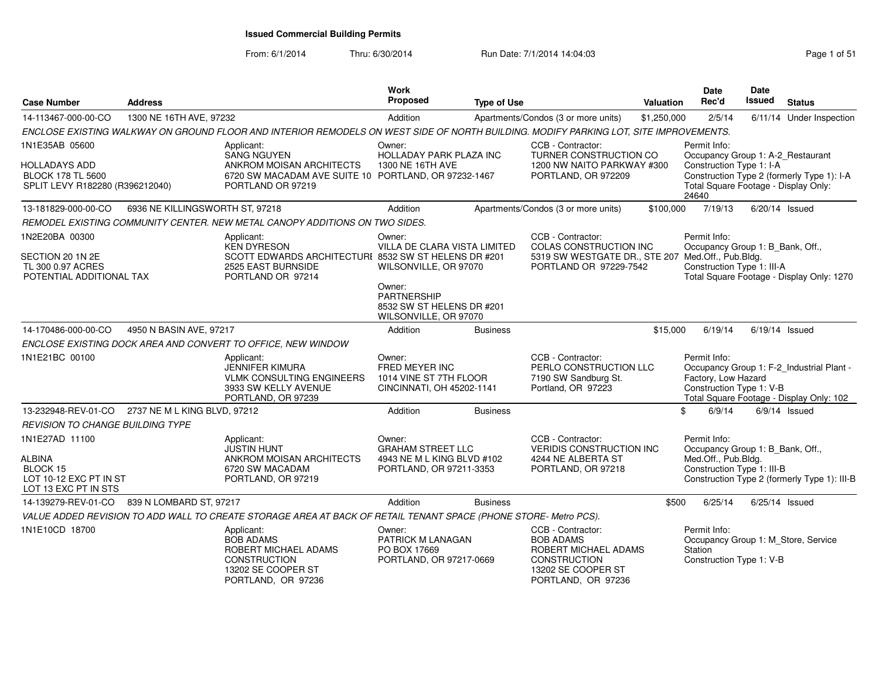# Issued Commercial Building Permits

From: 6/1/2014 Thru: 6/30/2014 Run Date: 7/1/2014 14:04:03

| Case Number | Address | Work Proposed | Type of Use | Valuation | Date Rec'd | Date Issued | Status |
|---|---|---|---|---|---|---|---|
| 14-113467-000-00-CO | 1300 NE 16TH AVE, 97232 | Addition | Apartments/Condos (3 or more units) | $1,250,000 | 2/5/14 | 6/11/14 | Under Inspection |

*ENCLOSE EXISTING WALKWAY ON GROUND FLOOR AND INTERIOR REMODELS ON WEST SIDE OF NORTH BUILDING. MODIFY PARKING LOT, SITE IMPROVEMENTS.*

1N1E35AB 05600
HOLLADAYS ADD
BLOCK 178 TL 5600
SPLIT LEVY R182280 (R396212040)

Applicant: SANG NGUYEN, ANKROM MOISAN ARCHITECTS, 6720 SW MACADAM AVE SUITE 10, PORTLAND OR 97219

Owner: HOLLADAY PARK PLAZA INC, 1300 NE 16TH AVE, PORTLAND, OR 97232-1467

CCB - Contractor: TURNER CONSTRUCTION CO, 1200 NW NAITO PARKWAY #300, PORTLAND, OR 972209

Permit Info: Occupancy Group 1: A-2_Restaurant; Construction Type 1: I-A; Construction Type 2 (formerly Type 1): I-A; Total Square Footage - Display Only: 24640

---

| Case Number | Address | Work Proposed | Type of Use | Valuation | Date Rec'd | Date Issued | Status |
|---|---|---|---|---|---|---|---|
| 13-181829-000-00-CO | 6936 NE KILLINGSWORTH ST, 97218 | Addition | Apartments/Condos (3 or more units) | $100,000 | 7/19/13 | 6/20/14 | Issued |

*REMODEL EXISTING COMMUNITY CENTER. NEW METAL CANOPY ADDITIONS ON TWO SIDES.*

1N2E20BA 00300
SECTION 20 1N 2E
TL 300 0.97 ACRES
POTENTIAL ADDITIONAL TAX

Applicant: KEN DYRESON, SCOTT EDWARDS ARCHITECTURE, 2525 EAST BURNSIDE, PORTLAND OR 97214

Owner: VILLA DE CLARA VISTA LIMITED, 8532 SW ST HELENS DR #201, WILSONVILLE, OR 97070

Owner: PARTNERSHIP, 8532 SW ST HELENS DR #201, WILSONVILLE, OR 97070

CCB - Contractor: COLAS CONSTRUCTION INC, 5319 SW WESTGATE DR., STE 207, PORTLAND OR 97229-7542

Permit Info: Occupancy Group 1: B_Bank, Off., Med.Off., Pub.Bldg.; Construction Type 1: III-A; Total Square Footage - Display Only: 1270

---

| Case Number | Address | Work Proposed | Type of Use | Valuation | Date Rec'd | Date Issued | Status |
|---|---|---|---|---|---|---|---|
| 14-170486-000-00-CO | 4950 N BASIN AVE, 97217 | Addition | Business | $15,000 | 6/19/14 | 6/19/14 | Issued |

*ENCLOSE EXISTING DOCK AREA AND CONVERT TO OFFICE, NEW WINDOW*

1N1E21BC 00100

Applicant: JENNIFER KIMURA, VLMK CONSULTING ENGINEERS, 3933 SW KELLY AVENUE, PORTLAND, OR 97239

Owner: FRED MEYER INC, 1014 VINE ST 7TH FLOOR, CINCINNATI, OH 45202-1141

CCB - Contractor: PERLO CONSTRUCTION LLC, 7190 SW Sandburg St., Portland, OR 97223

Permit Info: Occupancy Group 1: F-2_Industrial Plant - Factory, Low Hazard; Construction Type 1: V-B; Total Square Footage - Display Only: 102

---

| Case Number | Address | Work Proposed | Type of Use | Valuation | Date Rec'd | Date Issued | Status |
|---|---|---|---|---|---|---|---|
| 13-232948-REV-01-CO | 2737 NE M L KING BLVD, 97212 | Addition | Business | $ | 6/9/14 | 6/9/14 | Issued |

*REVISION TO CHANGE BUILDING TYPE*

1N1E27AD 11100
ALBINA
BLOCK 15
LOT 10-12 EXC PT IN ST
LOT 13 EXC PT IN STS

Applicant: JUSTIN HUNT, ANKROM MOISAN ARCHITECTS, 6720 SW MACADAM, PORTLAND, OR 97219

Owner: GRAHAM STREET LLC, 4943 NE M L KING BLVD #102, PORTLAND, OR 97211-3353

CCB - Contractor: VERIDIS CONSTRUCTION INC, 4244 NE ALBERTA ST, PORTLAND, OR 97218

Permit Info: Occupancy Group 1: B_Bank, Off., Med.Off., Pub.Bldg.; Construction Type 1: III-B; Construction Type 2 (formerly Type 1): III-B

---

| Case Number | Address | Work Proposed | Type of Use | Valuation | Date Rec'd | Date Issued | Status |
|---|---|---|---|---|---|---|---|
| 14-139279-REV-01-CO | 839 N LOMBARD ST, 97217 | Addition | Business | $500 | 6/25/14 | 6/25/14 | Issued |

*VALUE ADDED REVISION TO ADD WALL TO CREATE STORAGE AREA AT BACK OF RETAIL TENANT SPACE (PHONE STORE- Metro PCS).*

1N1E10CD 18700

Applicant: BOB ADAMS, ROBERT MICHAEL ADAMS CONSTRUCTION, 13202 SE COOPER ST, PORTLAND, OR 97236

Owner: PATRICK M LANAGAN, PO BOX 17669, PORTLAND, OR 97217-0669

CCB - Contractor: BOB ADAMS, ROBERT MICHAEL ADAMS CONSTRUCTION, 13202 SE COOPER ST, PORTLAND, OR 97236

Permit Info: Occupancy Group 1: M_Store, Service Station; Construction Type 1: V-B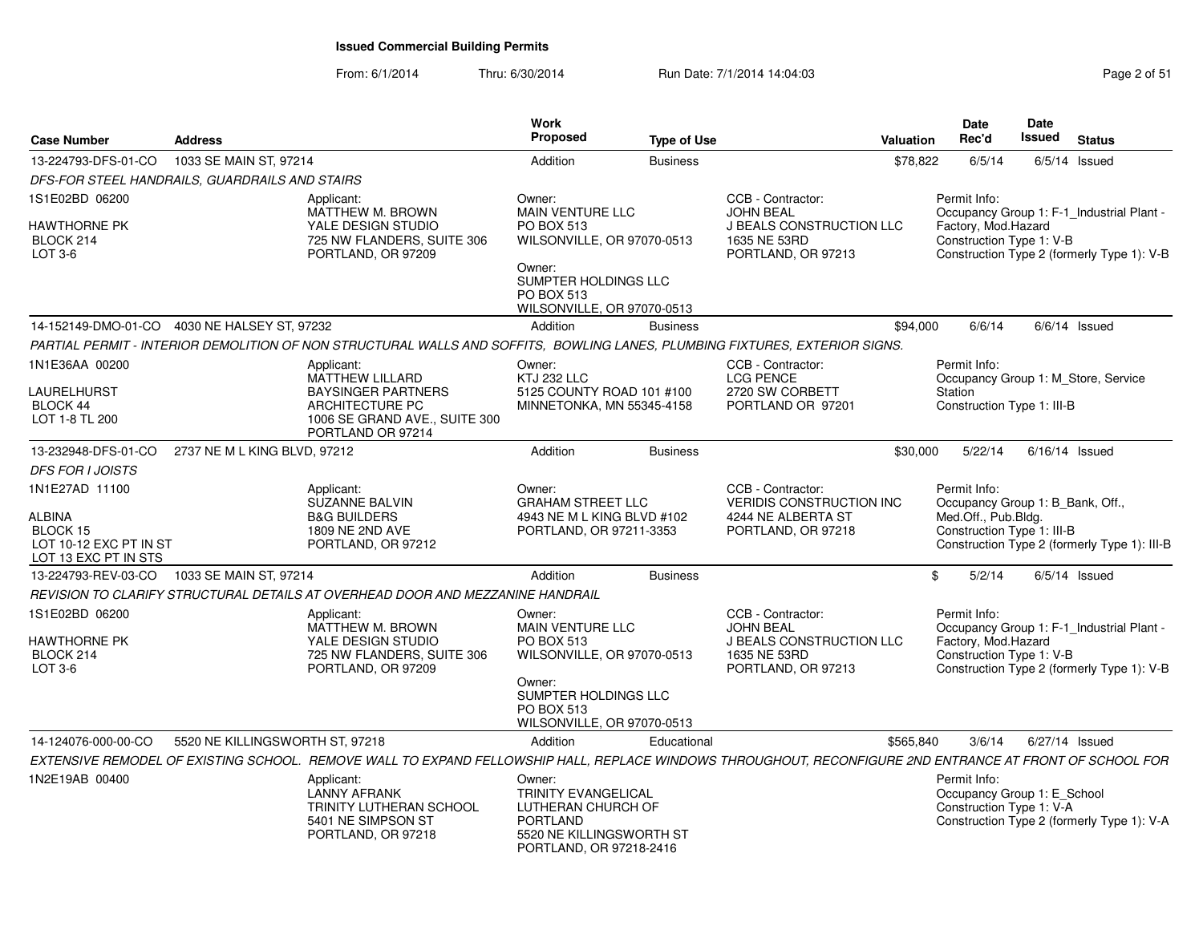## Issued Commercial Building Permits

From: 6/1/2014 Thru: 6/30/2014 Run Date: 7/1/2014 14:04:03

| Case Number | Address | Work Proposed | Type of Use | Valuation | Date Rec'd | Date Issued | Status |
|---|---|---|---|---|---|---|---|
| 13-224793-DFS-01-CO | 1033 SE MAIN ST, 97214 | Addition | Business | $78,822 | 6/5/14 | 6/5/14 | Issued |

*DFS-FOR STEEL HANDRAILS, GUARDRAILS AND STAIRS*

- 1S1E02BD 06200, HAWTHORNE PK, BLOCK 214, LOT 3-6
- Applicant: MATTHEW M. BROWN, YALE DESIGN STUDIO, 725 NW FLANDERS, SUITE 306, PORTLAND, OR 97209
- Owner: MAIN VENTURE LLC, PO BOX 513, WILSONVILLE, OR 97070-0513
- Owner: SUMPTER HOLDINGS LLC, PO BOX 513, WILSONVILLE, OR 97070-0513
- CCB - Contractor: JOHN BEAL, J BEALS CONSTRUCTION LLC, 1635 NE 53RD, PORTLAND, OR 97213
- Permit Info: Occupancy Group 1: F-1_Industrial Plant - Factory, Mod.Hazard; Construction Type 1: V-B; Construction Type 2 (formerly Type 1): V-B

| Case Number | Address | Work Proposed | Type of Use | Valuation | Date Rec'd | Date Issued | Status |
|---|---|---|---|---|---|---|---|
| 14-152149-DMO-01-CO | 4030 NE HALSEY ST, 97232 | Addition | Business | $94,000 | 6/6/14 | 6/6/14 | Issued |

*PARTIAL PERMIT - INTERIOR DEMOLITION OF NON STRUCTURAL WALLS AND SOFFITS, BOWLING LANES, PLUMBING FIXTURES, EXTERIOR SIGNS.*

- 1N1E36AA 00200, LAURELHURST, BLOCK 44, LOT 1-8 TL 200
- Applicant: MATTHEW LILLARD, BAYSINGER PARTNERS ARCHITECTURE PC, 1006 SE GRAND AVE., SUITE 300, PORTLAND OR 97214
- Owner: KTJ 232 LLC, 5125 COUNTY ROAD 101 #100, MINNETONKA, MN 55345-4158
- CCB - Contractor: LCG PENCE, 2720 SW CORBETT, PORTLAND OR 97201
- Permit Info: Occupancy Group 1: M_Store, Service Station; Construction Type 1: III-B

| Case Number | Address | Work Proposed | Type of Use | Valuation | Date Rec'd | Date Issued | Status |
|---|---|---|---|---|---|---|---|
| 13-232948-DFS-01-CO | 2737 NE M L KING BLVD, 97212 | Addition | Business | $30,000 | 5/22/14 | 6/16/14 | Issued |

*DFS FOR I JOISTS*

- 1N1E27AD 11100, ALBINA, BLOCK 15, LOT 10-12 EXC PT IN ST, LOT 13 EXC PT IN STS
- Applicant: SUZANNE BALVIN, B&G BUILDERS, 1809 NE 2ND AVE, PORTLAND, OR 97212
- Owner: GRAHAM STREET LLC, 4943 NE M L KING BLVD #102, PORTLAND, OR 97211-3353
- CCB - Contractor: VERIDIS CONSTRUCTION INC, 4244 NE ALBERTA ST, PORTLAND, OR 97218
- Permit Info: Occupancy Group 1: B_Bank, Off., Med.Off., Pub.Bldg.; Construction Type 1: III-B; Construction Type 2 (formerly Type 1): III-B

| Case Number | Address | Work Proposed | Type of Use | Valuation | Date Rec'd | Date Issued | Status |
|---|---|---|---|---|---|---|---|
| 13-224793-REV-03-CO | 1033 SE MAIN ST, 97214 | Addition | Business | $ | 5/2/14 | 6/5/14 | Issued |

*REVISION TO CLARIFY STRUCTURAL DETAILS AT OVERHEAD DOOR AND MEZZANINE HANDRAIL*

- 1S1E02BD 06200, HAWTHORNE PK, BLOCK 214, LOT 3-6
- Applicant: MATTHEW M. BROWN, YALE DESIGN STUDIO, 725 NW FLANDERS, SUITE 306, PORTLAND, OR 97209
- Owner: MAIN VENTURE LLC, PO BOX 513, WILSONVILLE, OR 97070-0513
- Owner: SUMPTER HOLDINGS LLC, PO BOX 513, WILSONVILLE, OR 97070-0513
- CCB - Contractor: JOHN BEAL, J BEALS CONSTRUCTION LLC, 1635 NE 53RD, PORTLAND, OR 97213
- Permit Info: Occupancy Group 1: F-1_Industrial Plant - Factory, Mod.Hazard; Construction Type 1: V-B; Construction Type 2 (formerly Type 1): V-B

| Case Number | Address | Work Proposed | Type of Use | Valuation | Date Rec'd | Date Issued | Status |
|---|---|---|---|---|---|---|---|
| 14-124076-000-00-CO | 5520 NE KILLINGSWORTH ST, 97218 | Addition | Educational | $565,840 | 3/6/14 | 6/27/14 | Issued |

*EXTENSIVE REMODEL OF EXISTING SCHOOL. REMOVE WALL TO EXPAND FELLOWSHIP HALL, REPLACE WINDOWS THROUGHOUT, RECONFIGURE 2ND ENTRANCE AT FRONT OF SCHOOL FOR*

- 1N2E19AB 00400
- Applicant: LANNY AFRANK, TRINITY LUTHERAN SCHOOL, 5401 NE SIMPSON ST, PORTLAND, OR 97218
- Owner: TRINITY EVANGELICAL LUTHERAN CHURCH OF PORTLAND, 5520 NE KILLINGSWORTH ST, PORTLAND, OR 97218-2416
- Permit Info: Occupancy Group 1: E_School; Construction Type 1: V-A; Construction Type 2 (formerly Type 1): V-A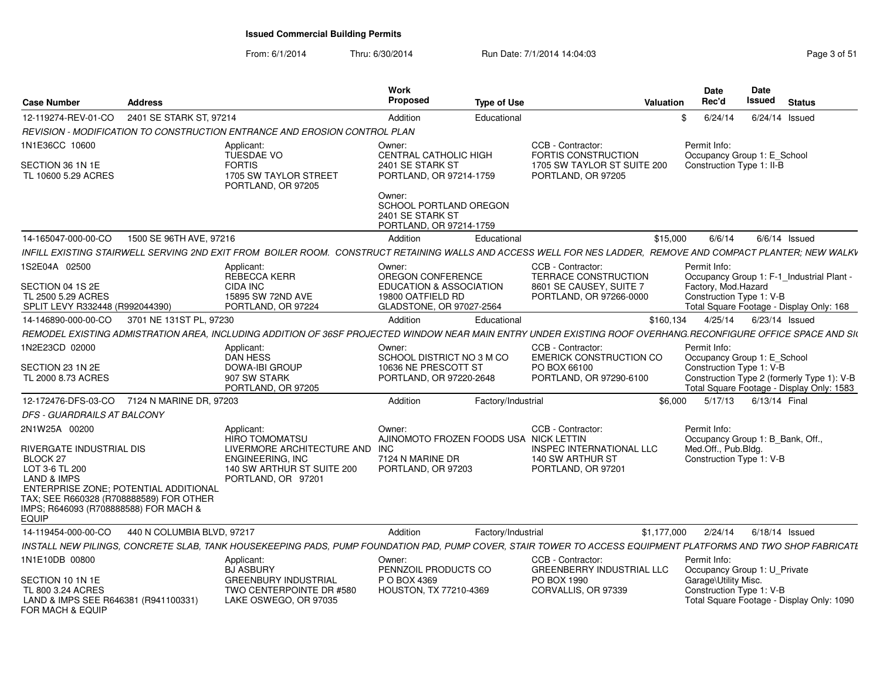# Issued Commercial Building Permits

From: 6/1/2014 Thru: 6/30/2014 Run Date: 7/1/2014 14:04:03

| Case Number | Address | Work Proposed | Type of Use | Valuation | Date Rec'd | Date Issued | Status |
|---|---|---|---|---|---|---|---|
| 12-119274-REV-01-CO | 2401 SE STARK ST, 97214 | Addition | Educational | $ | 6/24/14 | 6/24/14 | Issued |

*REVISION - MODIFICATION TO CONSTRUCTION ENTRANCE AND EROSION CONTROL PLAN*

1N1E36CC 10600

SECTION 36 1N 1E
TL 10600 5.29 ACRES

Applicant:
TUESDAE VO
FORTIS
1705 SW TAYLOR STREET
PORTLAND, OR 97205

Owner:
CENTRAL CATHOLIC HIGH
2401 SE STARK ST
PORTLAND, OR 97214-1759

Owner:
SCHOOL PORTLAND OREGON
2401 SE STARK ST
PORTLAND, OR 97214-1759

CCB - Contractor:
FORTIS CONSTRUCTION
1705 SW TAYLOR ST SUITE 200
PORTLAND, OR 97205

Permit Info:
Occupancy Group 1: E_School
Construction Type 1: II-B

---

| Case Number | Address | Work Proposed | Type of Use | Valuation | Date Rec'd | Date Issued | Status |
|---|---|---|---|---|---|---|---|
| 14-165047-000-00-CO | 1500 SE 96TH AVE, 97216 | Addition | Educational | $15,000 | 6/6/14 | 6/6/14 | Issued |

*INFILL EXISTING STAIRWELL SERVING 2ND EXIT FROM BOILER ROOM. CONSTRUCT RETAINING WALLS AND ACCESS WELL FOR NES LADDER, REMOVE AND COMPACT PLANTER; NEW WALKV*

1S2E04A 02500

SECTION 04 1S 2E
TL 2500 5.29 ACRES
SPLIT LEVY R332448 (R992044390)

Applicant:
REBECCA KERR
CIDA INC
15895 SW 72ND AVE
PORTLAND, OR 97224

Owner:
OREGON CONFERENCE
EDUCATION & ASSOCIATION
19800 OATFIELD RD
GLADSTONE, OR 97027-2564

CCB - Contractor:
TERRACE CONSTRUCTION
8601 SE CAUSEY, SUITE 7
PORTLAND, OR 97266-0000

Permit Info:
Occupancy Group 1: F-1_Industrial Plant - Factory, Mod.Hazard
Construction Type 1: V-B
Total Square Footage - Display Only: 168

---

| Case Number | Address | Work Proposed | Type of Use | Valuation | Date Rec'd | Date Issued | Status |
|---|---|---|---|---|---|---|---|
| 14-146890-000-00-CO | 3701 NE 131ST PL, 97230 | Addition | Educational | $160,134 | 4/25/14 | 6/23/14 | Issued |

*REMODEL EXISTING ADMISTRATION AREA, INCLUDING ADDITION OF 36SF PROJECTED WINDOW NEAR MAIN ENTRY UNDER EXISTING ROOF OVERHANG.RECONFIGURE OFFICE SPACE AND SI*

1N2E23CD 02000

SECTION 23 1N 2E
TL 2000 8.73 ACRES

Applicant:
DAN HESS
DOWA-IBI GROUP
907 SW STARK
PORTLAND, OR 97205

Owner:
SCHOOL DISTRICT NO 3 M CO
10636 NE PRESCOTT ST
PORTLAND, OR 97220-2648

CCB - Contractor:
EMERICK CONSTRUCTION CO
PO BOX 66100
PORTLAND, OR 97290-6100

Permit Info:
Occupancy Group 1: E_School
Construction Type 1: V-B
Construction Type 2 (formerly Type 1): V-B
Total Square Footage - Display Only: 1583

---

| Case Number | Address | Work Proposed | Type of Use | Valuation | Date Rec'd | Date Issued | Status |
|---|---|---|---|---|---|---|---|
| 12-172476-DFS-03-CO | 7124 N MARINE DR, 97203 | Addition | Factory/Industrial | $6,000 | 5/17/13 | 6/13/14 | Final |

*DFS - GUARDRAILS AT BALCONY*

2N1W25A 00200

RIVERGATE INDUSTRIAL DIS
BLOCK 27
LOT 3-6 TL 200
LAND & IMPS
ENTERPRISE ZONE; POTENTIAL ADDITIONAL TAX; SEE R660328 (R708888589) FOR OTHER IMPS; R646093 (R708888588) FOR MACH & EQUIP

Applicant:
HIRO TOMOMATSU
LIVERMORE ARCHITECTURE AND ENGINEERING, INC
140 SW ARTHUR ST SUITE 200
PORTLAND, OR 97201

Owner:
AJINOMOTO FROZEN FOODS USA INC
7124 N MARINE DR
PORTLAND, OR 97203

CCB - Contractor:
NICK LETTIN
INSPEC INTERNATIONAL LLC
140 SW ARTHUR ST
PORTLAND, OR 97201

Permit Info:
Occupancy Group 1: B_Bank, Off., Med.Off., Pub.Bldg.
Construction Type 1: V-B

---

| Case Number | Address | Work Proposed | Type of Use | Valuation | Date Rec'd | Date Issued | Status |
|---|---|---|---|---|---|---|---|
| 14-119454-000-00-CO | 440 N COLUMBIA BLVD, 97217 | Addition | Factory/Industrial | $1,177,000 | 2/24/14 | 6/18/14 | Issued |

*INSTALL NEW PILINGS, CONCRETE SLAB, TANK HOUSEKEEPING PADS, PUMP FOUNDATION PAD, PUMP COVER, STAIR TOWER TO ACCESS EQUIPMENT PLATFORMS AND TWO SHOP FABRICATE*

1N1E10DB 00800

SECTION 10 1N 1E
TL 800 3.24 ACRES
LAND & IMPS SEE R646381 (R941100331) FOR MACH & EQUIP

Applicant:
BJ ASBURY
GREENBURY INDUSTRIAL
TWO CENTERPOINTE DR #580
LAKE OSWEGO, OR 97035

Owner:
PENNZOIL PRODUCTS CO
P O BOX 4369
HOUSTON, TX 77210-4369

CCB - Contractor:
GREENBERRY INDUSTRIAL LLC
PO BOX 1990
CORVALLIS, OR 97339

Permit Info:
Occupancy Group 1: U_Private Garage\Utility Misc.
Construction Type 1: V-B
Total Square Footage - Display Only: 1090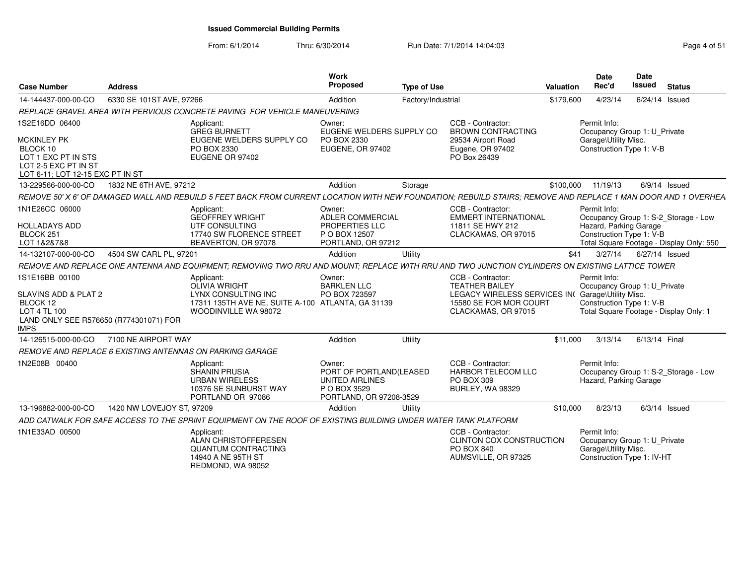**Issued Commercial Building Permits**

From: 6/1/2014 Thru: 6/30/2014 Run Date: 7/1/2014 14:04:03

| Case Number | Address | Work Proposed | Type of Use | Valuation | Date Rec'd | Date Issued | Status |
|---|---|---|---|---|---|---|---|
| 14-144437-000-00-CO | 6330 SE 101ST AVE, 97266 | Addition | Factory/Industrial | $179,600 | 4/23/14 | 6/24/14 | Issued |

*REPLACE GRAVEL AREA WITH PERVIOUS CONCRETE PAVING FOR VEHICLE MANEUVERING*

1S2E16DD 06400
MCKINLEY PK
BLOCK 10
LOT 1 EXC PT IN STS
LOT 2-5 EXC PT IN ST
LOT 6-11; LOT 12-15 EXC PT IN ST

Applicant: GREG BURNETT, EUGENE WELDERS SUPPLY CO, PO BOX 2330, EUGENE OR 97402

Owner: EUGENE WELDERS SUPPLY CO, PO BOX 2330, EUGENE, OR 97402

CCB - Contractor: BROWN CONTRACTING, 29534 Airport Road, Eugene, OR 97402, PO Box 26439

Permit Info: Occupancy Group 1: U_Private Garage\Utility Misc. Construction Type 1: V-B

| Case Number | Address | Work Proposed | Type of Use | Valuation | Date Rec'd | Date Issued | Status |
|---|---|---|---|---|---|---|---|
| 13-229566-000-00-CO | 1832 NE 6TH AVE, 97212 | Addition | Storage | $100,000 | 11/19/13 | 6/9/14 | Issued |

*REMOVE 50' X 6' OF DAMAGED WALL AND REBUILD 5 FEET BACK FROM CURRENT LOCATION WITH NEW FOUNDATION; REBUILD STAIRS; REMOVE AND REPLACE 1 MAN DOOR AND 1 OVERHEA*

1N1E26CC 06000
HOLLADAYS ADD
BLOCK 251
LOT 1&2&7&8

Applicant: GEOFFREY WRIGHT, UTF CONSULTING, 17740 SW FLORENCE STREET, BEAVERTON, OR 97078

Owner: ADLER COMMERCIAL PROPERTIES LLC, P O BOX 12507, PORTLAND, OR 97212

CCB - Contractor: EMMERT INTERNATIONAL, 11811 SE HWY 212, CLACKAMAS, OR 97015

Permit Info: Occupancy Group 1: S-2_Storage - Low Hazard, Parking Garage. Construction Type 1: V-B. Total Square Footage - Display Only: 550

| Case Number | Address | Work Proposed | Type of Use | Valuation | Date Rec'd | Date Issued | Status |
|---|---|---|---|---|---|---|---|
| 14-132107-000-00-CO | 4504 SW CARL PL, 97201 | Addition | Utility | $41 | 3/27/14 | 6/27/14 | Issued |

*REMOVE AND REPLACE ONE ANTENNA AND EQUIPMENT; REMOVING TWO RRU AND MOUNT; REPLACE WITH RRU AND TWO JUNCTION CYLINDERS ON EXISTING LATTICE TOWER*

1S1E16BB 00100
SLAVINS ADD & PLAT 2
BLOCK 12
LOT 4 TL 100
LAND ONLY SEE R576650 (R774301071) FOR IMPS

Applicant: OLIVIA WRIGHT, LYNX CONSULTING INC, 17311 135TH AVE NE, SUITE A-100, WOODINVILLE WA 98072

Owner: BARKLEN LLC, PO BOX 723597, ATLANTA, GA 31139

CCB - Contractor: TEATHER BAILEY, LEGACY WIRELESS SERVICES INC, 15580 SE FOR MOR COURT, CLACKAMAS, OR 97015

Permit Info: Occupancy Group 1: U_Private Garage\Utility Misc. Construction Type 1: V-B. Total Square Footage - Display Only: 1

| Case Number | Address | Work Proposed | Type of Use | Valuation | Date Rec'd | Date Issued | Status |
|---|---|---|---|---|---|---|---|
| 14-126515-000-00-CO | 7100 NE AIRPORT WAY | Addition | Utility | $11,000 | 3/13/14 | 6/13/14 | Final |

*REMOVE AND REPLACE 6 EXISTING ANTENNAS ON PARKING GARAGE*

1N2E08B 00400

Applicant: SHANIN PRUSIA, URBAN WIRELESS, 10376 SE SUNBURST WAY, PORTLAND OR 97086

Owner: PORT OF PORTLAND(LEASED UNITED AIRLINES, P O BOX 3529, PORTLAND, OR 97208-3529

CCB - Contractor: HARBOR TELECOM LLC, PO BOX 309, BURLEY, WA 98329

Permit Info: Occupancy Group 1: S-2_Storage - Low Hazard, Parking Garage

| Case Number | Address | Work Proposed | Type of Use | Valuation | Date Rec'd | Date Issued | Status |
|---|---|---|---|---|---|---|---|
| 13-196882-000-00-CO | 1420 NW LOVEJOY ST, 97209 | Addition | Utility | $10,000 | 8/23/13 | 6/3/14 | Issued |

*ADD CATWALK FOR SAFE ACCESS TO THE SPRINT EQUIPMENT ON THE ROOF OF EXISTING BUILDING UNDER WATER TANK PLATFORM*

1N1E33AD 00500

Applicant: ALAN CHRISTOFFERESEN, QUANTUM CONTRACTING, 14940 A NE 95TH ST, REDMOND, WA 98052

CCB - Contractor: CLINTON COX CONSTRUCTION, PO BOX 840, AUMSVILLE, OR 97325

Permit Info: Occupancy Group 1: U_Private Garage\Utility Misc. Construction Type 1: IV-HT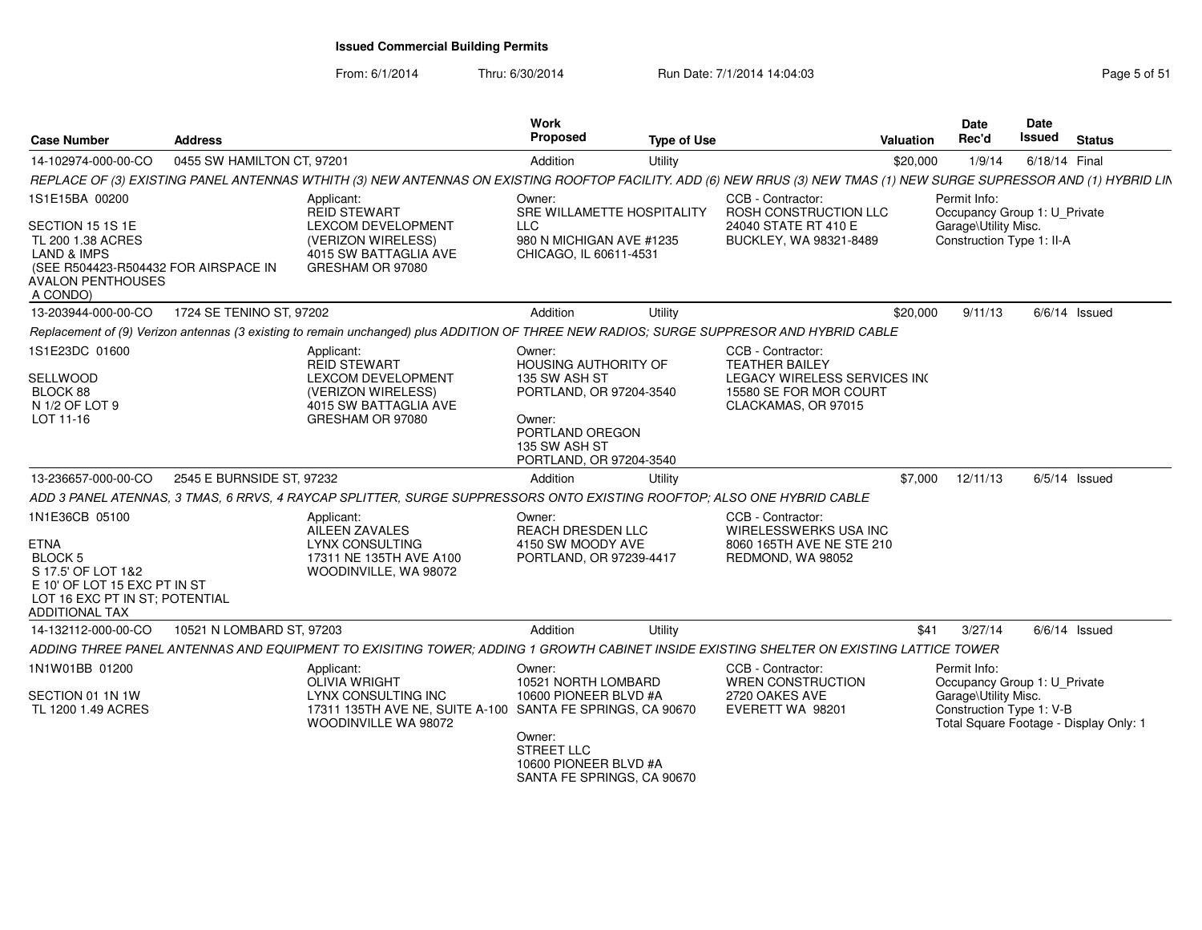# Issued Commercial Building Permits

From: 6/1/2014 Thru: 6/30/2014 Run Date: 7/1/2014 14:04:03

| Case Number | Address | Work Proposed | Type of Use | Valuation | Date Rec'd | Date Issued | Status |
|---|---|---|---|---|---|---|---|
| 14-102974-000-00-CO | 0455 SW HAMILTON CT, 97201 | Addition | Utility | $20,000 | 1/9/14 | 6/18/14 | Final |

REPLACE OF (3) EXISTING PANEL ANTENNAS WTHITH (3) NEW ANTENNAS ON EXISTING ROOFTOP FACILITY. ADD (6) NEW RRUS (3) NEW TMAS (1) NEW SURGE SUPRESSOR AND (1) HYBRID LIN

1S1E15BA 00200

SECTION 15 1S 1E
TL 200 1.38 ACRES
LAND & IMPS
(SEE R504423-R504432 FOR AIRSPACE IN AVALON PENTHOUSES A CONDO)

Applicant:
REID STEWART
LEXCOM DEVELOPMENT
(VERIZON WIRELESS)
4015 SW BATTAGLIA AVE
GRESHAM OR 97080

Owner:
SRE WILLAMETTE HOSPITALITY LLC
980 N MICHIGAN AVE #1235
CHICAGO, IL 60611-4531

CCB - Contractor:
ROSH CONSTRUCTION LLC
24040 STATE RT 410 E
BUCKLEY, WA 98321-8489

Permit Info:
Occupancy Group 1: U_Private Garage\Utility Misc.
Construction Type 1: II-A

| Case Number | Address | Work Proposed | Type of Use | Valuation | Date Rec'd | Date Issued | Status |
|---|---|---|---|---|---|---|---|
| 13-203944-000-00-CO | 1724 SE TENINO ST, 97202 | Addition | Utility | $20,000 | 9/11/13 | 6/6/14 | Issued |

Replacement of (9) Verizon antennas (3 existing to remain unchanged) plus ADDITION OF THREE NEW RADIOS; SURGE SUPPRESOR AND HYBRID CABLE

1S1E23DC 01600

SELLWOOD
BLOCK 88
N 1/2 OF LOT 9
LOT 11-16

Applicant:
REID STEWART
LEXCOM DEVELOPMENT
(VERIZON WIRELESS)
4015 SW BATTAGLIA AVE
GRESHAM OR 97080

Owner:
HOUSING AUTHORITY OF
135 SW ASH ST
PORTLAND, OR 97204-3540

Owner:
PORTLAND OREGON
135 SW ASH ST
PORTLAND, OR 97204-3540

CCB - Contractor:
TEATHER BAILEY
LEGACY WIRELESS SERVICES INC
15580 SE FOR MOR COURT
CLACKAMAS, OR 97015

| Case Number | Address | Work Proposed | Type of Use | Valuation | Date Rec'd | Date Issued | Status |
|---|---|---|---|---|---|---|---|
| 13-236657-000-00-CO | 2545 E BURNSIDE ST, 97232 | Addition | Utility | $7,000 | 12/11/13 | 6/5/14 | Issued |

ADD 3 PANEL ATENNAS, 3 TMAS, 6 RRVS, 4 RAYCAP SPLITTER, SURGE SUPPRESSORS ONTO EXISTING ROOFTOP; ALSO ONE HYBRID CABLE

1N1E36CB 05100

ETNA
BLOCK 5
S 17.5' OF LOT 1&2
E 10' OF LOT 15 EXC PT IN ST
LOT 16 EXC PT IN ST; POTENTIAL ADDITIONAL TAX

Applicant:
AILEEN ZAVALES
LYNX CONSULTING
17311 NE 135TH AVE A100
WOODINVILLE, WA 98072

Owner:
REACH DRESDEN LLC
4150 SW MOODY AVE
PORTLAND, OR 97239-4417

CCB - Contractor:
WIRELESSWERKS USA INC
8060 165TH AVE NE STE 210
REDMOND, WA 98052

| Case Number | Address | Work Proposed | Type of Use | Valuation | Date Rec'd | Date Issued | Status |
|---|---|---|---|---|---|---|---|
| 14-132112-000-00-CO | 10521 N LOMBARD ST, 97203 | Addition | Utility | $41 | 3/27/14 | 6/6/14 | Issued |

ADDING THREE PANEL ANTENNAS AND EQUIPMENT TO EXISITING TOWER; ADDING 1 GROWTH CABINET INSIDE EXISTING SHELTER ON EXISTING LATTICE TOWER

1N1W01BB 01200

SECTION 01 1N 1W
TL 1200 1.49 ACRES

Applicant:
OLIVIA WRIGHT
LYNX CONSULTING INC
17311 135TH AVE NE, SUITE A-100
WOODINVILLE WA 98072

Owner:
10521 NORTH LOMBARD
10600 PIONEER BLVD #A
SANTA FE SPRINGS, CA 90670

Owner:
STREET LLC
10600 PIONEER BLVD #A
SANTA FE SPRINGS, CA 90670

CCB - Contractor:
WREN CONSTRUCTION
2720 OAKES AVE
EVERETT WA 98201

Permit Info:
Occupancy Group 1: U_Private Garage\Utility Misc.
Construction Type 1: V-B
Total Square Footage - Display Only: 1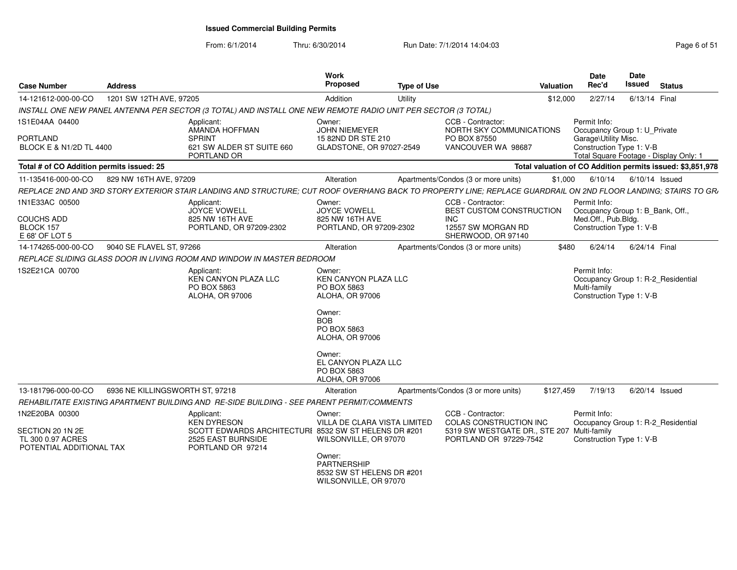## Issued Commercial Building Permits

From: 6/1/2014 Thru: 6/30/2014 Run Date: 7/1/2014 14:04:03

| Case Number | Address | Work Proposed | Type of Use | Valuation | Date Rec'd | Date Issued | Status |
|---|---|---|---|---|---|---|---|
| 14-121612-000-00-CO | 1201 SW 12TH AVE, 97205 | Addition | Utility | $12,000 | 2/27/14 | 6/13/14 | Final |

*INSTALL ONE NEW PANEL ANTENNA PER SECTOR (3 TOTAL) AND INSTALL ONE NEW REMOTE RADIO UNIT PER SECTOR (3 TOTAL)*

1S1E04AA 04400
PORTLAND
BLOCK E & N1/2D TL 4400

Applicant: AMANDA HOFFMAN, SPRINT, 621 SW ALDER ST SUITE 660, PORTLAND OR

Owner: JOHN NIEMEYER, 15 82ND DR STE 210, GLADSTONE, OR 97027-2549

CCB - Contractor: NORTH SKY COMMUNICATIONS, PO BOX 87550, VANCOUVER WA 98687

Permit Info: Occupancy Group 1: U_Private Garage\Utility Misc.; Construction Type 1: V-B; Total Square Footage - Display Only: 1

**Total # of CO Addition permits issued: 25**

**Total valuation of CO Addition permits issued: $3,851,978**

| Case Number | Address | Work Proposed | Type of Use | Valuation | Date Rec'd | Date Issued | Status |
|---|---|---|---|---|---|---|---|
| 11-135416-000-00-CO | 829 NW 16TH AVE, 97209 | Alteration | Apartments/Condos (3 or more units) | $1,000 | 6/10/14 | 6/10/14 | Issued |

*REPLACE 2ND AND 3RD STORY EXTERIOR STAIR LANDING AND STRUCTURE; CUT ROOF OVERHANG BACK TO PROPERTY LINE; REPLACE GUARDRAIL ON 2ND FLOOR LANDING; STAIRS TO GRA*

1N1E33AC 00500
COUCHS ADD
BLOCK 157
E 68' OF LOT 5

Applicant: JOYCE VOWELL, 825 NW 16TH AVE, PORTLAND, OR 97209-2302

Owner: JOYCE VOWELL, 825 NW 16TH AVE, PORTLAND, OR 97209-2302

CCB - Contractor: BEST CUSTOM CONSTRUCTION INC, 12557 SW MORGAN RD, SHERWOOD, OR 97140

Permit Info: Occupancy Group 1: B_Bank, Off., Med.Off., Pub.Bldg.; Construction Type 1: V-B

| Case Number | Address | Work Proposed | Type of Use | Valuation | Date Rec'd | Date Issued | Status |
|---|---|---|---|---|---|---|---|
| 14-174265-000-00-CO | 9040 SE FLAVEL ST, 97266 | Alteration | Apartments/Condos (3 or more units) | $480 | 6/24/14 | 6/24/14 | Final |

*REPLACE SLIDING GLASS DOOR IN LIVING ROOM AND WINDOW IN MASTER BEDROOM*

1S2E21CA 00700

Applicant: KEN CANYON PLAZA LLC, PO BOX 5863, ALOHA, OR 97006

Owner: KEN CANYON PLAZA LLC, PO BOX 5863, ALOHA, OR 97006

Owner: BOB, PO BOX 5863, ALOHA, OR 97006

Owner: EL CANYON PLAZA LLC, PO BOX 5863, ALOHA, OR 97006

Permit Info: Occupancy Group 1: R-2_Residential Multi-family; Construction Type 1: V-B

| Case Number | Address | Work Proposed | Type of Use | Valuation | Date Rec'd | Date Issued | Status |
|---|---|---|---|---|---|---|---|
| 13-181796-000-00-CO | 6936 NE KILLINGSWORTH ST, 97218 | Alteration | Apartments/Condos (3 or more units) | $127,459 | 7/19/13 | 6/20/14 | Issued |

*REHABILITATE EXISTING APARTMENT BUILDING AND RE-SIDE BUILDING - SEE PARENT PERMIT/COMMENTS*

1N2E20BA 00300
SECTION 20 1N 2E
TL 300 0.97 ACRES
POTENTIAL ADDITIONAL TAX

Applicant: KEN DYRESON, SCOTT EDWARDS ARCHITECTURE, 2525 EAST BURNSIDE, PORTLAND OR 97214

Owner: VILLA DE CLARA VISTA LIMITED, 8532 SW ST HELENS DR #201, WILSONVILLE, OR 97070

Owner: PARTNERSHIP, 8532 SW ST HELENS DR #201, WILSONVILLE, OR 97070

CCB - Contractor: COLAS CONSTRUCTION INC, 5319 SW WESTGATE DR., STE 207, PORTLAND OR 97229-7542

Permit Info: Occupancy Group 1: R-2_Residential Multi-family; Construction Type 1: V-B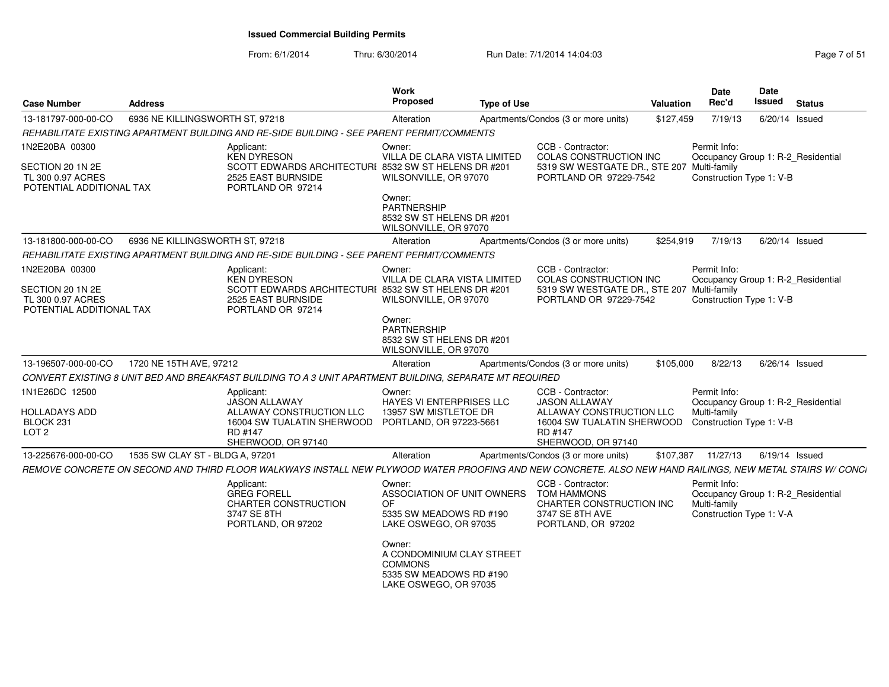# Issued Commercial Building Permits

From: 6/1/2014 Thru: 6/30/2014 Run Date: 7/1/2014 14:04:03

| Case Number | Address | Work Proposed | Type of Use | Valuation | Date Rec'd | Date Issued | Status |
|---|---|---|---|---|---|---|---|
| 13-181797-000-00-CO | 6936 NE KILLINGSWORTH ST, 97218 | Alteration | Apartments/Condos (3 or more units) | $127,459 | 7/19/13 | 6/20/14 | Issued |

REHABILITATE EXISTING APARTMENT BUILDING AND RE-SIDE BUILDING - SEE PARENT PERMIT/COMMENTS

1N2E20BA 00300
SECTION 20 1N 2E
TL 300 0.97 ACRES
POTENTIAL ADDITIONAL TAX

Applicant:
KEN DYRESON
SCOTT EDWARDS ARCHITECTURE
2525 EAST BURNSIDE
PORTLAND OR 97214

Owner:
VILLA DE CLARA VISTA LIMITED
8532 SW ST HELENS DR #201
WILSONVILLE, OR 97070

Owner:
PARTNERSHIP
8532 SW ST HELENS DR #201
WILSONVILLE, OR 97070

CCB - Contractor:
COLAS CONSTRUCTION INC
5319 SW WESTGATE DR., STE 207
PORTLAND OR 97229-7542

Permit Info:
Occupancy Group 1: R-2_Residential Multi-family
Construction Type 1: V-B

| Case Number | Address | Work Proposed | Type of Use | Valuation | Date Rec'd | Date Issued | Status |
|---|---|---|---|---|---|---|---|
| 13-181800-000-00-CO | 6936 NE KILLINGSWORTH ST, 97218 | Alteration | Apartments/Condos (3 or more units) | $254,919 | 7/19/13 | 6/20/14 | Issued |

REHABILITATE EXISTING APARTMENT BUILDING AND RE-SIDE BUILDING - SEE PARENT PERMIT/COMMENTS

1N2E20BA 00300
SECTION 20 1N 2E
TL 300 0.97 ACRES
POTENTIAL ADDITIONAL TAX

Applicant:
KEN DYRESON
SCOTT EDWARDS ARCHITECTURE
2525 EAST BURNSIDE
PORTLAND OR 97214

Owner:
VILLA DE CLARA VISTA LIMITED
8532 SW ST HELENS DR #201
WILSONVILLE, OR 97070

Owner:
PARTNERSHIP
8532 SW ST HELENS DR #201
WILSONVILLE, OR 97070

CCB - Contractor:
COLAS CONSTRUCTION INC
5319 SW WESTGATE DR., STE 207
PORTLAND OR 97229-7542

Permit Info:
Occupancy Group 1: R-2_Residential Multi-family
Construction Type 1: V-B

| Case Number | Address | Work Proposed | Type of Use | Valuation | Date Rec'd | Date Issued | Status |
|---|---|---|---|---|---|---|---|
| 13-196507-000-00-CO | 1720 NE 15TH AVE, 97212 | Alteration | Apartments/Condos (3 or more units) | $105,000 | 8/22/13 | 6/26/14 | Issued |

CONVERT EXISTING 8 UNIT BED AND BREAKFAST BUILDING TO A 3 UNIT APARTMENT BUILDING, SEPARATE MT REQUIRED

1N1E26DC 12500
HOLLADAYS ADD
BLOCK 231
LOT 2

Applicant:
JASON ALLAWAY
ALLAWAY CONSTRUCTION LLC
16004 SW TUALATIN SHERWOOD RD #147
SHERWOOD, OR 97140

Owner:
HAYES VI ENTERPRISES LLC
13957 SW MISTLETOE DR
PORTLAND, OR 97223-5661

CCB - Contractor:
JASON ALLAWAY
ALLAWAY CONSTRUCTION LLC
16004 SW TUALATIN SHERWOOD RD #147
SHERWOOD, OR 97140

Permit Info:
Occupancy Group 1: R-2_Residential Multi-family
Construction Type 1: V-B

| Case Number | Address | Work Proposed | Type of Use | Valuation | Date Rec'd | Date Issued | Status |
|---|---|---|---|---|---|---|---|
| 13-225676-000-00-CO | 1535 SW CLAY ST - BLDG A, 97201 | Alteration | Apartments/Condos (3 or more units) | $107,387 | 11/27/13 | 6/19/14 | Issued |

REMOVE CONCRETE ON SECOND AND THIRD FLOOR WALKWAYS INSTALL NEW PLYWOOD WATER PROOFING AND NEW CONCRETE. ALSO NEW HAND RAILINGS, NEW METAL STAIRS W/ CONC

Applicant:
GREG FORELL
CHARTER CONSTRUCTION
3747 SE 8TH
PORTLAND, OR 97202

Owner:
ASSOCIATION OF UNIT OWNERS OF
5335 SW MEADOWS RD #190
LAKE OSWEGO, OR 97035

Owner:
A CONDOMINIUM CLAY STREET COMMONS
5335 SW MEADOWS RD #190
LAKE OSWEGO, OR 97035

CCB - Contractor:
TOM HAMMONS
CHARTER CONSTRUCTION INC
3747 SE 8TH AVE
PORTLAND, OR 97202

Permit Info:
Occupancy Group 1: R-2_Residential Multi-family
Construction Type 1: V-A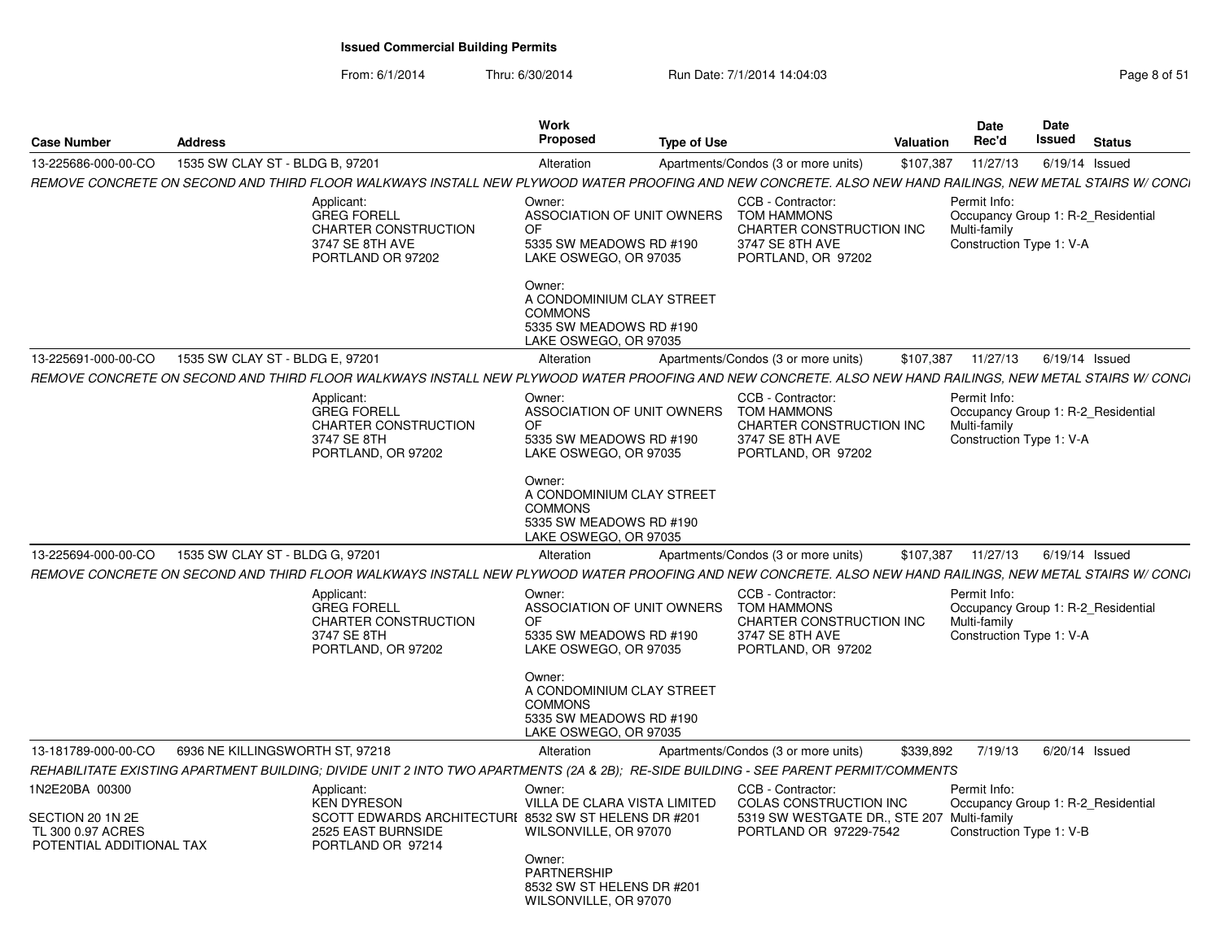**Issued Commercial Building Permits**

From: 6/1/2014 Thru: 6/30/2014 Run Date: 7/1/2014 14:04:03

| Case Number | Address | Work Proposed | Type of Use | Valuation | Date Rec'd | Date Issued | Status |
|---|---|---|---|---|---|---|---|
| 13-225686-000-00-CO | 1535 SW CLAY ST - BLDG B, 97201 | Alteration | Apartments/Condos (3 or more units) | $107,387 | 11/27/13 | 6/19/14 | Issued |

*REMOVE CONCRETE ON SECOND AND THIRD FLOOR WALKWAYS INSTALL NEW PLYWOOD WATER PROOFING AND NEW CONCRETE. ALSO NEW HAND RAILINGS, NEW METAL STAIRS W/ CONCI*

Applicant:
GREG FORELL
CHARTER CONSTRUCTION
3747 SE 8TH AVE
PORTLAND OR 97202

Owner:
ASSOCIATION OF UNIT OWNERS OF
5335 SW MEADOWS RD #190
LAKE OSWEGO, OR 97035

Owner:
A CONDOMINIUM CLAY STREET COMMONS
5335 SW MEADOWS RD #190
LAKE OSWEGO, OR 97035

CCB - Contractor:
TOM HAMMONS
CHARTER CONSTRUCTION INC
3747 SE 8TH AVE
PORTLAND, OR 97202

Permit Info:
Occupancy Group 1: R-2_Residential Multi-family
Construction Type 1: V-A

---

| Case Number | Address | Work Proposed | Type of Use | Valuation | Date Rec'd | Date Issued | Status |
|---|---|---|---|---|---|---|---|
| 13-225691-000-00-CO | 1535 SW CLAY ST - BLDG E, 97201 | Alteration | Apartments/Condos (3 or more units) | $107,387 | 11/27/13 | 6/19/14 | Issued |

*REMOVE CONCRETE ON SECOND AND THIRD FLOOR WALKWAYS INSTALL NEW PLYWOOD WATER PROOFING AND NEW CONCRETE. ALSO NEW HAND RAILINGS, NEW METAL STAIRS W/ CONCI*

Applicant:
GREG FORELL
CHARTER CONSTRUCTION
3747 SE 8TH
PORTLAND, OR 97202

Owner:
ASSOCIATION OF UNIT OWNERS OF
5335 SW MEADOWS RD #190
LAKE OSWEGO, OR 97035

Owner:
A CONDOMINIUM CLAY STREET COMMONS
5335 SW MEADOWS RD #190
LAKE OSWEGO, OR 97035

CCB - Contractor:
TOM HAMMONS
CHARTER CONSTRUCTION INC
3747 SE 8TH AVE
PORTLAND, OR 97202

Permit Info:
Occupancy Group 1: R-2_Residential Multi-family
Construction Type 1: V-A

---

| Case Number | Address | Work Proposed | Type of Use | Valuation | Date Rec'd | Date Issued | Status |
|---|---|---|---|---|---|---|---|
| 13-225694-000-00-CO | 1535 SW CLAY ST - BLDG G, 97201 | Alteration | Apartments/Condos (3 or more units) | $107,387 | 11/27/13 | 6/19/14 | Issued |

*REMOVE CONCRETE ON SECOND AND THIRD FLOOR WALKWAYS INSTALL NEW PLYWOOD WATER PROOFING AND NEW CONCRETE. ALSO NEW HAND RAILINGS, NEW METAL STAIRS W/ CONCI*

Applicant:
GREG FORELL
CHARTER CONSTRUCTION
3747 SE 8TH
PORTLAND, OR 97202

Owner:
ASSOCIATION OF UNIT OWNERS OF
5335 SW MEADOWS RD #190
LAKE OSWEGO, OR 97035

Owner:
A CONDOMINIUM CLAY STREET COMMONS
5335 SW MEADOWS RD #190
LAKE OSWEGO, OR 97035

CCB - Contractor:
TOM HAMMONS
CHARTER CONSTRUCTION INC
3747 SE 8TH AVE
PORTLAND, OR 97202

Permit Info:
Occupancy Group 1: R-2_Residential Multi-family
Construction Type 1: V-A

---

| Case Number | Address | Work Proposed | Type of Use | Valuation | Date Rec'd | Date Issued | Status |
|---|---|---|---|---|---|---|---|
| 13-181789-000-00-CO | 6936 NE KILLINGSWORTH ST, 97218 | Alteration | Apartments/Condos (3 or more units) | $339,892 | 7/19/13 | 6/20/14 | Issued |

*REHABILITATE EXISTING APARTMENT BUILDING; DIVIDE UNIT 2 INTO TWO APARTMENTS (2A & 2B); RE-SIDE BUILDING - SEE PARENT PERMIT/COMMENTS*

1N2E20BA 00300

SECTION 20 1N 2E
TL 300 0.97 ACRES
POTENTIAL ADDITIONAL TAX

Applicant:
KEN DYRESON
SCOTT EDWARDS ARCHITECTURE
2525 EAST BURNSIDE
PORTLAND OR 97214

Owner:
VILLA DE CLARA VISTA LIMITED
8532 SW ST HELENS DR #201
WILSONVILLE, OR 97070

Owner:
PARTNERSHIP
8532 SW ST HELENS DR #201
WILSONVILLE, OR 97070

CCB - Contractor:
COLAS CONSTRUCTION INC
5319 SW WESTGATE DR., STE 207
PORTLAND OR 97229-7542

Permit Info:
Occupancy Group 1: R-2_Residential Multi-family
Construction Type 1: V-B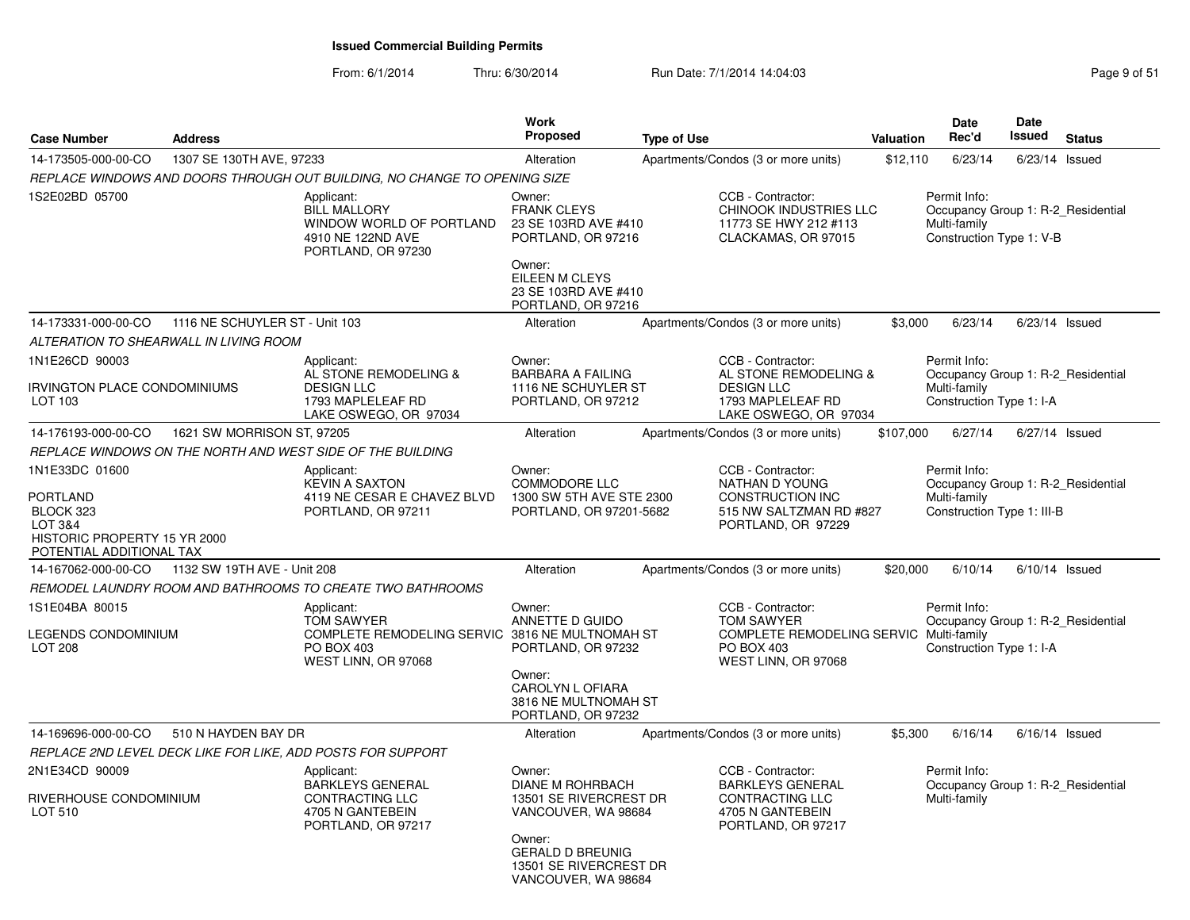# Issued Commercial Building Permits

From: 6/1/2014 Thru: 6/30/2014 Run Date: 7/1/2014 14:04:03

| Case Number | Address | Work Proposed | Type of Use | Valuation | Date Rec'd | Date Issued | Status |
|---|---|---|---|---|---|---|---|
| 14-173505-000-00-CO | 1307 SE 130TH AVE, 97233 | Alteration | Apartments/Condos (3 or more units) | $12,110 | 6/23/14 | 6/23/14 | Issued |

*REPLACE WINDOWS AND DOORS THROUGH OUT BUILDING, NO CHANGE TO OPENING SIZE*

1S2E02BD 05700

Applicant: BILL MALLORY, WINDOW WORLD OF PORTLAND, 4910 NE 122ND AVE, PORTLAND, OR 97230

Owner: FRANK CLEYS, 23 SE 103RD AVE #410, PORTLAND, OR 97216

Owner: EILEEN M CLEYS, 23 SE 103RD AVE #410, PORTLAND, OR 97216

CCB - Contractor: CHINOOK INDUSTRIES LLC, 11773 SE HWY 212 #113, CLACKAMAS, OR 97015

Permit Info: Occupancy Group 1: R-2_Residential Multi-family; Construction Type 1: V-B

---

| Case Number | Address | Work Proposed | Type of Use | Valuation | Date Rec'd | Date Issued | Status |
|---|---|---|---|---|---|---|---|
| 14-173331-000-00-CO | 1116 NE SCHUYLER ST - Unit 103 | Alteration | Apartments/Condos (3 or more units) | $3,000 | 6/23/14 | 6/23/14 | Issued |

*ALTERATION TO SHEARWALL IN LIVING ROOM*

1N1E26CD 90003

IRVINGTON PLACE CONDOMINIUMS
LOT 103

Applicant: AL STONE REMODELING & DESIGN LLC, 1793 MAPLELEAF RD, LAKE OSWEGO, OR 97034

Owner: BARBARA A FAILING, 1116 NE SCHUYLER ST, PORTLAND, OR 97212

CCB - Contractor: AL STONE REMODELING & DESIGN LLC, 1793 MAPLELEAF RD, LAKE OSWEGO, OR 97034

Permit Info: Occupancy Group 1: R-2_Residential Multi-family; Construction Type 1: I-A

---

| Case Number | Address | Work Proposed | Type of Use | Valuation | Date Rec'd | Date Issued | Status |
|---|---|---|---|---|---|---|---|
| 14-176193-000-00-CO | 1621 SW MORRISON ST, 97205 | Alteration | Apartments/Condos (3 or more units) | $107,000 | 6/27/14 | 6/27/14 | Issued |

*REPLACE WINDOWS ON THE NORTH AND WEST SIDE OF THE BUILDING*

1N1E33DC 01600

PORTLAND
BLOCK 323
LOT 3&4
HISTORIC PROPERTY 15 YR 2000
POTENTIAL ADDITIONAL TAX

Applicant: KEVIN A SAXTON, 4119 NE CESAR E CHAVEZ BLVD, PORTLAND, OR 97211

Owner: COMMODORE LLC, 1300 SW 5TH AVE STE 2300, PORTLAND, OR 97201-5682

CCB - Contractor: NATHAN D YOUNG, CONSTRUCTION INC, 515 NW SALTZMAN RD #827, PORTLAND, OR 97229

Permit Info: Occupancy Group 1: R-2_Residential Multi-family; Construction Type 1: III-B

---

| Case Number | Address | Work Proposed | Type of Use | Valuation | Date Rec'd | Date Issued | Status |
|---|---|---|---|---|---|---|---|
| 14-167062-000-00-CO | 1132 SW 19TH AVE - Unit 208 | Alteration | Apartments/Condos (3 or more units) | $20,000 | 6/10/14 | 6/10/14 | Issued |

*REMODEL LAUNDRY ROOM AND BATHROOMS TO CREATE TWO BATHROOMS*

1S1E04BA 80015

LEGENDS CONDOMINIUM
LOT 208

Applicant: TOM SAWYER, COMPLETE REMODELING SERVIC, PO BOX 403, WEST LINN, OR 97068

Owner: ANNETTE D GUIDO, 3816 NE MULTNOMAH ST, PORTLAND, OR 97232

Owner: CAROLYN L OFIARA, 3816 NE MULTNOMAH ST, PORTLAND, OR 97232

CCB - Contractor: TOM SAWYER, COMPLETE REMODELING SERVIC, PO BOX 403, WEST LINN, OR 97068

Permit Info: Occupancy Group 1: R-2_Residential Multi-family; Construction Type 1: I-A

---

| Case Number | Address | Work Proposed | Type of Use | Valuation | Date Rec'd | Date Issued | Status |
|---|---|---|---|---|---|---|---|
| 14-169696-000-00-CO | 510 N HAYDEN BAY DR | Alteration | Apartments/Condos (3 or more units) | $5,300 | 6/16/14 | 6/16/14 | Issued |

*REPLACE 2ND LEVEL DECK LIKE FOR LIKE, ADD POSTS FOR SUPPORT*

2N1E34CD 90009

RIVERHOUSE CONDOMINIUM
LOT 510

Applicant: BARKLEYS GENERAL CONTRACTING LLC, 4705 N GANTEBEIN, PORTLAND, OR 97217

Owner: DIANE M ROHRBACH, 13501 SE RIVERCREST DR, VANCOUVER, WA 98684

Owner: GERALD D BREUNIG, 13501 SE RIVERCREST DR, VANCOUVER, WA 98684

CCB - Contractor: BARKLEYS GENERAL CONTRACTING LLC, 4705 N GANTEBEIN, PORTLAND, OR 97217

Permit Info: Occupancy Group 1: R-2_Residential Multi-family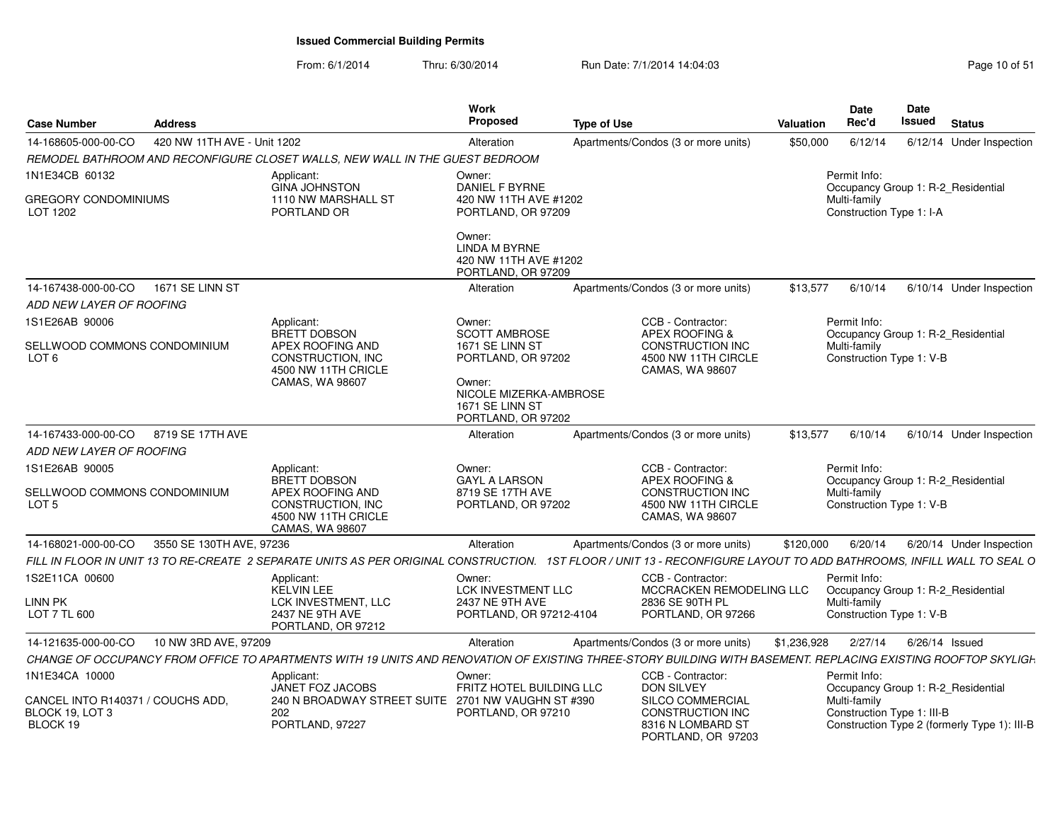## Issued Commercial Building Permits

From: 6/1/2014 Thru: 6/30/2014 Run Date: 7/1/2014 14:04:03

| Case Number | Address | Work Proposed | Type of Use | Valuation | Date Rec'd | Date Issued | Status |
|---|---|---|---|---|---|---|---|
| 14-168605-000-00-CO | 420 NW 11TH AVE - Unit 1202 | Alteration | Apartments/Condos (3 or more units) | $50,000 | 6/12/14 | 6/12/14 | Under Inspection |

*REMODEL BATHROOM AND RECONFIGURE CLOSET WALLS, NEW WALL IN THE GUEST BEDROOM*

1N1E34CB 60132
GREGORY CONDOMINIUMS
LOT 1202

Applicant:
GINA JOHNSTON
1110 NW MARSHALL ST
PORTLAND OR

Owner:
DANIEL F BYRNE
420 NW 11TH AVE #1202
PORTLAND, OR 97209

Owner:
LINDA M BYRNE
420 NW 11TH AVE #1202
PORTLAND, OR 97209

Permit Info:
Occupancy Group 1: R-2_Residential Multi-family
Construction Type 1: I-A

| Case Number | Address | Work Proposed | Type of Use | Valuation | Date Rec'd | Date Issued | Status |
|---|---|---|---|---|---|---|---|
| 14-167438-000-00-CO | 1671 SE LINN ST | Alteration | Apartments/Condos (3 or more units) | $13,577 | 6/10/14 | 6/10/14 | Under Inspection |

*ADD NEW LAYER OF ROOFING*

1S1E26AB 90006
SELLWOOD COMMONS CONDOMINIUM
LOT 6

Applicant:
BRETT DOBSON
APEX ROOFING AND CONSTRUCTION, INC
4500 NW 11TH CRICLE
CAMAS, WA 98607

Owner:
SCOTT AMBROSE
1671 SE LINN ST
PORTLAND, OR 97202

Owner:
NICOLE MIZERKA-AMBROSE
1671 SE LINN ST
PORTLAND, OR 97202

CCB - Contractor:
APEX ROOFING & CONSTRUCTION INC
4500 NW 11TH CIRCLE
CAMAS, WA 98607

Permit Info:
Occupancy Group 1: R-2_Residential Multi-family
Construction Type 1: V-B

| Case Number | Address | Work Proposed | Type of Use | Valuation | Date Rec'd | Date Issued | Status |
|---|---|---|---|---|---|---|---|
| 14-167433-000-00-CO | 8719 SE 17TH AVE | Alteration | Apartments/Condos (3 or more units) | $13,577 | 6/10/14 | 6/10/14 | Under Inspection |

*ADD NEW LAYER OF ROOFING*

1S1E26AB 90005
SELLWOOD COMMONS CONDOMINIUM
LOT 5

Applicant:
BRETT DOBSON
APEX ROOFING AND CONSTRUCTION, INC
4500 NW 11TH CRICLE
CAMAS, WA 98607

Owner:
GAYL A LARSON
8719 SE 17TH AVE
PORTLAND, OR 97202

CCB - Contractor:
APEX ROOFING & CONSTRUCTION INC
4500 NW 11TH CIRCLE
CAMAS, WA 98607

Permit Info:
Occupancy Group 1: R-2_Residential Multi-family
Construction Type 1: V-B

| Case Number | Address | Work Proposed | Type of Use | Valuation | Date Rec'd | Date Issued | Status |
|---|---|---|---|---|---|---|---|
| 14-168021-000-00-CO | 3550 SE 130TH AVE, 97236 | Alteration | Apartments/Condos (3 or more units) | $120,000 | 6/20/14 | 6/20/14 | Under Inspection |

*FILL IN FLOOR IN UNIT 13 TO RE-CREATE 2 SEPARATE UNITS AS PER ORIGINAL CONSTRUCTION. 1ST FLOOR / UNIT 13 - RECONFIGURE LAYOUT TO ADD BATHROOMS, INFILL WALL TO SEAL O*

1S2E11CA 00600
LINN PK
LOT 7 TL 600

Applicant:
KELVIN LEE
LCK INVESTMENT, LLC
2437 NE 9TH AVE
PORTLAND, OR 97212

Owner:
LCK INVESTMENT LLC
2437 NE 9TH AVE
PORTLAND, OR 97212-4104

CCB - Contractor:
MCCRACKEN REMODELING LLC
2836 SE 90TH PL
PORTLAND, OR 97266

Permit Info:
Occupancy Group 1: R-2_Residential Multi-family
Construction Type 1: V-B

| Case Number | Address | Work Proposed | Type of Use | Valuation | Date Rec'd | Date Issued | Status |
|---|---|---|---|---|---|---|---|
| 14-121635-000-00-CO | 10 NW 3RD AVE, 97209 | Alteration | Apartments/Condos (3 or more units) | $1,236,928 | 2/27/14 | 6/26/14 | Issued |

*CHANGE OF OCCUPANCY FROM OFFICE TO APARTMENTS WITH 19 UNITS AND RENOVATION OF EXISTING THREE-STORY BUILDING WITH BASEMENT. REPLACING EXISTING ROOFTOP SKYLIGH*

1N1E34CA 10000
CANCEL INTO R140371 / COUCHS ADD, BLOCK 19, LOT 3
BLOCK 19

Applicant:
JANET FOZ JACOBS
240 N BROADWAY STREET SUITE 202
PORTLAND, 97227

Owner:
FRITZ HOTEL BUILDING LLC
2701 NW VAUGHN ST #390
PORTLAND, OR 97210

CCB - Contractor:
DON SILVEY
SILCO COMMERCIAL CONSTRUCTION INC
8316 N LOMBARD ST
PORTLAND, OR 97203

Permit Info:
Occupancy Group 1: R-2_Residential Multi-family
Construction Type 1: III-B
Construction Type 2 (formerly Type 1): III-B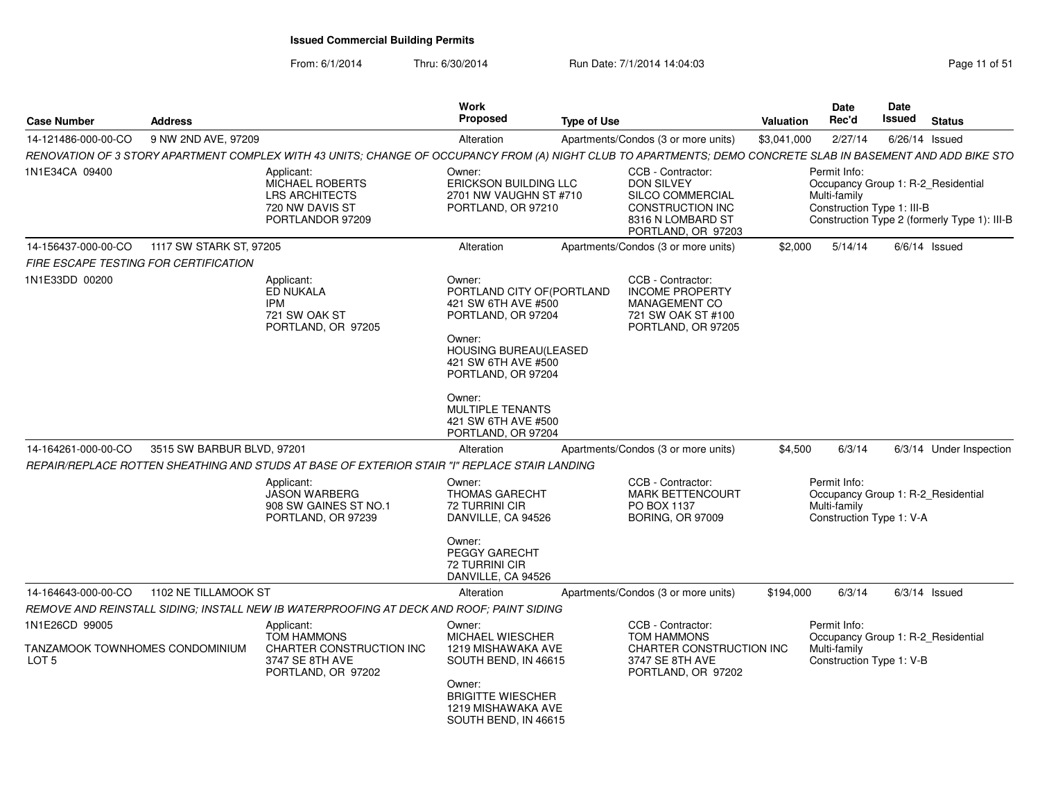**Issued Commercial Building Permits**

From: 6/1/2014 Thru: 6/30/2014 Run Date: 7/1/2014 14:04:03

| Case Number | Address | Work Proposed | Type of Use | Valuation | Date Rec'd | Date Issued | Status |
|---|---|---|---|---|---|---|---|
| 14-121486-000-00-CO | 9 NW 2ND AVE, 97209 | Alteration | Apartments/Condos (3 or more units) | $3,041,000 | 2/27/14 | 6/26/14 | Issued |

*RENOVATION OF 3 STORY APARTMENT COMPLEX WITH 43 UNITS; CHANGE OF OCCUPANCY FROM (A) NIGHT CLUB TO APARTMENTS; DEMO CONCRETE SLAB IN BASEMENT AND ADD BIKE STO*

1N1E34CA 09400

Applicant:
MICHAEL ROBERTS
LRS ARCHITECTS
720 NW DAVIS ST
PORTLANDOR 97209

Owner:
ERICKSON BUILDING LLC
2701 NW VAUGHN ST #710
PORTLAND, OR 97210

CCB - Contractor:
DON SILVEY
SILCO COMMERCIAL CONSTRUCTION INC
8316 N LOMBARD ST
PORTLAND, OR 97203

Permit Info:
Occupancy Group 1: R-2_Residential Multi-family
Construction Type 1: III-B
Construction Type 2 (formerly Type 1): III-B

---

| Case Number | Address | Work Proposed | Type of Use | Valuation | Date Rec'd | Date Issued | Status |
|---|---|---|---|---|---|---|---|
| 14-156437-000-00-CO | 1117 SW STARK ST, 97205 | Alteration | Apartments/Condos (3 or more units) | $2,000 | 5/14/14 | 6/6/14 | Issued |

*FIRE ESCAPE TESTING FOR CERTIFICATION*

1N1E33DD 00200

Applicant:
ED NUKALA
IPM
721 SW OAK ST
PORTLAND, OR 97205

Owner:
PORTLAND CITY OF(PORTLAND
421 SW 6TH AVE #500
PORTLAND, OR 97204

Owner:
HOUSING BUREAU(LEASED
421 SW 6TH AVE #500
PORTLAND, OR 97204

Owner:
MULTIPLE TENANTS
421 SW 6TH AVE #500
PORTLAND, OR 97204

CCB - Contractor:
INCOME PROPERTY MANAGEMENT CO
721 SW OAK ST #100
PORTLAND, OR 97205

---

| Case Number | Address | Work Proposed | Type of Use | Valuation | Date Rec'd | Date Issued | Status |
|---|---|---|---|---|---|---|---|
| 14-164261-000-00-CO | 3515 SW BARBUR BLVD, 97201 | Alteration | Apartments/Condos (3 or more units) | $4,500 | 6/3/14 | 6/3/14 | Under Inspection |

*REPAIR/REPLACE ROTTEN SHEATHING AND STUDS AT BASE OF EXTERIOR STAIR "I" REPLACE STAIR LANDING*

Applicant:
JASON WARBERG
908 SW GAINES ST NO.1
PORTLAND, OR 97239

Owner:
THOMAS GARECHT
72 TURRINI CIR
DANVILLE, CA 94526

Owner:
PEGGY GARECHT
72 TURRINI CIR
DANVILLE, CA 94526

CCB - Contractor:
MARK BETTENCOURT
PO BOX 1137
BORING, OR 97009

Permit Info:
Occupancy Group 1: R-2_Residential Multi-family
Construction Type 1: V-A

---

| Case Number | Address | Work Proposed | Type of Use | Valuation | Date Rec'd | Date Issued | Status |
|---|---|---|---|---|---|---|---|
| 14-164643-000-00-CO | 1102 NE TILLAMOOK ST | Alteration | Apartments/Condos (3 or more units) | $194,000 | 6/3/14 | 6/3/14 | Issued |

*REMOVE AND REINSTALL SIDING; INSTALL NEW IB WATERPROOFING AT DECK AND ROOF; PAINT SIDING*

1N1E26CD 99005

TANZAMOOK TOWNHOMES CONDOMINIUM
LOT 5

Applicant:
TOM HAMMONS
CHARTER CONSTRUCTION INC
3747 SE 8TH AVE
PORTLAND, OR 97202

Owner:
MICHAEL WIESCHER
1219 MISHAWAKA AVE
SOUTH BEND, IN 46615

Owner:
BRIGITTE WIESCHER
1219 MISHAWAKA AVE
SOUTH BEND, IN 46615

CCB - Contractor:
TOM HAMMONS
CHARTER CONSTRUCTION INC
3747 SE 8TH AVE
PORTLAND, OR 97202

Permit Info:
Occupancy Group 1: R-2_Residential Multi-family
Construction Type 1: V-B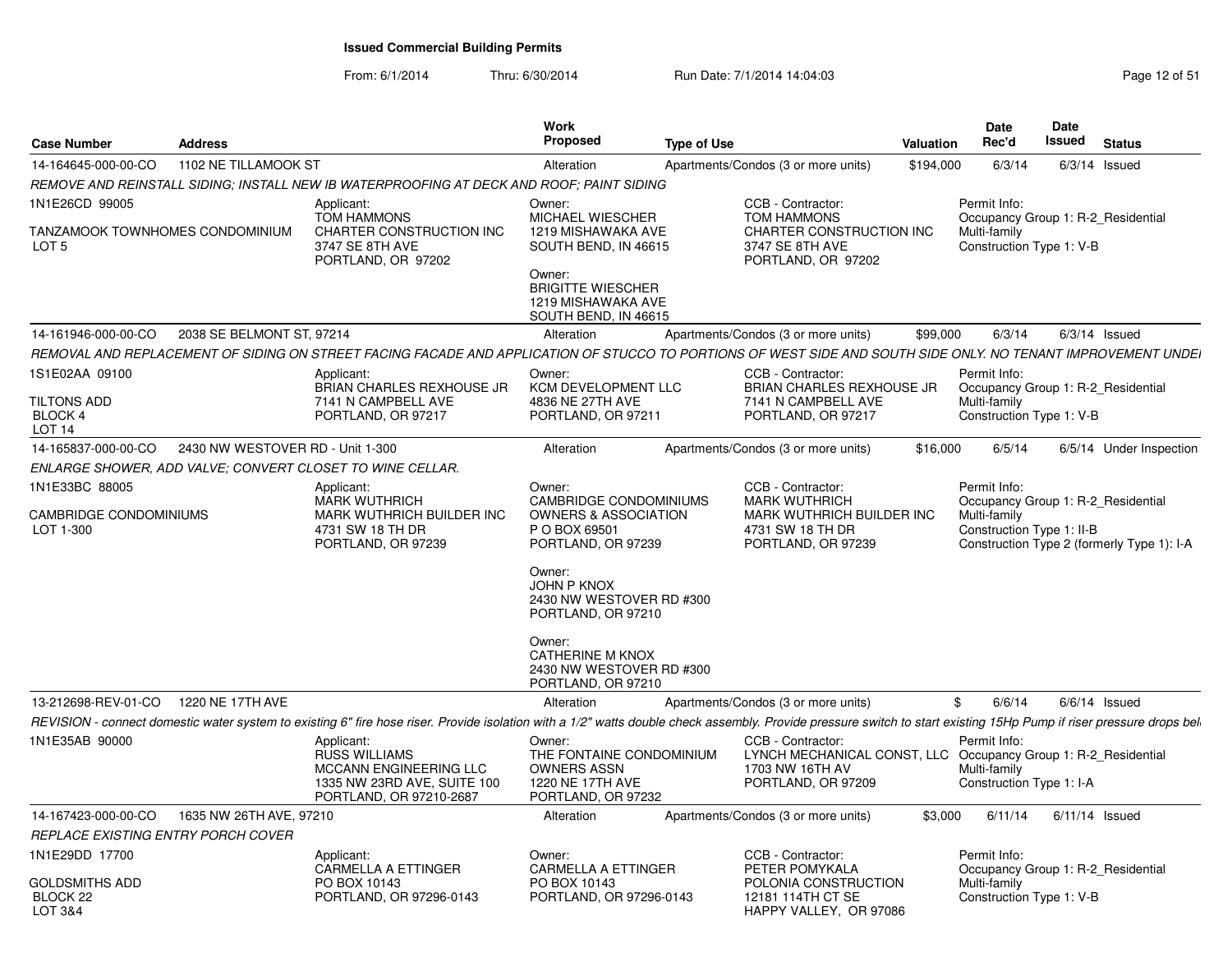**Issued Commercial Building Permits**

From: 6/1/2014 Thru: 6/30/2014 Run Date: 7/1/2014 14:04:03

| Case Number | Address | Work Proposed | Type of Use | Valuation | Date Rec'd | Date Issued | Status |
|---|---|---|---|---|---|---|---|
| 14-164645-000-00-CO | 1102 NE TILLAMOOK ST | Alteration | Apartments/Condos (3 or more units) | $194,000 | 6/3/14 | 6/3/14 | Issued |

*REMOVE AND REINSTALL SIDING; INSTALL NEW IB WATERPROOFING AT DECK AND ROOF; PAINT SIDING*

1N1E26CD 99005

TANZAMOOK TOWNHOMES CONDOMINIUM
LOT 5

Applicant:
TOM HAMMONS
CHARTER CONSTRUCTION INC
3747 SE 8TH AVE
PORTLAND, OR 97202

Owner:
MICHAEL WIESCHER
1219 MISHAWAKA AVE
SOUTH BEND, IN 46615

Owner:
BRIGITTE WIESCHER
1219 MISHAWAKA AVE
SOUTH BEND, IN 46615

CCB - Contractor:
TOM HAMMONS
CHARTER CONSTRUCTION INC
3747 SE 8TH AVE
PORTLAND, OR 97202

Permit Info:
Occupancy Group 1: R-2_Residential Multi-family
Construction Type 1: V-B

---

| Case Number | Address | Work Proposed | Type of Use | Valuation | Date Rec'd | Date Issued | Status |
|---|---|---|---|---|---|---|---|
| 14-161946-000-00-CO | 2038 SE BELMONT ST, 97214 | Alteration | Apartments/Condos (3 or more units) | $99,000 | 6/3/14 | 6/3/14 | Issued |

*REMOVAL AND REPLACEMENT OF SIDING ON STREET FACING FACADE AND APPLICATION OF STUCCO TO PORTIONS OF WEST SIDE AND SOUTH SIDE ONLY. NO TENANT IMPROVEMENT UNDEI*

1S1E02AA 09100

TILTONS ADD
BLOCK 4
LOT 14

Applicant:
BRIAN CHARLES REXHOUSE JR
7141 N CAMPBELL AVE
PORTLAND, OR 97217

Owner:
KCM DEVELOPMENT LLC
4836 NE 27TH AVE
PORTLAND, OR 97211

CCB - Contractor:
BRIAN CHARLES REXHOUSE JR
7141 N CAMPBELL AVE
PORTLAND, OR 97217

Permit Info:
Occupancy Group 1: R-2_Residential Multi-family
Construction Type 1: V-B

---

| Case Number | Address | Work Proposed | Type of Use | Valuation | Date Rec'd | Date Issued | Status |
|---|---|---|---|---|---|---|---|
| 14-165837-000-00-CO | 2430 NW WESTOVER RD - Unit 1-300 | Alteration | Apartments/Condos (3 or more units) | $16,000 | 6/5/14 | 6/5/14 | Under Inspection |

*ENLARGE SHOWER, ADD VALVE; CONVERT CLOSET TO WINE CELLAR.*

1N1E33BC 88005

CAMBRIDGE CONDOMINIUMS
LOT 1-300

Applicant:
MARK WUTHRICH
MARK WUTHRICH BUILDER INC
4731 SW 18 TH DR
PORTLAND, OR 97239

Owner:
CAMBRIDGE CONDOMINIUMS OWNERS & ASSOCIATION
P O BOX 69501
PORTLAND, OR 97239

Owner:
JOHN P KNOX
2430 NW WESTOVER RD #300
PORTLAND, OR 97210

Owner:
CATHERINE M KNOX
2430 NW WESTOVER RD #300
PORTLAND, OR 97210

CCB - Contractor:
MARK WUTHRICH
MARK WUTHRICH BUILDER INC
4731 SW 18 TH DR
PORTLAND, OR 97239

Permit Info:
Occupancy Group 1: R-2_Residential Multi-family
Construction Type 1: II-B
Construction Type 2 (formerly Type 1): I-A

---

| Case Number | Address | Work Proposed | Type of Use | Valuation | Date Rec'd | Date Issued | Status |
|---|---|---|---|---|---|---|---|
| 13-212698-REV-01-CO | 1220 NE 17TH AVE | Alteration | Apartments/Condos (3 or more units) | $ | 6/6/14 | 6/6/14 | Issued |

*REVISION - connect domestic water system to existing 6" fire hose riser. Provide isolation with a 1/2" watts double check assembly. Provide pressure switch to start existing 15Hp Pump if riser pressure drops bel*

1N1E35AB 90000

Applicant:
RUSS WILLIAMS
MCCANN ENGINEERING LLC
1335 NW 23RD AVE, SUITE 100
PORTLAND, OR 97210-2687

Owner:
THE FONTAINE CONDOMINIUM OWNERS ASSN
1220 NE 17TH AVE
PORTLAND, OR 97232

CCB - Contractor:
LYNCH MECHANICAL CONST, LLC
1703 NW 16TH AV
PORTLAND, OR 97209

Permit Info:
Occupancy Group 1: R-2_Residential Multi-family
Construction Type 1: I-A

---

| Case Number | Address | Work Proposed | Type of Use | Valuation | Date Rec'd | Date Issued | Status |
|---|---|---|---|---|---|---|---|
| 14-167423-000-00-CO | 1635 NW 26TH AVE, 97210 | Alteration | Apartments/Condos (3 or more units) | $3,000 | 6/11/14 | 6/11/14 | Issued |

*REPLACE EXISTING ENTRY PORCH COVER*

1N1E29DD 17700

GOLDSMITHS ADD
BLOCK 22
LOT 3&4

Applicant:
CARMELLA A ETTINGER
PO BOX 10143
PORTLAND, OR 97296-0143

Owner:
CARMELLA A ETTINGER
PO BOX 10143
PORTLAND, OR 97296-0143

CCB - Contractor:
PETER POMYKALA
POLONIA CONSTRUCTION
12181 114TH CT SE
HAPPY VALLEY, OR 97086

Permit Info:
Occupancy Group 1: R-2_Residential Multi-family
Construction Type 1: V-B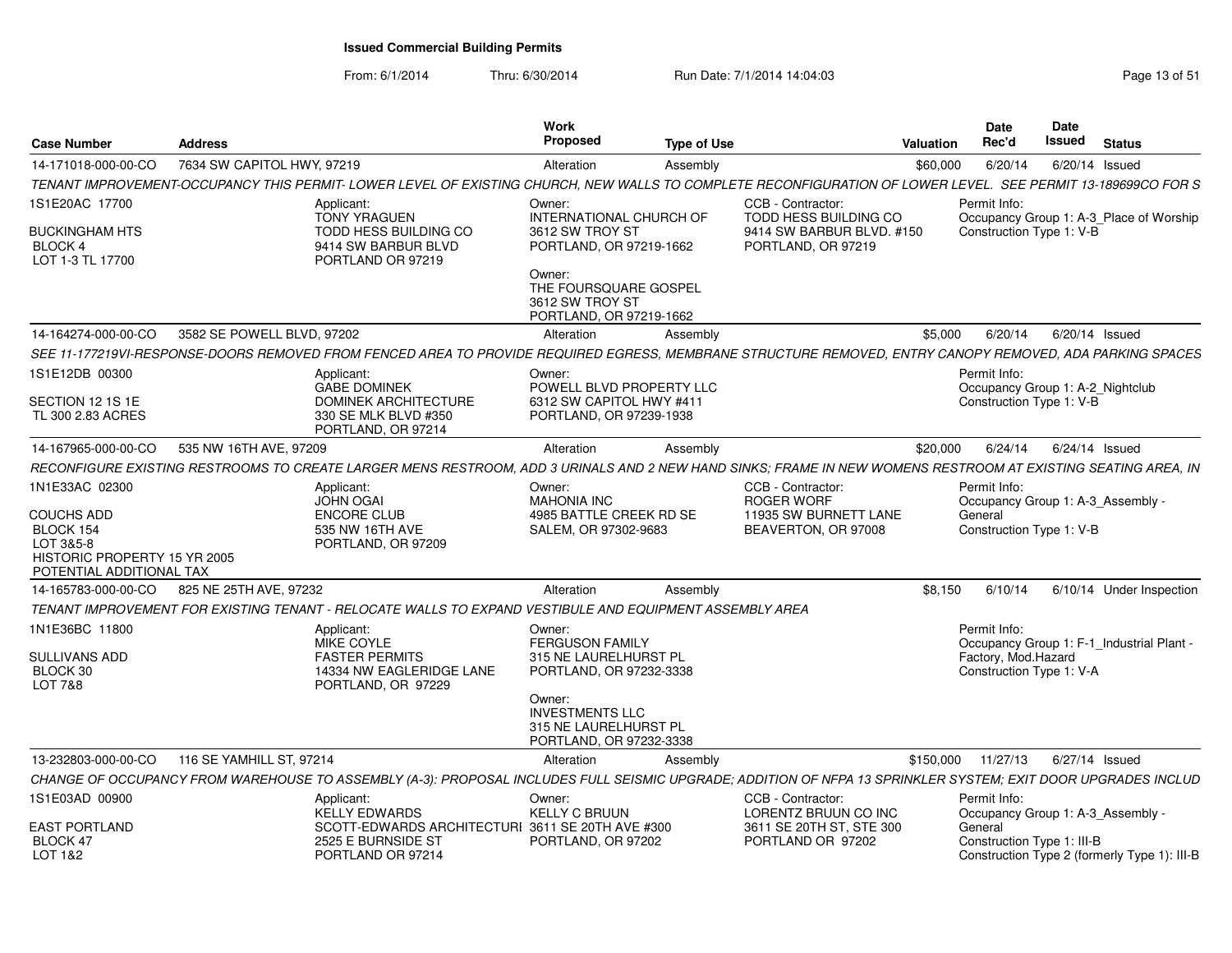**Issued Commercial Building Permits**

From: 6/1/2014 Thru: 6/30/2014 Run Date: 7/1/2014 14:04:03

| Case Number | Address | Work Proposed | Type of Use | Valuation | Date Rec'd | Date Issued | Status |
|---|---|---|---|---|---|---|---|
| 14-171018-000-00-CO | 7634 SW CAPITOL HWY, 97219 | Alteration | Assembly | $60,000 | 6/20/14 | 6/20/14 | Issued |

*TENANT IMPROVEMENT-OCCUPANCY THIS PERMIT- LOWER LEVEL OF EXISTING CHURCH, NEW WALLS TO COMPLETE RECONFIGURATION OF LOWER LEVEL. SEE PERMIT 13-189699CO FOR S*

1S1E20AC 17700
BUCKINGHAM HTS
BLOCK 4
LOT 1-3 TL 17700

Applicant: TONY YRAGUEN, TODD HESS BUILDING CO, 9414 SW BARBUR BLVD, PORTLAND OR 97219

Owner: INTERNATIONAL CHURCH OF, 3612 SW TROY ST, PORTLAND, OR 97219-1662

Owner: THE FOURSQUARE GOSPEL, 3612 SW TROY ST, PORTLAND, OR 97219-1662

CCB - Contractor: TODD HESS BUILDING CO, 9414 SW BARBUR BLVD. #150, PORTLAND, OR 97219

Permit Info: Occupancy Group 1: A-3_Place of Worship; Construction Type 1: V-B

| Case Number | Address | Work Proposed | Type of Use | Valuation | Date Rec'd | Date Issued | Status |
|---|---|---|---|---|---|---|---|
| 14-164274-000-00-CO | 3582 SE POWELL BLVD, 97202 | Alteration | Assembly | $5,000 | 6/20/14 | 6/20/14 | Issued |

*SEE 11-177219VI-RESPONSE-DOORS REMOVED FROM FENCED AREA TO PROVIDE REQUIRED EGRESS, MEMBRANE STRUCTURE REMOVED, ENTRY CANOPY REMOVED, ADA PARKING SPACES*

1S1E12DB 00300
SECTION 12 1S 1E
TL 300 2.83 ACRES

Applicant: GABE DOMINEK, DOMINEK ARCHITECTURE, 330 SE MLK BLVD #350, PORTLAND, OR 97214

Owner: POWELL BLVD PROPERTY LLC, 6312 SW CAPITOL HWY #411, PORTLAND, OR 97239-1938

Permit Info: Occupancy Group 1: A-2_Nightclub; Construction Type 1: V-B

| Case Number | Address | Work Proposed | Type of Use | Valuation | Date Rec'd | Date Issued | Status |
|---|---|---|---|---|---|---|---|
| 14-167965-000-00-CO | 535 NW 16TH AVE, 97209 | Alteration | Assembly | $20,000 | 6/24/14 | 6/24/14 | Issued |

*RECONFIGURE EXISTING RESTROOMS TO CREATE LARGER MENS RESTROOM, ADD 3 URINALS AND 2 NEW HAND SINKS; FRAME IN NEW WOMENS RESTROOM AT EXISTING SEATING AREA, IN*

1N1E33AC 02300
COUCHS ADD
BLOCK 154
LOT 3&5-8
HISTORIC PROPERTY 15 YR 2005
POTENTIAL ADDITIONAL TAX

Applicant: JOHN OGAI, ENCORE CLUB, 535 NW 16TH AVE, PORTLAND, OR 97209

Owner: MAHONIA INC, 4985 BATTLE CREEK RD SE, SALEM, OR 97302-9683

CCB - Contractor: ROGER WORF, 11935 SW BURNETT LANE, BEAVERTON, OR 97008

Permit Info: Occupancy Group 1: A-3_Assembly - General; Construction Type 1: V-B

| Case Number | Address | Work Proposed | Type of Use | Valuation | Date Rec'd | Date Issued | Status |
|---|---|---|---|---|---|---|---|
| 14-165783-000-00-CO | 825 NE 25TH AVE, 97232 | Alteration | Assembly | $8,150 | 6/10/14 | 6/10/14 | Under Inspection |

*TENANT IMPROVEMENT FOR EXISTING TENANT - RELOCATE WALLS TO EXPAND VESTIBULE AND EQUIPMENT ASSEMBLY AREA*

1N1E36BC 11800
SULLIVANS ADD
BLOCK 30
LOT 7&8

Applicant: MIKE COYLE, FASTER PERMITS, 14334 NW EAGLERIDGE LANE, PORTLAND, OR 97229

Owner: FERGUSON FAMILY, 315 NE LAURELHURST PL, PORTLAND, OR 97232-3338

Owner: INVESTMENTS LLC, 315 NE LAURELHURST PL, PORTLAND, OR 97232-3338

Permit Info: Occupancy Group 1: F-1_Industrial Plant - Factory, Mod.Hazard; Construction Type 1: V-A

| Case Number | Address | Work Proposed | Type of Use | Valuation | Date Rec'd | Date Issued | Status |
|---|---|---|---|---|---|---|---|
| 13-232803-000-00-CO | 116 SE YAMHILL ST, 97214 | Alteration | Assembly | $150,000 | 11/27/13 | 6/27/14 | Issued |

*CHANGE OF OCCUPANCY FROM WAREHOUSE TO ASSEMBLY (A-3): PROPOSAL INCLUDES FULL SEISMIC UPGRADE; ADDITION OF NFPA 13 SPRINKLER SYSTEM; EXIT DOOR UPGRADES INCLUD*

1S1E03AD 00900
EAST PORTLAND
BLOCK 47
LOT 1&2

Applicant: KELLY EDWARDS, SCOTT-EDWARDS ARCHITECTURI, 2525 E BURNSIDE ST, PORTLAND OR 97214

Owner: KELLY C BRUUN, 3611 SE 20TH AVE #300, PORTLAND, OR 97202

CCB - Contractor: LORENTZ BRUUN CO INC, 3611 SE 20TH ST, STE 300, PORTLAND OR 97202

Permit Info: Occupancy Group 1: A-3_Assembly - General; Construction Type 1: III-B; Construction Type 2 (formerly Type 1): III-B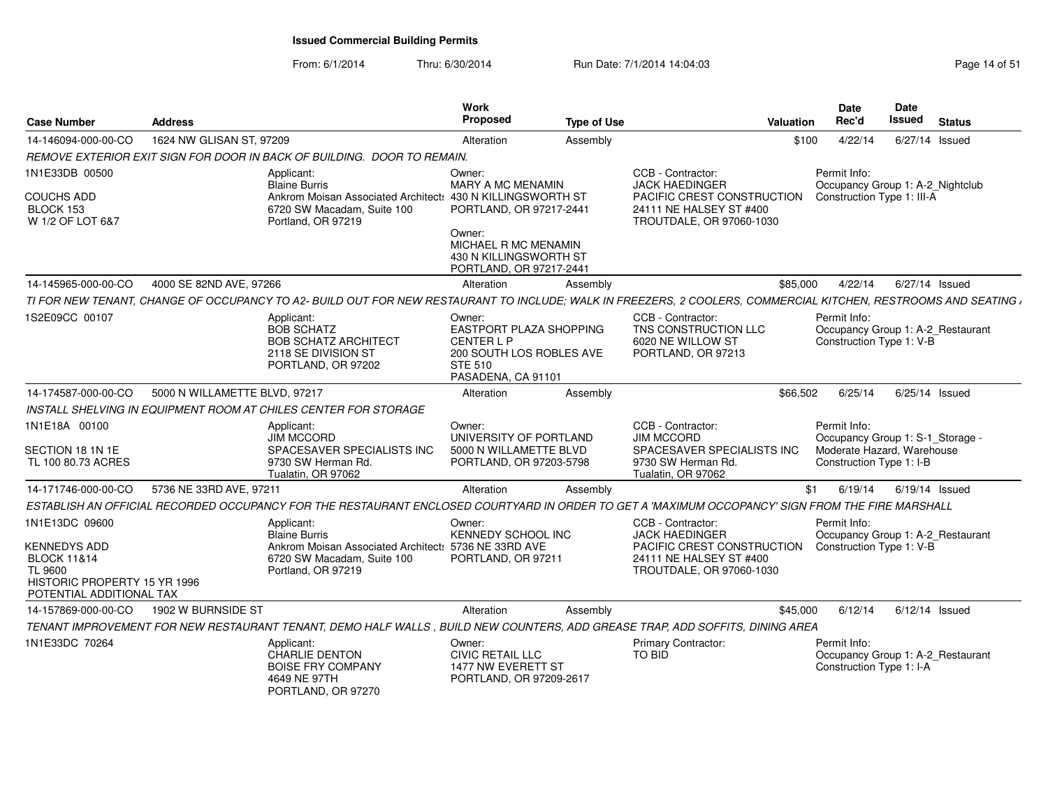# Issued Commercial Building Permits

From: 6/1/2014 Thru: 6/30/2014 Run Date: 7/1/2014 14:04:03

| Case Number | Address | Work Proposed | Type of Use | Valuation | Date Rec'd | Date Issued | Status |
|---|---|---|---|---|---|---|---|
| 14-146094-000-00-CO | 1624 NW GLISAN ST, 97209 | Alteration | Assembly | $100 | 4/22/14 | 6/27/14 | Issued |

*REMOVE EXTERIOR EXIT SIGN FOR DOOR IN BACK OF BUILDING. DOOR TO REMAIN.*

1N1E33DB 00500

COUCHS ADD
BLOCK 153
W 1/2 OF LOT 6&7

Applicant:
Blaine Burris
Ankrom Moisan Associated Architects
6720 SW Macadam, Suite 100
Portland, OR 97219

Owner:
MARY A MC MENAMIN
430 N KILLINGSWORTH ST
PORTLAND, OR 97217-2441

Owner:
MICHAEL R MC MENAMIN
430 N KILLINGSWORTH ST
PORTLAND, OR 97217-2441

CCB - Contractor:
JACK HAEDINGER
PACIFIC CREST CONSTRUCTION
24111 NE HALSEY ST #400
TROUTDALE, OR 97060-1030

Permit Info:
Occupancy Group 1: A-2_Nightclub
Construction Type 1: III-A

| Case Number | Address | Work Proposed | Type of Use | Valuation | Date Rec'd | Date Issued | Status |
|---|---|---|---|---|---|---|---|
| 14-145965-000-00-CO | 4000 SE 82ND AVE, 97266 | Alteration | Assembly | $85,000 | 4/22/14 | 6/27/14 | Issued |

*TI FOR NEW TENANT, CHANGE OF OCCUPANCY TO A2- BUILD OUT FOR NEW RESTAURANT TO INCLUDE; WALK IN FREEZERS, 2 COOLERS, COMMERCIAL KITCHEN, RESTROOMS AND SEATING A*

1S2E09CC 00107

Applicant:
BOB SCHATZ
BOB SCHATZ ARCHITECT
2118 SE DIVISION ST
PORTLAND, OR 97202

Owner:
EASTPORT PLAZA SHOPPING CENTER L P
200 SOUTH LOS ROBLES AVE
STE 510
PASADENA, CA 91101

CCB - Contractor:
TNS CONSTRUCTION LLC
6020 NE WILLOW ST
PORTLAND, OR 97213

Permit Info:
Occupancy Group 1: A-2_Restaurant
Construction Type 1: V-B

| Case Number | Address | Work Proposed | Type of Use | Valuation | Date Rec'd | Date Issued | Status |
|---|---|---|---|---|---|---|---|
| 14-174587-000-00-CO | 5000 N WILLAMETTE BLVD, 97217 | Alteration | Assembly | $66,502 | 6/25/14 | 6/25/14 | Issued |

*INSTALL SHELVING IN EQUIPMENT ROOM AT CHILES CENTER FOR STORAGE*

1N1E18A 00100

SECTION 18 1N 1E
TL 100 80.73 ACRES

Applicant:
JIM MCCORD
SPACESAVER SPECIALISTS INC
9730 SW Herman Rd.
Tualatin, OR 97062

Owner:
UNIVERSITY OF PORTLAND
5000 N WILLAMETTE BLVD
PORTLAND, OR 97203-5798

CCB - Contractor:
JIM MCCORD
SPACESAVER SPECIALISTS INC
9730 SW Herman Rd.
Tualatin, OR 97062

Permit Info:
Occupancy Group 1: S-1_Storage - Moderate Hazard, Warehouse
Construction Type 1: I-B

| Case Number | Address | Work Proposed | Type of Use | Valuation | Date Rec'd | Date Issued | Status |
|---|---|---|---|---|---|---|---|
| 14-171746-000-00-CO | 5736 NE 33RD AVE, 97211 | Alteration | Assembly | $1 | 6/19/14 | 6/19/14 | Issued |

*ESTABLISH AN OFFICIAL RECORDED OCCUPANCY FOR THE RESTAURANT ENCLOSED COURTYARD IN ORDER TO GET A 'MAXIMUM OCCOPANCY' SIGN FROM THE FIRE MARSHALL*

1N1E13DC 09600

KENNEDYS ADD
BLOCK 11&14
TL 9600
HISTORIC PROPERTY 15 YR 1996
POTENTIAL ADDITIONAL TAX

Applicant:
Blaine Burris
Ankrom Moisan Associated Architects
6720 SW Macadam, Suite 100
Portland, OR 97219

Owner:
KENNEDY SCHOOL INC
5736 NE 33RD AVE
PORTLAND, OR 97211

CCB - Contractor:
JACK HAEDINGER
PACIFIC CREST CONSTRUCTION
24111 NE HALSEY ST #400
TROUTDALE, OR 97060-1030

Permit Info:
Occupancy Group 1: A-2_Restaurant
Construction Type 1: V-B

| Case Number | Address | Work Proposed | Type of Use | Valuation | Date Rec'd | Date Issued | Status |
|---|---|---|---|---|---|---|---|
| 14-157869-000-00-CO | 1902 W BURNSIDE ST | Alteration | Assembly | $45,000 | 6/12/14 | 6/12/14 | Issued |

*TENANT IMPROVEMENT FOR NEW RESTAURANT TENANT, DEMO HALF WALLS , BUILD NEW COUNTERS, ADD GREASE TRAP, ADD SOFFITS, DINING AREA*

1N1E33DC 70264

Applicant:
CHARLIE DENTON
BOISE FRY COMPANY
4649 NE 97TH
PORTLAND, OR 97270

Owner:
CIVIC RETAIL LLC
1477 NW EVERETT ST
PORTLAND, OR 97209-2617

Primary Contractor:
TO BID

Permit Info:
Occupancy Group 1: A-2_Restaurant
Construction Type 1: I-A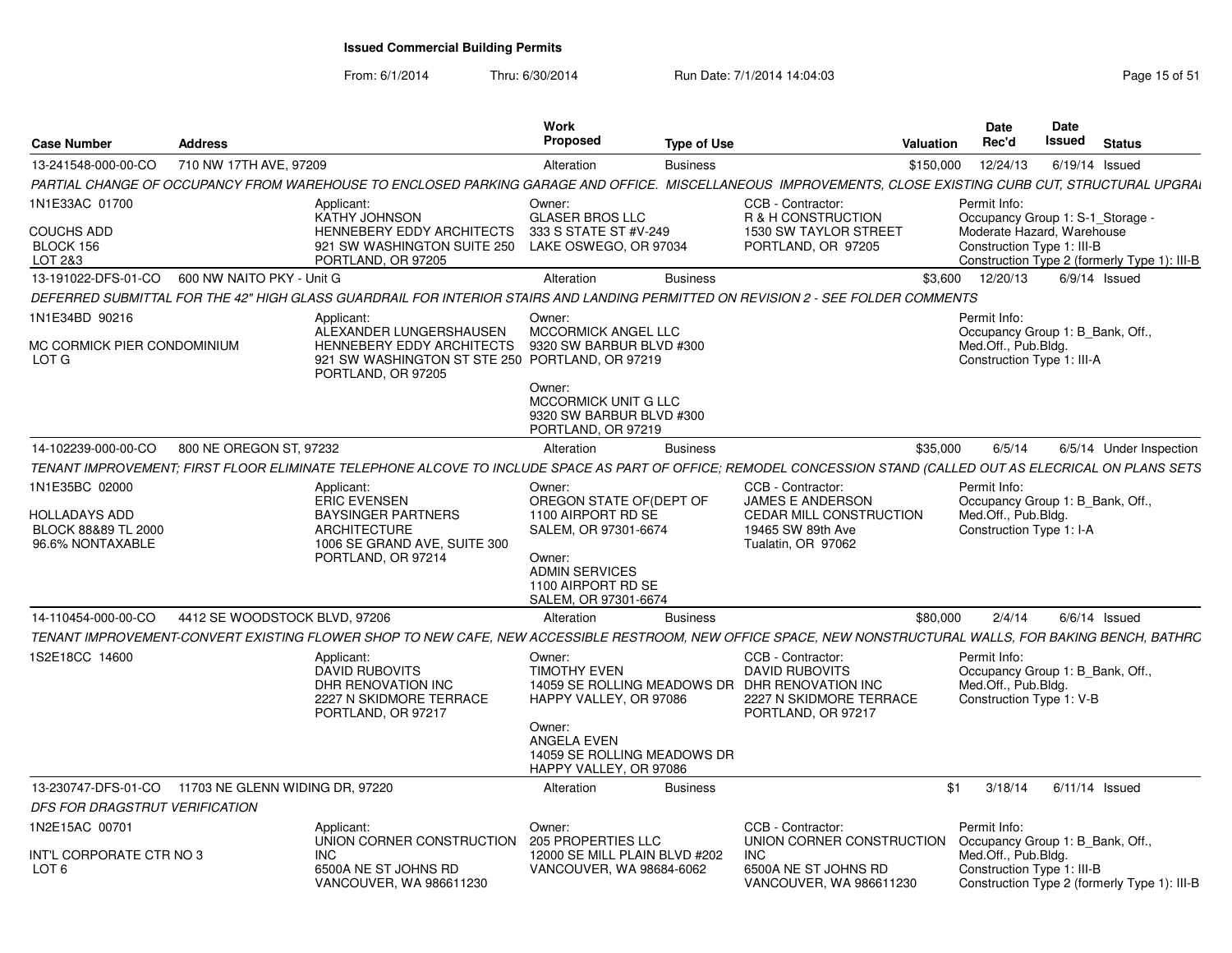# Issued Commercial Building Permits

From: 6/1/2014 Thru: 6/30/2014 Run Date: 7/1/2014 14:04:03

| Case Number | Address | Work Proposed | Type of Use | Valuation | Date Rec'd | Date Issued | Status |
|---|---|---|---|---|---|---|---|
| 13-241548-000-00-CO | 710 NW 17TH AVE, 97209 | Alteration | Business | $150,000 | 12/24/13 | 6/19/14 | Issued |

*PARTIAL CHANGE OF OCCUPANCY FROM WAREHOUSE TO ENCLOSED PARKING GARAGE AND OFFICE. MISCELLANEOUS IMPROVEMENTS, CLOSE EXISTING CURB CUT, STRUCTURAL UPGRAI*

1N1E33AC 01700
COUCHS ADD
BLOCK 156
LOT 2&3

Applicant:
KATHY JOHNSON
HENNEBERY EDDY ARCHITECTS
921 SW WASHINGTON SUITE 250
PORTLAND, OR 97205

Owner:
GLASER BROS LLC
333 S STATE ST #V-249
LAKE OSWEGO, OR 97034

CCB - Contractor:
R & H CONSTRUCTION
1530 SW TAYLOR STREET
PORTLAND, OR 97205

Permit Info:
Occupancy Group 1: S-1_Storage - Moderate Hazard, Warehouse
Construction Type 1: III-B
Construction Type 2 (formerly Type 1): III-B

---

| Case Number | Address | Work Proposed | Type of Use | Valuation | Date Rec'd | Date Issued | Status |
|---|---|---|---|---|---|---|---|
| 13-191022-DFS-01-CO | 600 NW NAITO PKY - Unit G | Alteration | Business | $3,600 | 12/20/13 | 6/9/14 | Issued |

*DEFERRED SUBMITTAL FOR THE 42" HIGH GLASS GUARDRAIL FOR INTERIOR STAIRS AND LANDING PERMITTED ON REVISION 2 - SEE FOLDER COMMENTS*

1N1E34BD 90216
MC CORMICK PIER CONDOMINIUM
LOT G

Applicant:
ALEXANDER LUNGERSHAUSEN
HENNEBERY EDDY ARCHITECTS
921 SW WASHINGTON ST STE 250
PORTLAND, OR 97205

Owner:
MCCORMICK ANGEL LLC
9320 SW BARBUR BLVD #300
PORTLAND, OR 97219

Owner:
MCCORMICK UNIT G LLC
9320 SW BARBUR BLVD #300
PORTLAND, OR 97219

Permit Info:
Occupancy Group 1: B_Bank, Off., Med.Off., Pub.Bldg.
Construction Type 1: III-A

---

| Case Number | Address | Work Proposed | Type of Use | Valuation | Date Rec'd | Date Issued | Status |
|---|---|---|---|---|---|---|---|
| 14-102239-000-00-CO | 800 NE OREGON ST, 97232 | Alteration | Business | $35,000 | 6/5/14 | 6/5/14 | Under Inspection |

*TENANT IMPROVEMENT; FIRST FLOOR ELIMINATE TELEPHONE ALCOVE TO INCLUDE SPACE AS PART OF OFFICE; REMODEL CONCESSION STAND (CALLED OUT AS ELECRICAL ON PLANS SETS*

1N1E35BC 02000
HOLLADAYS ADD
BLOCK 88&89 TL 2000
96.6% NONTAXABLE

Applicant:
ERIC EVENSEN
BAYSINGER PARTNERS ARCHITECTURE
1006 SE GRAND AVE, SUITE 300
PORTLAND, OR 97214

Owner:
OREGON STATE OF(DEPT OF
1100 AIRPORT RD SE
SALEM, OR 97301-6674

Owner:
ADMIN SERVICES
1100 AIRPORT RD SE
SALEM, OR 97301-6674

CCB - Contractor:
JAMES E ANDERSON
CEDAR MILL CONSTRUCTION
19465 SW 89th Ave
Tualatin, OR 97062

Permit Info:
Occupancy Group 1: B_Bank, Off., Med.Off., Pub.Bldg.
Construction Type 1: I-A

---

| Case Number | Address | Work Proposed | Type of Use | Valuation | Date Rec'd | Date Issued | Status |
|---|---|---|---|---|---|---|---|
| 14-110454-000-00-CO | 4412 SE WOODSTOCK BLVD, 97206 | Alteration | Business | $80,000 | 2/4/14 | 6/6/14 | Issued |

*TENANT IMPROVEMENT-CONVERT EXISTING FLOWER SHOP TO NEW CAFE, NEW ACCESSIBLE RESTROOM, NEW OFFICE SPACE, NEW NONSTRUCTURAL WALLS, FOR BAKING BENCH, BATHRC*

1S2E18CC 14600

Applicant:
DAVID RUBOVITS
DHR RENOVATION INC
2227 N SKIDMORE TERRACE
PORTLAND, OR 97217

Owner:
TIMOTHY EVEN
14059 SE ROLLING MEADOWS DR
HAPPY VALLEY, OR 97086

Owner:
ANGELA EVEN
14059 SE ROLLING MEADOWS DR
HAPPY VALLEY, OR 97086

CCB - Contractor:
DAVID RUBOVITS
DHR RENOVATION INC
2227 N SKIDMORE TERRACE
PORTLAND, OR 97217

Permit Info:
Occupancy Group 1: B_Bank, Off., Med.Off., Pub.Bldg.
Construction Type 1: V-B

---

| Case Number | Address | Work Proposed | Type of Use | Valuation | Date Rec'd | Date Issued | Status |
|---|---|---|---|---|---|---|---|
| 13-230747-DFS-01-CO | 11703 NE GLENN WIDING DR, 97220 | Alteration | Business | $1 | 3/18/14 | 6/11/14 | Issued |

*DFS FOR DRAGSTRUT VERIFICATION*

1N2E15AC 00701
INT'L CORPORATE CTR NO 3
LOT 6

Applicant:
UNION CORNER CONSTRUCTION INC
6500A NE ST JOHNS RD
VANCOUVER, WA 986611230

Owner:
205 PROPERTIES LLC
12000 SE MILL PLAIN BLVD #202
VANCOUVER, WA 98684-6062

CCB - Contractor:
UNION CORNER CONSTRUCTION INC
6500A NE ST JOHNS RD
VANCOUVER, WA 986611230

Permit Info:
Occupancy Group 1: B_Bank, Off., Med.Off., Pub.Bldg.
Construction Type 1: III-B
Construction Type 2 (formerly Type 1): III-B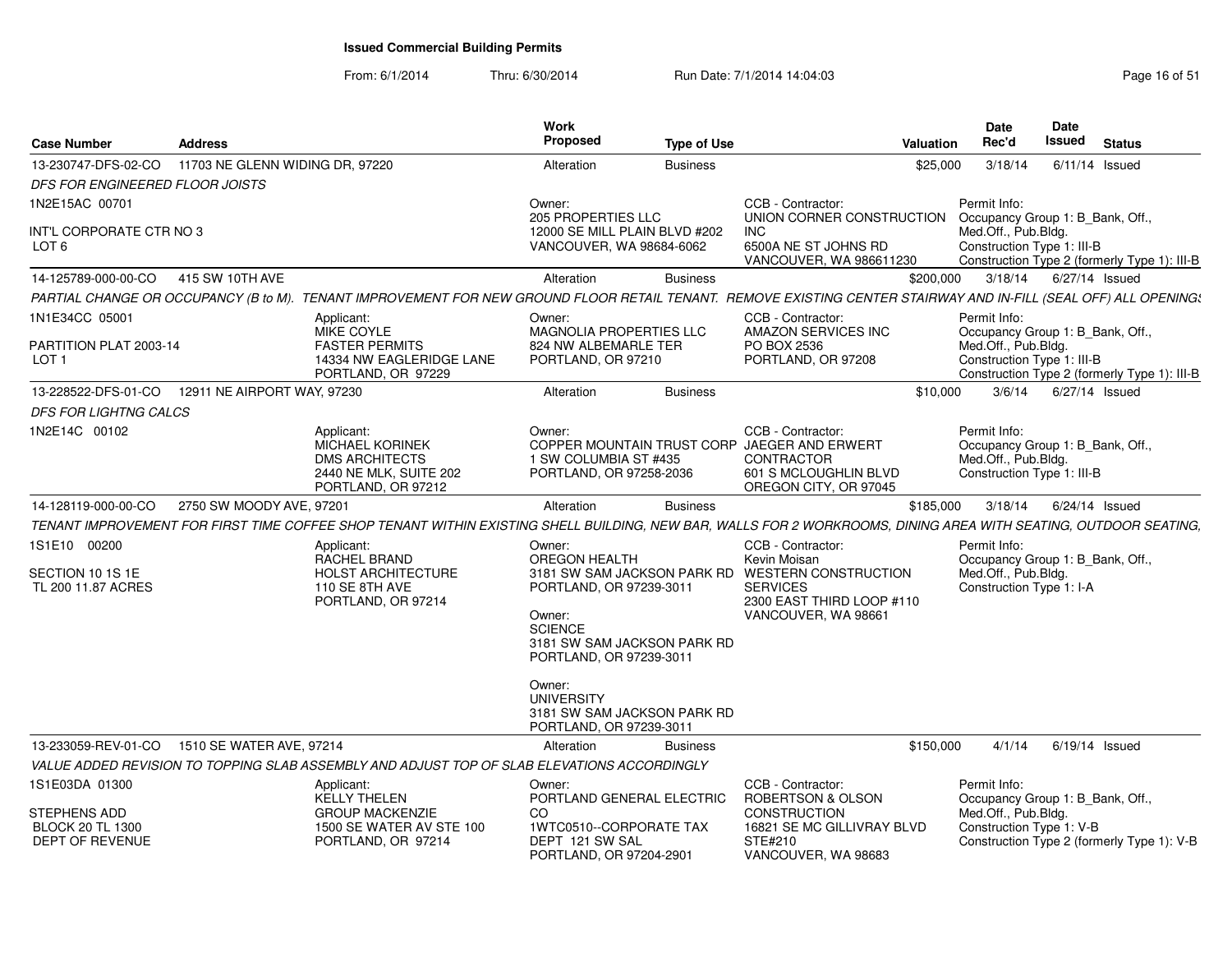# Issued Commercial Building Permits

From: 6/1/2014 Thru: 6/30/2014 Run Date: 7/1/2014 14:04:03

| Case Number | Address | Work Proposed | Type of Use | Valuation | Date Rec'd | Date Issued | Status |
|---|---|---|---|---|---|---|---|
| 13-230747-DFS-02-CO | 11703 NE GLENN WIDING DR, 97220 | Alteration | Business | $25,000 | 3/18/14 | 6/11/14 | Issued |

*DFS FOR ENGINEERED FLOOR JOISTS*

1N2E15AC 00701

INT'L CORPORATE CTR NO 3
LOT 6

Owner:
205 PROPERTIES LLC
12000 SE MILL PLAIN BLVD #202
VANCOUVER, WA 98684-6062

CCB - Contractor:
UNION CORNER CONSTRUCTION INC
6500A NE ST JOHNS RD
VANCOUVER, WA 986611230

Permit Info:
Occupancy Group 1: B_Bank, Off., Med.Off., Pub.Bldg.
Construction Type 1: III-B
Construction Type 2 (formerly Type 1): III-B

---

| Case Number | Address | Work Proposed | Type of Use | Valuation | Date Rec'd | Date Issued | Status |
|---|---|---|---|---|---|---|---|
| 14-125789-000-00-CO | 415 SW 10TH AVE | Alteration | Business | $200,000 | 3/18/14 | 6/27/14 | Issued |

*PARTIAL CHANGE OR OCCUPANCY (B to M). TENANT IMPROVEMENT FOR NEW GROUND FLOOR RETAIL TENANT. REMOVE EXISTING CENTER STAIRWAY AND IN-FILL (SEAL OFF) ALL OPENINGS*

1N1E34CC 05001

PARTITION PLAT 2003-14
LOT 1

Applicant:
MIKE COYLE
FASTER PERMITS
14334 NW EAGLERIDGE LANE
PORTLAND, OR 97229

Owner:
MAGNOLIA PROPERTIES LLC
824 NW ALBEMARLE TER
PORTLAND, OR 97210

CCB - Contractor:
AMAZON SERVICES INC
PO BOX 2536
PORTLAND, OR 97208

Permit Info:
Occupancy Group 1: B_Bank, Off., Med.Off., Pub.Bldg.
Construction Type 1: III-B
Construction Type 2 (formerly Type 1): III-B

---

| Case Number | Address | Work Proposed | Type of Use | Valuation | Date Rec'd | Date Issued | Status |
|---|---|---|---|---|---|---|---|
| 13-228522-DFS-01-CO | 12911 NE AIRPORT WAY, 97230 | Alteration | Business | $10,000 | 3/6/14 | 6/27/14 | Issued |

*DFS FOR LIGHTNG CALCS*

1N2E14C 00102

Applicant:
MICHAEL KORINEK
DMS ARCHITECTS
2440 NE MLK, SUITE 202
PORTLAND, OR 97212

Owner:
COPPER MOUNTAIN TRUST CORP
1 SW COLUMBIA ST #435
PORTLAND, OR 97258-2036

CCB - Contractor:
JAEGER AND ERWERT CONTRACTOR
601 S MCLOUGHLIN BLVD
OREGON CITY, OR 97045

Permit Info:
Occupancy Group 1: B_Bank, Off., Med.Off., Pub.Bldg.
Construction Type 1: III-B

---

| Case Number | Address | Work Proposed | Type of Use | Valuation | Date Rec'd | Date Issued | Status |
|---|---|---|---|---|---|---|---|
| 14-128119-000-00-CO | 2750 SW MOODY AVE, 97201 | Alteration | Business | $185,000 | 3/18/14 | 6/24/14 | Issued |

*TENANT IMPROVEMENT FOR FIRST TIME COFFEE SHOP TENANT WITHIN EXISTING SHELL BUILDING, NEW BAR, WALLS FOR 2 WORKROOMS, DINING AREA WITH SEATING, OUTDOOR SEATING,*

1S1E10 00200

SECTION 10 1S 1E
TL 200 11.87 ACRES

Applicant:
RACHEL BRAND
HOLST ARCHITECTURE
110 SE 8TH AVE
PORTLAND, OR 97214

Owner:
OREGON HEALTH
3181 SW SAM JACKSON PARK RD
PORTLAND, OR 97239-3011

Owner:
SCIENCE
3181 SW SAM JACKSON PARK RD
PORTLAND, OR 97239-3011

Owner:
UNIVERSITY
3181 SW SAM JACKSON PARK RD
PORTLAND, OR 97239-3011

CCB - Contractor:
WESTERN CONSTRUCTION SERVICES
2300 EAST THIRD LOOP #110
VANCOUVER, WA 98661

Permit Info:
Occupancy Group 1: B_Bank, Off., Med.Off., Pub.Bldg.
Construction Type 1: I-A

---

| Case Number | Address | Work Proposed | Type of Use | Valuation | Date Rec'd | Date Issued | Status |
|---|---|---|---|---|---|---|---|
| 13-233059-REV-01-CO | 1510 SE WATER AVE, 97214 | Alteration | Business | $150,000 | 4/1/14 | 6/19/14 | Issued |

*VALUE ADDED REVISION TO TOPPING SLAB ASSEMBLY AND ADJUST TOP OF SLAB ELEVATIONS ACCORDINGLY*

1S1E03DA 01300

STEPHENS ADD
BLOCK 20 TL 1300
DEPT OF REVENUE

Applicant:
KELLY THELEN
GROUP MACKENZIE
1500 SE WATER AV STE 100
PORTLAND, OR 97214

Owner:
PORTLAND GENERAL ELECTRIC CO
1WTC0510--CORPORATE TAX
DEPT 121 SW SAL
PORTLAND, OR 97204-2901

CCB - Contractor:
Kevin Moisan
ROBERTSON & OLSON CONSTRUCTION
16821 SE MC GILLIVRAY BLVD STE#210
VANCOUVER, WA 98683

Permit Info:
Occupancy Group 1: B_Bank, Off., Med.Off., Pub.Bldg.
Construction Type 1: V-B
Construction Type 2 (formerly Type 1): V-B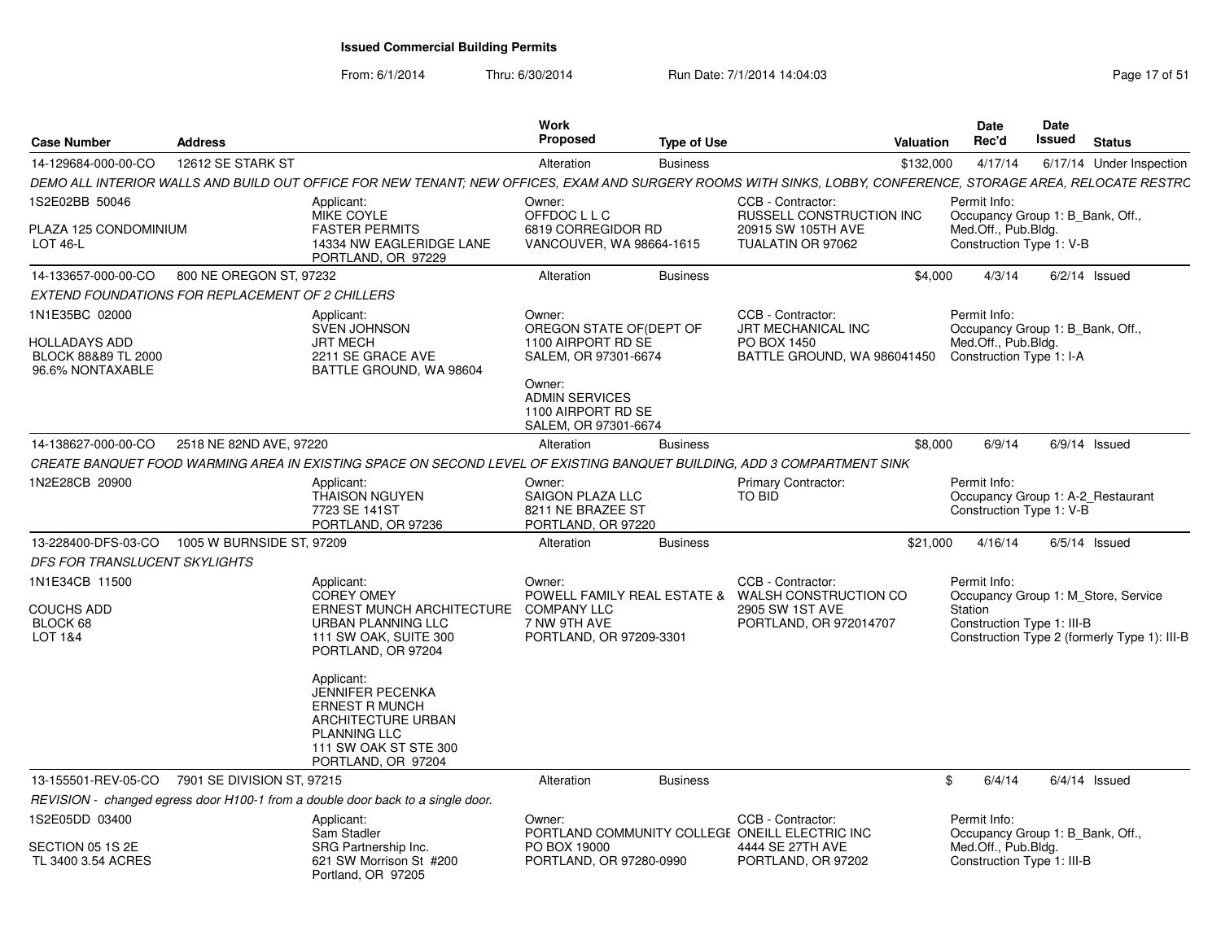## Issued Commercial Building Permits

From: 6/1/2014 Thru: 6/30/2014 Run Date: 7/1/2014 14:04:03

| Case Number | Address | Work Proposed | Type of Use | Valuation | Date Rec'd | Date Issued | Status |
|---|---|---|---|---|---|---|---|
| 14-129684-000-00-CO | 12612 SE STARK ST | Alteration | Business | $132,000 | 4/17/14 | 6/17/14 | Under Inspection |

DEMO ALL INTERIOR WALLS AND BUILD OUT OFFICE FOR NEW TENANT; NEW OFFICES, EXAM AND SURGERY ROOMS WITH SINKS, LOBBY, CONFERENCE, STORAGE AREA, RELOCATE RESTRC

1S2E02BB 50046
PLAZA 125 CONDOMINIUM
LOT 46-L

Applicant:
MIKE COYLE
FASTER PERMITS
14334 NW EAGLERIDGE LANE
PORTLAND, OR 97229

Owner:
OFFDOC L L C
6819 CORREGIDOR RD
VANCOUVER, WA 98664-1615

CCB - Contractor:
RUSSELL CONSTRUCTION INC
20915 SW 105TH AVE
TUALATIN OR 97062

Permit Info:
Occupancy Group 1: B_Bank, Off., Med.Off., Pub.Bldg.
Construction Type 1: V-B

---

| Case Number | Address | Work Proposed | Type of Use | Valuation | Date Rec'd | Date Issued | Status |
|---|---|---|---|---|---|---|---|
| 14-133657-000-00-CO | 800 NE OREGON ST, 97232 | Alteration | Business | $4,000 | 4/3/14 | 6/2/14 | Issued |

EXTEND FOUNDATIONS FOR REPLACEMENT OF 2 CHILLERS

1N1E35BC 02000
HOLLADAYS ADD
BLOCK 88&89 TL 2000
96.6% NONTAXABLE

Applicant:
SVEN JOHNSON
JRT MECH
2211 SE GRACE AVE
BATTLE GROUND, WA 98604

Owner:
OREGON STATE OF(DEPT OF
1100 AIRPORT RD SE
SALEM, OR 97301-6674

Owner:
ADMIN SERVICES
1100 AIRPORT RD SE
SALEM, OR 97301-6674

CCB - Contractor:
JRT MECHANICAL INC
PO BOX 1450
BATTLE GROUND, WA 986041450

Permit Info:
Occupancy Group 1: B_Bank, Off., Med.Off., Pub.Bldg.
Construction Type 1: I-A

---

| Case Number | Address | Work Proposed | Type of Use | Valuation | Date Rec'd | Date Issued | Status |
|---|---|---|---|---|---|---|---|
| 14-138627-000-00-CO | 2518 NE 82ND AVE, 97220 | Alteration | Business | $8,000 | 6/9/14 | 6/9/14 | Issued |

CREATE BANQUET FOOD WARMING AREA IN EXISTING SPACE ON SECOND LEVEL OF EXISTING BANQUET BUILDING, ADD 3 COMPARTMENT SINK

1N2E28CB 20900

Applicant:
THAISON NGUYEN
7723 SE 141ST
PORTLAND, OR 97236

Owner:
SAIGON PLAZA LLC
8211 NE BRAZEE ST
PORTLAND, OR 97220

Primary Contractor:
TO BID

Permit Info:
Occupancy Group 1: A-2_Restaurant
Construction Type 1: V-B

---

| Case Number | Address | Work Proposed | Type of Use | Valuation | Date Rec'd | Date Issued | Status |
|---|---|---|---|---|---|---|---|
| 13-228400-DFS-03-CO | 1005 W BURNSIDE ST, 97209 | Alteration | Business | $21,000 | 4/16/14 | 6/5/14 | Issued |

DFS FOR TRANSLUCENT SKYLIGHTS

1N1E34CB 11500
COUCHS ADD
BLOCK 68
LOT 1&4

Applicant:
COREY OMEY
ERNEST MUNCH ARCHITECTURE URBAN PLANNING LLC
111 SW OAK, SUITE 300
PORTLAND, OR 97204

Applicant:
JENNIFER PECENKA
ERNEST R MUNCH ARCHITECTURE URBAN PLANNING LLC
111 SW OAK ST STE 300
PORTLAND, OR 97204

Owner:
POWELL FAMILY REAL ESTATE & COMPANY LLC
7 NW 9TH AVE
PORTLAND, OR 97209-3301

CCB - Contractor:
WALSH CONSTRUCTION CO
2905 SW 1ST AVE
PORTLAND, OR 972014707

Permit Info:
Occupancy Group 1: M_Store, Service Station
Construction Type 1: III-B
Construction Type 2 (formerly Type 1): III-B

---

| Case Number | Address | Work Proposed | Type of Use | Valuation | Date Rec'd | Date Issued | Status |
|---|---|---|---|---|---|---|---|
| 13-155501-REV-05-CO | 7901 SE DIVISION ST, 97215 | Alteration | Business | $ | 6/4/14 | 6/4/14 | Issued |

REVISION - changed egress door H100-1 from a double door back to a single door.

1S2E05DD 03400
SECTION 05 1S 2E
TL 3400 3.54 ACRES

Applicant:
Sam Stadler
SRG Partnership Inc.
621 SW Morrison St #200
Portland, OR 97205

Owner:
PORTLAND COMMUNITY COLLEGE
PO BOX 19000
PORTLAND, OR 97280-0990

CCB - Contractor:
ONEILL ELECTRIC INC
4444 SE 27TH AVE
PORTLAND, OR 97202

Permit Info:
Occupancy Group 1: B_Bank, Off., Med.Off., Pub.Bldg.
Construction Type 1: III-B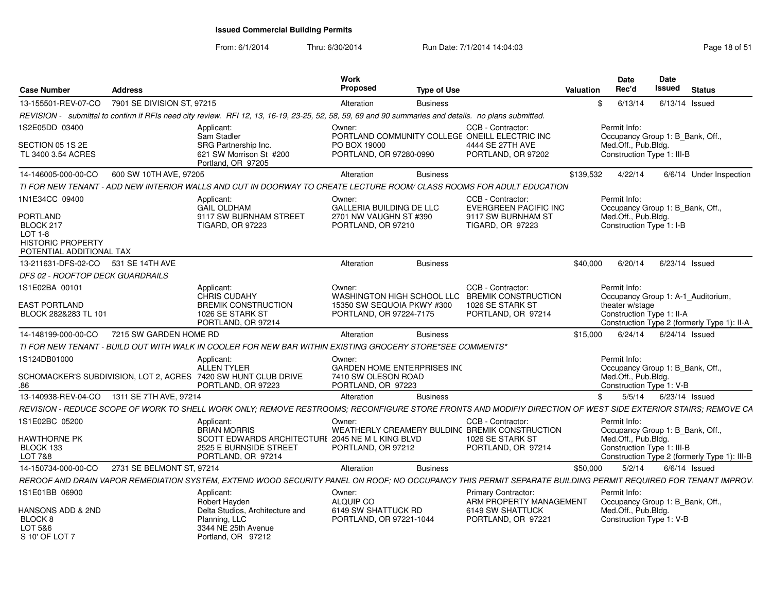**Issued Commercial Building Permits**

From: 6/1/2014 Thru: 6/30/2014 Run Date: 7/1/2014 14:04:03

| Case Number | Address | Work Proposed | Type of Use | Valuation | Date Rec'd | Date Issued | Status |
|---|---|---|---|---|---|---|---|
| 13-155501-REV-07-CO | 7901 SE DIVISION ST, 97215 | Alteration | Business | $ | 6/13/14 | 6/13/14 | Issued |

*REVISION - submittal to confirm if RFIs need city review. RFI 12, 13, 16-19, 23-25, 52, 58, 59, 69 and 90 summaries and details. no plans submitted.*

1S2E05DD 03400
SECTION 05 1S 2E
TL 3400 3.54 ACRES

Applicant: Sam Stadler, SRG Partnership Inc., 621 SW Morrison St #200, Portland, OR 97205
Owner: PORTLAND COMMUNITY COLLEGE, PO BOX 19000, PORTLAND, OR 97280-0990
CCB - Contractor: ONEILL ELECTRIC INC, 4444 SE 27TH AVE, PORTLAND, OR 97202
Permit Info: Occupancy Group 1: B_Bank, Off., Med.Off., Pub.Bldg. Construction Type 1: III-B

| Case Number | Address | Work Proposed | Type of Use | Valuation | Date Rec'd | Date Issued | Status |
|---|---|---|---|---|---|---|---|
| 14-146005-000-00-CO | 600 SW 10TH AVE, 97205 | Alteration | Business | $139,532 | 4/22/14 | 6/6/14 | Under Inspection |

*TI FOR NEW TENANT - ADD NEW INTERIOR WALLS AND CUT IN DOORWAY TO CREATE LECTURE ROOM/ CLASS ROOMS FOR ADULT EDUCATION*

1N1E34CC 09400
PORTLAND
BLOCK 217
LOT 1-8
HISTORIC PROPERTY
POTENTIAL ADDITIONAL TAX

Applicant: GAIL OLDHAM, 9117 SW BURNHAM STREET, TIGARD, OR 97223
Owner: GALLERIA BUILDING DE LLC, 2701 NW VAUGHN ST #390, PORTLAND, OR 97210
CCB - Contractor: EVERGREEN PACIFIC INC, 9117 SW BURNHAM ST, TIGARD, OR 97223
Permit Info: Occupancy Group 1: B_Bank, Off., Med.Off., Pub.Bldg. Construction Type 1: I-B

| Case Number | Address | Work Proposed | Type of Use | Valuation | Date Rec'd | Date Issued | Status |
|---|---|---|---|---|---|---|---|
| 13-211631-DFS-02-CO | 531 SE 14TH AVE | Alteration | Business | $40,000 | 6/20/14 | 6/23/14 | Issued |

*DFS 02 - ROOFTOP DECK GUARDRAILS*

1S1E02BA 00101
EAST PORTLAND
BLOCK 282&283 TL 101

Applicant: CHRIS CUDAHY, BREMIK CONSTRUCTION, 1026 SE STARK ST, PORTLAND, OR 97214
Owner: WASHINGTON HIGH SCHOOL LLC, 15350 SW SEQUOIA PKWY #300, PORTLAND, OR 97224-7175
CCB - Contractor: BREMIK CONSTRUCTION, 1026 SE STARK ST, PORTLAND, OR 97214
Permit Info: Occupancy Group 1: A-1_Auditorium, theater w/stage. Construction Type 1: II-A. Construction Type 2 (formerly Type 1): II-A

| Case Number | Address | Work Proposed | Type of Use | Valuation | Date Rec'd | Date Issued | Status |
|---|---|---|---|---|---|---|---|
| 14-148199-000-00-CO | 7215 SW GARDEN HOME RD | Alteration | Business | $15,000 | 6/24/14 | 6/24/14 | Issued |

*TI FOR NEW TENANT - BUILD OUT WITH WALK IN COOLER FOR NEW BAR WITHIN EXISTING GROCERY STORE*SEE COMMENTS**

1S124DB01000
SCHOMACKER'S SUBDIVISION, LOT 2, ACRES .86

Applicant: ALLEN TYLER, 7420 SW HUNT CLUB DRIVE, PORTLAND, OR 97223
Owner: GARDEN HOME ENTERPRISES INC, 7410 SW OLESON ROAD, PORTLAND, OR 97223
Permit Info: Occupancy Group 1: B_Bank, Off., Med.Off., Pub.Bldg. Construction Type 1: V-B

| Case Number | Address | Work Proposed | Type of Use | Valuation | Date Rec'd | Date Issued | Status |
|---|---|---|---|---|---|---|---|
| 13-140938-REV-04-CO | 1311 SE 7TH AVE, 97214 | Alteration | Business | $ | 5/5/14 | 6/23/14 | Issued |

*REVISION - REDUCE SCOPE OF WORK TO SHELL WORK ONLY; REMOVE RESTROOMS; RECONFIGURE STORE FRONTS AND MODIFIY DIRECTION OF WEST SIDE EXTERIOR STAIRS; REMOVE CA*

1S1E02BC 05200
HAWTHORNE PK
BLOCK 133
LOT 7&8

Applicant: BRIAN MORRIS, SCOTT EDWARDS ARCHITECTURE, 2525 E BURNSIDE STREET, PORTLAND, OR 97214
Owner: WEATHERLY CREAMERY BULDING, 2045 NE M L KING BLVD, PORTLAND, OR 97212
CCB - Contractor: BREMIK CONSTRUCTION, 1026 SE STARK ST, PORTLAND, OR 97214
Permit Info: Occupancy Group 1: B_Bank, Off., Med.Off., Pub.Bldg. Construction Type 1: III-B. Construction Type 2 (formerly Type 1): III-B

| Case Number | Address | Work Proposed | Type of Use | Valuation | Date Rec'd | Date Issued | Status |
|---|---|---|---|---|---|---|---|
| 14-150734-000-00-CO | 2731 SE BELMONT ST, 97214 | Alteration | Business | $50,000 | 5/2/14 | 6/6/14 | Issued |

*REROOF AND DRAIN VAPOR REMEDIATION SYSTEM, EXTEND WOOD SECURITY PANEL ON ROOF; NO OCCUPANCY THIS PERMIT SEPARATE BUILDING PERMIT REQUIRED FOR TENANT IMPROV.*

1S1E01BB 06900
HANSONS ADD & 2ND
BLOCK 8
LOT 5&6
S 10' OF LOT 7

Applicant: Robert Hayden, Delta Studios, Architecture and Planning, LLC, 3344 NE 25th Avenue, Portland, OR 97212
Owner: ALQUIP CO, 6149 SW SHATTUCK RD, PORTLAND, OR 97221-1044
Primary Contractor: ARM PROPERTY MANAGEMENT, 6149 SW SHATTUCK, PORTLAND, OR 97221
Permit Info: Occupancy Group 1: B_Bank, Off., Med.Off., Pub.Bldg. Construction Type 1: V-B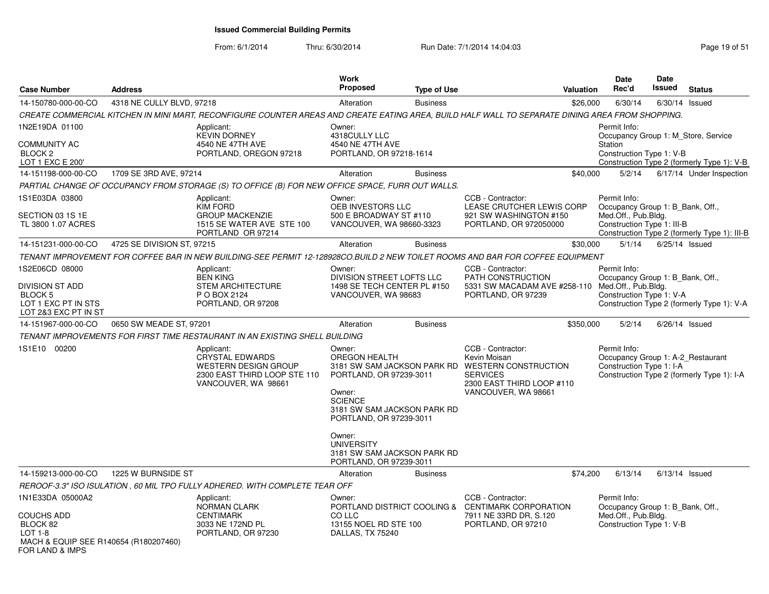**Issued Commercial Building Permits**

From: 6/1/2014 Thru: 6/30/2014 Run Date: 7/1/2014 14:04:03

| Case Number | Address | Work Proposed | Type of Use | Valuation | Date Rec'd | Date Issued | Status |
|---|---|---|---|---|---|---|---|
| 14-150780-000-00-CO | 4318 NE CULLY BLVD, 97218 | Alteration | Business | $26,000 | 6/30/14 | 6/30/14 | Issued |

*CREATE COMMERCIAL KITCHEN IN MINI MART, RECONFIGURE COUNTER AREAS AND CREATE EATING AREA, BUILD HALF WALL TO SEPARATE DINING AREA FROM SHOPPING.*

1N2E19DA 01100
COMMUNITY AC
BLOCK 2
LOT 1 EXC E 200'

Applicant:
KEVIN DORNEY
4540 NE 47TH AVE
PORTLAND, OREGON 97218

Owner:
4318CULLY LLC
4540 NE 47TH AVE
PORTLAND, OR 97218-1614

Permit Info:
Occupancy Group 1: M_Store, Service Station
Construction Type 1: V-B
Construction Type 2 (formerly Type 1): V-B

| Case Number | Address | Work Proposed | Type of Use | Valuation | Date Rec'd | Date Issued | Status |
|---|---|---|---|---|---|---|---|
| 14-151198-000-00-CO | 1709 SE 3RD AVE, 97214 | Alteration | Business | $40,000 | 5/2/14 | 6/17/14 | Under Inspection |

*PARTIAL CHANGE OF OCCUPANCY FROM STORAGE (S) TO OFFICE (B) FOR NEW OFFICE SPACE, FURR OUT WALLS.*

1S1E03DA 03800
SECTION 03 1S 1E
TL 3800 1.07 ACRES

Applicant:
KIM FORD
GROUP MACKENZIE
1515 SE WATER AVE STE 100
PORTLAND OR 97214

Owner:
OEB INVESTORS LLC
500 E BROADWAY ST #110
VANCOUVER, WA 98660-3323

CCB - Contractor:
LEASE CRUTCHER LEWIS CORP
921 SW WASHINGTON #150
PORTLAND, OR 972050000

Permit Info:
Occupancy Group 1: B_Bank, Off., Med.Off., Pub.Bldg.
Construction Type 1: III-B
Construction Type 2 (formerly Type 1): III-B

| Case Number | Address | Work Proposed | Type of Use | Valuation | Date Rec'd | Date Issued | Status |
|---|---|---|---|---|---|---|---|
| 14-151231-000-00-CO | 4725 SE DIVISION ST, 97215 | Alteration | Business | $30,000 | 5/1/14 | 6/25/14 | Issued |

*TENANT IMPROVEMENT FOR COFFEE BAR IN NEW BUILDING-SEE PERMIT 12-128928CO.BUILD 2 NEW TOILET ROOMS AND BAR FOR COFFEE EQUIPMENT*

1S2E06CD 08000
DIVISION ST ADD
BLOCK 5
LOT 1 EXC PT IN STS
LOT 2&3 EXC PT IN ST

Applicant:
BEN KING
STEM ARCHITECTURE
P O BOX 2124
PORTLAND, OR 97208

Owner:
DIVISION STREET LOFTS LLC
1498 SE TECH CENTER PL #150
VANCOUVER, WA 98683

CCB - Contractor:
PATH CONSTRUCTION
5331 SW MACADAM AVE #258-110
PORTLAND, OR 97239

Permit Info:
Occupancy Group 1: B_Bank, Off., Med.Off., Pub.Bldg.
Construction Type 1: V-A
Construction Type 2 (formerly Type 1): V-A

| Case Number | Address | Work Proposed | Type of Use | Valuation | Date Rec'd | Date Issued | Status |
|---|---|---|---|---|---|---|---|
| 14-151967-000-00-CO | 0650 SW MEADE ST, 97201 | Alteration | Business | $350,000 | 5/2/14 | 6/26/14 | Issued |

*TENANT IMPROVEMENTS FOR FIRST TIME RESTAURANT IN AN EXISTING SHELL BUILDING*

1S1E10 00200

Applicant:
CRYSTAL EDWARDS
WESTERN DESIGN GROUP
2300 EAST THIRD LOOP STE 110
VANCOUVER, WA 98661

Owner:
OREGON HEALTH
3181 SW SAM JACKSON PARK RD
PORTLAND, OR 97239-3011

Owner:
SCIENCE
3181 SW SAM JACKSON PARK RD
PORTLAND, OR 97239-3011

Owner:
UNIVERSITY
3181 SW SAM JACKSON PARK RD
PORTLAND, OR 97239-3011

CCB - Contractor:
Kevin Moisan
WESTERN CONSTRUCTION SERVICES
2300 EAST THIRD LOOP #110
VANCOUVER, WA 98661

Permit Info:
Occupancy Group 1: A-2_Restaurant
Construction Type 1: I-A
Construction Type 2 (formerly Type 1): I-A

| Case Number | Address | Work Proposed | Type of Use | Valuation | Date Rec'd | Date Issued | Status |
|---|---|---|---|---|---|---|---|
| 14-159213-000-00-CO | 1225 W BURNSIDE ST | Alteration | Business | $74,200 | 6/13/14 | 6/13/14 | Issued |

*REROOF-3.3" ISO ISULATION , 60 MIL TPO FULLY ADHERED. WITH COMPLETE TEAR OFF*

1N1E33DA 05000A2
COUCHS ADD
BLOCK 82
LOT 1-8
MACH & EQUIP SEE R140654 (R180207460) FOR LAND & IMPS

Applicant:
NORMAN CLARK
CENTIMARK
3033 NE 172ND PL
PORTLAND, OR 97230

Owner:
PORTLAND DISTRICT COOLING & CO LLC
13155 NOEL RD STE 100
DALLAS, TX 75240

CCB - Contractor:
CENTIMARK CORPORATION
7911 NE 33RD DR, S.120
PORTLAND, OR 97210

Permit Info:
Occupancy Group 1: B_Bank, Off., Med.Off., Pub.Bldg.
Construction Type 1: V-B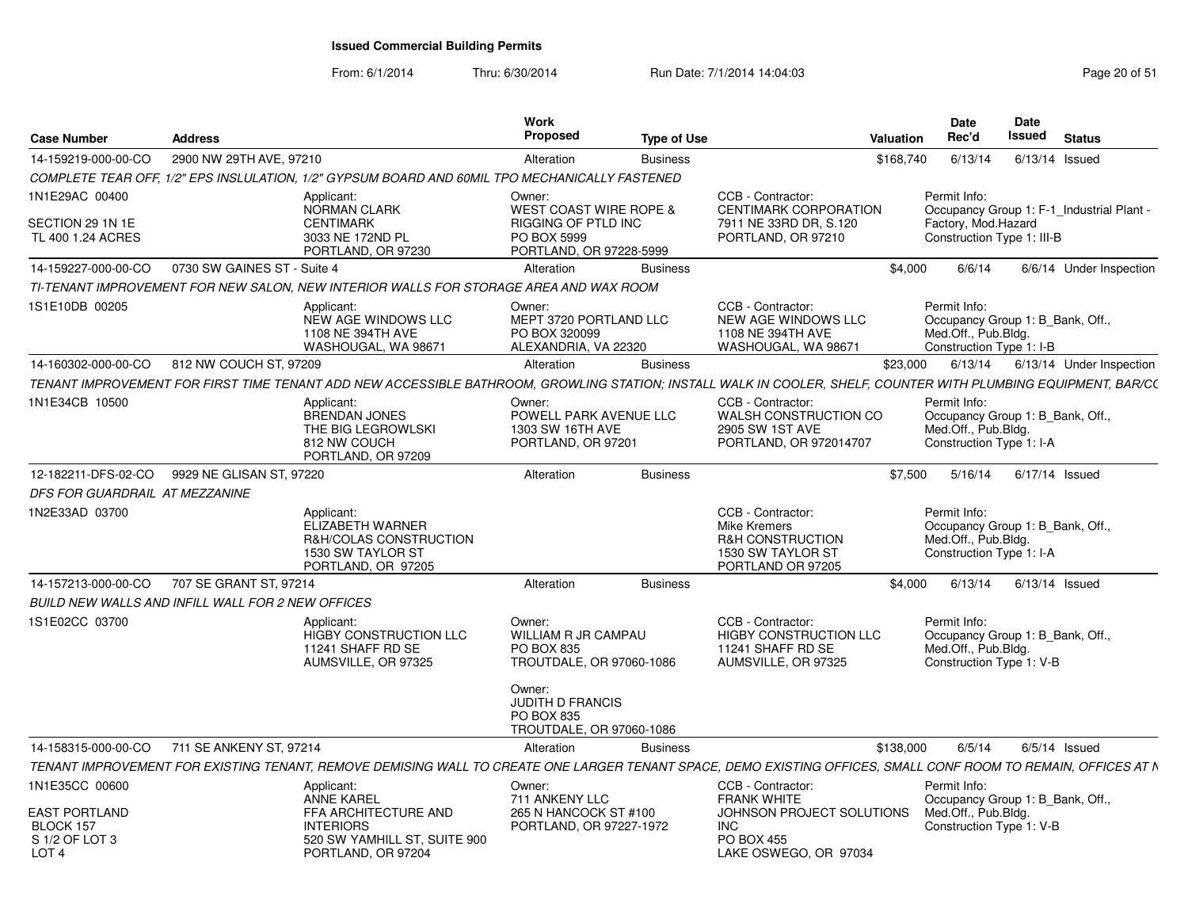# Issued Commercial Building Permits

From: 6/1/2014 Thru: 6/30/2014 Run Date: 7/1/2014 14:04:03

| Case Number | Address | Work Proposed | Type of Use | Valuation | Date Rec'd | Date Issued | Status |
|---|---|---|---|---|---|---|---|
| 14-159219-000-00-CO | 2900 NW 29TH AVE, 97210 | Alteration | Business | $168,740 | 6/13/14 | 6/13/14 | Issued |

COMPLETE TEAR OFF, 1/2" EPS INSULATION, 1/2" GYPSUM BOARD AND 60MIL TPO MECHANICALLY FASTENED

1N1E29AC 00400
SECTION 29 1N 1E
TL 400 1.24 ACRES

Applicant: NORMAN CLARK, CENTIMARK, 3033 NE 172ND PL, PORTLAND, OR 97230

Owner: WEST COAST WIRE ROPE & RIGGING OF PTLD INC, PO BOX 5999, PORTLAND, OR 97228-5999

CCB - Contractor: CENTIMARK CORPORATION, 7911 NE 33RD DR, S.120, PORTLAND, OR 97210

Permit Info: Occupancy Group 1: F-1_Industrial Plant - Factory, Mod.Hazard; Construction Type 1: III-B

| Case Number | Address | Work Proposed | Type of Use | Valuation | Date Rec'd | Date Issued | Status |
|---|---|---|---|---|---|---|---|
| 14-159227-000-00-CO | 0730 SW GAINES ST - Suite 4 | Alteration | Business | $4,000 | 6/6/14 | 6/6/14 | Under Inspection |

TI-TENANT IMPROVEMENT FOR NEW SALON, NEW INTERIOR WALLS FOR STORAGE AREA AND WAX ROOM

1S1E10DB 00205

Applicant: NEW AGE WINDOWS LLC, 1108 NE 394TH AVE, WASHOUGAL, WA 98671

Owner: MEPT 3720 PORTLAND LLC, PO BOX 320099, ALEXANDRIA, VA 22320

CCB - Contractor: NEW AGE WINDOWS LLC, 1108 NE 394TH AVE, WASHOUGAL, WA 98671

Permit Info: Occupancy Group 1: B_Bank, Off., Med.Off., Pub.Bldg.; Construction Type 1: I-B

| Case Number | Address | Work Proposed | Type of Use | Valuation | Date Rec'd | Date Issued | Status |
|---|---|---|---|---|---|---|---|
| 14-160302-000-00-CO | 812 NW COUCH ST, 97209 | Alteration | Business | $23,000 | 6/13/14 | 6/13/14 | Under Inspection |

TENANT IMPROVEMENT FOR FIRST TIME TENANT ADD NEW ACCESSIBLE BATHROOM, GROWLING STATION; INSTALL WALK IN COOLER, SHELF, COUNTER WITH PLUMBING EQUIPMENT, BAR/CC

1N1E34CB 10500

Applicant: BRENDAN JONES, THE BIG LEGROWLSKI, 812 NW COUCH, PORTLAND, OR 97209

Owner: POWELL PARK AVENUE LLC, 1303 SW 16TH AVE, PORTLAND, OR 97201

CCB - Contractor: WALSH CONSTRUCTION CO, 2905 SW 1ST AVE, PORTLAND, OR 972014707

Permit Info: Occupancy Group 1: B_Bank, Off., Med.Off., Pub.Bldg.; Construction Type 1: I-A

| Case Number | Address | Work Proposed | Type of Use | Valuation | Date Rec'd | Date Issued | Status |
|---|---|---|---|---|---|---|---|
| 12-182211-DFS-02-CO | 9929 NE GLISAN ST, 97220 | Alteration | Business | $7,500 | 5/16/14 | 6/17/14 | Issued |

DFS FOR GUARDRAIL AT MEZZANINE

1N2E33AD 03700

Applicant: ELIZABETH WARNER, R&H/COLAS CONSTRUCTION, 1530 SW TAYLOR ST, PORTLAND, OR 97205

CCB - Contractor: Mike Kremers, R&H CONSTRUCTION, 1530 SW TAYLOR ST, PORTLAND OR 97205

Permit Info: Occupancy Group 1: B_Bank, Off., Med.Off., Pub.Bldg.; Construction Type 1: I-A

| Case Number | Address | Work Proposed | Type of Use | Valuation | Date Rec'd | Date Issued | Status |
|---|---|---|---|---|---|---|---|
| 14-157213-000-00-CO | 707 SE GRANT ST, 97214 | Alteration | Business | $4,000 | 6/13/14 | 6/13/14 | Issued |

BUILD NEW WALLS AND INFILL WALL FOR 2 NEW OFFICES

1S1E02CC 03700

Applicant: HIGBY CONSTRUCTION LLC, 11241 SHAFF RD SE, AUMSVILLE, OR 97325

Owner: WILLIAM R JR CAMPAU, PO BOX 835, TROUTDALE, OR 97060-1086

Owner: JUDITH D FRANCIS, PO BOX 835, TROUTDALE, OR 97060-1086

CCB - Contractor: HIGBY CONSTRUCTION LLC, 11241 SHAFF RD SE, AUMSVILLE, OR 97325

Permit Info: Occupancy Group 1: B_Bank, Off., Med.Off., Pub.Bldg.; Construction Type 1: V-B

| Case Number | Address | Work Proposed | Type of Use | Valuation | Date Rec'd | Date Issued | Status |
|---|---|---|---|---|---|---|---|
| 14-158315-000-00-CO | 711 SE ANKENY ST, 97214 | Alteration | Business | $138,000 | 6/5/14 | 6/5/14 | Issued |

TENANT IMPROVEMENT FOR EXISTING TENANT, REMOVE DEMISING WALL TO CREATE ONE LARGER TENANT SPACE, DEMO EXISTING OFFICES, SMALL CONF ROOM TO REMAIN, OFFICES AT N

1N1E35CC 00600
EAST PORTLAND
BLOCK 157
S 1/2 OF LOT 3
LOT 4

Applicant: ANNE KAREL, FFA ARCHITECTURE AND INTERIORS, 520 SW YAMHILL ST, SUITE 900, PORTLAND, OR 97204

Owner: 711 ANKENY LLC, 265 N HANCOCK ST #100, PORTLAND, OR 97227-1972

CCB - Contractor: FRANK WHITE, JOHNSON PROJECT SOLUTIONS INC, PO BOX 455, LAKE OSWEGO, OR 97034

Permit Info: Occupancy Group 1: B_Bank, Off., Med.Off., Pub.Bldg.; Construction Type 1: V-B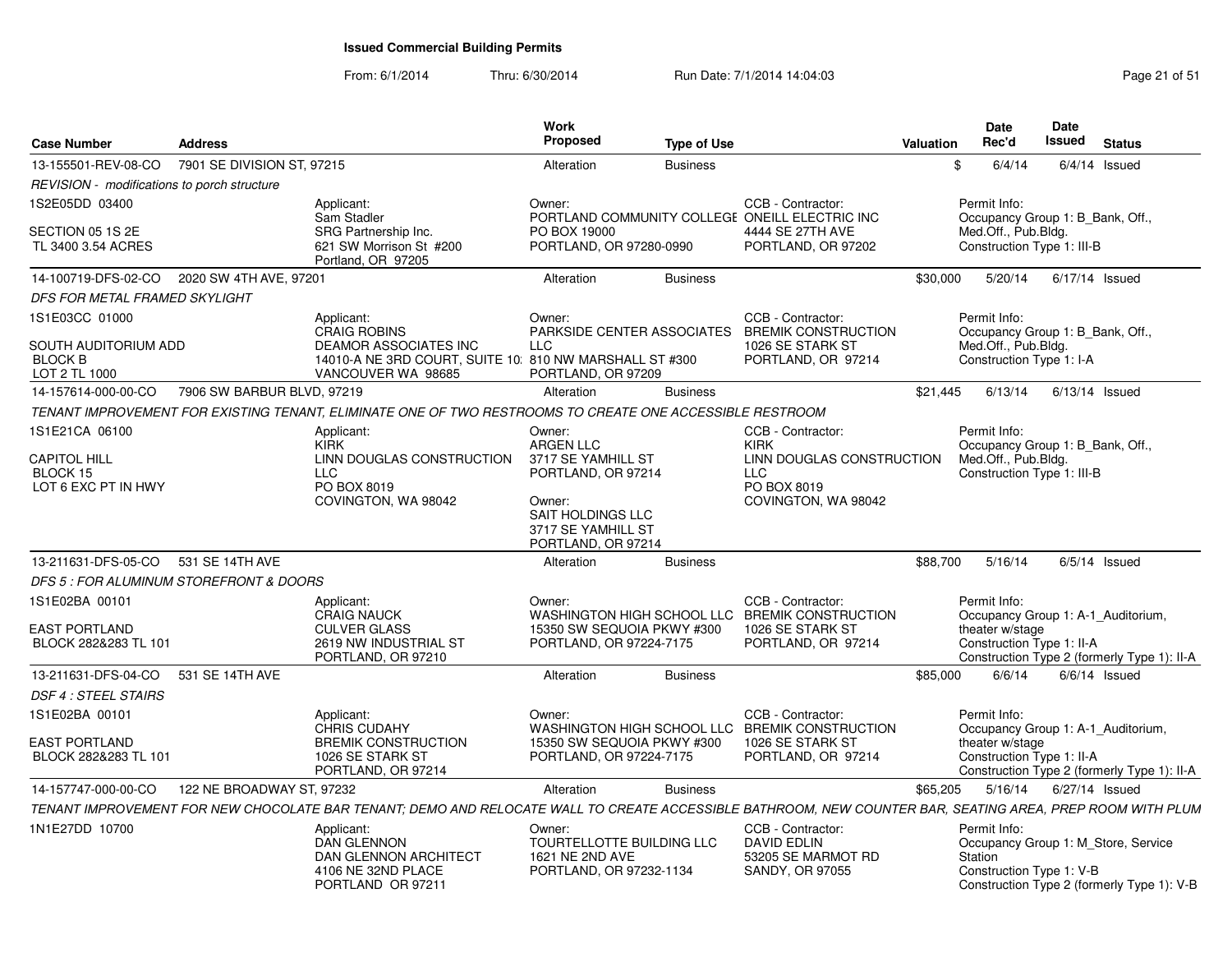# Issued Commercial Building Permits

From: 6/1/2014 Thru: 6/30/2014 Run Date: 7/1/2014 14:04:03

| Case Number | Address | | Work Proposed | Type of Use | | Valuation | Date Rec'd | Date Issued | Status |
|---|---|---|---|---|---|---|---|---|---|
| 13-155501-REV-08-CO | 7901 SE DIVISION ST, 97215 | | Alteration | Business | | $ | 6/4/14 | 6/4/14 | Issued |
| REVISION - modifications to porch structure | | | | | | | | | |
| 1S2E05DD 03400<br><br>SECTION 05 1S 2E<br>TL 3400 3.54 ACRES | | Applicant:<br>Sam Stadler<br>SRG Partnership Inc.<br>621 SW Morrison St #200<br>Portland, OR 97205 | Owner:<br>PORTLAND COMMUNITY COLLEGE<br>PO BOX 19000<br>PORTLAND, OR 97280-0990 | | CCB - Contractor:<br>ONEILL ELECTRIC INC<br>4444 SE 27TH AVE<br>PORTLAND, OR 97202 | | Permit Info:<br>Occupancy Group 1: B_Bank, Off., Med.Off., Pub.Bldg.<br>Construction Type 1: III-B | | |
| 14-100719-DFS-02-CO | 2020 SW 4TH AVE, 97201 | | Alteration | Business | | $30,000 | 5/20/14 | 6/17/14 | Issued |
| DFS FOR METAL FRAMED SKYLIGHT | | | | | | | | | |
| 1S1E03CC 01000<br><br>SOUTH AUDITORIUM ADD<br>BLOCK B<br>LOT 2 TL 1000 | | Applicant:<br>CRAIG ROBINS<br>DEAMOR ASSOCIATES INC<br>14010-A NE 3RD COURT, SUITE 10:<br>VANCOUVER WA 98685 | Owner:<br>PARKSIDE CENTER ASSOCIATES LLC<br>810 NW MARSHALL ST #300<br>PORTLAND, OR 97209 | | CCB - Contractor:<br>BREMIK CONSTRUCTION<br>1026 SE STARK ST<br>PORTLAND, OR 97214 | | Permit Info:<br>Occupancy Group 1: B_Bank, Off., Med.Off., Pub.Bldg.<br>Construction Type 1: I-A | | |
| 14-157614-000-00-CO | 7906 SW BARBUR BLVD, 97219 | | Alteration | Business | | $21,445 | 6/13/14 | 6/13/14 | Issued |
| TENANT IMPROVEMENT FOR EXISTING TENANT, ELIMINATE ONE OF TWO RESTROOMS TO CREATE ONE ACCESSIBLE RESTROOM | | | | | | | | | |
| 1S1E21CA 06100<br><br>CAPITOL HILL<br>BLOCK 15<br>LOT 6 EXC PT IN HWY | | Applicant:<br>KIRK<br>LINN DOUGLAS CONSTRUCTION LLC<br>PO BOX 8019<br>COVINGTON, WA 98042 | Owner:<br>ARGEN LLC<br>3717 SE YAMHILL ST<br>PORTLAND, OR 97214<br><br>Owner:<br>SAIT HOLDINGS LLC<br>3717 SE YAMHILL ST<br>PORTLAND, OR 97214 | | CCB - Contractor:<br>KIRK<br>LINN DOUGLAS CONSTRUCTION LLC<br>PO BOX 8019<br>COVINGTON, WA 98042 | | Permit Info:<br>Occupancy Group 1: B_Bank, Off., Med.Off., Pub.Bldg.<br>Construction Type 1: III-B | | |
| 13-211631-DFS-05-CO | 531 SE 14TH AVE | | Alteration | Business | | $88,700 | 5/16/14 | 6/5/14 | Issued |
| DFS 5 : FOR ALUMINUM STOREFRONT & DOORS | | | | | | | | | |
| 1S1E02BA 00101<br><br>EAST PORTLAND<br>BLOCK 282&283 TL 101 | | Applicant:<br>CRAIG NAUCK<br>CULVER GLASS<br>2619 NW INDUSTRIAL ST<br>PORTLAND, OR 97210 | Owner:<br>WASHINGTON HIGH SCHOOL LLC<br>15350 SW SEQUOIA PKWY #300<br>PORTLAND, OR 97224-7175 | | CCB - Contractor:<br>BREMIK CONSTRUCTION<br>1026 SE STARK ST<br>PORTLAND, OR 97214 | | Permit Info:<br>Occupancy Group 1: A-1_Auditorium, theater w/stage<br>Construction Type 1: II-A<br>Construction Type 2 (formerly Type 1): II-A | | |
| 13-211631-DFS-04-CO | 531 SE 14TH AVE | | Alteration | Business | | $85,000 | 6/6/14 | 6/6/14 | Issued |
| DSF 4 : STEEL STAIRS | | | | | | | | | |
| 1S1E02BA 00101<br><br>EAST PORTLAND<br>BLOCK 282&283 TL 101 | | Applicant:<br>CHRIS CUDAHY<br>BREMIK CONSTRUCTION<br>1026 SE STARK ST<br>PORTLAND, OR 97214 | Owner:<br>WASHINGTON HIGH SCHOOL LLC<br>15350 SW SEQUOIA PKWY #300<br>PORTLAND, OR 97224-7175 | | CCB - Contractor:<br>BREMIK CONSTRUCTION<br>1026 SE STARK ST<br>PORTLAND, OR 97214 | | Permit Info:<br>Occupancy Group 1: A-1_Auditorium, theater w/stage<br>Construction Type 1: II-A<br>Construction Type 2 (formerly Type 1): II-A | | |
| 14-157747-000-00-CO | 122 NE BROADWAY ST, 97232 | | Alteration | Business | | $65,205 | 5/16/14 | 6/27/14 | Issued |
| TENANT IMPROVEMENT FOR NEW CHOCOLATE BAR TENANT; DEMO AND RELOCATE WALL TO CREATE ACCESSIBLE BATHROOM, NEW COUNTER BAR, SEATING AREA, PREP ROOM WITH PLUM | | | | | | | | | |
| 1N1E27DD 10700 | | Applicant:<br>DAN GLENNON<br>DAN GLENNON ARCHITECT<br>4106 NE 32ND PLACE<br>PORTLAND OR 97211 | Owner:<br>TOURTELLOTTE BUILDING LLC<br>1621 NE 2ND AVE<br>PORTLAND, OR 97232-1134 | | CCB - Contractor:<br>DAVID EDLIN<br>53205 SE MARMOT RD<br>SANDY, OR 97055 | | Permit Info:<br>Occupancy Group 1: M_Store, Service Station<br>Construction Type 1: V-B<br>Construction Type 2 (formerly Type 1): V-B | | |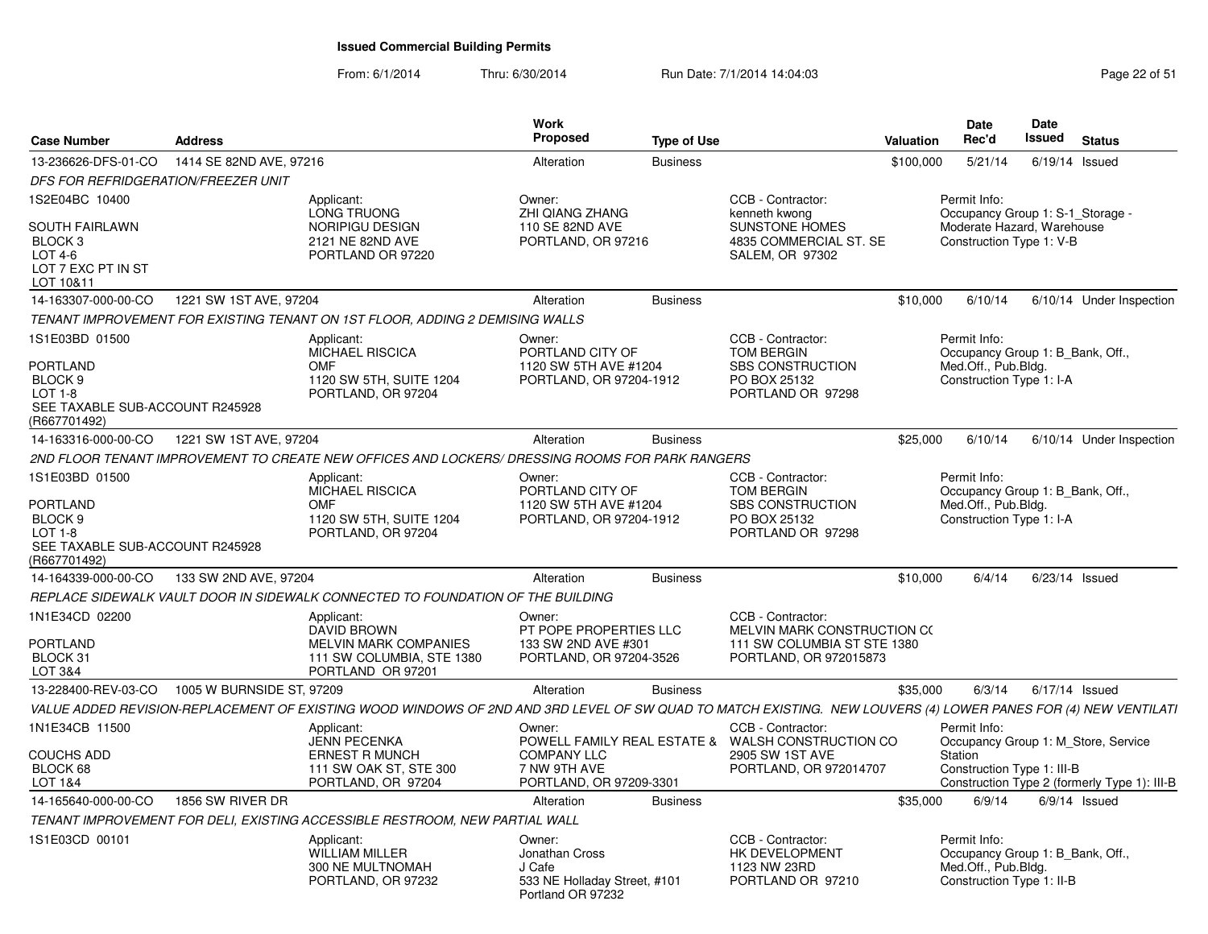# Issued Commercial Building Permits

From: 6/1/2014 Thru: 6/30/2014 Run Date: 7/1/2014 14:04:03

| Case Number | Address | Work Proposed | Type of Use | Valuation | Date Rec'd | Date Issued | Status |
|---|---|---|---|---|---|---|---|
| 13-236626-DFS-01-CO | 1414 SE 82ND AVE, 97216 | Alteration | Business | $100,000 | 5/21/14 | 6/19/14 | Issued |

*DFS FOR REFRIDGERATION/FREEZER UNIT*

1S2E04BC 10400

SOUTH FAIRLAWN
BLOCK 3
LOT 4-6
LOT 7 EXC PT IN ST
LOT 10&11

Applicant:
LONG TRUONG
NORIPIGU DESIGN
2121 NE 82ND AVE
PORTLAND OR 97220

Owner:
ZHI QIANG ZHANG
110 SE 82ND AVE
PORTLAND, OR 97216

CCB - Contractor:
kenneth kwong
SUNSTONE HOMES
4835 COMMERCIAL ST. SE
SALEM, OR 97302

Permit Info:
Occupancy Group 1: S-1_Storage - Moderate Hazard, Warehouse
Construction Type 1: V-B

---

| Case Number | Address | Work Proposed | Type of Use | Valuation | Date Rec'd | Date Issued | Status |
|---|---|---|---|---|---|---|---|
| 14-163307-000-00-CO | 1221 SW 1ST AVE, 97204 | Alteration | Business | $10,000 | 6/10/14 | 6/10/14 | Under Inspection |

*TENANT IMPROVEMENT FOR EXISTING TENANT ON 1ST FLOOR, ADDING 2 DEMISING WALLS*

1S1E03BD 01500

PORTLAND
BLOCK 9
LOT 1-8
SEE TAXABLE SUB-ACCOUNT R245928
(R667701492)

Applicant:
MICHAEL RISCICA
OMF
1120 SW 5TH, SUITE 1204
PORTLAND, OR 97204

Owner:
PORTLAND CITY OF
1120 SW 5TH AVE #1204
PORTLAND, OR 97204-1912

CCB - Contractor:
TOM BERGIN
SBS CONSTRUCTION
PO BOX 25132
PORTLAND OR 97298

Permit Info:
Occupancy Group 1: B_Bank, Off., Med.Off., Pub.Bldg.
Construction Type 1: I-A

---

| Case Number | Address | Work Proposed | Type of Use | Valuation | Date Rec'd | Date Issued | Status |
|---|---|---|---|---|---|---|---|
| 14-163316-000-00-CO | 1221 SW 1ST AVE, 97204 | Alteration | Business | $25,000 | 6/10/14 | 6/10/14 | Under Inspection |

*2ND FLOOR TENANT IMPROVEMENT TO CREATE NEW OFFICES AND LOCKERS/ DRESSING ROOMS FOR PARK RANGERS*

1S1E03BD 01500

PORTLAND
BLOCK 9
LOT 1-8
SEE TAXABLE SUB-ACCOUNT R245928
(R667701492)

Applicant:
MICHAEL RISCICA
OMF
1120 SW 5TH, SUITE 1204
PORTLAND, OR 97204

Owner:
PORTLAND CITY OF
1120 SW 5TH AVE #1204
PORTLAND, OR 97204-1912

CCB - Contractor:
TOM BERGIN
SBS CONSTRUCTION
PO BOX 25132
PORTLAND OR 97298

Permit Info:
Occupancy Group 1: B_Bank, Off., Med.Off., Pub.Bldg.
Construction Type 1: I-A

---

| Case Number | Address | Work Proposed | Type of Use | Valuation | Date Rec'd | Date Issued | Status |
|---|---|---|---|---|---|---|---|
| 14-164339-000-00-CO | 133 SW 2ND AVE, 97204 | Alteration | Business | $10,000 | 6/4/14 | 6/23/14 | Issued |

*REPLACE SIDEWALK VAULT DOOR IN SIDEWALK CONNECTED TO FOUNDATION OF THE BUILDING*

1N1E34CD 02200

PORTLAND
BLOCK 31
LOT 3&4

Applicant:
DAVID BROWN
MELVIN MARK COMPANIES
111 SW COLUMBIA, STE 1380
PORTLAND OR 97201

Owner:
PT POPE PROPERTIES LLC
133 SW 2ND AVE #301
PORTLAND, OR 97204-3526

CCB - Contractor:
MELVIN MARK CONSTRUCTION C(
111 SW COLUMBIA ST STE 1380
PORTLAND, OR 972015873

---

| Case Number | Address | Work Proposed | Type of Use | Valuation | Date Rec'd | Date Issued | Status |
|---|---|---|---|---|---|---|---|
| 13-228400-REV-03-CO | 1005 W BURNSIDE ST, 97209 | Alteration | Business | $35,000 | 6/3/14 | 6/17/14 | Issued |

*VALUE ADDED REVISION-REPLACEMENT OF EXISTING WOOD WINDOWS OF 2ND AND 3RD LEVEL OF SW QUAD TO MATCH EXISTING. NEW LOUVERS (4) LOWER PANES FOR (4) NEW VENTILATI*

1N1E34CB 11500

COUCHS ADD
BLOCK 68
LOT 1&4

Applicant:
JENN PECENKA
ERNEST R MUNCH
111 SW OAK ST, STE 300
PORTLAND, OR 97204

Owner:
POWELL FAMILY REAL ESTATE &
COMPANY LLC
7 NW 9TH AVE
PORTLAND, OR 97209-3301

CCB - Contractor:
WALSH CONSTRUCTION CO
2905 SW 1ST AVE
PORTLAND, OR 972014707

Permit Info:
Occupancy Group 1: M_Store, Service Station
Construction Type 1: III-B
Construction Type 2 (formerly Type 1): III-B

---

| Case Number | Address | Work Proposed | Type of Use | Valuation | Date Rec'd | Date Issued | Status |
|---|---|---|---|---|---|---|---|
| 14-165640-000-00-CO | 1856 SW RIVER DR | Alteration | Business | $35,000 | 6/9/14 | 6/9/14 | Issued |

*TENANT IMPROVEMENT FOR DELI, EXISTING ACCESSIBLE RESTROOM, NEW PARTIAL WALL*

1S1E03CD 00101

Applicant:
WILLIAM MILLER
300 NE MULTNOMAH
PORTLAND, OR 97232

Owner:
Jonathan Cross
J Cafe
533 NE Holladay Street, #101
Portland OR 97232

CCB - Contractor:
HK DEVELOPMENT
1123 NW 23RD
PORTLAND OR 97210

Permit Info:
Occupancy Group 1: B_Bank, Off., Med.Off., Pub.Bldg.
Construction Type 1: II-B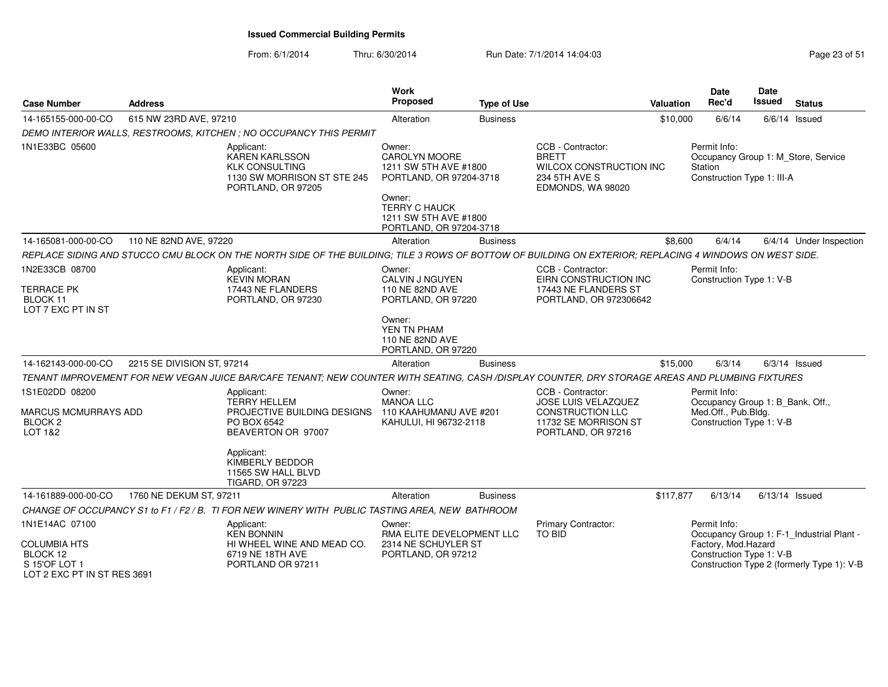# Issued Commercial Building Permits

From: 6/1/2014 Thru: 6/30/2014 Run Date: 7/1/2014 14:04:03

| Case Number | Address | Work Proposed | Type of Use | Valuation | Date Rec'd | Date Issued | Status |
|---|---|---|---|---|---|---|---|
| 14-165155-000-00-CO | 615 NW 23RD AVE, 97210 | Alteration | Business | $10,000 | 6/6/14 | 6/6/14 | Issued |

*DEMO INTERIOR WALLS, RESTROOMS, KITCHEN ; NO OCCUPANCY THIS PERMIT*

1N1E33BC 05600

Applicant:
KAREN KARLSSON
KLK CONSULTING
1130 SW MORRISON ST STE 245
PORTLAND, OR 97205

Owner:
CAROLYN MOORE
1211 SW 5TH AVE #1800
PORTLAND, OR 97204-3718

Owner:
TERRY C HAUCK
1211 SW 5TH AVE #1800
PORTLAND, OR 97204-3718

CCB - Contractor:
BRETT
WILCOX CONSTRUCTION INC
234 5TH AVE S
EDMONDS, WA 98020

Permit Info:
Occupancy Group 1: M_Store, Service Station
Construction Type 1: III-A

---

| Case Number | Address | Work Proposed | Type of Use | Valuation | Date Rec'd | Date Issued | Status |
|---|---|---|---|---|---|---|---|
| 14-165081-000-00-CO | 110 NE 82ND AVE, 97220 | Alteration | Business | $8,600 | 6/4/14 | 6/4/14 | Under Inspection |

*REPLACE SIDING AND STUCCO CMU BLOCK ON THE NORTH SIDE OF THE BUILDING; TILE 3 ROWS OF BOTTOW OF BUILDING ON EXTERIOR; REPLACING 4 WINDOWS ON WEST SIDE.*

1N2E33CB 08700

TERRACE PK
BLOCK 11
LOT 7 EXC PT IN ST

Applicant:
KEVIN MORAN
17443 NE FLANDERS
PORTLAND, OR 97230

Owner:
CALVIN J NGUYEN
110 NE 82ND AVE
PORTLAND, OR 97220

Owner:
YEN TN PHAM
110 NE 82ND AVE
PORTLAND, OR 97220

CCB - Contractor:
EIRN CONSTRUCTION INC
17443 NE FLANDERS ST
PORTLAND, OR 972306642

Permit Info:
Construction Type 1: V-B

---

| Case Number | Address | Work Proposed | Type of Use | Valuation | Date Rec'd | Date Issued | Status |
|---|---|---|---|---|---|---|---|
| 14-162143-000-00-CO | 2215 SE DIVISION ST, 97214 | Alteration | Business | $15,000 | 6/3/14 | 6/3/14 | Issued |

*TENANT IMPROVEMENT FOR NEW VEGAN JUICE BAR/CAFE TENANT; NEW COUNTER WITH SEATING, CASH /DISPLAY COUNTER, DRY STORAGE AREAS AND PLUMBING FIXTURES*

1S1E02DD 08200

MARCUS MCMURRAYS ADD
BLOCK 2
LOT 1&2

Applicant:
TERRY HELLEM
PROJECTIVE BUILDING DESIGNS
PO BOX 6542
BEAVERTON OR 97007

Applicant:
KIMBERLY BEDDOR
11565 SW HALL BLVD
TIGARD, OR 97223

Owner:
MANOA LLC
110 KAAHUMANU AVE #201
KAHULUI, HI 96732-2118

CCB - Contractor:
JOSE LUIS VELAZQUEZ
CONSTRUCTION LLC
11732 SE MORRISON ST
PORTLAND, OR 97216

Permit Info:
Occupancy Group 1: B_Bank, Off., Med.Off., Pub.Bldg.
Construction Type 1: V-B

---

| Case Number | Address | Work Proposed | Type of Use | Valuation | Date Rec'd | Date Issued | Status |
|---|---|---|---|---|---|---|---|
| 14-161889-000-00-CO | 1760 NE DEKUM ST, 97211 | Alteration | Business | $117,877 | 6/13/14 | 6/13/14 | Issued |

*CHANGE OF OCCUPANCY S1 to F1 / F2 / B. TI FOR NEW WINERY WITH PUBLIC TASTING AREA, NEW BATHROOM*

1N1E14AC 07100

COLUMBIA HTS
BLOCK 12
S 15'OF LOT 1
LOT 2 EXC PT IN ST RES 3691

Applicant:
KEN BONNIN
HI WHEEL WINE AND MEAD CO.
6719 NE 18TH AVE
PORTLAND OR 97211

Owner:
RMA ELITE DEVELOPMENT LLC
2314 NE SCHUYLER ST
PORTLAND, OR 97212

Primary Contractor:
TO BID

Permit Info:
Occupancy Group 1: F-1_Industrial Plant - Factory, Mod.Hazard
Construction Type 1: V-B
Construction Type 2 (formerly Type 1): V-B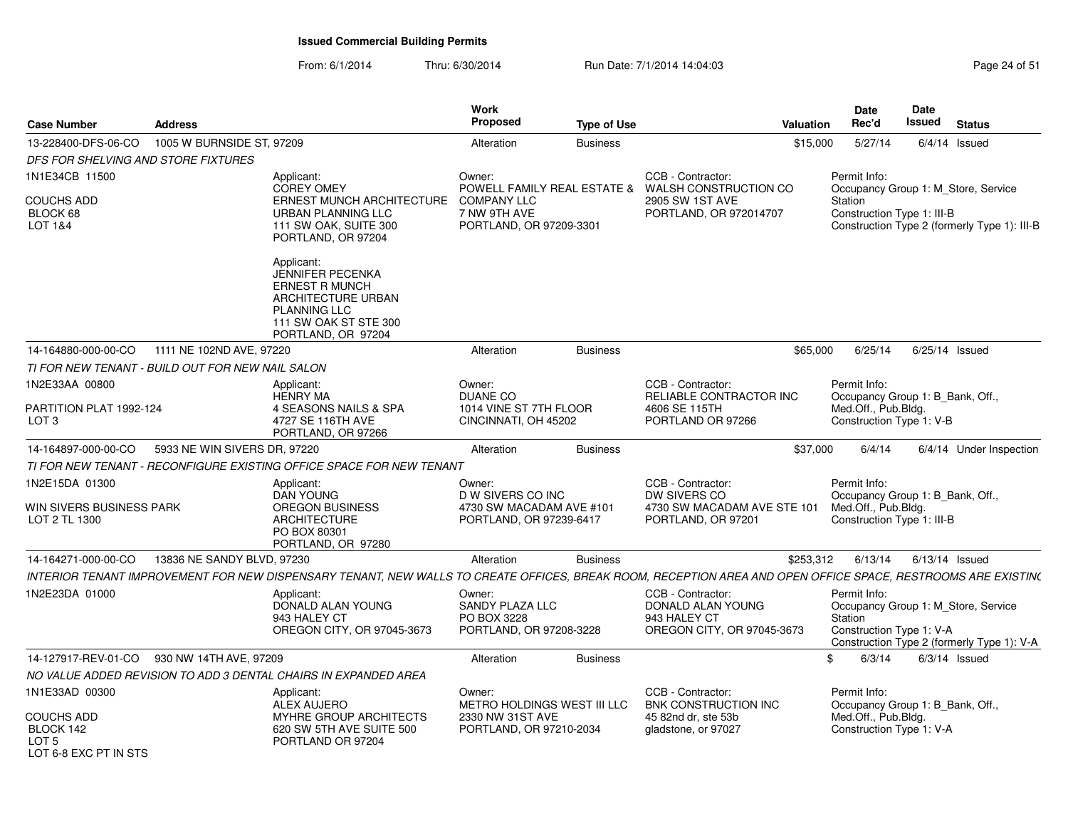**Issued Commercial Building Permits**

From: 6/1/2014 Thru: 6/30/2014 Run Date: 7/1/2014 14:04:03

| Case Number | Address | Work Proposed | Type of Use | Valuation | Date Rec'd | Date Issued | Status |
|---|---|---|---|---|---|---|---|
| 13-228400-DFS-06-CO | 1005 W BURNSIDE ST, 97209 | Alteration | Business | $15,000 | 5/27/14 | 6/4/14 | Issued |

*DFS FOR SHELVING AND STORE FIXTURES*

1N1E34CB 11500
COUCHS ADD
BLOCK 68
LOT 1&4

Applicant:
COREY OMEY
ERNEST MUNCH ARCHITECTURE URBAN PLANNING LLC
111 SW OAK, SUITE 300
PORTLAND, OR 97204

Applicant:
JENNIFER PECENKA
ERNEST R MUNCH ARCHITECTURE URBAN PLANNING LLC
111 SW OAK ST STE 300
PORTLAND, OR 97204

Owner:
POWELL FAMILY REAL ESTATE & COMPANY LLC
7 NW 9TH AVE
PORTLAND, OR 97209-3301

CCB - Contractor:
WALSH CONSTRUCTION CO
2905 SW 1ST AVE
PORTLAND, OR 972014707

Permit Info:
Occupancy Group 1: M_Store, Service Station
Construction Type 1: III-B
Construction Type 2 (formerly Type 1): III-B

---

| Case Number | Address | Work Proposed | Type of Use | Valuation | Date Rec'd | Date Issued | Status |
|---|---|---|---|---|---|---|---|
| 14-164880-000-00-CO | 1111 NE 102ND AVE, 97220 | Alteration | Business | $65,000 | 6/25/14 | 6/25/14 | Issued |

*TI FOR NEW TENANT - BUILD OUT FOR NEW NAIL SALON*

1N2E33AA 00800
PARTITION PLAT 1992-124
LOT 3

Applicant:
HENRY MA
4 SEASONS NAILS & SPA
4727 SE 116TH AVE
PORTLAND, OR 97266

Owner:
DUANE CO
1014 VINE ST 7TH FLOOR
CINCINNATI, OH 45202

CCB - Contractor:
RELIABLE CONTRACTOR INC
4606 SE 115TH
PORTLAND OR 97266

Permit Info:
Occupancy Group 1: B_Bank, Off., Med.Off., Pub.Bldg.
Construction Type 1: V-B

---

| Case Number | Address | Work Proposed | Type of Use | Valuation | Date Rec'd | Date Issued | Status |
|---|---|---|---|---|---|---|---|
| 14-164897-000-00-CO | 5933 NE WIN SIVERS DR, 97220 | Alteration | Business | $37,000 | 6/4/14 | 6/4/14 | Under Inspection |

*TI FOR NEW TENANT - RECONFIGURE EXISTING OFFICE SPACE FOR NEW TENANT*

1N2E15DA 01300
WIN SIVERS BUSINESS PARK
LOT 2 TL 1300

Applicant:
DAN YOUNG
OREGON BUSINESS ARCHITECTURE
PO BOX 80301
PORTLAND, OR 97280

Owner:
D W SIVERS CO INC
4730 SW MACADAM AVE #101
PORTLAND, OR 97239-6417

CCB - Contractor:
DW SIVERS CO
4730 SW MACADAM AVE STE 101
PORTLAND, OR 97201

Permit Info:
Occupancy Group 1: B_Bank, Off., Med.Off., Pub.Bldg.
Construction Type 1: III-B

---

| Case Number | Address | Work Proposed | Type of Use | Valuation | Date Rec'd | Date Issued | Status |
|---|---|---|---|---|---|---|---|
| 14-164271-000-00-CO | 13836 NE SANDY BLVD, 97230 | Alteration | Business | $253,312 | 6/13/14 | 6/13/14 | Issued |

*INTERIOR TENANT IMPROVEMENT FOR NEW DISPENSARY TENANT, NEW WALLS TO CREATE OFFICES, BREAK ROOM, RECEPTION AREA AND OPEN OFFICE SPACE, RESTROOMS ARE EXISTINC*

1N2E23DA 01000

Applicant:
DONALD ALAN YOUNG
943 HALEY CT
OREGON CITY, OR 97045-3673

Owner:
SANDY PLAZA LLC
PO BOX 3228
PORTLAND, OR 97208-3228

CCB - Contractor:
DONALD ALAN YOUNG
943 HALEY CT
OREGON CITY, OR 97045-3673

Permit Info:
Occupancy Group 1: M_Store, Service Station
Construction Type 1: V-A
Construction Type 2 (formerly Type 1): V-A

---

| Case Number | Address | Work Proposed | Type of Use | Valuation | Date Rec'd | Date Issued | Status |
|---|---|---|---|---|---|---|---|
| 14-127917-REV-01-CO | 930 NW 14TH AVE, 97209 | Alteration | Business | $ | 6/3/14 | 6/3/14 | Issued |

*NO VALUE ADDED REVISION TO ADD 3 DENTAL CHAIRS IN EXPANDED AREA*

1N1E33AD 00300
COUCHS ADD
BLOCK 142
LOT 5
LOT 6-8 EXC PT IN STS

Applicant:
ALEX AUJERO
MYHRE GROUP ARCHITECTS
620 SW 5TH AVE SUITE 500
PORTLAND OR 97204

Owner:
METRO HOLDINGS WEST III LLC
2330 NW 31ST AVE
PORTLAND, OR 97210-2034

CCB - Contractor:
BNK CONSTRUCTION INC
45 82nd dr, ste 53b
gladstone, or 97027

Permit Info:
Occupancy Group 1: B_Bank, Off., Med.Off., Pub.Bldg.
Construction Type 1: V-A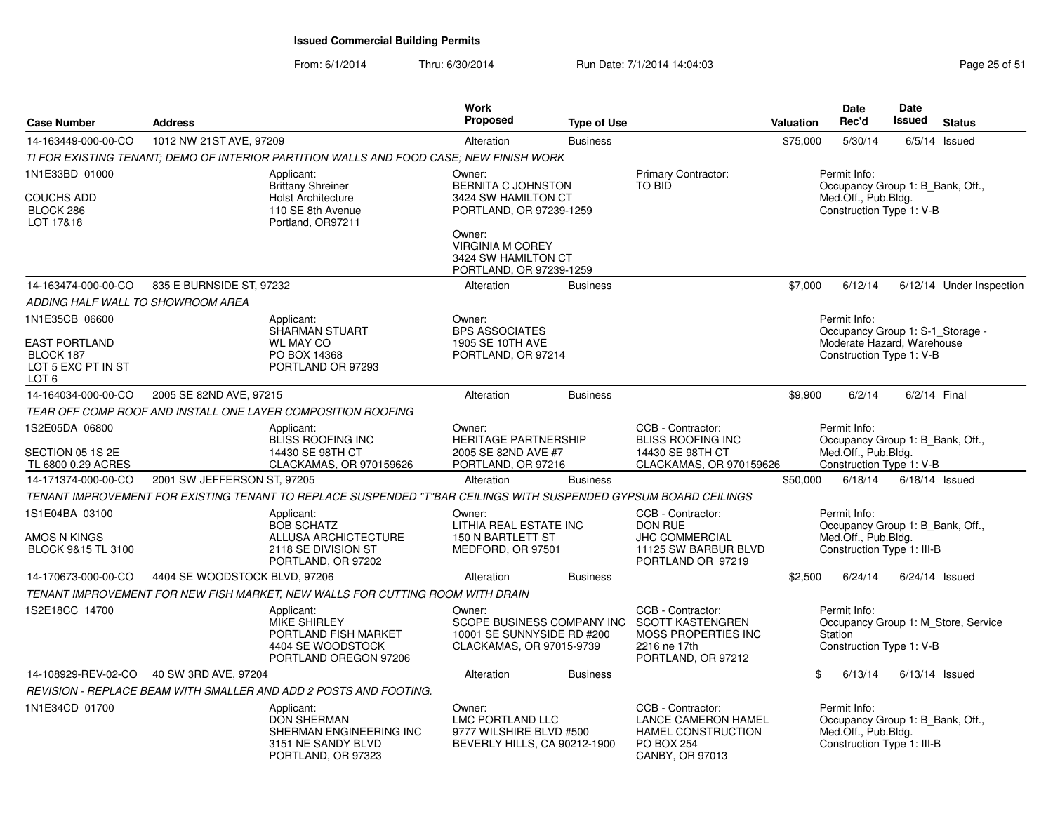# Issued Commercial Building Permits

From: 6/1/2014 Thru: 6/30/2014 Run Date: 7/1/2014 14:04:03

| Case Number | Address | Work Proposed | Type of Use | Valuation | Date Rec'd | Date Issued | Status |
|---|---|---|---|---|---|---|---|
| 14-163449-000-00-CO | 1012 NW 21ST AVE, 97209 | Alteration | Business | $75,000 | 5/30/14 | 6/5/14 | Issued |

*TI FOR EXISTING TENANT; DEMO OF INTERIOR PARTITION WALLS AND FOOD CASE; NEW FINISH WORK*

1N1E33BD 01000
COUCHS ADD
BLOCK 286
LOT 17&18

Applicant: Brittany Shreiner, Holst Architecture, 110 SE 8th Avenue, Portland, OR97211

Owner: BERNITA C JOHNSTON, 3424 SW HAMILTON CT, PORTLAND, OR 97239-1259

Owner: VIRGINIA M COREY, 3424 SW HAMILTON CT, PORTLAND, OR 97239-1259

Primary Contractor: TO BID

Permit Info: Occupancy Group 1: B_Bank, Off., Med.Off., Pub.Bldg. Construction Type 1: V-B

---

| Case Number | Address | Work Proposed | Type of Use | Valuation | Date Rec'd | Date Issued | Status |
|---|---|---|---|---|---|---|---|
| 14-163474-000-00-CO | 835 E BURNSIDE ST, 97232 | Alteration | Business | $7,000 | 6/12/14 | 6/12/14 | Under Inspection |

*ADDING HALF WALL TO SHOWROOM AREA*

1N1E35CB 06600
EAST PORTLAND
BLOCK 187
LOT 5 EXC PT IN ST
LOT 6

Applicant: SHARMAN STUART, WL MAY CO, PO BOX 14368, PORTLAND OR 97293

Owner: BPS ASSOCIATES, 1905 SE 10TH AVE, PORTLAND, OR 97214

Permit Info: Occupancy Group 1: S-1_Storage - Moderate Hazard, Warehouse. Construction Type 1: V-B

---

| Case Number | Address | Work Proposed | Type of Use | Valuation | Date Rec'd | Date Issued | Status |
|---|---|---|---|---|---|---|---|
| 14-164034-000-00-CO | 2005 SE 82ND AVE, 97215 | Alteration | Business | $9,900 | 6/2/14 | 6/2/14 | Final |

*TEAR OFF COMP ROOF AND INSTALL ONE LAYER COMPOSITION ROOFING*

1S2E05DA 06800
SECTION 05 1S 2E
TL 6800 0.29 ACRES

Applicant: BLISS ROOFING INC, 14430 SE 98TH CT, CLACKAMAS, OR 970159626

Owner: HERITAGE PARTNERSHIP, 2005 SE 82ND AVE #7, PORTLAND, OR 97216

CCB - Contractor: BLISS ROOFING INC, 14430 SE 98TH CT, CLACKAMAS, OR 970159626

Permit Info: Occupancy Group 1: B_Bank, Off., Med.Off., Pub.Bldg. Construction Type 1: V-B

---

| Case Number | Address | Work Proposed | Type of Use | Valuation | Date Rec'd | Date Issued | Status |
|---|---|---|---|---|---|---|---|
| 14-171374-000-00-CO | 2001 SW JEFFERSON ST, 97205 | Alteration | Business | $50,000 | 6/18/14 | 6/18/14 | Issued |

*TENANT IMPROVEMENT FOR EXISTING TENANT TO REPLACE SUSPENDED "T"BAR CEILINGS WITH SUSPENDED GYPSUM BOARD CEILINGS*

1S1E04BA 03100
AMOS N KINGS
BLOCK 9&15 TL 3100

Applicant: BOB SCHATZ, ALLUSA ARCHICTECTURE, 2118 SE DIVISION ST, PORTLAND, OR 97202

Owner: LITHIA REAL ESTATE INC, 150 N BARTLETT ST, MEDFORD, OR 97501

CCB - Contractor: DON RUE, JHC COMMERCIAL, 11125 SW BARBUR BLVD, PORTLAND OR 97219

Permit Info: Occupancy Group 1: B_Bank, Off., Med.Off., Pub.Bldg. Construction Type 1: III-B

---

| Case Number | Address | Work Proposed | Type of Use | Valuation | Date Rec'd | Date Issued | Status |
|---|---|---|---|---|---|---|---|
| 14-170673-000-00-CO | 4404 SE WOODSTOCK BLVD, 97206 | Alteration | Business | $2,500 | 6/24/14 | 6/24/14 | Issued |

*TENANT IMPROVEMENT FOR NEW FISH MARKET, NEW WALLS FOR CUTTING ROOM WITH DRAIN*

1S2E18CC 14700

Applicant: MIKE SHIRLEY, PORTLAND FISH MARKET, 4404 SE WOODSTOCK, PORTLAND OREGON 97206

Owner: SCOPE BUSINESS COMPANY INC, 10001 SE SUNNYSIDE RD #200, CLACKAMAS, OR 97015-9739

CCB - Contractor: SCOTT KASTENGREN, MOSS PROPERTIES INC, 2216 ne 17th, PORTLAND, OR 97212

Permit Info: Occupancy Group 1: M_Store, Service Station. Construction Type 1: V-B

---

| Case Number | Address | Work Proposed | Type of Use | Valuation | Date Rec'd | Date Issued | Status |
|---|---|---|---|---|---|---|---|
| 14-108929-REV-02-CO | 40 SW 3RD AVE, 97204 | Alteration | Business | $ | 6/13/14 | 6/13/14 | Issued |

*REVISION - REPLACE BEAM WITH SMALLER AND ADD 2 POSTS AND FOOTING.*

1N1E34CD 01700

Applicant: DON SHERMAN, SHERMAN ENGINEERING INC, 3151 NE SANDY BLVD, PORTLAND, OR 97323

Owner: LMC PORTLAND LLC, 9777 WILSHIRE BLVD #500, BEVERLY HILLS, CA 90212-1900

CCB - Contractor: LANCE CAMERON HAMEL, HAMEL CONSTRUCTION, PO BOX 254, CANBY, OR 97013

Permit Info: Occupancy Group 1: B_Bank, Off., Med.Off., Pub.Bldg. Construction Type 1: III-B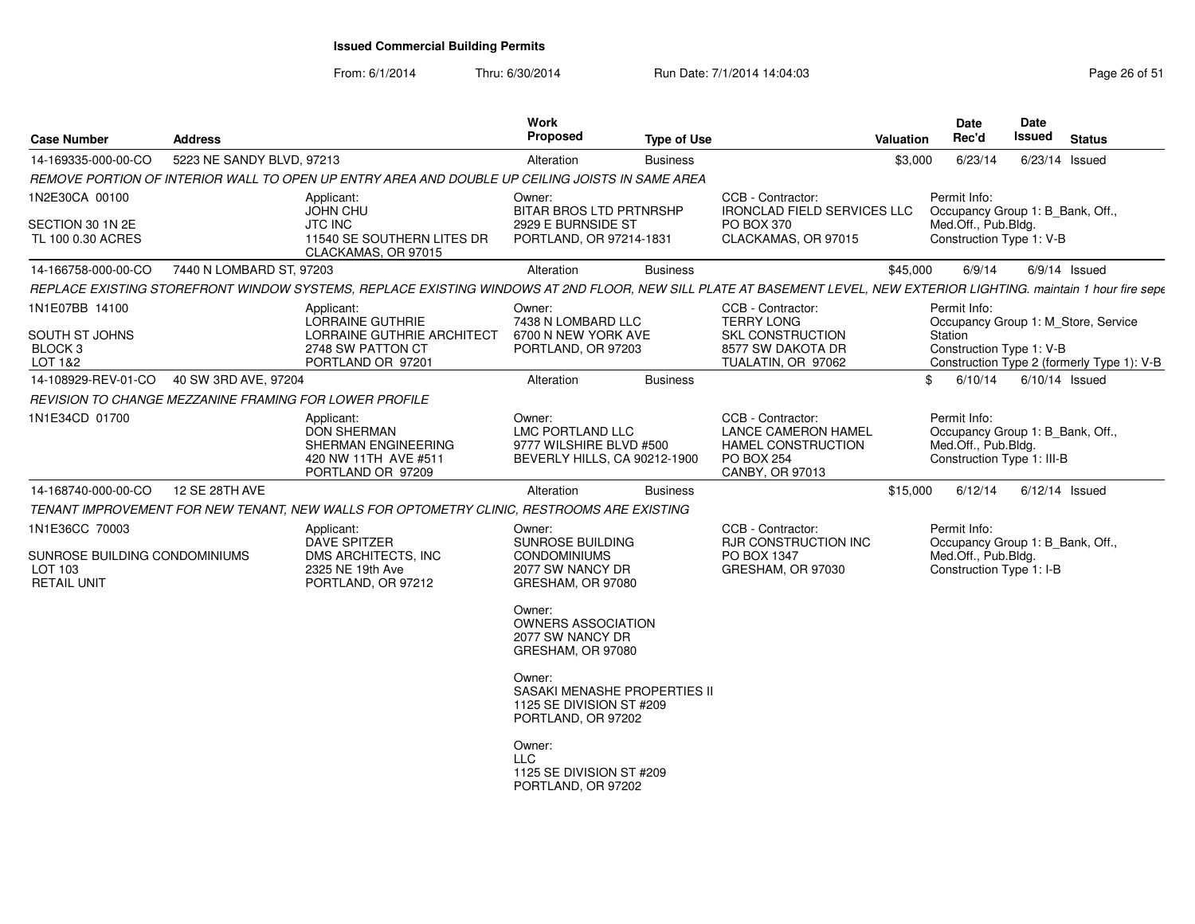**Issued Commercial Building Permits**

From: 6/1/2014 Thru: 6/30/2014 Run Date: 7/1/2014 14:04:03

| Case Number | Address | Work Proposed | Type of Use | Valuation | Date Rec'd | Date Issued | Status |
|---|---|---|---|---|---|---|---|
| 14-169335-000-00-CO | 5223 NE SANDY BLVD, 97213 | Alteration | Business | $3,000 | 6/23/14 | 6/23/14 | Issued |

*REMOVE PORTION OF INTERIOR WALL TO OPEN UP ENTRY AREA AND DOUBLE UP CEILING JOISTS IN SAME AREA*

1N2E30CA 00100
SECTION 30 1N 2E
TL 100 0.30 ACRES

Applicant: JOHN CHU, JTC INC, 11540 SE SOUTHERN LITES DR, CLACKAMAS, OR 97015

Owner: BITAR BROS LTD PRTNRSHP, 2929 E BURNSIDE ST, PORTLAND, OR 97214-1831

CCB - Contractor: IRONCLAD FIELD SERVICES LLC, PO BOX 370, CLACKAMAS, OR 97015

Permit Info: Occupancy Group 1: B_Bank, Off., Med.Off., Pub.Bldg. Construction Type 1: V-B

---

| Case Number | Address | Work Proposed | Type of Use | Valuation | Date Rec'd | Date Issued | Status |
|---|---|---|---|---|---|---|---|
| 14-166758-000-00-CO | 7440 N LOMBARD ST, 97203 | Alteration | Business | $45,000 | 6/9/14 | 6/9/14 | Issued |

*REPLACE EXISTING STOREFRONT WINDOW SYSTEMS, REPLACE EXISTING WINDOWS AT 2ND FLOOR, NEW SILL PLATE AT BASEMENT LEVEL, NEW EXTERIOR LIGHTING. maintain 1 hour fire sepe*

1N1E07BB 14100
SOUTH ST JOHNS
BLOCK 3
LOT 1&2

Applicant: LORRAINE GUTHRIE, LORRAINE GUTHRIE ARCHITECT, 2748 SW PATTON CT, PORTLAND OR 97201

Owner: 7438 N LOMBARD LLC, 6700 N NEW YORK AVE, PORTLAND, OR 97203

CCB - Contractor: TERRY LONG, SKL CONSTRUCTION, 8577 SW DAKOTA DR, TUALATIN, OR 97062

Permit Info: Occupancy Group 1: M_Store, Service Station. Construction Type 1: V-B. Construction Type 2 (formerly Type 1): V-B

---

| Case Number | Address | Work Proposed | Type of Use | Valuation | Date Rec'd | Date Issued | Status |
|---|---|---|---|---|---|---|---|
| 14-108929-REV-01-CO | 40 SW 3RD AVE, 97204 | Alteration | Business | $ | 6/10/14 | 6/10/14 | Issued |

*REVISION TO CHANGE MEZZANINE FRAMING FOR LOWER PROFILE*

1N1E34CD 01700

Applicant: DON SHERMAN, SHERMAN ENGINEERING, 420 NW 11TH AVE #511, PORTLAND OR 97209

Owner: LMC PORTLAND LLC, 9777 WILSHIRE BLVD #500, BEVERLY HILLS, CA 90212-1900

CCB - Contractor: LANCE CAMERON HAMEL, HAMEL CONSTRUCTION, PO BOX 254, CANBY, OR 97013

Permit Info: Occupancy Group 1: B_Bank, Off., Med.Off., Pub.Bldg. Construction Type 1: III-B

---

| Case Number | Address | Work Proposed | Type of Use | Valuation | Date Rec'd | Date Issued | Status |
|---|---|---|---|---|---|---|---|
| 14-168740-000-00-CO | 12 SE 28TH AVE | Alteration | Business | $15,000 | 6/12/14 | 6/12/14 | Issued |

*TENANT IMPROVEMENT FOR NEW TENANT, NEW WALLS FOR OPTOMETRY CLINIC, RESTROOMS ARE EXISTING*

1N1E36CC 70003
SUNROSE BUILDING CONDOMINIUMS
LOT 103
RETAIL UNIT

Applicant: DAVE SPITZER, DMS ARCHITECTS, INC, 2325 NE 19th Ave, PORTLAND, OR 97212

Owner: SUNROSE BUILDING CONDOMINIUMS, 2077 SW NANCY DR, GRESHAM, OR 97080

Owner: OWNERS ASSOCIATION, 2077 SW NANCY DR, GRESHAM, OR 97080

Owner: SASAKI MENASHE PROPERTIES II, 1125 SE DIVISION ST #209, PORTLAND, OR 97202

Owner: LLC, 1125 SE DIVISION ST #209, PORTLAND, OR 97202

CCB - Contractor: RJR CONSTRUCTION INC, PO BOX 1347, GRESHAM, OR 97030

Permit Info: Occupancy Group 1: B_Bank, Off., Med.Off., Pub.Bldg. Construction Type 1: I-B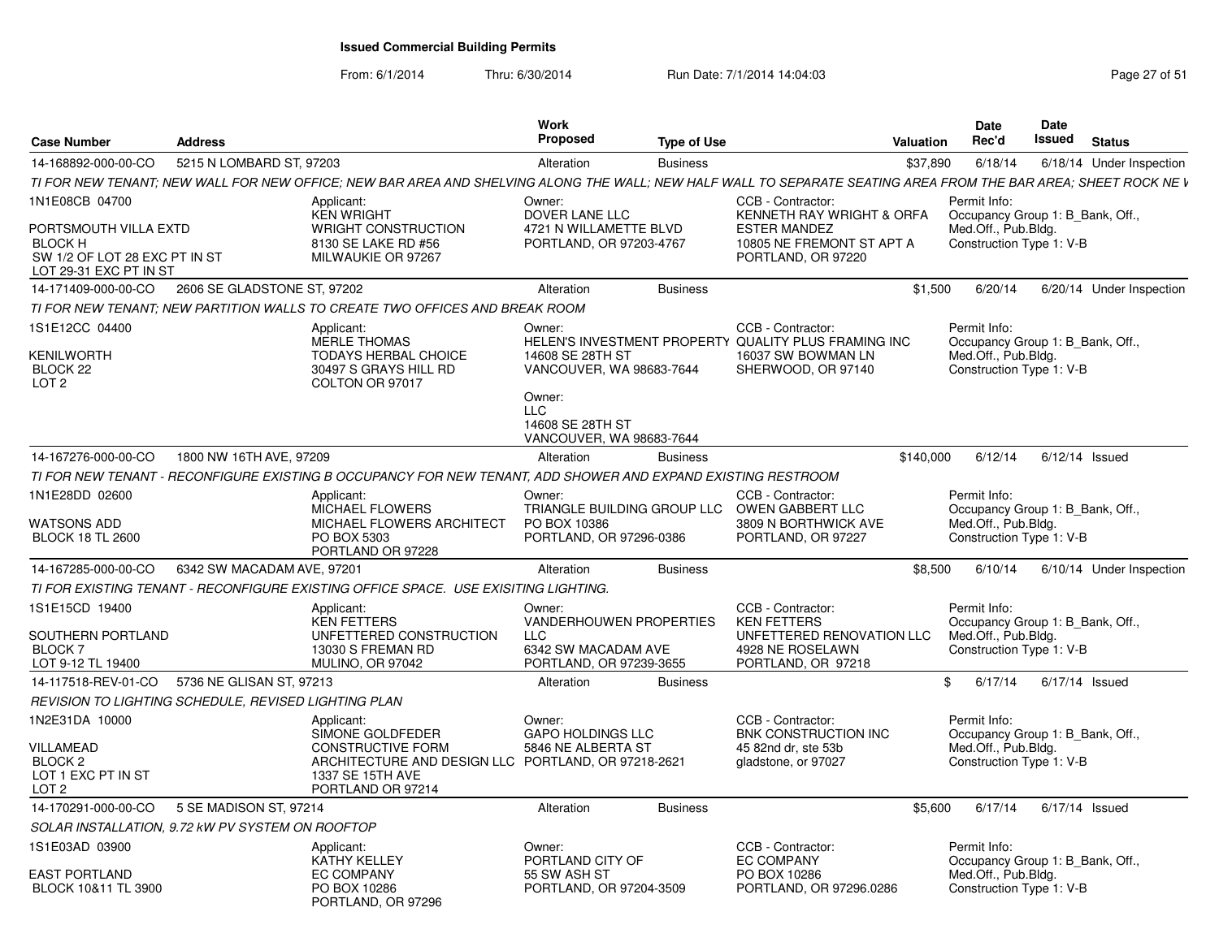# Issued Commercial Building Permits

From: 6/1/2014 Thru: 6/30/2014 Run Date: 7/1/2014 14:04:03

| Case Number | Address | Work Proposed | Type of Use | Valuation | Date Rec'd | Date Issued | Status |
|---|---|---|---|---|---|---|---|
| 14-168892-000-00-CO | 5215 N LOMBARD ST, 97203 | Alteration | Business | $37,890 | 6/18/14 | 6/18/14 | Under Inspection |

TI FOR NEW TENANT; NEW WALL FOR NEW OFFICE; NEW BAR AREA AND SHELVING ALONG THE WALL; NEW HALF WALL TO SEPARATE SEATING AREA FROM THE BAR AREA; SHEET ROCK NE W

1N1E08CB 04700
PORTSMOUTH VILLA EXTD
BLOCK H
SW 1/2 OF LOT 28 EXC PT IN ST
LOT 29-31 EXC PT IN ST

Applicant: KEN WRIGHT, WRIGHT CONSTRUCTION, 8130 SE LAKE RD #56, MILWAUKIE OR 97267

Owner: DOVER LANE LLC, 4721 N WILLAMETTE BLVD, PORTLAND, OR 97203-4767

CCB - Contractor: KENNETH RAY WRIGHT & ORFA ESTER MANDEZ, 10805 NE FREMONT ST APT A, PORTLAND, OR 97220

Permit Info: Occupancy Group 1: B_Bank, Off., Med.Off., Pub.Bldg. Construction Type 1: V-B

| Case Number | Address | Work Proposed | Type of Use | Valuation | Date Rec'd | Date Issued | Status |
|---|---|---|---|---|---|---|---|
| 14-171409-000-00-CO | 2606 SE GLADSTONE ST, 97202 | Alteration | Business | $1,500 | 6/20/14 | 6/20/14 | Under Inspection |

TI FOR NEW TENANT; NEW PARTITION WALLS TO CREATE TWO OFFICES AND BREAK ROOM

1S1E12CC 04400
KENILWORTH
BLOCK 22
LOT 2

Applicant: MERLE THOMAS, TODAYS HERBAL CHOICE, 30497 S GRAYS HILL RD, COLTON OR 97017

Owner: HELEN'S INVESTMENT PROPERTY, 14608 SE 28TH ST, VANCOUVER, WA 98683-7644

Owner: LLC, 14608 SE 28TH ST, VANCOUVER, WA 98683-7644

CCB - Contractor: QUALITY PLUS FRAMING INC, 16037 SW BOWMAN LN, SHERWOOD, OR 97140

Permit Info: Occupancy Group 1: B_Bank, Off., Med.Off., Pub.Bldg. Construction Type 1: V-B

| Case Number | Address | Work Proposed | Type of Use | Valuation | Date Rec'd | Date Issued | Status |
|---|---|---|---|---|---|---|---|
| 14-167276-000-00-CO | 1800 NW 16TH AVE, 97209 | Alteration | Business | $140,000 | 6/12/14 | 6/12/14 | Issued |

TI FOR NEW TENANT - RECONFIGURE EXISTING B OCCUPANCY FOR NEW TENANT, ADD SHOWER AND EXPAND EXISTING RESTROOM

1N1E28DD 02600
WATSONS ADD
BLOCK 18 TL 2600

Applicant: MICHAEL FLOWERS, MICHAEL FLOWERS ARCHITECT, PO BOX 5303, PORTLAND OR 97228

Owner: TRIANGLE BUILDING GROUP LLC, PO BOX 10386, PORTLAND, OR 97296-0386

CCB - Contractor: OWEN GABBERT LLC, 3809 N BORTHWICK AVE, PORTLAND, OR 97227

Permit Info: Occupancy Group 1: B_Bank, Off., Med.Off., Pub.Bldg. Construction Type 1: V-B

| Case Number | Address | Work Proposed | Type of Use | Valuation | Date Rec'd | Date Issued | Status |
|---|---|---|---|---|---|---|---|
| 14-167285-000-00-CO | 6342 SW MACADAM AVE, 97201 | Alteration | Business | $8,500 | 6/10/14 | 6/10/14 | Under Inspection |

TI FOR EXISTING TENANT - RECONFIGURE EXISTING OFFICE SPACE. USE EXISITING LIGHTING.

1S1E15CD 19400
SOUTHERN PORTLAND
BLOCK 7
LOT 9-12 TL 19400

Applicant: KEN FETTERS, UNFETTERED CONSTRUCTION, 13030 S FREMAN RD, MULINO, OR 97042

Owner: VANDERHOUWEN PROPERTIES LLC, 6342 SW MACADAM AVE, PORTLAND, OR 97239-3655

CCB - Contractor: KEN FETTERS, UNFETTERED RENOVATION LLC, 4928 NE ROSELAWN, PORTLAND, OR 97218

Permit Info: Occupancy Group 1: B_Bank, Off., Med.Off., Pub.Bldg. Construction Type 1: V-B

| Case Number | Address | Work Proposed | Type of Use | Valuation | Date Rec'd | Date Issued | Status |
|---|---|---|---|---|---|---|---|
| 14-117518-REV-01-CO | 5736 NE GLISAN ST, 97213 | Alteration | Business | $ | 6/17/14 | 6/17/14 | Issued |

REVISION TO LIGHTING SCHEDULE, REVISED LIGHTING PLAN

1N2E31DA 10000
VILLAMEAD
BLOCK 2
LOT 1 EXC PT IN ST
LOT 2

Applicant: SIMONE GOLDFEDER, CONSTRUCTIVE FORM ARCHITECTURE AND DESIGN LLC, 1337 SE 15TH AVE, PORTLAND OR 97214

Owner: GAPO HOLDINGS LLC, 5846 NE ALBERTA ST, PORTLAND, OR 97218-2621

CCB - Contractor: BNK CONSTRUCTION INC, 45 82nd dr, ste 53b, gladstone, or 97027

Permit Info: Occupancy Group 1: B_Bank, Off., Med.Off., Pub.Bldg. Construction Type 1: V-B

| Case Number | Address | Work Proposed | Type of Use | Valuation | Date Rec'd | Date Issued | Status |
|---|---|---|---|---|---|---|---|
| 14-170291-000-00-CO | 5 SE MADISON ST, 97214 | Alteration | Business | $5,600 | 6/17/14 | 6/17/14 | Issued |

SOLAR INSTALLATION, 9.72 kW PV SYSTEM ON ROOFTOP

1S1E03AD 03900
EAST PORTLAND
BLOCK 10&11 TL 3900

Applicant: KATHY KELLEY, EC COMPANY, PO BOX 10286, PORTLAND, OR 97296

Owner: PORTLAND CITY OF, 55 SW ASH ST, PORTLAND, OR 97204-3509

CCB - Contractor: EC COMPANY, PO BOX 10286, PORTLAND, OR 97296.0286

Permit Info: Occupancy Group 1: B_Bank, Off., Med.Off., Pub.Bldg. Construction Type 1: V-B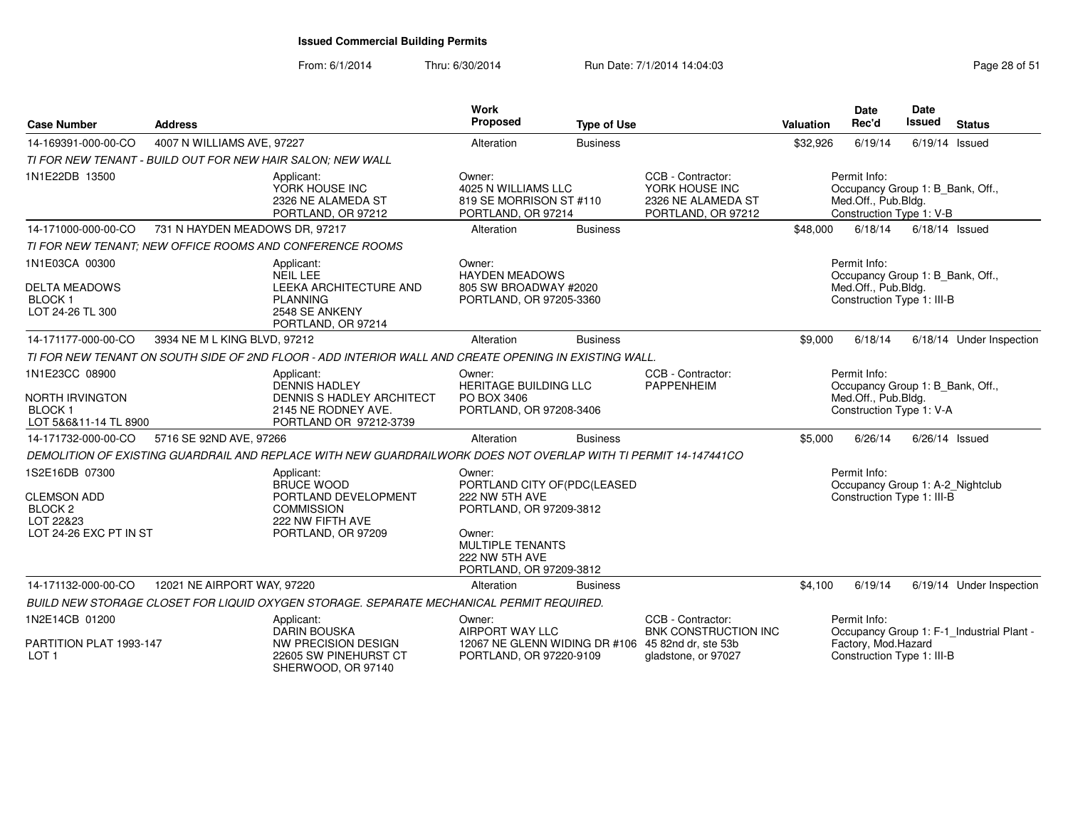# Issued Commercial Building Permits

From: 6/1/2014 Thru: 6/30/2014 Run Date: 7/1/2014 14:04:03

| Case Number | Address | Work Proposed | Type of Use | Valuation | Date Rec'd | Date Issued | Status |
|---|---|---|---|---|---|---|---|
| 14-169391-000-00-CO | 4007 N WILLIAMS AVE, 97227 | Alteration | Business | $32,926 | 6/19/14 | 6/19/14 | Issued |
| 14-171000-000-00-CO | 731 N HAYDEN MEADOWS DR, 97217 | Alteration | Business | $48,000 | 6/18/14 | 6/18/14 | Issued |
| 14-171177-000-00-CO | 3934 NE M L KING BLVD, 97212 | Alteration | Business | $9,000 | 6/18/14 | 6/18/14 | Under Inspection |
| 14-171732-000-00-CO | 5716 SE 92ND AVE, 97266 | Alteration | Business | $5,000 | 6/26/14 | 6/26/14 | Issued |
| 14-171132-000-00-CO | 12021 NE AIRPORT WAY, 97220 | Alteration | Business | $4,100 | 6/19/14 | 6/19/14 | Under Inspection |

**14-169391-000-00-CO** — 4007 N WILLIAMS AVE, 97227

*TI FOR NEW TENANT - BUILD OUT FOR NEW HAIR SALON; NEW WALL*

- 1N1E22DB 13500
- Applicant: YORK HOUSE INC, 2326 NE ALAMEDA ST, PORTLAND, OR 97212
- Owner: 4025 N WILLIAMS LLC, 819 SE MORRISON ST #110, PORTLAND, OR 97214
- CCB - Contractor: YORK HOUSE INC, 2326 NE ALAMEDA ST, PORTLAND, OR 97212
- Permit Info: Occupancy Group 1: B_Bank, Off., Med.Off., Pub.Bldg.; Construction Type 1: V-B

**14-171000-000-00-CO** — 731 N HAYDEN MEADOWS DR, 97217

*TI FOR NEW TENANT; NEW OFFICE ROOMS AND CONFERENCE ROOMS*

- 1N1E03CA 00300, DELTA MEADOWS, BLOCK 1, LOT 24-26 TL 300
- Applicant: NEIL LEE, LEEKA ARCHITECTURE AND PLANNING, 2548 SE ANKENY, PORTLAND, OR 97214
- Owner: HAYDEN MEADOWS, 805 SW BROADWAY #2020, PORTLAND, OR 97205-3360
- Permit Info: Occupancy Group 1: B_Bank, Off., Med.Off., Pub.Bldg.; Construction Type 1: III-B

**14-171177-000-00-CO** — 3934 NE M L KING BLVD, 97212

*TI FOR NEW TENANT ON SOUTH SIDE OF 2ND FLOOR - ADD INTERIOR WALL AND CREATE OPENING IN EXISTING WALL.*

- 1N1E23CC 08900, NORTH IRVINGTON, BLOCK 1, LOT 5&6&11-14 TL 8900
- Applicant: DENNIS HADLEY, DENNIS S HADLEY ARCHITECT, 2145 NE RODNEY AVE., PORTLAND OR 97212-3739
- Owner: HERITAGE BUILDING LLC, PO BOX 3406, PORTLAND, OR 97208-3406
- CCB - Contractor: PAPPENHEIM
- Permit Info: Occupancy Group 1: B_Bank, Off., Med.Off., Pub.Bldg.; Construction Type 1: V-A

**14-171732-000-00-CO** — 5716 SE 92ND AVE, 97266

*DEMOLITION OF EXISTING GUARDRAIL AND REPLACE WITH NEW GUARDRAILWORK DOES NOT OVERLAP WITH TI PERMIT 14-147441CO*

- 1S2E16DB 07300, CLEMSON ADD, BLOCK 2, LOT 22&23, LOT 24-26 EXC PT IN ST
- Applicant: BRUCE WOOD, PORTLAND DEVELOPMENT COMMISSION, 222 NW FIFTH AVE, PORTLAND, OR 97209
- Owner: PORTLAND CITY OF(PDC(LEASED, 222 NW 5TH AVE, PORTLAND, OR 97209-3812
- Owner: MULTIPLE TENANTS, 222 NW 5TH AVE, PORTLAND, OR 97209-3812
- Permit Info: Occupancy Group 1: A-2_Nightclub; Construction Type 1: III-B

**14-171132-000-00-CO** — 12021 NE AIRPORT WAY, 97220

*BUILD NEW STORAGE CLOSET FOR LIQUID OXYGEN STORAGE. SEPARATE MECHANICAL PERMIT REQUIRED.*

- 1N2E14CB 01200, PARTITION PLAT 1993-147, LOT 1
- Applicant: DARIN BOUSKA, NW PRECISION DESIGN, 22605 SW PINEHURST CT, SHERWOOD, OR 97140
- Owner: AIRPORT WAY LLC, 12067 NE GLENN WIDING DR #106, PORTLAND, OR 97220-9109
- CCB - Contractor: BNK CONSTRUCTION INC, 45 82nd dr, ste 53b, gladstone, or 97027
- Permit Info: Occupancy Group 1: F-1_Industrial Plant - Factory, Mod.Hazard; Construction Type 1: III-B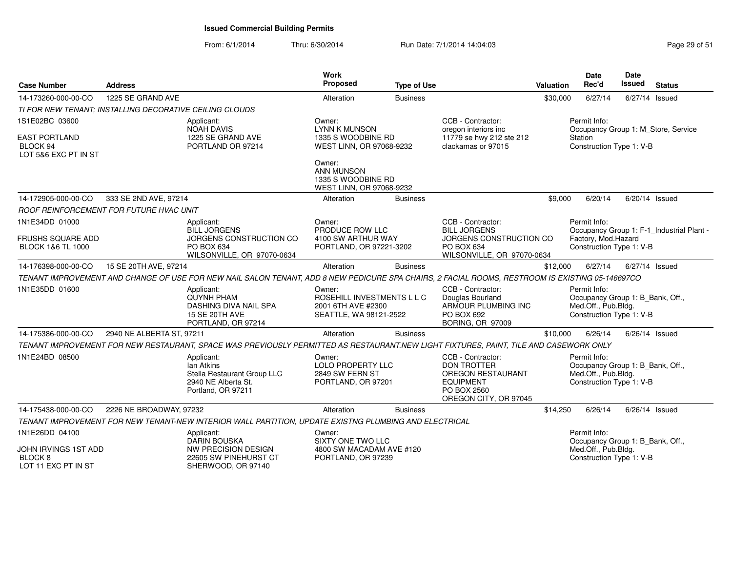**Issued Commercial Building Permits**

From: 6/1/2014 Thru: 6/30/2014 Run Date: 7/1/2014 14:04:03

| Case Number | Address | Work Proposed | Type of Use | Valuation | Date Rec'd | Date Issued | Status |
|---|---|---|---|---|---|---|---|
| 14-173260-000-00-CO | 1225 SE GRAND AVE | Alteration | Business | $30,000 | 6/27/14 | 6/27/14 | Issued |

*TI FOR NEW TENANT; INSTALLING DECORATIVE CEILING CLOUDS*

1S1E02BC 03600
EAST PORTLAND
BLOCK 94
LOT 5&6 EXC PT IN ST

Applicant:
NOAH DAVIS
1225 SE GRAND AVE
PORTLAND OR 97214

Owner:
LYNN K MUNSON
1335 S WOODBINE RD
WEST LINN, OR 97068-9232

Owner:
ANN MUNSON
1335 S WOODBINE RD
WEST LINN, OR 97068-9232

CCB - Contractor:
oregon interiors inc
11779 se hwy 212 ste 212
clackamas or 97015

Permit Info:
Occupancy Group 1: M_Store, Service Station
Construction Type 1: V-B

| Case Number | Address | Work Proposed | Type of Use | Valuation | Date Rec'd | Date Issued | Status |
|---|---|---|---|---|---|---|---|
| 14-172905-000-00-CO | 333 SE 2ND AVE, 97214 | Alteration | Business | $9,000 | 6/20/14 | 6/20/14 | Issued |

*ROOF REINFORCEMENT FOR FUTURE HVAC UNIT*

1N1E34DD 01000
FRUSHS SQUARE ADD
BLOCK 1&6 TL 1000

Applicant:
BILL JORGENS
JORGENS CONSTRUCTION CO
PO BOX 634
WILSONVILLE, OR 97070-0634

Owner:
PRODUCE ROW LLC
4100 SW ARTHUR WAY
PORTLAND, OR 97221-3202

CCB - Contractor:
BILL JORGENS
JORGENS CONSTRUCTION CO
PO BOX 634
WILSONVILLE, OR 97070-0634

Permit Info:
Occupancy Group 1: F-1_Industrial Plant - Factory, Mod.Hazard
Construction Type 1: V-B

| Case Number | Address | Work Proposed | Type of Use | Valuation | Date Rec'd | Date Issued | Status |
|---|---|---|---|---|---|---|---|
| 14-176398-000-00-CO | 15 SE 20TH AVE, 97214 | Alteration | Business | $12,000 | 6/27/14 | 6/27/14 | Issued |

*TENANT IMPROVEMENT AND CHANGE OF USE FOR NEW NAIL SALON TENANT, ADD 8 NEW PEDICURE SPA CHAIRS, 2 FACIAL ROOMS, RESTROOM IS EXISTING 05-146697CO*

1N1E35DD 01600

Applicant:
QUYNH PHAM
DASHING DIVA NAIL SPA
15 SE 20TH AVE
PORTLAND, OR 97214

Owner:
ROSEHILL INVESTMENTS L L C
2001 6TH AVE #2300
SEATTLE, WA 98121-2522

CCB - Contractor:
Douglas Bourland
ARMOUR PLUMBING INC
PO BOX 692
BORING, OR 97009

Permit Info:
Occupancy Group 1: B_Bank, Off., Med.Off., Pub.Bldg.
Construction Type 1: V-B

| Case Number | Address | Work Proposed | Type of Use | Valuation | Date Rec'd | Date Issued | Status |
|---|---|---|---|---|---|---|---|
| 14-175386-000-00-CO | 2940 NE ALBERTA ST, 97211 | Alteration | Business | $10,000 | 6/26/14 | 6/26/14 | Issued |

*TENANT IMPROVEMENT FOR NEW RESTAURANT, SPACE WAS PREVIOUSLY PERMITTED AS RESTAURANT.NEW LIGHT FIXTURES, PAINT, TILE AND CASEWORK ONLY*

1N1E24BD 08500

Applicant:
Ian Atkins
Stella Restaurant Group LLC
2940 NE Alberta St.
Portland, OR 97211

Owner:
LOLO PROPERTY LLC
2849 SW FERN ST
PORTLAND, OR 97201

CCB - Contractor:
DON TROTTER
OREGON RESTAURANT EQUIPMENT
PO BOX 2560
OREGON CITY, OR 97045

Permit Info:
Occupancy Group 1: B_Bank, Off., Med.Off., Pub.Bldg.
Construction Type 1: V-B

| Case Number | Address | Work Proposed | Type of Use | Valuation | Date Rec'd | Date Issued | Status |
|---|---|---|---|---|---|---|---|
| 14-175438-000-00-CO | 2226 NE BROADWAY, 97232 | Alteration | Business | $14,250 | 6/26/14 | 6/26/14 | Issued |

*TENANT IMPROVEMENT FOR NEW TENANT-NEW INTERIOR WALL PARTITION, UPDATE EXISTNG PLUMBING AND ELECTRICAL*

1N1E26DD 04100
JOHN IRVINGS 1ST ADD
BLOCK 8
LOT 11 EXC PT IN ST

Applicant:
DARIN BOUSKA
NW PRECISION DESIGN
22605 SW PINEHURST CT
SHERWOOD, OR 97140

Owner:
SIXTY ONE TWO LLC
4800 SW MACADAM AVE #120
PORTLAND, OR 97239

Permit Info:
Occupancy Group 1: B_Bank, Off., Med.Off., Pub.Bldg.
Construction Type 1: V-B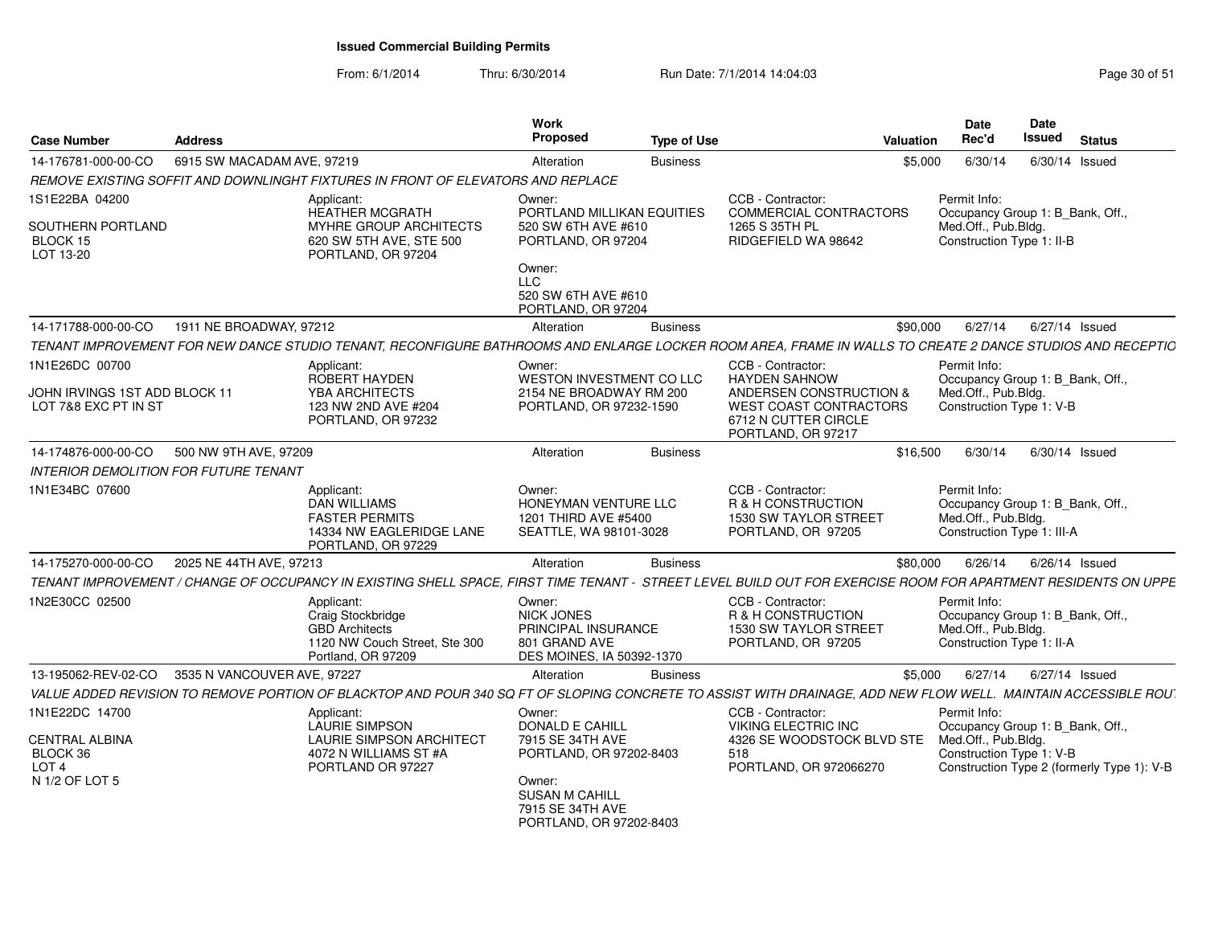# Issued Commercial Building Permits

From: 6/1/2014 Thru: 6/30/2014 Run Date: 7/1/2014 14:04:03

| Case Number | Address | Work Proposed | Type of Use | Valuation | Date Rec'd | Date Issued | Status |
|---|---|---|---|---|---|---|---|
| 14-176781-000-00-CO | 6915 SW MACADAM AVE, 97219 | Alteration | Business | $5,000 | 6/30/14 | 6/30/14 | Issued |

*REMOVE EXISTING SOFFIT AND DOWNLINGHT FIXTURES IN FRONT OF ELEVATORS AND REPLACE*

1S1E22BA 04200

SOUTHERN PORTLAND
BLOCK 15
LOT 13-20

Applicant:
HEATHER MCGRATH
MYHRE GROUP ARCHITECTS
620 SW 5TH AVE, STE 500
PORTLAND, OR 97204

Owner:
PORTLAND MILLIKAN EQUITIES
520 SW 6TH AVE #610
PORTLAND, OR 97204

Owner:
LLC
520 SW 6TH AVE #610
PORTLAND, OR 97204

CCB - Contractor:
COMMERCIAL CONTRACTORS
1265 S 35TH PL
RIDGEFIELD WA 98642

Permit Info:
Occupancy Group 1: B_Bank, Off., Med.Off., Pub.Bldg.
Construction Type 1: II-B

| Case Number | Address | Work Proposed | Type of Use | Valuation | Date Rec'd | Date Issued | Status |
|---|---|---|---|---|---|---|---|
| 14-171788-000-00-CO | 1911 NE BROADWAY, 97212 | Alteration | Business | $90,000 | 6/27/14 | 6/27/14 | Issued |

*TENANT IMPROVEMENT FOR NEW DANCE STUDIO TENANT, RECONFIGURE BATHROOMS AND ENLARGE LOCKER ROOM AREA, FRAME IN WALLS TO CREATE 2 DANCE STUDIOS AND RECEPTIO*

1N1E26DC 00700

JOHN IRVINGS 1ST ADD BLOCK 11
LOT 7&8 EXC PT IN ST

Applicant:
ROBERT HAYDEN
YBA ARCHITECTS
123 NW 2ND AVE #204
PORTLAND, OR 97232

Owner:
WESTON INVESTMENT CO LLC
2154 NE BROADWAY RM 200
PORTLAND, OR 97232-1590

CCB - Contractor:
HAYDEN SAHNOW
ANDERSEN CONSTRUCTION &
WEST COAST CONTRACTORS
6712 N CUTTER CIRCLE
PORTLAND, OR 97217

Permit Info:
Occupancy Group 1: B_Bank, Off., Med.Off., Pub.Bldg.
Construction Type 1: V-B

| Case Number | Address | Work Proposed | Type of Use | Valuation | Date Rec'd | Date Issued | Status |
|---|---|---|---|---|---|---|---|
| 14-174876-000-00-CO | 500 NW 9TH AVE, 97209 | Alteration | Business | $16,500 | 6/30/14 | 6/30/14 | Issued |

*INTERIOR DEMOLITION FOR FUTURE TENANT*

1N1E34BC 07600

Applicant:
DAN WILLIAMS
FASTER PERMITS
14334 NW EAGLERIDGE LANE
PORTLAND, OR 97229

Owner:
HONEYMAN VENTURE LLC
1201 THIRD AVE #5400
SEATTLE, WA 98101-3028

CCB - Contractor:
R & H CONSTRUCTION
1530 SW TAYLOR STREET
PORTLAND, OR 97205

Permit Info:
Occupancy Group 1: B_Bank, Off., Med.Off., Pub.Bldg.
Construction Type 1: III-A

| Case Number | Address | Work Proposed | Type of Use | Valuation | Date Rec'd | Date Issued | Status |
|---|---|---|---|---|---|---|---|
| 14-175270-000-00-CO | 2025 NE 44TH AVE, 97213 | Alteration | Business | $80,000 | 6/26/14 | 6/26/14 | Issued |

*TENANT IMPROVEMENT / CHANGE OF OCCUPANCY IN EXISTING SHELL SPACE, FIRST TIME TENANT - STREET LEVEL BUILD OUT FOR EXERCISE ROOM FOR APARTMENT RESIDENTS ON UPPE*

1N2E30CC 02500

Applicant:
Craig Stockbridge
GBD Architects
1120 NW Couch Street, Ste 300
Portland, OR 97209

Owner:
NICK JONES
PRINCIPAL INSURANCE
801 GRAND AVE
DES MOINES, IA 50392-1370

CCB - Contractor:
R & H CONSTRUCTION
1530 SW TAYLOR STREET
PORTLAND, OR 97205

Permit Info:
Occupancy Group 1: B_Bank, Off., Med.Off., Pub.Bldg.
Construction Type 1: II-A

| Case Number | Address | Work Proposed | Type of Use | Valuation | Date Rec'd | Date Issued | Status |
|---|---|---|---|---|---|---|---|
| 13-195062-REV-02-CO | 3535 N VANCOUVER AVE, 97227 | Alteration | Business | $5,000 | 6/27/14 | 6/27/14 | Issued |

*VALUE ADDED REVISION TO REMOVE PORTION OF BLACKTOP AND POUR 340 SQ FT OF SLOPING CONCRETE TO ASSIST WITH DRAINAGE, ADD NEW FLOW WELL. MAINTAIN ACCESSIBLE ROU*

1N1E22DC 14700

CENTRAL ALBINA
BLOCK 36
LOT 4
N 1/2 OF LOT 5

Applicant:
LAURIE SIMPSON
LAURIE SIMPSON ARCHITECT
4072 N WILLIAMS ST #A
PORTLAND OR 97227

Owner:
DONALD E CAHILL
7915 SE 34TH AVE
PORTLAND, OR 97202-8403

Owner:
SUSAN M CAHILL
7915 SE 34TH AVE
PORTLAND, OR 97202-8403

CCB - Contractor:
VIKING ELECTRIC INC
4326 SE WOODSTOCK BLVD STE 518
PORTLAND, OR 972066270

Permit Info:
Occupancy Group 1: B_Bank, Off., Med.Off., Pub.Bldg.
Construction Type 1: V-B
Construction Type 2 (formerly Type 1): V-B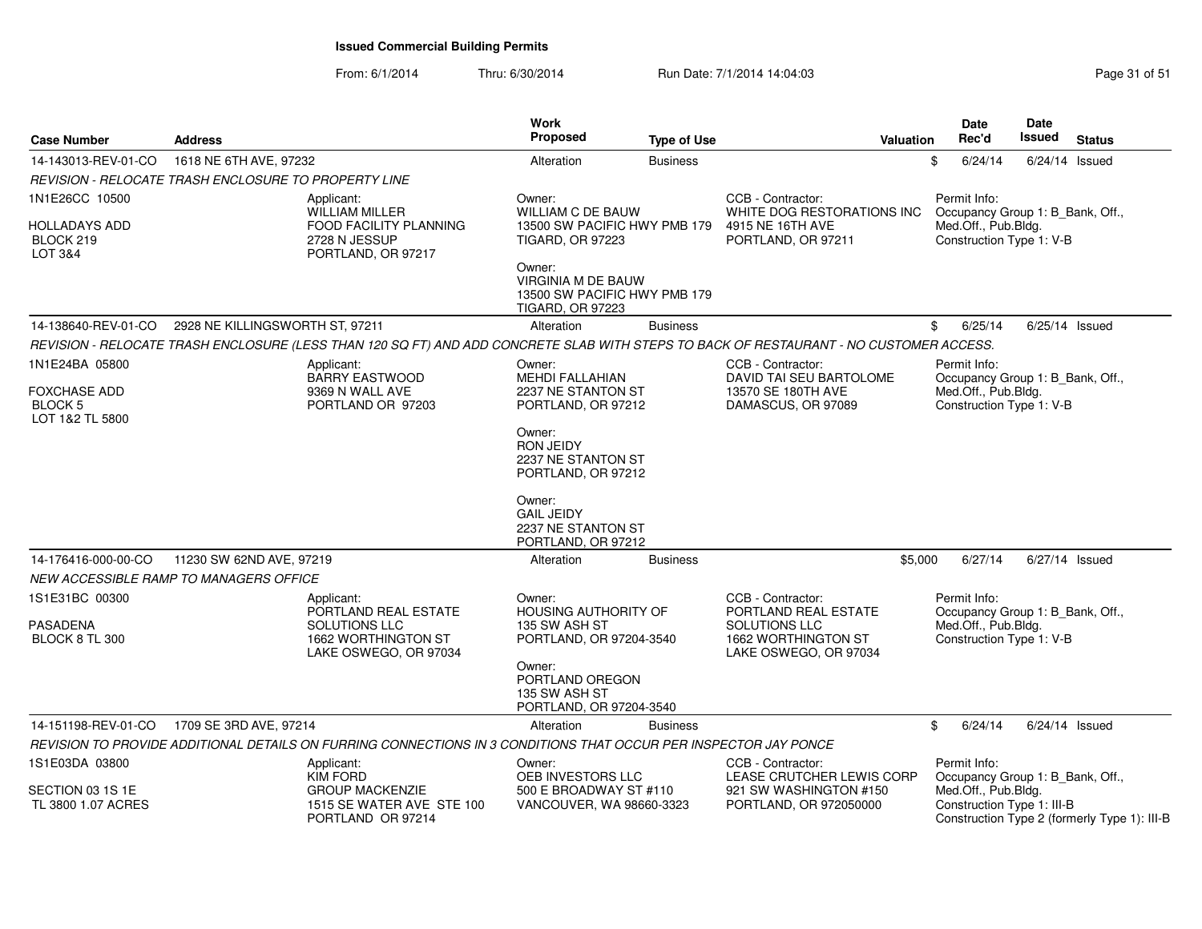# Issued Commercial Building Permits

From: 6/1/2014 Thru: 6/30/2014 Run Date: 7/1/2014 14:04:03

| Case Number | Address | Work Proposed | Type of Use | Valuation | Date Rec'd | Date Issued | Status |
|---|---|---|---|---|---|---|---|
| 14-143013-REV-01-CO | 1618 NE 6TH AVE, 97232 | Alteration | Business | $ | 6/24/14 | 6/24/14 | Issued |

*REVISION - RELOCATE TRASH ENCLOSURE TO PROPERTY LINE*

1N1E26CC 10500
HOLLADAYS ADD
BLOCK 219
LOT 3&4

Applicant:
WILLIAM MILLER
FOOD FACILITY PLANNING
2728 N JESSUP
PORTLAND, OR 97217

Owner:
WILLIAM C DE BAUW
13500 SW PACIFIC HWY PMB 179
TIGARD, OR 97223

Owner:
VIRGINIA M DE BAUW
13500 SW PACIFIC HWY PMB 179
TIGARD, OR 97223

CCB - Contractor:
WHITE DOG RESTORATIONS INC
4915 NE 16TH AVE
PORTLAND, OR 97211

Permit Info:
Occupancy Group 1: B_Bank, Off., Med.Off., Pub.Bldg.
Construction Type 1: V-B

| Case Number | Address | Work Proposed | Type of Use | Valuation | Date Rec'd | Date Issued | Status |
|---|---|---|---|---|---|---|---|
| 14-138640-REV-01-CO | 2928 NE KILLINGSWORTH ST, 97211 | Alteration | Business | $ | 6/25/14 | 6/25/14 | Issued |

*REVISION - RELOCATE TRASH ENCLOSURE (LESS THAN 120 SQ FT) AND ADD CONCRETE SLAB WITH STEPS TO BACK OF RESTAURANT - NO CUSTOMER ACCESS.*

1N1E24BA 05800
FOXCHASE ADD
BLOCK 5
LOT 1&2 TL 5800

Applicant:
BARRY EASTWOOD
9369 N WALL AVE
PORTLAND OR 97203

Owner:
MEHDI FALLAHIAN
2237 NE STANTON ST
PORTLAND, OR 97212

Owner:
RON JEIDY
2237 NE STANTON ST
PORTLAND, OR 97212

Owner:
GAIL JEIDY
2237 NE STANTON ST
PORTLAND, OR 97212

CCB - Contractor:
DAVID TAI SEU BARTOLOME
13570 SE 180TH AVE
DAMASCUS, OR 97089

Permit Info:
Occupancy Group 1: B_Bank, Off., Med.Off., Pub.Bldg.
Construction Type 1: V-B

| Case Number | Address | Work Proposed | Type of Use | Valuation | Date Rec'd | Date Issued | Status |
|---|---|---|---|---|---|---|---|
| 14-176416-000-00-CO | 11230 SW 62ND AVE, 97219 | Alteration | Business | $5,000 | 6/27/14 | 6/27/14 | Issued |

*NEW ACCESSIBLE RAMP TO MANAGERS OFFICE*

1S1E31BC 00300
PASADENA
BLOCK 8 TL 300

Applicant:
PORTLAND REAL ESTATE SOLUTIONS LLC
1662 WORTHINGTON ST
LAKE OSWEGO, OR 97034

Owner:
HOUSING AUTHORITY OF
135 SW ASH ST
PORTLAND, OR 97204-3540

Owner:
PORTLAND OREGON
135 SW ASH ST
PORTLAND, OR 97204-3540

CCB - Contractor:
PORTLAND REAL ESTATE SOLUTIONS LLC
1662 WORTHINGTON ST
LAKE OSWEGO, OR 97034

Permit Info:
Occupancy Group 1: B_Bank, Off., Med.Off., Pub.Bldg.
Construction Type 1: V-B

| Case Number | Address | Work Proposed | Type of Use | Valuation | Date Rec'd | Date Issued | Status |
|---|---|---|---|---|---|---|---|
| 14-151198-REV-01-CO | 1709 SE 3RD AVE, 97214 | Alteration | Business | $ | 6/24/14 | 6/24/14 | Issued |

*REVISION TO PROVIDE ADDITIONAL DETAILS ON FURRING CONNECTIONS IN 3 CONDITIONS THAT OCCUR PER INSPECTOR JAY PONCE*

1S1E03DA 03800
SECTION 03 1S 1E
TL 3800 1.07 ACRES

Applicant:
KIM FORD
GROUP MACKENZIE
1515 SE WATER AVE STE 100
PORTLAND OR 97214

Owner:
OEB INVESTORS LLC
500 E BROADWAY ST #110
VANCOUVER, WA 98660-3323

CCB - Contractor:
LEASE CRUTCHER LEWIS CORP
921 SW WASHINGTON #150
PORTLAND, OR 972050000

Permit Info:
Occupancy Group 1: B_Bank, Off., Med.Off., Pub.Bldg.
Construction Type 1: III-B
Construction Type 2 (formerly Type 1): III-B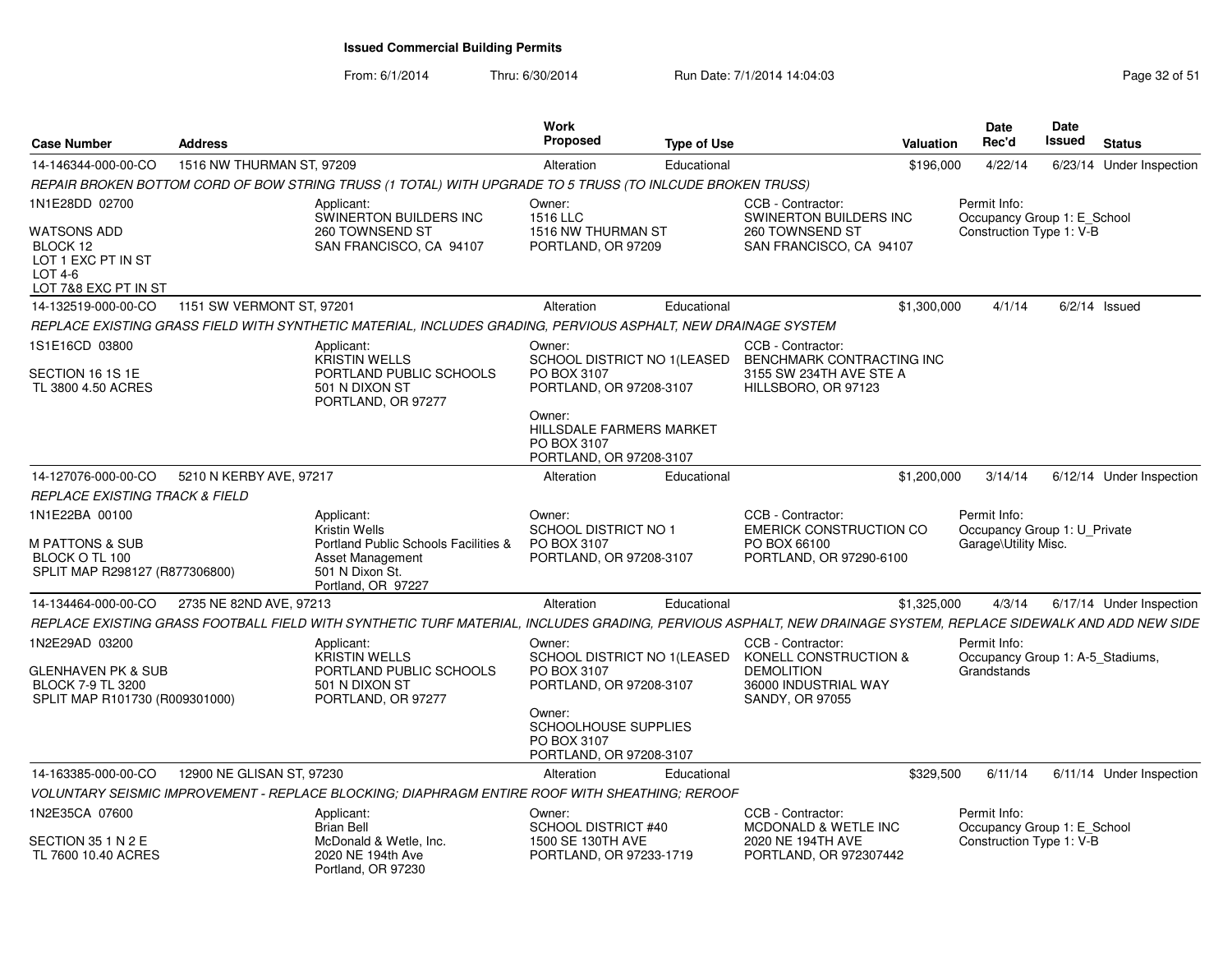# Issued Commercial Building Permits

From: 6/1/2014 Thru: 6/30/2014 Run Date: 7/1/2014 14:04:03

| Case Number | Address | Work Proposed | Type of Use | Valuation | Date Rec'd | Date Issued | Status |
|---|---|---|---|---|---|---|---|
| 14-146344-000-00-CO | 1516 NW THURMAN ST, 97209 | Alteration | Educational | $196,000 | 4/22/14 | 6/23/14 | Under Inspection |
| 14-132519-000-00-CO | 1151 SW VERMONT ST, 97201 | Alteration | Educational | $1,300,000 | 4/1/14 | 6/2/14 | Issued |
| 14-127076-000-00-CO | 5210 N KERBY AVE, 97217 | Alteration | Educational | $1,200,000 | 3/14/14 | 6/12/14 | Under Inspection |
| 14-134464-000-00-CO | 2735 NE 82ND AVE, 97213 | Alteration | Educational | $1,325,000 | 4/3/14 | 6/17/14 | Under Inspection |
| 14-163385-000-00-CO | 12900 NE GLISAN ST, 97230 | Alteration | Educational | $329,500 | 6/11/14 | 6/11/14 | Under Inspection |

## 14-146344-000-00-CO — 1516 NW THURMAN ST, 97209

*REPAIR BROKEN BOTTOM CORD OF BOW STRING TRUSS (1 TOTAL) WITH UPGRADE TO 5 TRUSS (TO INLCUDE BROKEN TRUSS)*

1N1E28DD 02700
WATSONS ADD
BLOCK 12
LOT 1 EXC PT IN ST
LOT 4-6
LOT 7&8 EXC PT IN ST

Applicant:
SWINERTON BUILDERS INC
260 TOWNSEND ST
SAN FRANCISCO, CA 94107

Owner:
1516 LLC
1516 NW THURMAN ST
PORTLAND, OR 97209

CCB - Contractor:
SWINERTON BUILDERS INC
260 TOWNSEND ST
SAN FRANCISCO, CA 94107

Permit Info:
Occupancy Group 1: E_School
Construction Type 1: V-B

## 14-132519-000-00-CO — 1151 SW VERMONT ST, 97201

*REPLACE EXISTING GRASS FIELD WITH SYNTHETIC MATERIAL, INCLUDES GRADING, PERVIOUS ASPHALT, NEW DRAINAGE SYSTEM*

1S1E16CD 03800
SECTION 16 1S 1E
TL 3800 4.50 ACRES

Applicant:
KRISTIN WELLS
PORTLAND PUBLIC SCHOOLS
501 N DIXON ST
PORTLAND, OR 97277

Owner:
SCHOOL DISTRICT NO 1(LEASED
PO BOX 3107
PORTLAND, OR 97208-3107

Owner:
HILLSDALE FARMERS MARKET
PO BOX 3107
PORTLAND, OR 97208-3107

CCB - Contractor:
BENCHMARK CONTRACTING INC
3155 SW 234TH AVE STE A
HILLSBORO, OR 97123

## 14-127076-000-00-CO — 5210 N KERBY AVE, 97217

*REPLACE EXISTING TRACK & FIELD*

1N1E22BA 00100
M PATTONS & SUB
BLOCK O TL 100
SPLIT MAP R298127 (R877306800)

Applicant:
Kristin Wells
Portland Public Schools Facilities & Asset Management
501 N Dixon St.
Portland, OR 97227

Owner:
SCHOOL DISTRICT NO 1
PO BOX 3107
PORTLAND, OR 97208-3107

CCB - Contractor:
EMERICK CONSTRUCTION CO
PO BOX 66100
PORTLAND, OR 97290-6100

Permit Info:
Occupancy Group 1: U_Private Garage\Utility Misc.

## 14-134464-000-00-CO — 2735 NE 82ND AVE, 97213

*REPLACE EXISTING GRASS FOOTBALL FIELD WITH SYNTHETIC TURF MATERIAL, INCLUDES GRADING, PERVIOUS ASPHALT, NEW DRAINAGE SYSTEM, REPLACE SIDEWALK AND ADD NEW SIDE*

1N2E29AD 03200
GLENHAVEN PK & SUB
BLOCK 7-9 TL 3200
SPLIT MAP R101730 (R009301000)

Applicant:
KRISTIN WELLS
PORTLAND PUBLIC SCHOOLS
501 N DIXON ST
PORTLAND, OR 97277

Owner:
SCHOOL DISTRICT NO 1(LEASED
PO BOX 3107
PORTLAND, OR 97208-3107

Owner:
SCHOOLHOUSE SUPPLIES
PO BOX 3107
PORTLAND, OR 97208-3107

CCB - Contractor:
KONELL CONSTRUCTION & DEMOLITION
36000 INDUSTRIAL WAY
SANDY, OR 97055

Permit Info:
Occupancy Group 1: A-5_Stadiums, Grandstands

## 14-163385-000-00-CO — 12900 NE GLISAN ST, 97230

*VOLUNTARY SEISMIC IMPROVEMENT - REPLACE BLOCKING; DIAPHRAGM ENTIRE ROOF WITH SHEATHING; REROOF*

1N2E35CA 07600
SECTION 35 1 N 2 E
TL 7600 10.40 ACRES

Applicant:
Brian Bell
McDonald & Wetle, Inc.
2020 NE 194th Ave
Portland, OR 97230

Owner:
SCHOOL DISTRICT #40
1500 SE 130TH AVE
PORTLAND, OR 97233-1719

CCB - Contractor:
MCDONALD & WETLE INC
2020 NE 194TH AVE
PORTLAND, OR 972307442

Permit Info:
Occupancy Group 1: E_School
Construction Type 1: V-B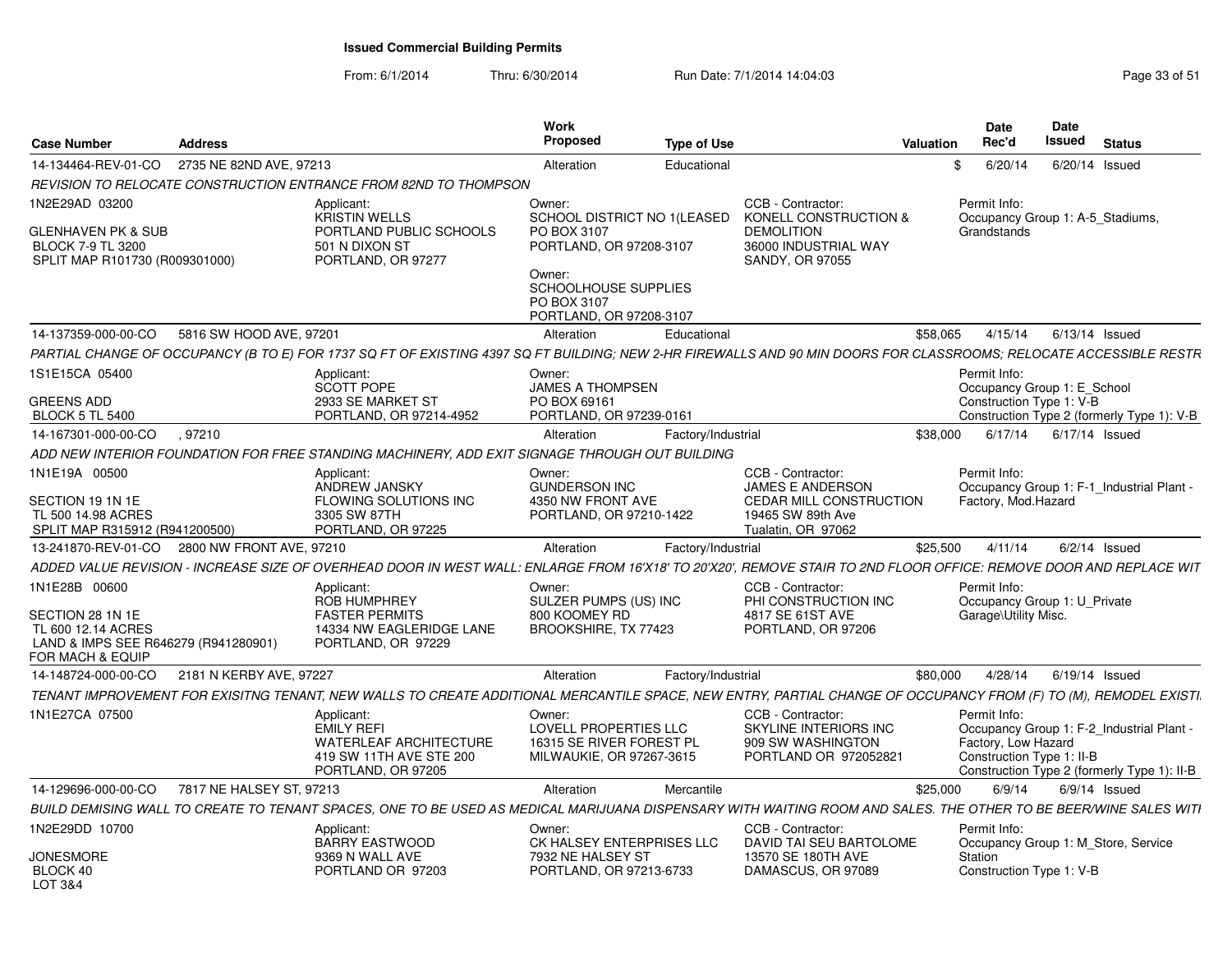# Issued Commercial Building Permits

From: 6/1/2014 Thru: 6/30/2014 Run Date: 7/1/2014 14:04:03

| Case Number | Address | Work Proposed | Type of Use | Valuation | Date Rec'd | Date Issued | Status |
|---|---|---|---|---|---|---|---|
| 14-134464-REV-01-CO | 2735 NE 82ND AVE, 97213 | Alteration | Educational | $ | 6/20/14 | 6/20/14 | Issued |

*REVISION TO RELOCATE CONSTRUCTION ENTRANCE FROM 82ND TO THOMPSON*

1N2E29AD 03200
GLENHAVEN PK & SUB
BLOCK 7-9 TL 3200
SPLIT MAP R101730 (R009301000)

Applicant: KRISTIN WELLS, PORTLAND PUBLIC SCHOOLS, 501 N DIXON ST, PORTLAND, OR 97277

Owner: SCHOOL DISTRICT NO 1(LEASED, PO BOX 3107, PORTLAND, OR 97208-3107

Owner: SCHOOLHOUSE SUPPLIES, PO BOX 3107, PORTLAND, OR 97208-3107

CCB - Contractor: KONELL CONSTRUCTION & DEMOLITION, 36000 INDUSTRIAL WAY, SANDY, OR 97055

Permit Info: Occupancy Group 1: A-5_Stadiums, Grandstands

| Case Number | Address | Work Proposed | Type of Use | Valuation | Date Rec'd | Date Issued | Status |
|---|---|---|---|---|---|---|---|
| 14-137359-000-00-CO | 5816 SW HOOD AVE, 97201 | Alteration | Educational | $58,065 | 4/15/14 | 6/13/14 | Issued |

*PARTIAL CHANGE OF OCCUPANCY (B TO E) FOR 1737 SQ FT OF EXISTING 4397 SQ FT BUILDING; NEW 2-HR FIREWALLS AND 90 MIN DOORS FOR CLASSROOMS; RELOCATE ACCESSIBLE RESTR*

1S1E15CA 05400
GREENS ADD
BLOCK 5 TL 5400

Applicant: SCOTT POPE, 2933 SE MARKET ST, PORTLAND, OR 97214-4952

Owner: JAMES A THOMPSEN, PO BOX 69161, PORTLAND, OR 97239-0161

Permit Info: Occupancy Group 1: E_School; Construction Type 1: V-B; Construction Type 2 (formerly Type 1): V-B

| Case Number | Address | Work Proposed | Type of Use | Valuation | Date Rec'd | Date Issued | Status |
|---|---|---|---|---|---|---|---|
| 14-167301-000-00-CO | , 97210 | Alteration | Factory/Industrial | $38,000 | 6/17/14 | 6/17/14 | Issued |

*ADD NEW INTERIOR FOUNDATION FOR FREE STANDING MACHINERY, ADD EXIT SIGNAGE THROUGH OUT BUILDING*

1N1E19A 00500
SECTION 19 1N 1E
TL 500 14.98 ACRES
SPLIT MAP R315912 (R941200500)

Applicant: ANDREW JANSKY, FLOWING SOLUTIONS INC, 3305 SW 87TH, PORTLAND, OR 97225

Owner: GUNDERSON INC, 4350 NW FRONT AVE, PORTLAND, OR 97210-1422

CCB - Contractor: JAMES E ANDERSON, CEDAR MILL CONSTRUCTION, 19465 SW 89th Ave, Tualatin, OR 97062

Permit Info: Occupancy Group 1: F-1_Industrial Plant - Factory, Mod.Hazard

| Case Number | Address | Work Proposed | Type of Use | Valuation | Date Rec'd | Date Issued | Status |
|---|---|---|---|---|---|---|---|
| 13-241870-REV-01-CO | 2800 NW FRONT AVE, 97210 | Alteration | Factory/Industrial | $25,500 | 4/11/14 | 6/2/14 | Issued |

*ADDED VALUE REVISION - INCREASE SIZE OF OVERHEAD DOOR IN WEST WALL: ENLARGE FROM 16'X18' TO 20'X20', REMOVE STAIR TO 2ND FLOOR OFFICE: REMOVE DOOR AND REPLACE WIT*

1N1E28B 00600
SECTION 28 1N 1E
TL 600 12.14 ACRES
LAND & IMPS SEE R646279 (R941280901) FOR MACH & EQUIP

Applicant: ROB HUMPHREY, FASTER PERMITS, 14334 NW EAGLERIDGE LANE, PORTLAND, OR 97229

Owner: SULZER PUMPS (US) INC, 800 KOOMEY RD, BROOKSHIRE, TX 77423

CCB - Contractor: PHI CONSTRUCTION INC, 4817 SE 61ST AVE, PORTLAND, OR 97206

Permit Info: Occupancy Group 1: U_Private Garage\Utility Misc.

| Case Number | Address | Work Proposed | Type of Use | Valuation | Date Rec'd | Date Issued | Status |
|---|---|---|---|---|---|---|---|
| 14-148724-000-00-CO | 2181 N KERBY AVE, 97227 | Alteration | Factory/Industrial | $80,000 | 4/28/14 | 6/19/14 | Issued |

*TENANT IMPROVEMENT FOR EXISITNG TENANT, NEW WALLS TO CREATE ADDITIONAL MERCANTILE SPACE, NEW ENTRY, PARTIAL CHANGE OF OCCUPANCY FROM (F) TO (M), REMODEL EXISTI*

1N1E27CA 07500

Applicant: EMILY REFI, WATERLEAF ARCHITECTURE, 419 SW 11TH AVE STE 200, PORTLAND, OR 97205

Owner: LOVELL PROPERTIES LLC, 16315 SE RIVER FOREST PL, MILWAUKIE, OR 97267-3615

CCB - Contractor: SKYLINE INTERIORS INC, 909 SW WASHINGTON, PORTLAND OR 972052821

Permit Info: Occupancy Group 1: F-2_Industrial Plant - Factory, Low Hazard; Construction Type 1: II-B; Construction Type 2 (formerly Type 1): II-B

| Case Number | Address | Work Proposed | Type of Use | Valuation | Date Rec'd | Date Issued | Status |
|---|---|---|---|---|---|---|---|
| 14-129696-000-00-CO | 7817 NE HALSEY ST, 97213 | Alteration | Mercantile | $25,000 | 6/9/14 | 6/9/14 | Issued |

*BUILD DEMISING WALL TO CREATE TO TENANT SPACES, ONE TO BE USED AS MEDICAL MARIJUANA DISPENSARY WITH WAITING ROOM AND SALES. THE OTHER TO BE BEER/WINE SALES WITI*

1N2E29DD 10700
JONESMORE
BLOCK 40
LOT 3&4

Applicant: BARRY EASTWOOD, 9369 N WALL AVE, PORTLAND OR 97203

Owner: CK HALSEY ENTERPRISES LLC, 7932 NE HALSEY ST, PORTLAND, OR 97213-6733

CCB - Contractor: DAVID TAI SEU BARTOLOME, 13570 SE 180TH AVE, DAMASCUS, OR 97089

Permit Info: Occupancy Group 1: M_Store, Service Station; Construction Type 1: V-B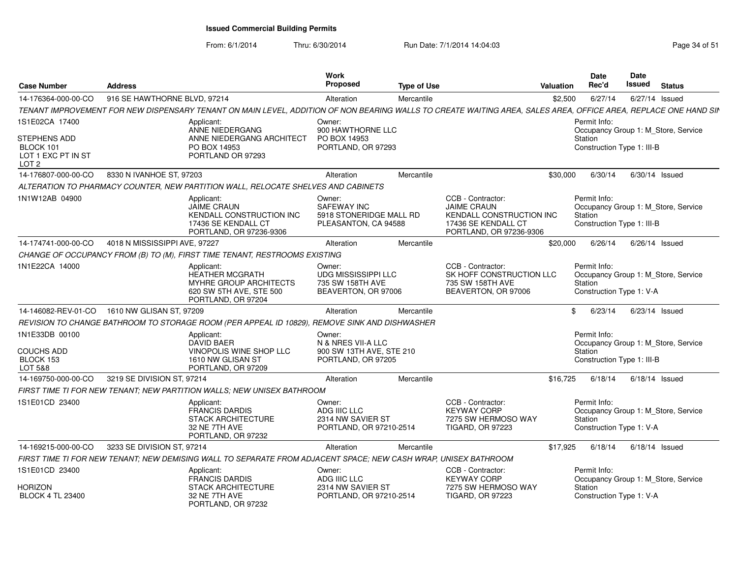# Issued Commercial Building Permits

From: 6/1/2014 Thru: 6/30/2014 Run Date: 7/1/2014 14:04:03

| Case Number | Address | Work Proposed | Type of Use | Valuation | Date Rec'd | Date Issued | Status |
|---|---|---|---|---|---|---|---|
| 14-176364-000-00-CO | 916 SE HAWTHORNE BLVD, 97214 | Alteration | Mercantile | $2,500 | 6/27/14 | 6/27/14 | Issued |

TENANT IMPROVEMENT FOR NEW DISPENSARY TENANT ON MAIN LEVEL, ADDITION OF NON BEARING WALLS TO CREATE WAITING AREA, SALES AREA, OFFICE AREA, REPLACE ONE HAND SIN

1S1E02CA 17400
STEPHENS ADD
BLOCK 101
LOT 1 EXC PT IN ST
LOT 2

Applicant:
ANNE NIEDERGANG
ANNE NIEDERGANG ARCHITECT
PO BOX 14953
PORTLAND OR 97293

Owner:
900 HAWTHORNE LLC
PO BOX 14953
PORTLAND, OR 97293

Permit Info:
Occupancy Group 1: M_Store, Service Station
Construction Type 1: III-B

| Case Number | Address | Work Proposed | Type of Use | Valuation | Date Rec'd | Date Issued | Status |
|---|---|---|---|---|---|---|---|
| 14-176807-000-00-CO | 8330 N IVANHOE ST, 97203 | Alteration | Mercantile | $30,000 | 6/30/14 | 6/30/14 | Issued |

ALTERATION TO PHARMACY COUNTER, NEW PARTITION WALL, RELOCATE SHELVES AND CABINETS

1N1W12AB 04900

Applicant:
JAIME CRAUN
KENDALL CONSTRUCTION INC
17436 SE KENDALL CT
PORTLAND, OR 97236-9306

Owner:
SAFEWAY INC
5918 STONERIDGE MALL RD
PLEASANTON, CA 94588

CCB - Contractor:
JAIME CRAUN
KENDALL CONSTRUCTION INC
17436 SE KENDALL CT
PORTLAND, OR 97236-9306

Permit Info:
Occupancy Group 1: M_Store, Service Station
Construction Type 1: III-B

| Case Number | Address | Work Proposed | Type of Use | Valuation | Date Rec'd | Date Issued | Status |
|---|---|---|---|---|---|---|---|
| 14-174741-000-00-CO | 4018 N MISSISSIPPI AVE, 97227 | Alteration | Mercantile | $20,000 | 6/26/14 | 6/26/14 | Issued |

CHANGE OF OCCUPANCY FROM (B) TO (M), FIRST TIME TENANT, RESTROOMS EXISTING

1N1E22CA 14000

Applicant:
HEATHER MCGRATH
MYHRE GROUP ARCHITECTS
620 SW 5TH AVE, STE 500
PORTLAND, OR 97204

Owner:
UDG MISSISSIPPI LLC
735 SW 158TH AVE
BEAVERTON, OR 97006

CCB - Contractor:
SK HOFF CONSTRUCTION LLC
735 SW 158TH AVE
BEAVERTON, OR 97006

Permit Info:
Occupancy Group 1: M_Store, Service Station
Construction Type 1: V-A

| Case Number | Address | Work Proposed | Type of Use | Valuation | Date Rec'd | Date Issued | Status |
|---|---|---|---|---|---|---|---|
| 14-146082-REV-01-CO | 1610 NW GLISAN ST, 97209 | Alteration | Mercantile | $ | 6/23/14 | 6/23/14 | Issued |

REVISION TO CHANGE BATHROOM TO STORAGE ROOM (PER APPEAL ID 10829), REMOVE SINK AND DISHWASHER

1N1E33DB 00100
COUCHS ADD
BLOCK 153
LOT 5&8

Applicant:
DAVID BAER
VINOPOLIS WINE SHOP LLC
1610 NW GLISAN ST
PORTLAND, OR 97209

Owner:
N & NRES VII-A LLC
900 SW 13TH AVE, STE 210
PORTLAND, OR 97205

Permit Info:
Occupancy Group 1: M_Store, Service Station
Construction Type 1: III-B

| Case Number | Address | Work Proposed | Type of Use | Valuation | Date Rec'd | Date Issued | Status |
|---|---|---|---|---|---|---|---|
| 14-169750-000-00-CO | 3219 SE DIVISION ST, 97214 | Alteration | Mercantile | $16,725 | 6/18/14 | 6/18/14 | Issued |

FIRST TIME TI FOR NEW TENANT; NEW PARTITION WALLS; NEW UNISEX BATHROOM

1S1E01CD 23400

Applicant:
FRANCIS DARDIS
STACK ARCHITECTURE
32 NE 7TH AVE
PORTLAND, OR 97232

Owner:
ADG IIIC LLC
2314 NW SAVIER ST
PORTLAND, OR 97210-2514

CCB - Contractor:
KEYWAY CORP
7275 SW HERMOSO WAY
TIGARD, OR 97223

Permit Info:
Occupancy Group 1: M_Store, Service Station
Construction Type 1: V-A

| Case Number | Address | Work Proposed | Type of Use | Valuation | Date Rec'd | Date Issued | Status |
|---|---|---|---|---|---|---|---|
| 14-169215-000-00-CO | 3233 SE DIVISION ST, 97214 | Alteration | Mercantile | $17,925 | 6/18/14 | 6/18/14 | Issued |

FIRST TIME TI FOR NEW TENANT; NEW DEMISING WALL TO SEPARATE FROM ADJACENT SPACE; NEW CASH WRAP, UNISEX BATHROOM

1S1E01CD 23400
HORIZON
BLOCK 4 TL 23400

Applicant:
FRANCIS DARDIS
STACK ARCHITECTURE
32 NE 7TH AVE
PORTLAND, OR 97232

Owner:
ADG IIIC LLC
2314 NW SAVIER ST
PORTLAND, OR 97210-2514

CCB - Contractor:
KEYWAY CORP
7275 SW HERMOSO WAY
TIGARD, OR 97223

Permit Info:
Occupancy Group 1: M_Store, Service Station
Construction Type 1: V-A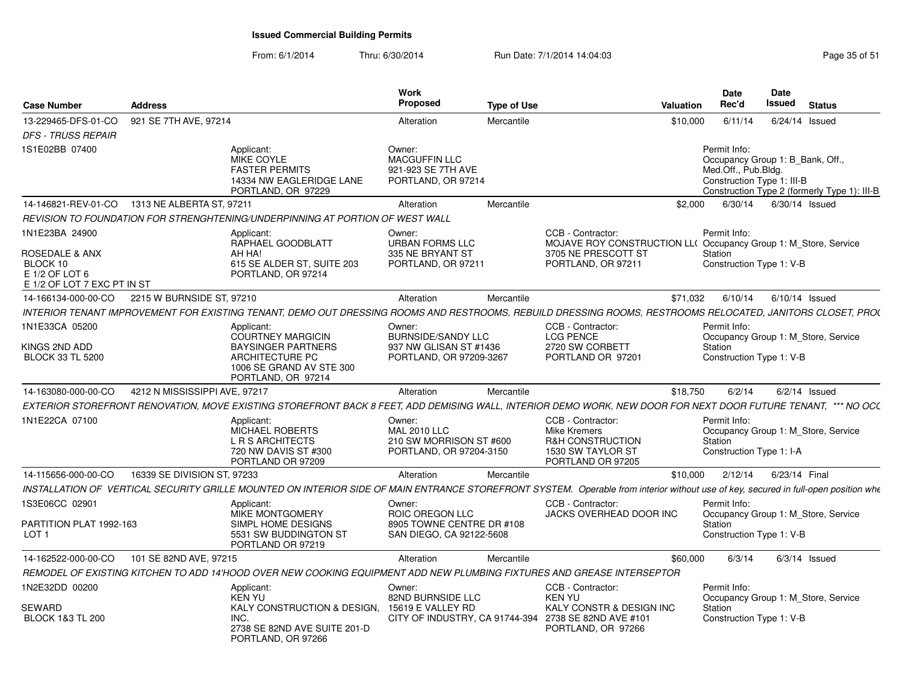# Issued Commercial Building Permits

From: 6/1/2014 Thru: 6/30/2014 Run Date: 7/1/2014 14:04:03

| Case Number | Address | Work Proposed | Type of Use | Valuation | Date Rec'd | Date Issued | Status |
|---|---|---|---|---|---|---|---|
| 13-229465-DFS-01-CO | 921 SE 7TH AVE, 97214 | Alteration | Mercantile | $10,000 | 6/11/14 | 6/24/14 | Issued |

*DFS - TRUSS REPAIR*

1S1E02BB 07400

Applicant: MIKE COYLE, FASTER PERMITS, 14334 NW EAGLERIDGE LANE, PORTLAND, OR 97229

Owner: MACGUFFIN LLC, 921-923 SE 7TH AVE, PORTLAND, OR 97214

Permit Info: Occupancy Group 1: B_Bank, Off., Med.Off., Pub.Bldg. Construction Type 1: III-B. Construction Type 2 (formerly Type 1): III-B

---

| Case Number | Address | Work Proposed | Type of Use | Valuation | Date Rec'd | Date Issued | Status |
|---|---|---|---|---|---|---|---|
| 14-146821-REV-01-CO | 1313 NE ALBERTA ST, 97211 | Alteration | Mercantile | $2,000 | 6/30/14 | 6/30/14 | Issued |

*REVISION TO FOUNDATION FOR STRENGHTENING/UNDERPINNING AT PORTION OF WEST WALL*

1N1E23BA 24900

ROSEDALE & ANX, BLOCK 10, E 1/2 OF LOT 6, E 1/2 OF LOT 7 EXC PT IN ST

Applicant: RAPHAEL GOODBLATT, AH HA!, 615 SE ALDER ST, SUITE 203, PORTLAND, OR 97214

Owner: URBAN FORMS LLC, 335 NE BRYANT ST, PORTLAND, OR 97211

CCB - Contractor: MOJAVE ROY CONSTRUCTION LL(, 3705 NE PRESCOTT ST, PORTLAND, OR 97211

Permit Info: Occupancy Group 1: M_Store, Service Station. Construction Type 1: V-B

---

| Case Number | Address | Work Proposed | Type of Use | Valuation | Date Rec'd | Date Issued | Status |
|---|---|---|---|---|---|---|---|
| 14-166134-000-00-CO | 2215 W BURNSIDE ST, 97210 | Alteration | Mercantile | $71,032 | 6/10/14 | 6/10/14 | Issued |

*INTERIOR TENANT IMPROVEMENT FOR EXISTING TENANT, DEMO OUT DRESSING ROOMS AND RESTROOMS, REBUILD DRESSING ROOMS, RESTROOMS RELOCATED, JANITORS CLOSET, PRO(*

1N1E33CA 05200

KINGS 2ND ADD, BLOCK 33 TL 5200

Applicant: COURTNEY MARGICIN, BAYSINGER PARTNERS ARCHITECTURE PC, 1006 SE GRAND AV STE 300, PORTLAND, OR 97214

Owner: BURNSIDE/SANDY LLC, 937 NW GLISAN ST #1436, PORTLAND, OR 97209-3267

CCB - Contractor: LCG PENCE, 2720 SW CORBETT, PORTLAND OR 97201

Permit Info: Occupancy Group 1: M_Store, Service Station. Construction Type 1: V-B

---

| Case Number | Address | Work Proposed | Type of Use | Valuation | Date Rec'd | Date Issued | Status |
|---|---|---|---|---|---|---|---|
| 14-163080-000-00-CO | 4212 N MISSISSIPPI AVE, 97217 | Alteration | Mercantile | $18,750 | 6/2/14 | 6/2/14 | Issued |

*EXTERIOR STOREFRONT RENOVATION, MOVE EXISTING STOREFRONT BACK 8 FEET, ADD DEMISING WALL, INTERIOR DEMO WORK, NEW DOOR FOR NEXT DOOR FUTURE TENANT, \*\*\* NO OC(*

1N1E22CA 07100

Applicant: MICHAEL ROBERTS, L R S ARCHITECTS, 720 NW DAVIS ST #300, PORTLAND OR 97209

Owner: MAL 2010 LLC, 210 SW MORRISON ST #600, PORTLAND, OR 97204-3150

CCB - Contractor: Mike Kremers, R&H CONSTRUCTION, 1530 SW TAYLOR ST, PORTLAND OR 97205

Permit Info: Occupancy Group 1: M_Store, Service Station. Construction Type 1: I-A

---

| Case Number | Address | Work Proposed | Type of Use | Valuation | Date Rec'd | Date Issued | Status |
|---|---|---|---|---|---|---|---|
| 14-115656-000-00-CO | 16339 SE DIVISION ST, 97233 | Alteration | Mercantile | $10,000 | 2/12/14 | 6/23/14 | Final |

*INSTALLATION OF VERTICAL SECURITY GRILLE MOUNTED ON INTERIOR SIDE OF MAIN ENTRANCE STOREFRONT SYSTEM. Operable from interior without use of key, secured in full-open position whe*

1S3E06CC 02901

PARTITION PLAT 1992-163, LOT 1

Applicant: MIKE MONTGOMERY, SIMPL HOME DESIGNS, 5531 SW BUDDINGTON ST, PORTLAND OR 97219

Owner: ROIC OREGON LLC, 8905 TOWNE CENTRE DR #108, SAN DIEGO, CA 92122-5608

CCB - Contractor: JACKS OVERHEAD DOOR INC

Permit Info: Occupancy Group 1: M_Store, Service Station. Construction Type 1: V-B

---

| Case Number | Address | Work Proposed | Type of Use | Valuation | Date Rec'd | Date Issued | Status |
|---|---|---|---|---|---|---|---|
| 14-162522-000-00-CO | 101 SE 82ND AVE, 97215 | Alteration | Mercantile | $60,000 | 6/3/14 | 6/3/14 | Issued |

*REMODEL OF EXISTING KITCHEN TO ADD 14'HOOD OVER NEW COOKING EQUIPMENT ADD NEW PLUMBING FIXTURES AND GREASE INTERSEPTOR*

1N2E32DD 00200

SEWARD, BLOCK 1&3 TL 200

Applicant: KEN YU, KALY CONSTRUCTION & DESIGN, INC., 2738 SE 82ND AVE SUITE 201-D, PORTLAND, OR 97266

Owner: 82ND BURNSIDE LLC, 15619 E VALLEY RD, CITY OF INDUSTRY, CA 91744-394

CCB - Contractor: KEN YU, KALY CONSTR & DESIGN INC, 2738 SE 82ND AVE #101, PORTLAND, OR 97266

Permit Info: Occupancy Group 1: M_Store, Service Station. Construction Type 1: V-B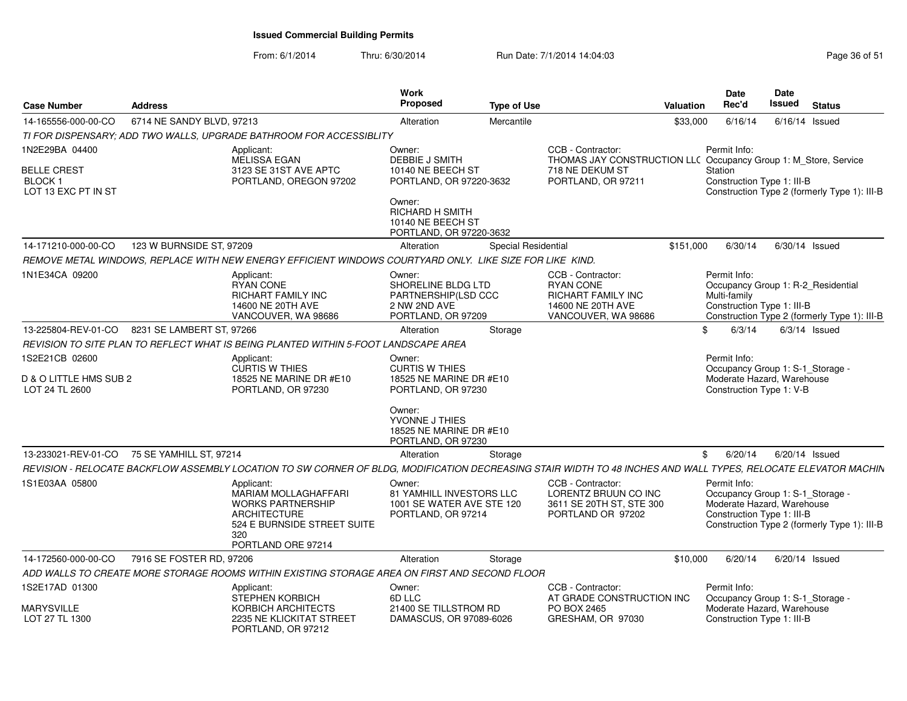# Issued Commercial Building Permits

From: 6/1/2014 Thru: 6/30/2014 Run Date: 7/1/2014 14:04:03

| Case Number | Address | Work Proposed | Type of Use | Valuation | Date Rec'd | Date Issued | Status |
|---|---|---|---|---|---|---|---|
| 14-165556-000-00-CO | 6714 NE SANDY BLVD, 97213 | Alteration | Mercantile | $33,000 | 6/16/14 | 6/16/14 | Issued |

*TI FOR DISPENSARY; ADD TWO WALLS, UPGRADE BATHROOM FOR ACCESSIBLITY*

1N2E29BA 04400
BELLE CREST
BLOCK 1
LOT 13 EXC PT IN ST

Applicant: MELISSA EGAN, 3123 SE 31ST AVE APTC, PORTLAND, OREGON 97202

Owner: DEBBIE J SMITH, 10140 NE BEECH ST, PORTLAND, OR 97220-3632

Owner: RICHARD H SMITH, 10140 NE BEECH ST, PORTLAND, OR 97220-3632

CCB - Contractor: THOMAS JAY CONSTRUCTION LLC, 718 NE DEKUM ST, PORTLAND, OR 97211

Permit Info: Occupancy Group 1: M_Store, Service Station; Construction Type 1: III-B; Construction Type 2 (formerly Type 1): III-B

| Case Number | Address | Work Proposed | Type of Use | Valuation | Date Rec'd | Date Issued | Status |
|---|---|---|---|---|---|---|---|
| 14-171210-000-00-CO | 123 W BURNSIDE ST, 97209 | Alteration | Special Residential | $151,000 | 6/30/14 | 6/30/14 | Issued |

*REMOVE METAL WINDOWS, REPLACE WITH NEW ENERGY EFFICIENT WINDOWS COURTYARD ONLY. LIKE SIZE FOR LIKE KIND.*

1N1E34CA 09200

Applicant: RYAN CONE, RICHART FAMILY INC, 14600 NE 20TH AVE, VANCOUVER, WA 98686

Owner: SHORELINE BLDG LTD PARTNERSHIP(LSD CCC, 2 NW 2ND AVE, PORTLAND, OR 97209

CCB - Contractor: RYAN CONE, RICHART FAMILY INC, 14600 NE 20TH AVE, VANCOUVER, WA 98686

Permit Info: Occupancy Group 1: R-2_Residential Multi-family; Construction Type 1: III-B; Construction Type 2 (formerly Type 1): III-B

| Case Number | Address | Work Proposed | Type of Use | Valuation | Date Rec'd | Date Issued | Status |
|---|---|---|---|---|---|---|---|
| 13-225804-REV-01-CO | 8231 SE LAMBERT ST, 97266 | Alteration | Storage | $ | 6/3/14 | 6/3/14 | Issued |

*REVISION TO SITE PLAN TO REFLECT WHAT IS BEING PLANTED WITHIN 5-FOOT LANDSCAPE AREA*

1S2E21CB 02600
D & O LITTLE HMS SUB 2
LOT 24 TL 2600

Applicant: CURTIS W THIES, 18525 NE MARINE DR #E10, PORTLAND, OR 97230

Owner: CURTIS W THIES, 18525 NE MARINE DR #E10, PORTLAND, OR 97230

Owner: YVONNE J THIES, 18525 NE MARINE DR #E10, PORTLAND, OR 97230

Permit Info: Occupancy Group 1: S-1_Storage - Moderate Hazard, Warehouse; Construction Type 1: V-B

| Case Number | Address | Work Proposed | Type of Use | Valuation | Date Rec'd | Date Issued | Status |
|---|---|---|---|---|---|---|---|
| 13-233021-REV-01-CO | 75 SE YAMHILL ST, 97214 | Alteration | Storage | $ | 6/20/14 | 6/20/14 | Issued |

*REVISION - RELOCATE BACKFLOW ASSEMBLY LOCATION TO SW CORNER OF BLDG, MODIFICATION DECREASING STAIR WIDTH TO 48 INCHES AND WALL TYPES, RELOCATE ELEVATOR MACHIN*

1S1E03AA 05800

Applicant: MARIAM MOLLAGHAFFARI, WORKS PARTNERSHIP ARCHITECTURE, 524 E BURNSIDE STREET SUITE 320, PORTLAND ORE 97214

Owner: 81 YAMHILL INVESTORS LLC, 1001 SE WATER AVE STE 120, PORTLAND, OR 97214

CCB - Contractor: LORENTZ BRUUN CO INC, 3611 SE 20TH ST, STE 300, PORTLAND OR 97202

Permit Info: Occupancy Group 1: S-1_Storage - Moderate Hazard, Warehouse; Construction Type 1: III-B; Construction Type 2 (formerly Type 1): III-B

| Case Number | Address | Work Proposed | Type of Use | Valuation | Date Rec'd | Date Issued | Status |
|---|---|---|---|---|---|---|---|
| 14-172560-000-00-CO | 7916 SE FOSTER RD, 97206 | Alteration | Storage | $10,000 | 6/20/14 | 6/20/14 | Issued |

*ADD WALLS TO CREATE MORE STORAGE ROOMS WITHIN EXISTING STORAGE AREA ON FIRST AND SECOND FLOOR*

1S2E17AD 01300
MARYSVILLE
LOT 27 TL 1300

Applicant: STEPHEN KORBICH, KORBICH ARCHITECTS, 2235 NE KLICKITAT STREET, PORTLAND, OR 97212

Owner: 6D LLC, 21400 SE TILLSTROM RD, DAMASCUS, OR 97089-6026

CCB - Contractor: AT GRADE CONSTRUCTION INC, PO BOX 2465, GRESHAM, OR 97030

Permit Info: Occupancy Group 1: S-1_Storage - Moderate Hazard, Warehouse; Construction Type 1: III-B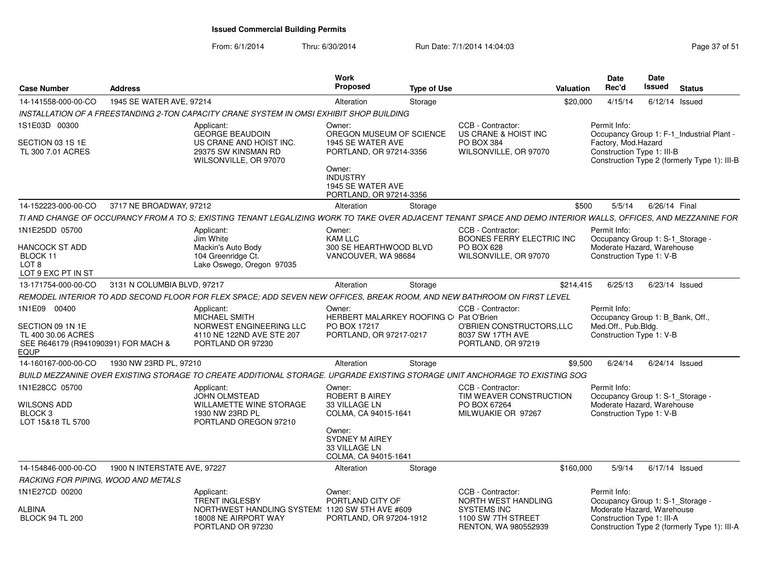# Issued Commercial Building Permits

From: 6/1/2014 Thru: 6/30/2014 Run Date: 7/1/2014 14:04:03

| Case Number | Address | Work Proposed | Type of Use | Valuation | Date Rec'd | Date Issued | Status |
|---|---|---|---|---|---|---|---|
| 14-141558-000-00-CO | 1945 SE WATER AVE, 97214 | Alteration | Storage | $20,000 | 4/15/14 | 6/12/14 | Issued |

INSTALLATION OF A FREESTANDING 2-TON CAPACITY CRANE SYSTEM IN OMSI EXHIBIT SHOP BUILDING

1S1E03D 00300
SECTION 03 1S 1E
TL 300 7.01 ACRES

Applicant:
GEORGE BEAUDOIN
US CRANE AND HOIST INC.
29375 SW KINSMAN RD
WILSONVILLE, OR 97070

Owner:
OREGON MUSEUM OF SCIENCE
1945 SE WATER AVE
PORTLAND, OR 97214-3356

Owner:
INDUSTRY
1945 SE WATER AVE
PORTLAND, OR 97214-3356

CCB - Contractor:
US CRANE & HOIST INC
PO BOX 384
WILSONVILLE, OR 97070

Permit Info:
Occupancy Group 1: F-1_Industrial Plant - Factory, Mod.Hazard
Construction Type 1: III-B
Construction Type 2 (formerly Type 1): III-B

| Case Number | Address | Work Proposed | Type of Use | Valuation | Date Rec'd | Date Issued | Status |
|---|---|---|---|---|---|---|---|
| 14-152223-000-00-CO | 3717 NE BROADWAY, 97212 | Alteration | Storage | $500 | 5/5/14 | 6/26/14 | Final |

TI AND CHANGE OF OCCUPANCY FROM A TO S; EXISTING TENANT LEGALIZING WORK TO TAKE OVER ADJACENT TENANT SPACE AND DEMO INTERIOR WALLS, OFFICES, AND MEZZANINE FOR

1N1E25DD 05700
HANCOCK ST ADD
BLOCK 11
LOT 8
LOT 9 EXC PT IN ST

Applicant:
Jim White
Mackin's Auto Body
104 Greenridge Ct.
Lake Oswego, Oregon 97035

Owner:
KAM LLC
300 SE HEARTHWOOD BLVD
VANCOUVER, WA 98684

CCB - Contractor:
BOONES FERRY ELECTRIC INC
PO BOX 628
WILSONVILLE, OR 97070

Permit Info:
Occupancy Group 1: S-1_Storage - Moderate Hazard, Warehouse
Construction Type 1: V-B

| Case Number | Address | Work Proposed | Type of Use | Valuation | Date Rec'd | Date Issued | Status |
|---|---|---|---|---|---|---|---|
| 13-171754-000-00-CO | 3131 N COLUMBIA BLVD, 97217 | Alteration | Storage | $214,415 | 6/25/13 | 6/23/14 | Issued |

REMODEL INTERIOR TO ADD SECOND FLOOR FOR FLEX SPACE; ADD SEVEN NEW OFFICES, BREAK ROOM, AND NEW BATHROOM ON FIRST LEVEL

1N1E09 00400
SECTION 09 1N 1E
TL 400 30.06 ACRES
SEE R646179 (R941090391) FOR MACH & EQUP

Applicant:
MICHAEL SMITH
NORWEST ENGINEERING LLC
4110 NE 122ND AVE STE 207
PORTLAND OR 97230

Owner:
HERBERT MALARKEY ROOFING C
PO BOX 17217
PORTLAND, OR 97217-0217

CCB - Contractor:
Pat O'Brien
O'BRIEN CONSTRUCTORS,LLC
8037 SW 17TH AVE
PORTLAND, OR 97219

Permit Info:
Occupancy Group 1: B_Bank, Off., Med.Off., Pub.Bldg.
Construction Type 1: V-B

| Case Number | Address | Work Proposed | Type of Use | Valuation | Date Rec'd | Date Issued | Status |
|---|---|---|---|---|---|---|---|
| 14-160167-000-00-CO | 1930 NW 23RD PL, 97210 | Alteration | Storage | $9,500 | 6/24/14 | 6/24/14 | Issued |

BUILD MEZZANINE OVER EXISTING STORAGE TO CREATE ADDITIONAL STORAGE. UPGRADE EXISTING STORAGE UNIT ANCHORAGE TO EXISTING SOG

1N1E28CC 05700
WILSONS ADD
BLOCK 3
LOT 15&18 TL 5700

Applicant:
JOHN OLMSTEAD
WILLAMETTE WINE STORAGE
1930 NW 23RD PL
PORTLAND OREGON 97210

Owner:
ROBERT B AIREY
33 VILLAGE LN
COLMA, CA 94015-1641

Owner:
SYDNEY M AIREY
33 VILLAGE LN
COLMA, CA 94015-1641

CCB - Contractor:
TIM WEAVER CONSTRUCTION
PO BOX 67264
MILWUAKIE OR 97267

Permit Info:
Occupancy Group 1: S-1_Storage - Moderate Hazard, Warehouse
Construction Type 1: V-B

| Case Number | Address | Work Proposed | Type of Use | Valuation | Date Rec'd | Date Issued | Status |
|---|---|---|---|---|---|---|---|
| 14-154846-000-00-CO | 1900 N INTERSTATE AVE, 97227 | Alteration | Storage | $160,000 | 5/9/14 | 6/17/14 | Issued |

RACKING FOR PIPING, WOOD AND METALS

1N1E27CD 00200
ALBINA
BLOCK 94 TL 200

Applicant:
TRENT INGLESBY
NORTHWEST HANDLING SYSTEMS
18008 NE AIRPORT WAY
PORTLAND OR 97230

Owner:
PORTLAND CITY OF
1120 SW 5TH AVE #609
PORTLAND, OR 97204-1912

CCB - Contractor:
NORTH WEST HANDLING SYSTEMS INC
1100 SW 7TH STREET
RENTON, WA 980552939

Permit Info:
Occupancy Group 1: S-1_Storage - Moderate Hazard, Warehouse
Construction Type 1: III-A
Construction Type 2 (formerly Type 1): III-A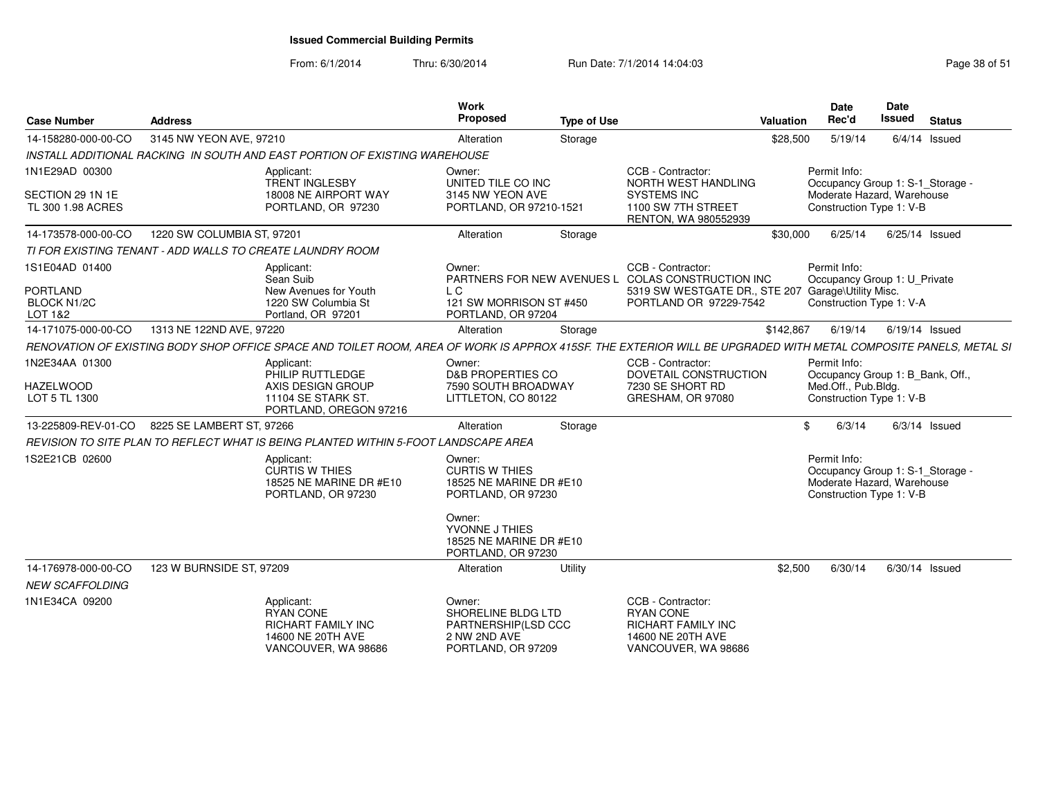# Issued Commercial Building Permits

From: 6/1/2014 Thru: 6/30/2014 Run Date: 7/1/2014 14:04:03

| Case Number | Address | Work Proposed | Type of Use | Valuation | Date Rec'd | Date Issued | Status |
|---|---|---|---|---|---|---|---|
| 14-158280-000-00-CO | 3145 NW YEON AVE, 97210 | Alteration | Storage | $28,500 | 5/19/14 | 6/4/14 | Issued |

INSTALL ADDITIONAL RACKING IN SOUTH AND EAST PORTION OF EXISTING WAREHOUSE

1N1E29AD 00300
SECTION 29 1N 1E
TL 300 1.98 ACRES

Applicant: TRENT INGLESBY, 18008 NE AIRPORT WAY, PORTLAND, OR 97230

Owner: UNITED TILE CO INC, 3145 NW YEON AVE, PORTLAND, OR 97210-1521

CCB - Contractor: NORTH WEST HANDLING SYSTEMS INC, 1100 SW 7TH STREET, RENTON, WA 980552939

Permit Info: Occupancy Group 1: S-1_Storage - Moderate Hazard, Warehouse; Construction Type 1: V-B

| Case Number | Address | Work Proposed | Type of Use | Valuation | Date Rec'd | Date Issued | Status |
|---|---|---|---|---|---|---|---|
| 14-173578-000-00-CO | 1220 SW COLUMBIA ST, 97201 | Alteration | Storage | $30,000 | 6/25/14 | 6/25/14 | Issued |

TI FOR EXISTING TENANT - ADD WALLS TO CREATE LAUNDRY ROOM

1S1E04AD 01400
PORTLAND
BLOCK N1/2C
LOT 1&2

Applicant: Sean Suib, New Avenues for Youth, 1220 SW Columbia St, Portland, OR 97201

Owner: PARTNERS FOR NEW AVENUES L L C, 121 SW MORRISON ST #450, PORTLAND, OR 97204

CCB - Contractor: COLAS CONSTRUCTION INC, 5319 SW WESTGATE DR., STE 207, PORTLAND OR 97229-7542

Permit Info: Occupancy Group 1: U_Private Garage\Utility Misc.; Construction Type 1: V-A

| Case Number | Address | Work Proposed | Type of Use | Valuation | Date Rec'd | Date Issued | Status |
|---|---|---|---|---|---|---|---|
| 14-171075-000-00-CO | 1313 NE 122ND AVE, 97220 | Alteration | Storage | $142,867 | 6/19/14 | 6/19/14 | Issued |

RENOVATION OF EXISTING BODY SHOP OFFICE SPACE AND TOILET ROOM, AREA OF WORK IS APPROX 415SF. THE EXTERIOR WILL BE UPGRADED WITH METAL COMPOSITE PANELS, METAL SI

1N2E34AA 01300
HAZELWOOD
LOT 5 TL 1300

Applicant: PHILIP RUTTLEDGE, AXIS DESIGN GROUP, 11104 SE STARK ST., PORTLAND, OREGON 97216

Owner: D&B PROPERTIES CO, 7590 SOUTH BROADWAY, LITTLETON, CO 80122

CCB - Contractor: DOVETAIL CONSTRUCTION, 7230 SE SHORT RD, GRESHAM, OR 97080

Permit Info: Occupancy Group 1: B_Bank, Off., Med.Off., Pub.Bldg.; Construction Type 1: V-B

| Case Number | Address | Work Proposed | Type of Use | Valuation | Date Rec'd | Date Issued | Status |
|---|---|---|---|---|---|---|---|
| 13-225809-REV-01-CO | 8225 SE LAMBERT ST, 97266 | Alteration | Storage | $ | 6/3/14 | 6/3/14 | Issued |

REVISION TO SITE PLAN TO REFLECT WHAT IS BEING PLANTED WITHIN 5-FOOT LANDSCAPE AREA

1S2E21CB 02600

Applicant: CURTIS W THIES, 18525 NE MARINE DR #E10, PORTLAND, OR 97230

Owner: CURTIS W THIES, 18525 NE MARINE DR #E10, PORTLAND, OR 97230

Owner: YVONNE J THIES, 18525 NE MARINE DR #E10, PORTLAND, OR 97230

Permit Info: Occupancy Group 1: S-1_Storage - Moderate Hazard, Warehouse; Construction Type 1: V-B

| Case Number | Address | Work Proposed | Type of Use | Valuation | Date Rec'd | Date Issued | Status |
|---|---|---|---|---|---|---|---|
| 14-176978-000-00-CO | 123 W BURNSIDE ST, 97209 | Alteration | Utility | $2,500 | 6/30/14 | 6/30/14 | Issued |

NEW SCAFFOLDING

1N1E34CA 09200

Applicant: RYAN CONE, RICHART FAMILY INC, 14600 NE 20TH AVE, VANCOUVER, WA 98686

Owner: SHORELINE BLDG LTD PARTNERSHIP(LSD CCC, 2 NW 2ND AVE, PORTLAND, OR 97209

CCB - Contractor: RYAN CONE, RICHART FAMILY INC, 14600 NE 20TH AVE, VANCOUVER, WA 98686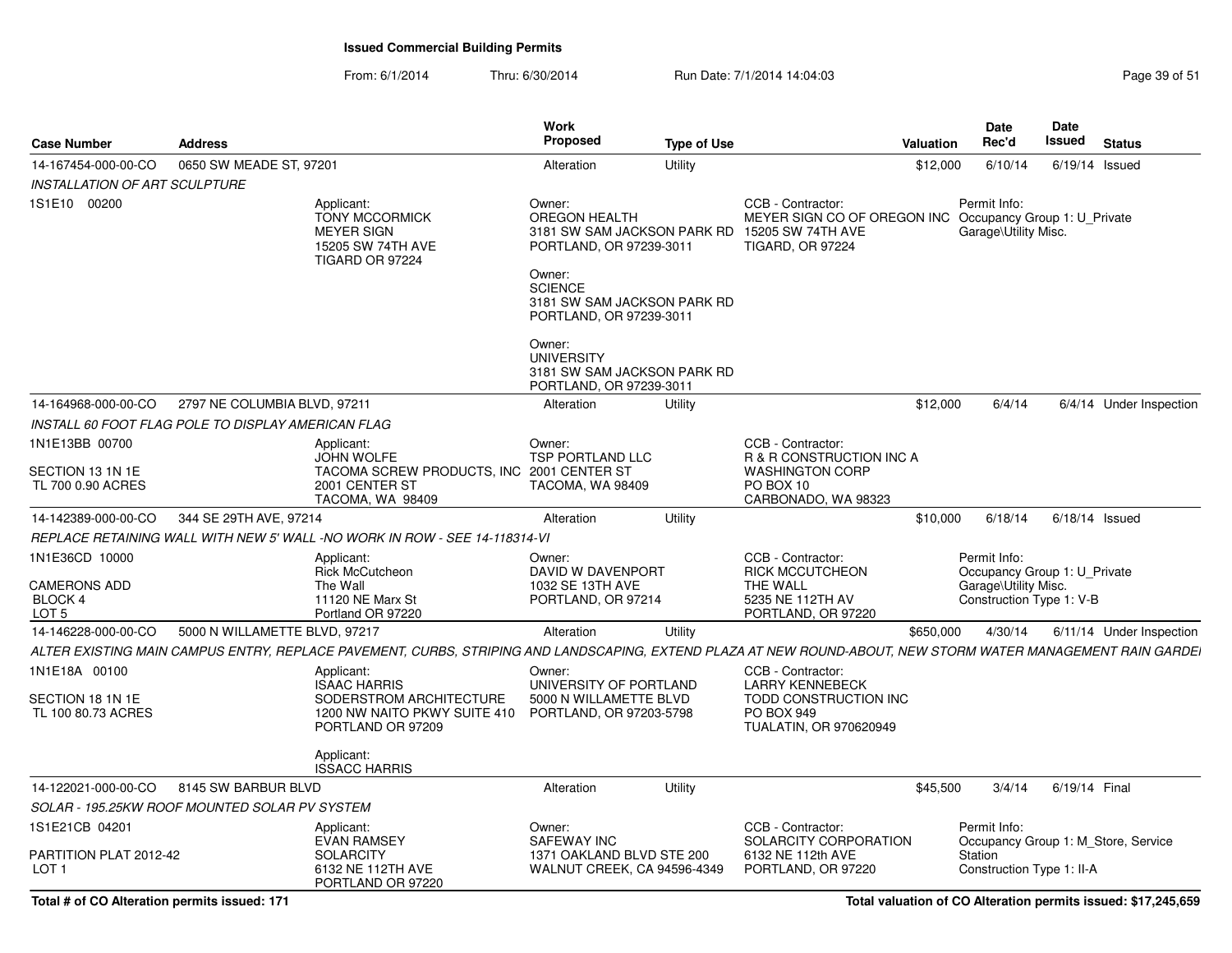**Issued Commercial Building Permits**

From: 6/1/2014 Thru: 6/30/2014 Run Date: 7/1/2014 14:04:03

| Case Number | Address | Work Proposed | Type of Use | Valuation | Date Rec'd | Date Issued | Status |
|---|---|---|---|---|---|---|---|
| 14-167454-000-00-CO | 0650 SW MEADE ST, 97201 | Alteration | Utility | $12,000 | 6/10/14 | 6/19/14 | Issued |

*INSTALLATION OF ART SCULPTURE*

1S1E10 00200

Applicant: TONY MCCORMICK, MEYER SIGN, 15205 SW 74TH AVE, TIGARD OR 97224

Owner: OREGON HEALTH, 3181 SW SAM JACKSON PARK RD, PORTLAND, OR 97239-3011

Owner: SCIENCE, 3181 SW SAM JACKSON PARK RD, PORTLAND, OR 97239-3011

Owner: UNIVERSITY, 3181 SW SAM JACKSON PARK RD, PORTLAND, OR 97239-3011

CCB - Contractor: MEYER SIGN CO OF OREGON INC, 15205 SW 74TH AVE, TIGARD, OR 97224

Permit Info: Occupancy Group 1: U_Private Garage\Utility Misc.

| Case Number | Address | Work Proposed | Type of Use | Valuation | Date Rec'd | Date Issued | Status |
|---|---|---|---|---|---|---|---|
| 14-164968-000-00-CO | 2797 NE COLUMBIA BLVD, 97211 | Alteration | Utility | $12,000 | 6/4/14 | 6/4/14 | Under Inspection |

*INSTALL 60 FOOT FLAG POLE TO DISPLAY AMERICAN FLAG*

1N1E13BB 00700
SECTION 13 1N 1E
TL 700 0.90 ACRES

Applicant: JOHN WOLFE, TACOMA SCREW PRODUCTS, INC, 2001 CENTER ST, TACOMA, WA 98409

Owner: TSP PORTLAND LLC, 2001 CENTER ST, TACOMA, WA 98409

CCB - Contractor: R & R CONSTRUCTION INC A WASHINGTON CORP, PO BOX 10, CARBONADO, WA 98323

| Case Number | Address | Work Proposed | Type of Use | Valuation | Date Rec'd | Date Issued | Status |
|---|---|---|---|---|---|---|---|
| 14-142389-000-00-CO | 344 SE 29TH AVE, 97214 | Alteration | Utility | $10,000 | 6/18/14 | 6/18/14 | Issued |

*REPLACE RETAINING WALL WITH NEW 5' WALL -NO WORK IN ROW - SEE 14-118314-VI*

1N1E36CD 10000
CAMERONS ADD
BLOCK 4
LOT 5

Applicant: Rick McCutcheon, The Wall, 11120 NE Marx St, Portland OR 97220

Owner: DAVID W DAVENPORT, 1032 SE 13TH AVE, PORTLAND, OR 97214

CCB - Contractor: RICK MCCUTCHEON, THE WALL, 5235 NE 112TH AV, PORTLAND, OR 97220

Permit Info: Occupancy Group 1: U_Private Garage\Utility Misc. Construction Type 1: V-B

| Case Number | Address | Work Proposed | Type of Use | Valuation | Date Rec'd | Date Issued | Status |
|---|---|---|---|---|---|---|---|
| 14-146228-000-00-CO | 5000 N WILLAMETTE BLVD, 97217 | Alteration | Utility | $650,000 | 4/30/14 | 6/11/14 | Under Inspection |

*ALTER EXISTING MAIN CAMPUS ENTRY, REPLACE PAVEMENT, CURBS, STRIPING AND LANDSCAPING, EXTEND PLAZA AT NEW ROUND-ABOUT, NEW STORM WATER MANAGEMENT RAIN GARDEI*

1N1E18A 00100
SECTION 18 1N 1E
TL 100 80.73 ACRES

Applicant: ISAAC HARRIS, SODERSTROM ARCHITECTURE, 1200 NW NAITO PKWY SUITE 410, PORTLAND OR 97209

Applicant: ISSACC HARRIS

Owner: UNIVERSITY OF PORTLAND, 5000 N WILLAMETTE BLVD, PORTLAND, OR 97203-5798

CCB - Contractor: LARRY KENNEBECK, TODD CONSTRUCTION INC, PO BOX 949, TUALATIN, OR 970620949

| Case Number | Address | Work Proposed | Type of Use | Valuation | Date Rec'd | Date Issued | Status |
|---|---|---|---|---|---|---|---|
| 14-122021-000-00-CO | 8145 SW BARBUR BLVD | Alteration | Utility | $45,500 | 3/4/14 | 6/19/14 | Final |

*SOLAR - 195.25KW ROOF MOUNTED SOLAR PV SYSTEM*

1S1E21CB 04201
PARTITION PLAT 2012-42
LOT 1

Applicant: EVAN RAMSEY, SOLARCITY, 6132 NE 112TH AVE, PORTLAND OR 97220

Owner: SAFEWAY INC, 1371 OAKLAND BLVD STE 200, WALNUT CREEK, CA 94596-4349

CCB - Contractor: SOLARCITY CORPORATION, 6132 NE 112th AVE, PORTLAND, OR 97220

Permit Info: Occupancy Group 1: M_Store, Service Station. Construction Type 1: II-A

**Total # of CO Alteration permits issued: 171**

**Total valuation of CO Alteration permits issued: $17,245,659**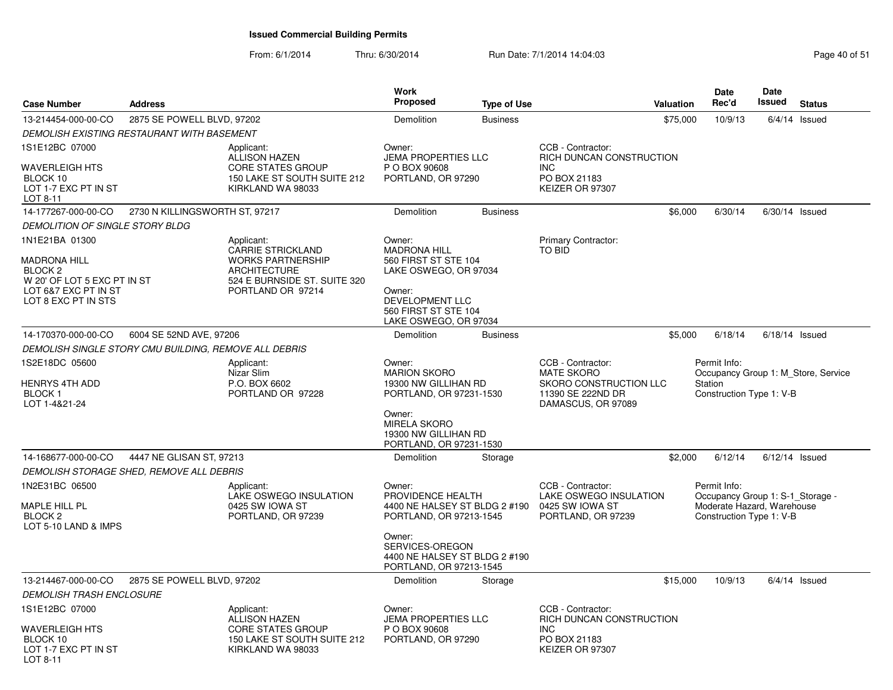# Issued Commercial Building Permits

From: 6/1/2014 Thru: 6/30/2014 Run Date: 7/1/2014 14:04:03

| Case Number | Address | Work Proposed | Type of Use | Valuation | Date Rec'd | Date Issued | Status |
|---|---|---|---|---|---|---|---|
| 13-214454-000-00-CO | 2875 SE POWELL BLVD, 97202 | Demolition | Business | $75,000 | 10/9/13 | 6/4/14 | Issued |

*DEMOLISH EXISTING RESTAURANT WITH BASEMENT*

1S1E12BC 07000

WAVERLEIGH HTS
BLOCK 10
LOT 1-7 EXC PT IN ST
LOT 8-11

Applicant:
ALLISON HAZEN
CORE STATES GROUP
150 LAKE ST SOUTH SUITE 212
KIRKLAND WA 98033

Owner:
JEMA PROPERTIES LLC
P O BOX 90608
PORTLAND, OR 97290

CCB - Contractor:
RICH DUNCAN CONSTRUCTION INC
PO BOX 21183
KEIZER OR 97307

| Case Number | Address | Work Proposed | Type of Use | Valuation | Date Rec'd | Date Issued | Status |
|---|---|---|---|---|---|---|---|
| 14-177267-000-00-CO | 2730 N KILLINGSWORTH ST, 97217 | Demolition | Business | $6,000 | 6/30/14 | 6/30/14 | Issued |

*DEMOLITION OF SINGLE STORY BLDG*

1N1E21BA 01300

MADRONA HILL
BLOCK 2
W 20' OF LOT 5 EXC PT IN ST
LOT 6&7 EXC PT IN ST
LOT 8 EXC PT IN STS

Applicant:
CARRIE STRICKLAND
WORKS PARTNERSHIP ARCHITECTURE
524 E BURNSIDE ST. SUITE 320
PORTLAND OR 97214

Owner:
MADRONA HILL
560 FIRST ST STE 104
LAKE OSWEGO, OR 97034

Owner:
DEVELOPMENT LLC
560 FIRST ST STE 104
LAKE OSWEGO, OR 97034

Primary Contractor:
TO BID

| Case Number | Address | Work Proposed | Type of Use | Valuation | Date Rec'd | Date Issued | Status |
|---|---|---|---|---|---|---|---|
| 14-170370-000-00-CO | 6004 SE 52ND AVE, 97206 | Demolition | Business | $5,000 | 6/18/14 | 6/18/14 | Issued |

*DEMOLISH SINGLE STORY CMU BUILDING, REMOVE ALL DEBRIS*

1S2E18DC 05600

HENRYS 4TH ADD
BLOCK 1
LOT 1-4&21-24

Applicant:
Nizar Slim
P.O. BOX 6602
PORTLAND OR 97228

Owner:
MARION SKORO
19300 NW GILLIHAN RD
PORTLAND, OR 97231-1530

Owner:
MIRELA SKORO
19300 NW GILLIHAN RD
PORTLAND, OR 97231-1530

CCB - Contractor:
MATE SKORO
SKORO CONSTRUCTION LLC
11390 SE 222ND DR
DAMASCUS, OR 97089

Permit Info:
Occupancy Group 1: M_Store, Service Station
Construction Type 1: V-B

| Case Number | Address | Work Proposed | Type of Use | Valuation | Date Rec'd | Date Issued | Status |
|---|---|---|---|---|---|---|---|
| 14-168677-000-00-CO | 4447 NE GLISAN ST, 97213 | Demolition | Storage | $2,000 | 6/12/14 | 6/12/14 | Issued |

*DEMOLISH STORAGE SHED, REMOVE ALL DEBRIS*

1N2E31BC 06500

MAPLE HILL PL
BLOCK 2
LOT 5-10 LAND & IMPS

Applicant:
LAKE OSWEGO INSULATION
0425 SW IOWA ST
PORTLAND, OR 97239

Owner:
PROVIDENCE HEALTH
4400 NE HALSEY ST BLDG 2 #190
PORTLAND, OR 97213-1545

Owner:
SERVICES-OREGON
4400 NE HALSEY ST BLDG 2 #190
PORTLAND, OR 97213-1545

CCB - Contractor:
LAKE OSWEGO INSULATION
0425 SW IOWA ST
PORTLAND, OR 97239

Permit Info:
Occupancy Group 1: S-1_Storage - Moderate Hazard, Warehouse
Construction Type 1: V-B

| Case Number | Address | Work Proposed | Type of Use | Valuation | Date Rec'd | Date Issued | Status |
|---|---|---|---|---|---|---|---|
| 13-214467-000-00-CO | 2875 SE POWELL BLVD, 97202 | Demolition | Storage | $15,000 | 10/9/13 | 6/4/14 | Issued |

*DEMOLISH TRASH ENCLOSURE*

1S1E12BC 07000

WAVERLEIGH HTS
BLOCK 10
LOT 1-7 EXC PT IN ST
LOT 8-11

Applicant:
ALLISON HAZEN
CORE STATES GROUP
150 LAKE ST SOUTH SUITE 212
KIRKLAND WA 98033

Owner:
JEMA PROPERTIES LLC
P O BOX 90608
PORTLAND, OR 97290

CCB - Contractor:
RICH DUNCAN CONSTRUCTION INC
PO BOX 21183
KEIZER OR 97307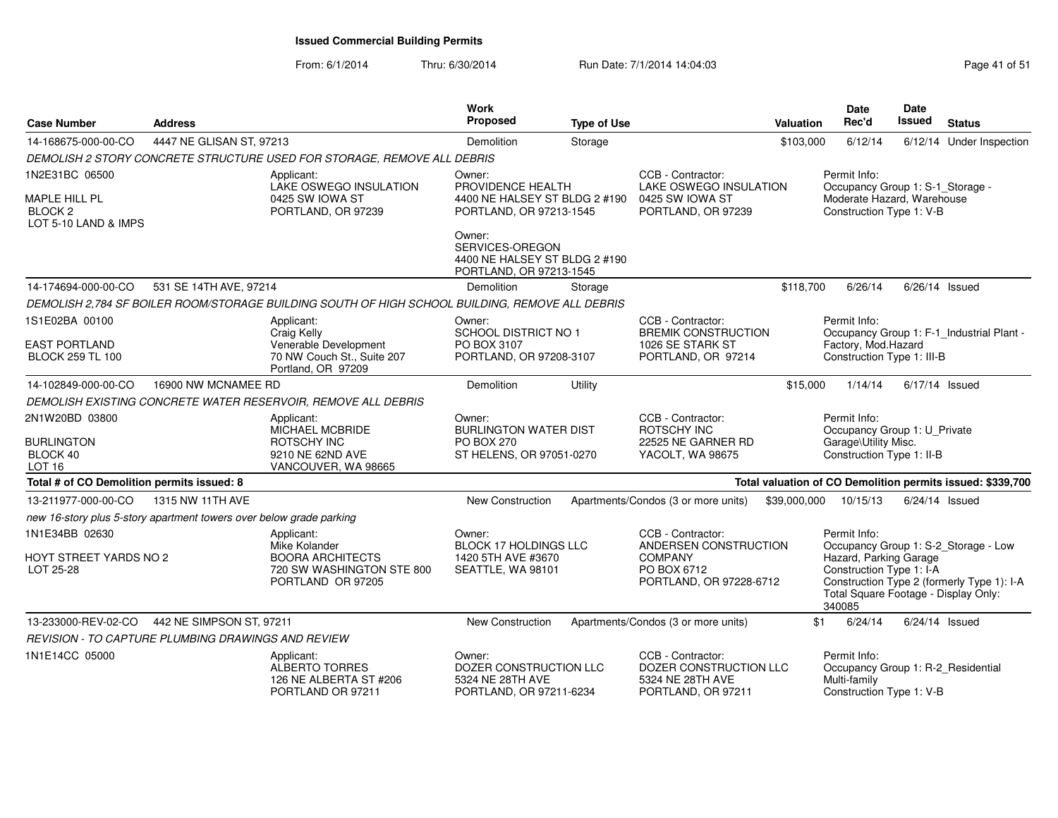## Issued Commercial Building Permits

From: 6/1/2014 Thru: 6/30/2014 Run Date: 7/1/2014 14:04:03

| Case Number | Address | Work Proposed | Type of Use | Valuation | Date Rec'd | Date Issued | Status |
|---|---|---|---|---|---|---|---|
| 14-168675-000-00-CO | 4447 NE GLISAN ST, 97213 | Demolition | Storage | $103,000 | 6/12/14 | 6/12/14 | Under Inspection |

*DEMOLISH 2 STORY CONCRETE STRUCTURE USED FOR STORAGE, REMOVE ALL DEBRIS*

1N2E31BC 06500
MAPLE HILL PL
BLOCK 2
LOT 5-10 LAND & IMPS

Applicant: LAKE OSWEGO INSULATION, 0425 SW IOWA ST, PORTLAND, OR 97239

Owner: PROVIDENCE HEALTH, 4400 NE HALSEY ST BLDG 2 #190, PORTLAND, OR 97213-1545

Owner: SERVICES-OREGON, 4400 NE HALSEY ST BLDG 2 #190, PORTLAND, OR 97213-1545

CCB - Contractor: LAKE OSWEGO INSULATION, 0425 SW IOWA ST, PORTLAND, OR 97239

Permit Info: Occupancy Group 1: S-1_Storage - Moderate Hazard, Warehouse; Construction Type 1: V-B

| Case Number | Address | Work Proposed | Type of Use | Valuation | Date Rec'd | Date Issued | Status |
|---|---|---|---|---|---|---|---|
| 14-174694-000-00-CO | 531 SE 14TH AVE, 97214 | Demolition | Storage | $118,700 | 6/26/14 | 6/26/14 | Issued |

*DEMOLISH 2,784 SF BOILER ROOM/STORAGE BUILDING SOUTH OF HIGH SCHOOL BUILDING, REMOVE ALL DEBRIS*

1S1E02BA 00100
EAST PORTLAND
BLOCK 259 TL 100

Applicant: Craig Kelly, Venerable Development, 70 NW Couch St., Suite 207, Portland, OR 97209

Owner: SCHOOL DISTRICT NO 1, PO BOX 3107, PORTLAND, OR 97208-3107

CCB - Contractor: BREMIK CONSTRUCTION, 1026 SE STARK ST, PORTLAND, OR 97214

Permit Info: Occupancy Group 1: F-1_Industrial Plant - Factory, Mod.Hazard; Construction Type 1: III-B

| Case Number | Address | Work Proposed | Type of Use | Valuation | Date Rec'd | Date Issued | Status |
|---|---|---|---|---|---|---|---|
| 14-102849-000-00-CO | 16900 NW MCNAMEE RD | Demolition | Utility | $15,000 | 1/14/14 | 6/17/14 | Issued |

*DEMOLISH EXISTING CONCRETE WATER RESERVOIR, REMOVE ALL DEBRIS*

2N1W20BD 03800
BURLINGTON
BLOCK 40
LOT 16

Applicant: MICHAEL MCBRIDE, ROTSCHY INC, 9210 NE 62ND AVE, VANCOUVER, WA 98665

Owner: BURLINGTON WATER DIST, PO BOX 270, ST HELENS, OR 97051-0270

CCB - Contractor: ROTSCHY INC, 22525 NE GARNER RD, YACOLT, WA 98675

Permit Info: Occupancy Group 1: U_Private Garage\Utility Misc.; Construction Type 1: II-B

**Total # of CO Demolition permits issued: 8**

**Total valuation of CO Demolition permits issued: $339,700**

| Case Number | Address | Work Proposed | Type of Use | Valuation | Date Rec'd | Date Issued | Status |
|---|---|---|---|---|---|---|---|
| 13-211977-000-00-CO | 1315 NW 11TH AVE | New Construction | Apartments/Condos (3 or more units) | $39,000,000 | 10/15/13 | 6/24/14 | Issued |

*new 16-story plus 5-story apartment towers over below grade parking*

1N1E34BB 02630
HOYT STREET YARDS NO 2
LOT 25-28

Applicant: Mike Kolander, BOORA ARCHITECTS, 720 SW WASHINGTON STE 800, PORTLAND OR 97205

Owner: BLOCK 17 HOLDINGS LLC, 1420 5TH AVE #3670, SEATTLE, WA 98101

CCB - Contractor: ANDERSEN CONSTRUCTION COMPANY, PO BOX 6712, PORTLAND, OR 97228-6712

Permit Info: Occupancy Group 1: S-2_Storage - Low Hazard, Parking Garage; Construction Type 1: I-A; Construction Type 2 (formerly Type 1): I-A; Total Square Footage - Display Only: 340085

| Case Number | Address | Work Proposed | Type of Use | Valuation | Date Rec'd | Date Issued | Status |
|---|---|---|---|---|---|---|---|
| 13-233000-REV-02-CO | 442 NE SIMPSON ST, 97211 | New Construction | Apartments/Condos (3 or more units) | $1 | 6/24/14 | 6/24/14 | Issued |

*REVISION - TO CAPTURE PLUMBING DRAWINGS AND REVIEW*

1N1E14CC 05000

Applicant: ALBERTO TORRES, 126 NE ALBERTA ST #206, PORTLAND OR 97211

Owner: DOZER CONSTRUCTION LLC, 5324 NE 28TH AVE, PORTLAND, OR 97211-6234

CCB - Contractor: DOZER CONSTRUCTION LLC, 5324 NE 28TH AVE, PORTLAND, OR 97211

Permit Info: Occupancy Group 1: R-2_Residential Multi-family; Construction Type 1: V-B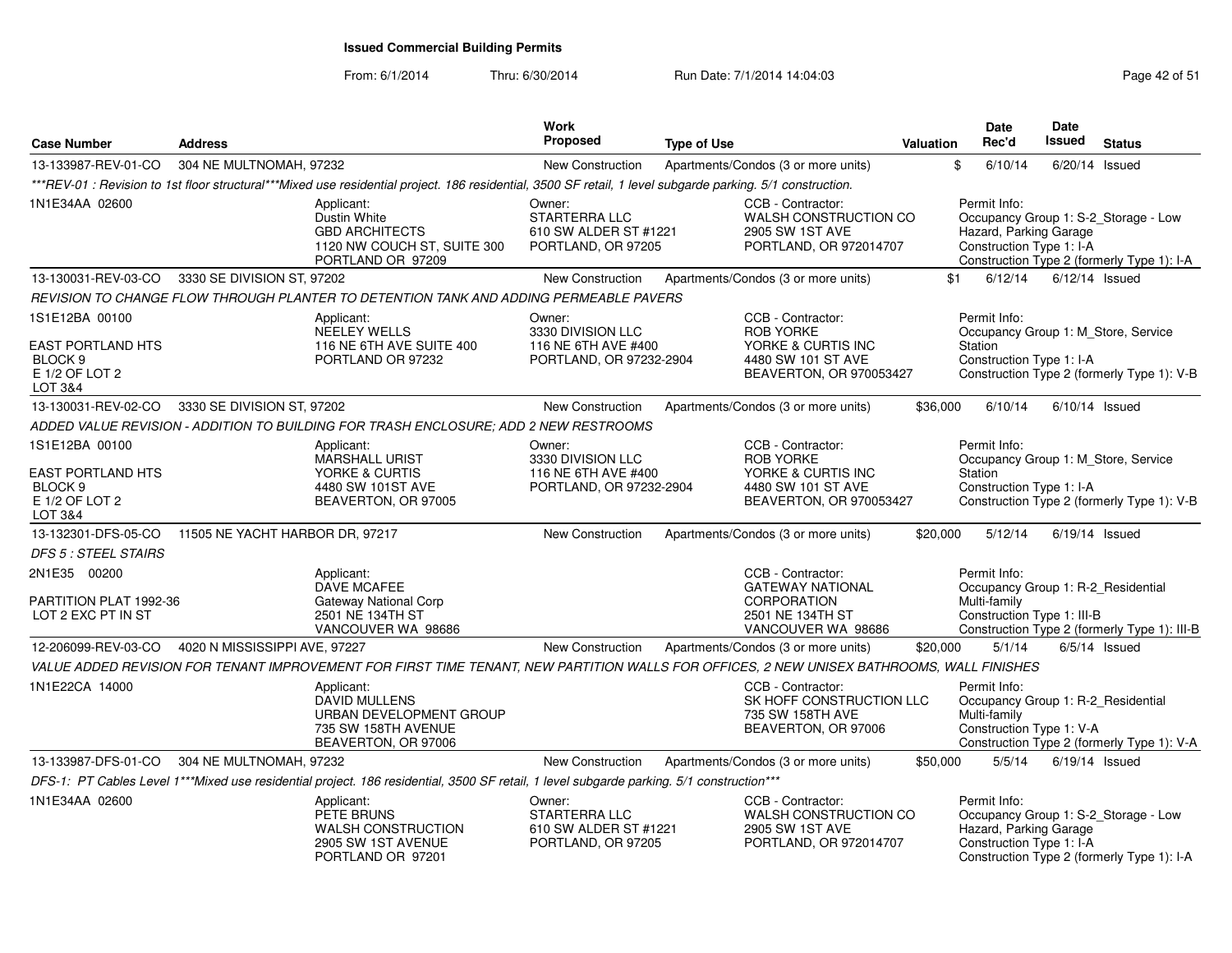**Issued Commercial Building Permits**

From: 6/1/2014 Thru: 6/30/2014 Run Date: 7/1/2014 14:04:03

| Case Number | Address | Work Proposed | Type of Use | Valuation | Date Rec'd | Date Issued | Status |
|---|---|---|---|---|---|---|---|
| 13-133987-REV-01-CO | 304 NE MULTNOMAH, 97232 | New Construction | Apartments/Condos (3 or more units) | $ | 6/10/14 | 6/20/14 | Issued |

***REV-01 : Revision to 1st floor structural***Mixed use residential project. 186 residential, 3500 SF retail, 1 level subgarde parking. 5/1 construction.

1N1E34AA 02600

Applicant: Dustin White, GBD ARCHITECTS, 1120 NW COUCH ST, SUITE 300, PORTLAND OR 97209

Owner: STARTERRA LLC, 610 SW ALDER ST #1221, PORTLAND, OR 97205

CCB - Contractor: WALSH CONSTRUCTION CO, 2905 SW 1ST AVE, PORTLAND, OR 972014707

Permit Info: Occupancy Group 1: S-2_Storage - Low Hazard, Parking Garage; Construction Type 1: I-A; Construction Type 2 (formerly Type 1): I-A

| Case Number | Address | Work Proposed | Type of Use | Valuation | Date Rec'd | Date Issued | Status |
|---|---|---|---|---|---|---|---|
| 13-130031-REV-03-CO | 3330 SE DIVISION ST, 97202 | New Construction | Apartments/Condos (3 or more units) | $1 | 6/12/14 | 6/12/14 | Issued |

REVISION TO CHANGE FLOW THROUGH PLANTER TO DETENTION TANK AND ADDING PERMEABLE PAVERS

1S1E12BA 00100, EAST PORTLAND HTS, BLOCK 9, E 1/2 OF LOT 2, LOT 3&4

Applicant: NEELEY WELLS, 116 NE 6TH AVE SUITE 400, PORTLAND OR 97232

Owner: 3330 DIVISION LLC, 116 NE 6TH AVE #400, PORTLAND, OR 97232-2904

CCB - Contractor: ROB YORKE, YORKE & CURTIS INC, 4480 SW 101 ST AVE, BEAVERTON, OR 970053427

Permit Info: Occupancy Group 1: M_Store, Service Station; Construction Type 1: I-A; Construction Type 2 (formerly Type 1): V-B

| Case Number | Address | Work Proposed | Type of Use | Valuation | Date Rec'd | Date Issued | Status |
|---|---|---|---|---|---|---|---|
| 13-130031-REV-02-CO | 3330 SE DIVISION ST, 97202 | New Construction | Apartments/Condos (3 or more units) | $36,000 | 6/10/14 | 6/10/14 | Issued |

ADDED VALUE REVISION - ADDITION TO BUILDING FOR TRASH ENCLOSURE; ADD 2 NEW RESTROOMS

1S1E12BA 00100, EAST PORTLAND HTS, BLOCK 9, E 1/2 OF LOT 2, LOT 3&4

Applicant: MARSHALL URIST, YORKE & CURTIS, 4480 SW 101ST AVE, BEAVERTON, OR 97005

Owner: 3330 DIVISION LLC, 116 NE 6TH AVE #400, PORTLAND, OR 97232-2904

CCB - Contractor: ROB YORKE, YORKE & CURTIS INC, 4480 SW 101 ST AVE, BEAVERTON, OR 970053427

Permit Info: Occupancy Group 1: M_Store, Service Station; Construction Type 1: I-A; Construction Type 2 (formerly Type 1): V-B

| Case Number | Address | Work Proposed | Type of Use | Valuation | Date Rec'd | Date Issued | Status |
|---|---|---|---|---|---|---|---|
| 13-132301-DFS-05-CO | 11505 NE YACHT HARBOR DR, 97217 | New Construction | Apartments/Condos (3 or more units) | $20,000 | 5/12/14 | 6/19/14 | Issued |

DFS 5 : STEEL STAIRS

2N1E35 00200, PARTITION PLAT 1992-36, LOT 2 EXC PT IN ST

Applicant: DAVE MCAFEE, Gateway National Corp, 2501 NE 134TH ST, VANCOUVER WA 98686

CCB - Contractor: GATEWAY NATIONAL CORPORATION, 2501 NE 134TH ST, VANCOUVER WA 98686

Permit Info: Occupancy Group 1: R-2_Residential Multi-family; Construction Type 1: III-B; Construction Type 2 (formerly Type 1): III-B

| Case Number | Address | Work Proposed | Type of Use | Valuation | Date Rec'd | Date Issued | Status |
|---|---|---|---|---|---|---|---|
| 12-206099-REV-03-CO | 4020 N MISSISSIPPI AVE, 97227 | New Construction | Apartments/Condos (3 or more units) | $20,000 | 5/1/14 | 6/5/14 | Issued |

VALUE ADDED REVISION FOR TENANT IMPROVEMENT FOR FIRST TIME TENANT, NEW PARTITION WALLS FOR OFFICES, 2 NEW UNISEX BATHROOMS, WALL FINISHES

1N1E22CA 14000

Applicant: DAVID MULLENS, URBAN DEVELOPMENT GROUP, 735 SW 158TH AVENUE, BEAVERTON, OR 97006

CCB - Contractor: SK HOFF CONSTRUCTION LLC, 735 SW 158TH AVE, BEAVERTON, OR 97006

Permit Info: Occupancy Group 1: R-2_Residential Multi-family; Construction Type 1: V-A; Construction Type 2 (formerly Type 1): V-A

| Case Number | Address | Work Proposed | Type of Use | Valuation | Date Rec'd | Date Issued | Status |
|---|---|---|---|---|---|---|---|
| 13-133987-DFS-01-CO | 304 NE MULTNOMAH, 97232 | New Construction | Apartments/Condos (3 or more units) | $50,000 | 5/5/14 | 6/19/14 | Issued |

DFS-1: PT Cables Level 1***Mixed use residential project. 186 residential, 3500 SF retail, 1 level subgarde parking. 5/1 construction***

1N1E34AA 02600

Applicant: PETE BRUNS, WALSH CONSTRUCTION, 2905 SW 1ST AVENUE, PORTLAND OR 97201

Owner: STARTERRA LLC, 610 SW ALDER ST #1221, PORTLAND, OR 97205

CCB - Contractor: WALSH CONSTRUCTION CO, 2905 SW 1ST AVE, PORTLAND, OR 972014707

Permit Info: Occupancy Group 1: S-2_Storage - Low Hazard, Parking Garage; Construction Type 1: I-A; Construction Type 2 (formerly Type 1): I-A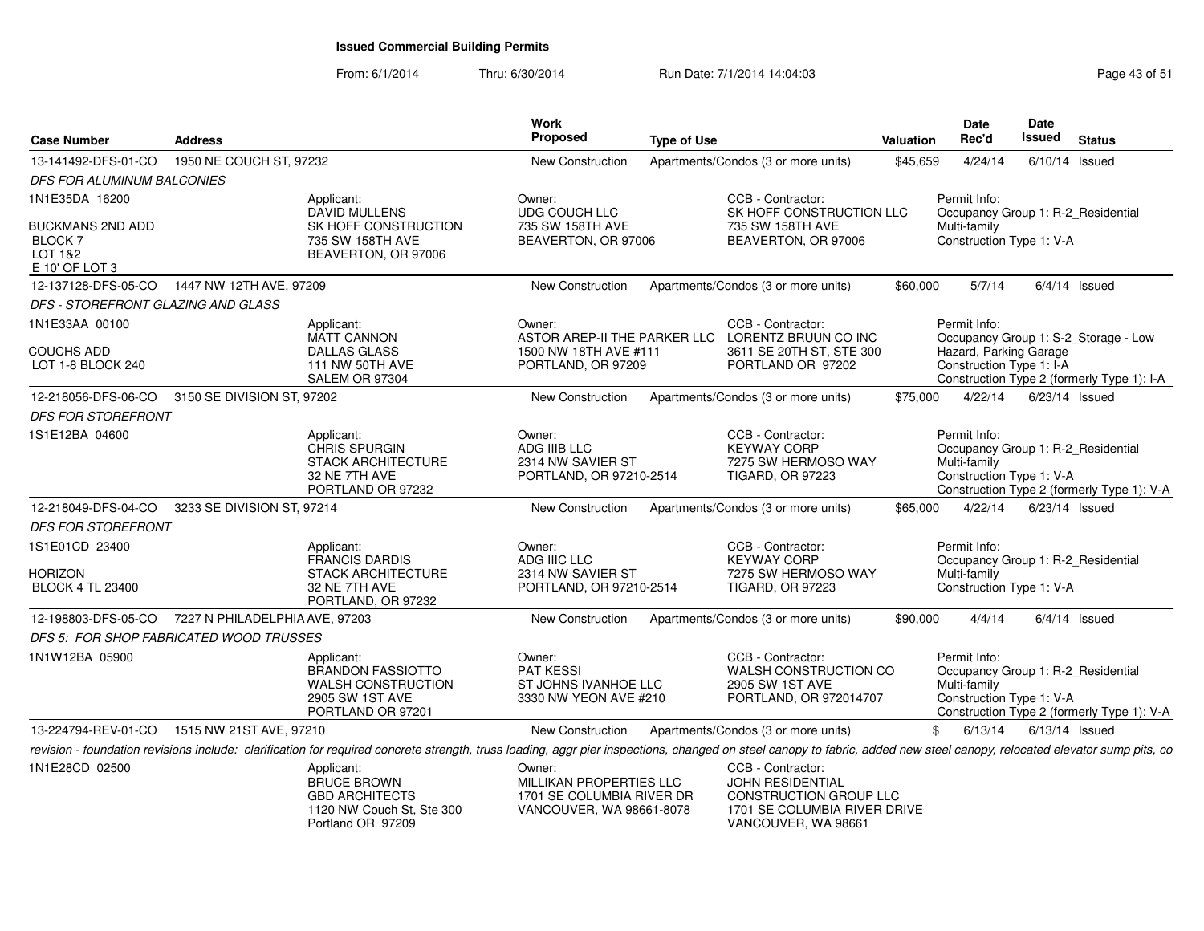# Issued Commercial Building Permits

From: 6/1/2014 Thru: 6/30/2014 Run Date: 7/1/2014 14:04:03

| Case Number | Address | Work Proposed | Type of Use | Valuation | Date Rec'd | Date Issued | Status |
|---|---|---|---|---|---|---|---|
| 13-141492-DFS-01-CO | 1950 NE COUCH ST, 97232 | New Construction | Apartments/Condos (3 or more units) | $45,659 | 4/24/14 | 6/10/14 | Issued |
| 12-137128-DFS-05-CO | 1447 NW 12TH AVE, 97209 | New Construction | Apartments/Condos (3 or more units) | $60,000 | 5/7/14 | 6/4/14 | Issued |
| 12-218056-DFS-06-CO | 3150 SE DIVISION ST, 97202 | New Construction | Apartments/Condos (3 or more units) | $75,000 | 4/22/14 | 6/23/14 | Issued |
| 12-218049-DFS-04-CO | 3233 SE DIVISION ST, 97214 | New Construction | Apartments/Condos (3 or more units) | $65,000 | 4/22/14 | 6/23/14 | Issued |
| 12-198803-DFS-05-CO | 7227 N PHILADELPHIA AVE, 97203 | New Construction | Apartments/Condos (3 or more units) | $90,000 | 4/4/14 | 6/4/14 | Issued |
| 13-224794-REV-01-CO | 1515 NW 21ST AVE, 97210 | New Construction | Apartments/Condos (3 or more units) | $ | 6/13/14 | 6/13/14 | Issued |

**13-141492-DFS-01-CO** — *DFS FOR ALUMINUM BALCONIES*

1N1E35DA 16200
BUCKMANS 2ND ADD
BLOCK 7
LOT 1&2
E 10' OF LOT 3

Applicant: DAVID MULLENS, SK HOFF CONSTRUCTION, 735 SW 158TH AVE, BEAVERTON, OR 97006

Owner: UDG COUCH LLC, 735 SW 158TH AVE, BEAVERTON, OR 97006

CCB - Contractor: SK HOFF CONSTRUCTION LLC, 735 SW 158TH AVE, BEAVERTON, OR 97006

Permit Info: Occupancy Group 1: R-2_Residential Multi-family; Construction Type 1: V-A

**12-137128-DFS-05-CO** — *DFS - STOREFRONT GLAZING AND GLASS*

1N1E33AA 00100
COUCHS ADD
LOT 1-8 BLOCK 240

Applicant: MATT CANNON, DALLAS GLASS, 111 NW 50TH AVE, SALEM OR 97304

Owner: ASTOR AREP-II THE PARKER LLC, 1500 NW 18TH AVE #111, PORTLAND, OR 97209

CCB - Contractor: LORENTZ BRUUN CO INC, 3611 SE 20TH ST, STE 300, PORTLAND OR 97202

Permit Info: Occupancy Group 1: S-2_Storage - Low Hazard, Parking Garage; Construction Type 1: I-A; Construction Type 2 (formerly Type 1): I-A

**12-218056-DFS-06-CO** — *DFS FOR STOREFRONT*

1S1E12BA 04600

Applicant: CHRIS SPURGIN, STACK ARCHITECTURE, 32 NE 7TH AVE, PORTLAND OR 97232

Owner: ADG IIIB LLC, 2314 NW SAVIER ST, PORTLAND, OR 97210-2514

CCB - Contractor: KEYWAY CORP, 7275 SW HERMOSO WAY, TIGARD, OR 97223

Permit Info: Occupancy Group 1: R-2_Residential Multi-family; Construction Type 1: V-A; Construction Type 2 (formerly Type 1): V-A

**12-218049-DFS-04-CO** — *DFS FOR STOREFRONT*

1S1E01CD 23400
HORIZON
BLOCK 4 TL 23400

Applicant: FRANCIS DARDIS, STACK ARCHITECTURE, 32 NE 7TH AVE, PORTLAND, OR 97232

Owner: ADG IIIC LLC, 2314 NW SAVIER ST, PORTLAND, OR 97210-2514

CCB - Contractor: KEYWAY CORP, 7275 SW HERMOSO WAY, TIGARD, OR 97223

Permit Info: Occupancy Group 1: R-2_Residential Multi-family; Construction Type 1: V-A

**12-198803-DFS-05-CO** — *DFS 5: FOR SHOP FABRICATED WOOD TRUSSES*

1N1W12BA 05900

Applicant: BRANDON FASSIOTTO, WALSH CONSTRUCTION, 2905 SW 1ST AVE, PORTLAND OR 97201

Owner: PAT KESSI, ST JOHNS IVANHOE LLC, 3330 NW YEON AVE #210

CCB - Contractor: WALSH CONSTRUCTION CO, 2905 SW 1ST AVE, PORTLAND, OR 972014707

Permit Info: Occupancy Group 1: R-2_Residential Multi-family; Construction Type 1: V-A; Construction Type 2 (formerly Type 1): V-A

**13-224794-REV-01-CO** — *revision - foundation revisions include: clarification for required concrete strength, truss loading, aggr pier inspections, changed on steel canopy to fabric, added new steel canopy, relocated elevator sump pits, co*

1N1E28CD 02500

Applicant: BRUCE BROWN, GBD ARCHITECTS, 1120 NW Couch St, Ste 300, Portland OR 97209

Owner: MILLIKAN PROPERTIES LLC, 1701 SE COLUMBIA RIVER DR, VANCOUVER, WA 98661-8078

CCB - Contractor: JOHN RESIDENTIAL CONSTRUCTION GROUP LLC, 1701 SE COLUMBIA RIVER DRIVE, VANCOUVER, WA 98661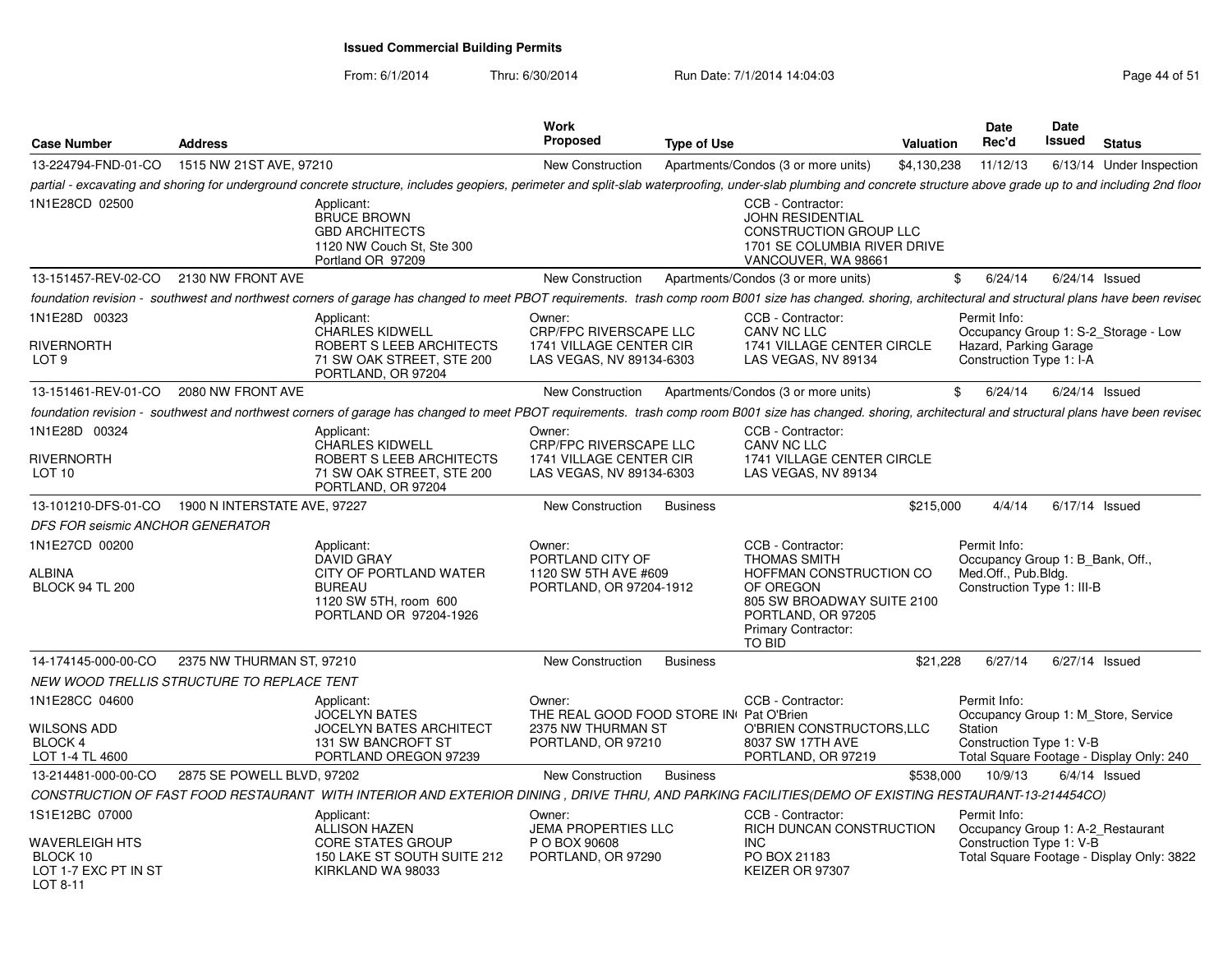# Issued Commercial Building Permits

From: 6/1/2014 Thru: 6/30/2014 Run Date: 7/1/2014 14:04:03

| Case Number | Address | Work Proposed | Type of Use | Valuation | Date Rec'd | Date Issued | Status |
|---|---|---|---|---|---|---|---|
| 13-224794-FND-01-CO | 1515 NW 21ST AVE, 97210 | New Construction | Apartments/Condos (3 or more units) | $4,130,238 | 11/12/13 | 6/13/14 | Under Inspection |

*partial - excavating and shoring for underground concrete structure, includes geopiers, perimeter and split-slab waterproofing, under-slab plumbing and concrete structure above grade up to and including 2nd floor*

1N1E28CD 02500

Applicant: BRUCE BROWN, GBD ARCHITECTS, 1120 NW Couch St, Ste 300, Portland OR 97209

CCB - Contractor: JOHN RESIDENTIAL CONSTRUCTION GROUP LLC, 1701 SE COLUMBIA RIVER DRIVE, VANCOUVER, WA 98661

| Case Number | Address | Work Proposed | Type of Use | Valuation | Date Rec'd | Date Issued | Status |
|---|---|---|---|---|---|---|---|
| 13-151457-REV-02-CO | 2130 NW FRONT AVE | New Construction | Apartments/Condos (3 or more units) | $ | 6/24/14 | 6/24/14 | Issued |

*foundation revision - southwest and northwest corners of garage has changed to meet PBOT requirements. trash comp room B001 size has changed. shoring, architectural and structural plans have been revised*

1N1E28D 00323

RIVERNORTH
LOT 9

Applicant: CHARLES KIDWELL, ROBERT S LEEB ARCHITECTS, 71 SW OAK STREET, STE 200, PORTLAND, OR 97204

Owner: CRP/FPC RIVERSCAPE LLC, 1741 VILLAGE CENTER CIR, LAS VEGAS, NV 89134-6303

CCB - Contractor: CANV NC LLC, 1741 VILLAGE CENTER CIRCLE, LAS VEGAS, NV 89134

Permit Info: Occupancy Group 1: S-2_Storage - Low Hazard, Parking Garage; Construction Type 1: I-A

| Case Number | Address | Work Proposed | Type of Use | Valuation | Date Rec'd | Date Issued | Status |
|---|---|---|---|---|---|---|---|
| 13-151461-REV-01-CO | 2080 NW FRONT AVE | New Construction | Apartments/Condos (3 or more units) | $ | 6/24/14 | 6/24/14 | Issued |

*foundation revision - southwest and northwest corners of garage has changed to meet PBOT requirements. trash comp room B001 size has changed. shoring, architectural and structural plans have been revised*

1N1E28D 00324

RIVERNORTH
LOT 10

Applicant: CHARLES KIDWELL, ROBERT S LEEB ARCHITECTS, 71 SW OAK STREET, STE 200, PORTLAND, OR 97204

Owner: CRP/FPC RIVERSCAPE LLC, 1741 VILLAGE CENTER CIR, LAS VEGAS, NV 89134-6303

CCB - Contractor: CANV NC LLC, 1741 VILLAGE CENTER CIRCLE, LAS VEGAS, NV 89134

| Case Number | Address | Work Proposed | Type of Use | Valuation | Date Rec'd | Date Issued | Status |
|---|---|---|---|---|---|---|---|
| 13-101210-DFS-01-CO | 1900 N INTERSTATE AVE, 97227 | New Construction | Business | $215,000 | 4/4/14 | 6/17/14 | Issued |

*DFS FOR seismic ANCHOR GENERATOR*

1N1E27DD 00200

ALBINA
BLOCK 94 TL 200

Applicant: DAVID GRAY, CITY OF PORTLAND WATER BUREAU, 1120 SW 5TH, room 600, PORTLAND OR 97204-1926

Owner: PORTLAND CITY OF, 1120 SW 5TH AVE #609, PORTLAND, OR 97204-1912

CCB - Contractor: THOMAS SMITH, HOFFMAN CONSTRUCTION CO OF OREGON, 805 SW BROADWAY SUITE 2100, PORTLAND, OR 97205; Primary Contractor: TO BID

Permit Info: Occupancy Group 1: B_Bank, Off., Med.Off., Pub.Bldg.; Construction Type 1: III-B

| Case Number | Address | Work Proposed | Type of Use | Valuation | Date Rec'd | Date Issued | Status |
|---|---|---|---|---|---|---|---|
| 14-174145-000-00-CO | 2375 NW THURMAN ST, 97210 | New Construction | Business | $21,228 | 6/27/14 | 6/27/14 | Issued |

*NEW WOOD TRELLIS STRUCTURE TO REPLACE TENT*

1N1E28CC 04600

WILSONS ADD
BLOCK 4
LOT 1-4 TL 4600

Applicant: JOCELYN BATES, JOCELYN BATES ARCHITECT, 131 SW BANCROFT ST, PORTLAND OREGON 97239

Owner: THE REAL GOOD FOOD STORE IN, 2375 NW THURMAN ST, PORTLAND, OR 97210

CCB - Contractor: Pat O'Brien, O'BRIEN CONSTRUCTORS,LLC, 8037 SW 17TH AVE, PORTLAND, OR 97219

Permit Info: Occupancy Group 1: M_Store, Service Station; Construction Type 1: V-B; Total Square Footage - Display Only: 240

| Case Number | Address | Work Proposed | Type of Use | Valuation | Date Rec'd | Date Issued | Status |
|---|---|---|---|---|---|---|---|
| 13-214481-000-00-CO | 2875 SE POWELL BLVD, 97202 | New Construction | Business | $538,000 | 10/9/13 | 6/4/14 | Issued |

*CONSTRUCTION OF FAST FOOD RESTAURANT WITH INTERIOR AND EXTERIOR DINING , DRIVE THRU, AND PARKING FACILITIES(DEMO OF EXISTING RESTAURANT-13-214454CO)*

1S1E12BC 07000

WAVERLEIGH HTS
BLOCK 10
LOT 1-7 EXC PT IN ST
LOT 8-11

Applicant: ALLISON HAZEN, CORE STATES GROUP, 150 LAKE ST SOUTH SUITE 212, KIRKLAND WA 98033

Owner: JEMA PROPERTIES LLC, P O BOX 90608, PORTLAND, OR 97290

CCB - Contractor: RICH DUNCAN CONSTRUCTION INC, PO BOX 21183, KEIZER OR 97307

Permit Info: Occupancy Group 1: A-2_Restaurant; Construction Type 1: V-B; Total Square Footage - Display Only: 3822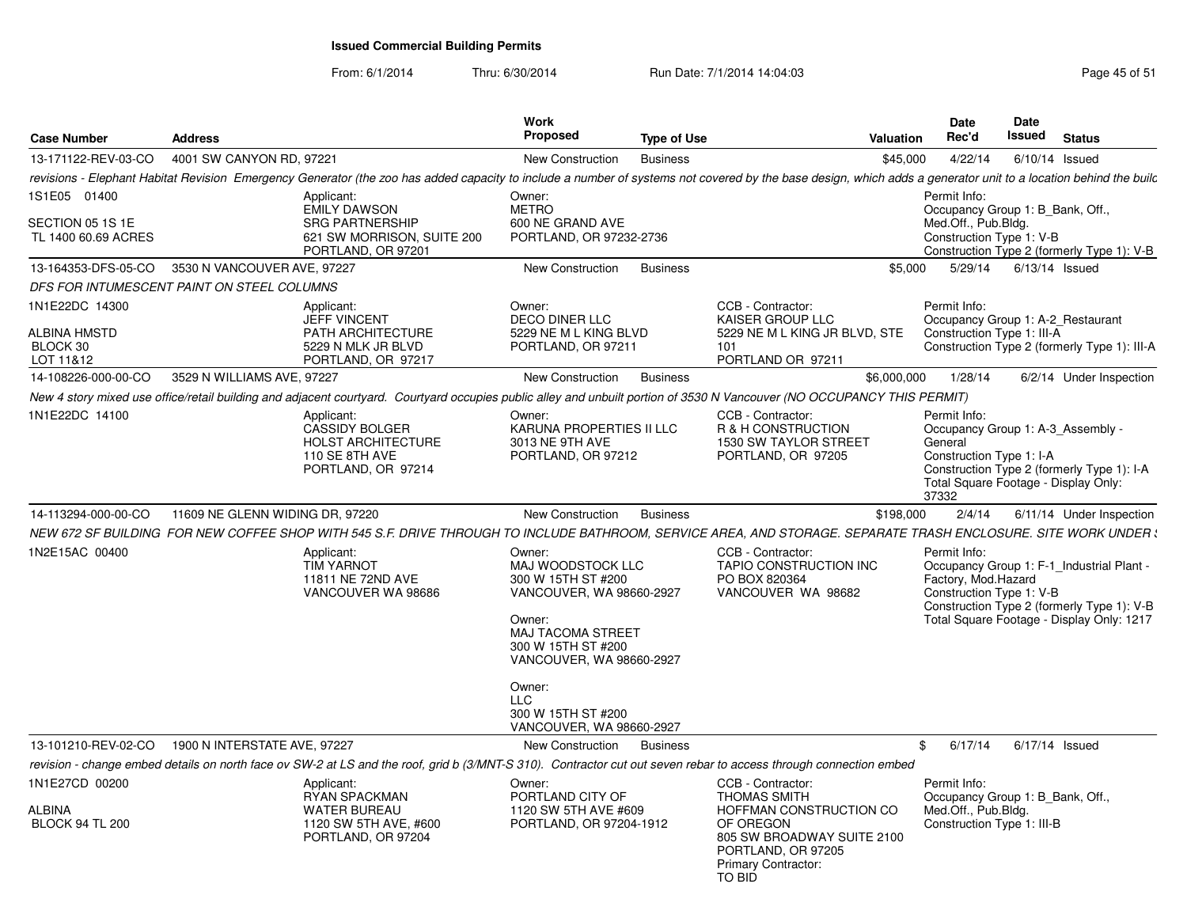# Issued Commercial Building Permits

From: 6/1/2014 Thru: 6/30/2014 Run Date: 7/1/2014 14:04:03

| Case Number | Address | Work Proposed | Type of Use | Valuation | Date Rec'd | Date Issued | Status |
|---|---|---|---|---|---|---|---|
| 13-171122-REV-03-CO | 4001 SW CANYON RD, 97221 | New Construction | Business | $45,000 | 4/22/14 | 6/10/14 | Issued |

*revisions - Elephant Habitat Revision Emergency Generator (the zoo has added capacity to include a number of systems not covered by the base design, which adds a generator unit to a location behind the build*

1S1E05 01400

SECTION 05 1S 1E
TL 1400 60.69 ACRES

Applicant:
EMILY DAWSON
SRG PARTNERSHIP
621 SW MORRISON, SUITE 200
PORTLAND, OR 97201

Owner:
METRO
600 NE GRAND AVE
PORTLAND, OR 97232-2736

Permit Info:
Occupancy Group 1: B_Bank, Off., Med.Off., Pub.Bldg.
Construction Type 1: V-B
Construction Type 2 (formerly Type 1): V-B

| Case Number | Address | Work Proposed | Type of Use | Valuation | Date Rec'd | Date Issued | Status |
|---|---|---|---|---|---|---|---|
| 13-164353-DFS-05-CO | 3530 N VANCOUVER AVE, 97227 | New Construction | Business | $5,000 | 5/29/14 | 6/13/14 | Issued |

*DFS FOR INTUMESCENT PAINT ON STEEL COLUMNS*

1N1E22DC 14300

ALBINA HMSTD
BLOCK 30
LOT 11&12

Applicant:
JEFF VINCENT
PATH ARCHITECTURE
5229 N MLK JR BLVD
PORTLAND, OR 97217

Owner:
DECO DINER LLC
5229 NE M L KING BLVD
PORTLAND, OR 97211

CCB - Contractor:
KAISER GROUP LLC
5229 NE M L KING JR BLVD, STE 101
PORTLAND OR 97211

Permit Info:
Occupancy Group 1: A-2_Restaurant
Construction Type 1: III-A
Construction Type 2 (formerly Type 1): III-A

| Case Number | Address | Work Proposed | Type of Use | Valuation | Date Rec'd | Date Issued | Status |
|---|---|---|---|---|---|---|---|
| 14-108226-000-00-CO | 3529 N WILLIAMS AVE, 97227 | New Construction | Business | $6,000,000 | 1/28/14 | 6/2/14 | Under Inspection |

*New 4 story mixed use office/retail building and adjacent courtyard. Courtyard occupies public alley and unbuilt portion of 3530 N Vancouver (NO OCCUPANCY THIS PERMIT)*

1N1E22DC 14100

Applicant:
CASSIDY BOLGER
HOLST ARCHITECTURE
110 SE 8TH AVE
PORTLAND, OR 97214

Owner:
KARUNA PROPERTIES II LLC
3013 NE 9TH AVE
PORTLAND, OR 97212

CCB - Contractor:
R & H CONSTRUCTION
1530 SW TAYLOR STREET
PORTLAND, OR 97205

Permit Info:
Occupancy Group 1: A-3_Assembly - General
Construction Type 1: I-A
Construction Type 2 (formerly Type 1): I-A
Total Square Footage - Display Only: 37332

| Case Number | Address | Work Proposed | Type of Use | Valuation | Date Rec'd | Date Issued | Status |
|---|---|---|---|---|---|---|---|
| 14-113294-000-00-CO | 11609 NE GLENN WIDING DR, 97220 | New Construction | Business | $198,000 | 2/4/14 | 6/11/14 | Under Inspection |

*NEW 672 SF BUILDING FOR NEW COFFEE SHOP WITH 545 S.F. DRIVE THROUGH TO INCLUDE BATHROOM, SERVICE AREA, AND STORAGE. SEPARATE TRASH ENCLOSURE. SITE WORK UNDER S*

1N2E15AC 00400

Applicant:
TIM YARNOT
11811 NE 72ND AVE
VANCOUVER WA 98686

Owner:
MAJ WOODSTOCK LLC
300 W 15TH ST #200
VANCOUVER, WA 98660-2927

Owner:
MAJ TACOMA STREET
300 W 15TH ST #200
VANCOUVER, WA 98660-2927

Owner:
LLC
300 W 15TH ST #200
VANCOUVER, WA 98660-2927

CCB - Contractor:
TAPIO CONSTRUCTION INC
PO BOX 820364
VANCOUVER WA 98682

Permit Info:
Occupancy Group 1: F-1_Industrial Plant - Factory, Mod.Hazard
Construction Type 1: V-B
Construction Type 2 (formerly Type 1): V-B
Total Square Footage - Display Only: 1217

| Case Number | Address | Work Proposed | Type of Use | Valuation | Date Rec'd | Date Issued | Status |
|---|---|---|---|---|---|---|---|
| 13-101210-REV-02-CO | 1900 N INTERSTATE AVE, 97227 | New Construction | Business | $ | 6/17/14 | 6/17/14 | Issued |

*revision - change embed details on north face ov SW-2 at LS and the roof, grid b (3/MNT-S 310). Contractor cut out seven rebar to access through connection embed*

1N1E27CD 00200

ALBINA
BLOCK 94 TL 200

Applicant:
RYAN SPACKMAN
WATER BUREAU
1120 SW 5TH AVE, #600
PORTLAND, OR 97204

Owner:
PORTLAND CITY OF
1120 SW 5TH AVE #609
PORTLAND, OR 97204-1912

CCB - Contractor:
THOMAS SMITH
HOFFMAN CONSTRUCTION CO OF OREGON
805 SW BROADWAY SUITE 2100
PORTLAND, OR 97205
Primary Contractor:
TO BID

Permit Info:
Occupancy Group 1: B_Bank, Off., Med.Off., Pub.Bldg.
Construction Type 1: III-B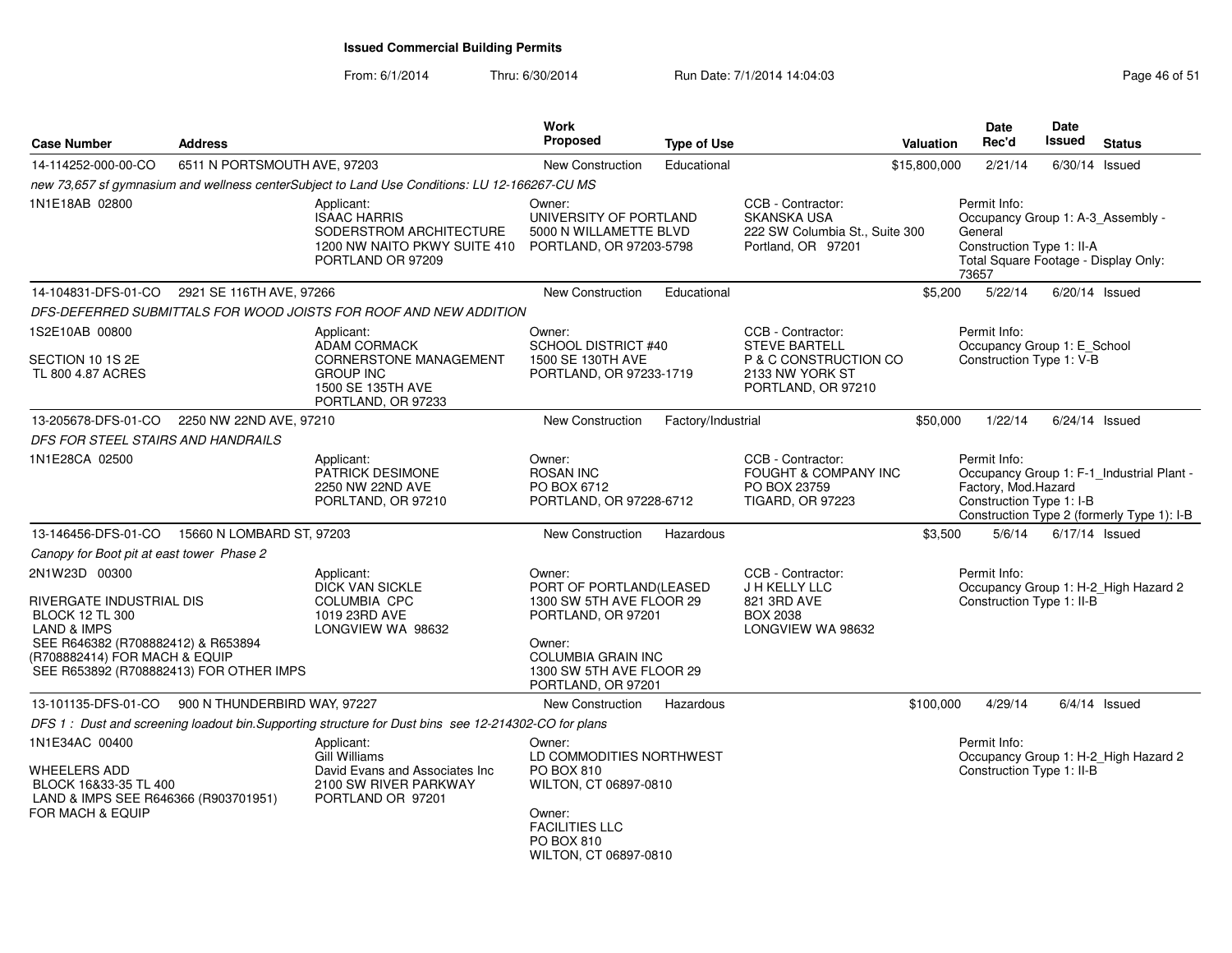# Issued Commercial Building Permits

From: 6/1/2014 Thru: 6/30/2014 Run Date: 7/1/2014 14:04:03

| Case Number | Address | Work Proposed | Type of Use | Valuation | Date Rec'd | Date Issued | Status |
|---|---|---|---|---|---|---|---|
| 14-114252-000-00-CO | 6511 N PORTSMOUTH AVE, 97203 | New Construction | Educational | $15,800,000 | 2/21/14 | 6/30/14 | Issued |

*new 73,657 sf gymnasium and wellness centerSubject to Land Use Conditions: LU 12-166267-CU MS*

1N1E18AB 02800

Applicant: ISAAC HARRIS, SODERSTROM ARCHITECTURE, 1200 NW NAITO PKWY SUITE 410, PORTLAND OR 97209

Owner: UNIVERSITY OF PORTLAND, 5000 N WILLAMETTE BLVD, PORTLAND, OR 97203-5798

CCB - Contractor: SKANSKA USA, 222 SW Columbia St., Suite 300, Portland, OR 97201

Permit Info: Occupancy Group 1: A-3_Assembly - General; Construction Type 1: II-A; Total Square Footage - Display Only: 73657

| Case Number | Address | Work Proposed | Type of Use | Valuation | Date Rec'd | Date Issued | Status |
|---|---|---|---|---|---|---|---|
| 14-104831-DFS-01-CO | 2921 SE 116TH AVE, 97266 | New Construction | Educational | $5,200 | 5/22/14 | 6/20/14 | Issued |

*DFS-DEFERRED SUBMITTALS FOR WOOD JOISTS FOR ROOF AND NEW ADDITION*

1S2E10AB 00800

SECTION 10 1S 2E
TL 800 4.87 ACRES

Applicant: ADAM CORMACK, CORNERSTONE MANAGEMENT GROUP INC, 1500 SE 135TH AVE, PORTLAND, OR 97233

Owner: SCHOOL DISTRICT #40, 1500 SE 130TH AVE, PORTLAND, OR 97233-1719

CCB - Contractor: STEVE BARTELL, P & C CONSTRUCTION CO, 2133 NW YORK ST, PORTLAND, OR 97210

Permit Info: Occupancy Group 1: E_School; Construction Type 1: V-B

| Case Number | Address | Work Proposed | Type of Use | Valuation | Date Rec'd | Date Issued | Status |
|---|---|---|---|---|---|---|---|
| 13-205678-DFS-01-CO | 2250 NW 22ND AVE, 97210 | New Construction | Factory/Industrial | $50,000 | 1/22/14 | 6/24/14 | Issued |

*DFS FOR STEEL STAIRS AND HANDRAILS*

1N1E28CA 02500

Applicant: PATRICK DESIMONE, 2250 NW 22ND AVE, PORTLAND, OR 97210

Owner: ROSAN INC, PO BOX 6712, PORTLAND, OR 97228-6712

CCB - Contractor: FOUGHT & COMPANY INC, PO BOX 23759, TIGARD, OR 97223

Permit Info: Occupancy Group 1: F-1_Industrial Plant - Factory, Mod.Hazard; Construction Type 1: I-B; Construction Type 2 (formerly Type 1): I-B

| Case Number | Address | Work Proposed | Type of Use | Valuation | Date Rec'd | Date Issued | Status |
|---|---|---|---|---|---|---|---|
| 13-146456-DFS-01-CO | 15660 N LOMBARD ST, 97203 | New Construction | Hazardous | $3,500 | 5/6/14 | 6/17/14 | Issued |

*Canopy for Boot pit at east tower Phase 2*

2N1W23D 00300

RIVERGATE INDUSTRIAL DIS
BLOCK 12 TL 300
LAND & IMPS
SEE R646382 (R708882412) & R653894 (R708882414) FOR MACH & EQUIP
SEE R653892 (R708882413) FOR OTHER IMPS

Applicant: DICK VAN SICKLE, COLUMBIA CPC, 1019 23RD AVE, LONGVIEW WA 98632

Owner: PORT OF PORTLAND(LEASED, 1300 SW 5TH AVE FLOOR 29, PORTLAND, OR 97201

Owner: COLUMBIA GRAIN INC, 1300 SW 5TH AVE FLOOR 29, PORTLAND, OR 97201

CCB - Contractor: J H KELLY LLC, 821 3RD AVE, BOX 2038, LONGVIEW WA 98632

Permit Info: Occupancy Group 1: H-2_High Hazard 2; Construction Type 1: II-B

| Case Number | Address | Work Proposed | Type of Use | Valuation | Date Rec'd | Date Issued | Status |
|---|---|---|---|---|---|---|---|
| 13-101135-DFS-01-CO | 900 N THUNDERBIRD WAY, 97227 | New Construction | Hazardous | $100,000 | 4/29/14 | 6/4/14 | Issued |

*DFS 1 : Dust and screening loadout bin.Supporting structure for Dust bins see 12-214302-CO for plans*

1N1E34AC 00400

WHEELERS ADD
BLOCK 16&33-35 TL 400
LAND & IMPS SEE R646366 (R903701951) FOR MACH & EQUIP

Applicant: Gill Williams, David Evans and Associates Inc, 2100 SW RIVER PARKWAY, PORTLAND OR 97201

Owner: LD COMMODITIES NORTHWEST, PO BOX 810, WILTON, CT 06897-0810

Owner: FACILITIES LLC, PO BOX 810, WILTON, CT 06897-0810

Permit Info: Occupancy Group 1: H-2_High Hazard 2; Construction Type 1: II-B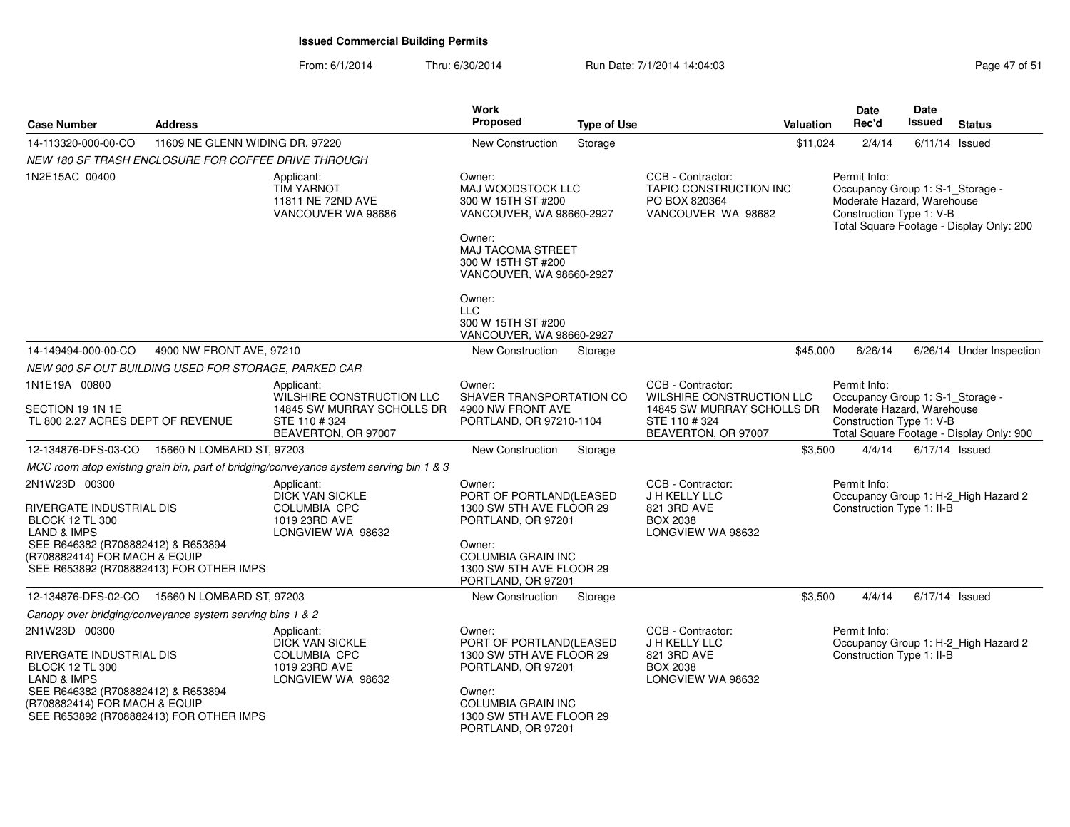# Issued Commercial Building Permits

From: 6/1/2014 Thru: 6/30/2014 Run Date: 7/1/2014 14:04:03

| Case Number | Address | Work Proposed | Type of Use | Valuation | Date Rec'd | Date Issued | Status |
|---|---|---|---|---|---|---|---|
| 14-113320-000-00-CO | 11609 NE GLENN WIDING DR, 97220 | New Construction | Storage | $11,024 | 2/4/14 | 6/11/14 | Issued |
| 14-149494-000-00-CO | 4900 NW FRONT AVE, 97210 | New Construction | Storage | $45,000 | 6/26/14 | 6/26/14 | Under Inspection |
| 12-134876-DFS-03-CO | 15660 N LOMBARD ST, 97203 | New Construction | Storage | $3,500 | 4/4/14 | 6/17/14 | Issued |
| 12-134876-DFS-02-CO | 15660 N LOMBARD ST, 97203 | New Construction | Storage | $3,500 | 4/4/14 | 6/17/14 | Issued |

## 14-113320-000-00-CO — 11609 NE GLENN WIDING DR, 97220

*NEW 180 SF TRASH ENCLOSURE FOR COFFEE DRIVE THROUGH*

1N2E15AC 00400

Applicant:
TIM YARNOT
11811 NE 72ND AVE
VANCOUVER WA 98686

Owner:
MAJ WOODSTOCK LLC
300 W 15TH ST #200
VANCOUVER, WA 98660-2927

Owner:
MAJ TACOMA STREET
300 W 15TH ST #200
VANCOUVER, WA 98660-2927

Owner:
LLC
300 W 15TH ST #200
VANCOUVER, WA 98660-2927

CCB - Contractor:
TAPIO CONSTRUCTION INC
PO BOX 820364
VANCOUVER WA 98682

Permit Info:
Occupancy Group 1: S-1_Storage - Moderate Hazard, Warehouse
Construction Type 1: V-B
Total Square Footage - Display Only: 200

## 14-149494-000-00-CO — 4900 NW FRONT AVE, 97210

*NEW 900 SF OUT BUILDING USED FOR STORAGE, PARKED CAR*

1N1E19A 00800

SECTION 19 1N 1E
TL 800 2.27 ACRES DEPT OF REVENUE

Applicant:
WILSHIRE CONSTRUCTION LLC
14845 SW MURRAY SCHOLLS DR
STE 110 # 324
BEAVERTON, OR 97007

Owner:
SHAVER TRANSPORTATION CO
4900 NW FRONT AVE
PORTLAND, OR 97210-1104

CCB - Contractor:
WILSHIRE CONSTRUCTION LLC
14845 SW MURRAY SCHOLLS DR
STE 110 # 324
BEAVERTON, OR 97007

Permit Info:
Occupancy Group 1: S-1_Storage - Moderate Hazard, Warehouse
Construction Type 1: V-B
Total Square Footage - Display Only: 900

## 12-134876-DFS-03-CO — 15660 N LOMBARD ST, 97203

*MCC room atop existing grain bin, part of bridging/conveyance system serving bin 1 & 3*

2N1W23D 00300

RIVERGATE INDUSTRIAL DIS
BLOCK 12 TL 300
LAND & IMPS
SEE R646382 (R708882412) & R653894
(R708882414) FOR MACH & EQUIP
SEE R653892 (R708882413) FOR OTHER IMPS

Applicant:
DICK VAN SICKLE
COLUMBIA CPC
1019 23RD AVE
LONGVIEW WA 98632

Owner:
PORT OF PORTLAND(LEASED
1300 SW 5TH AVE FLOOR 29
PORTLAND, OR 97201

Owner:
COLUMBIA GRAIN INC
1300 SW 5TH AVE FLOOR 29
PORTLAND, OR 97201

CCB - Contractor:
J H KELLY LLC
821 3RD AVE
BOX 2038
LONGVIEW WA 98632

Permit Info:
Occupancy Group 1: H-2_High Hazard 2
Construction Type 1: II-B

## 12-134876-DFS-02-CO — 15660 N LOMBARD ST, 97203

*Canopy over bridging/conveyance system serving bins 1 & 2*

2N1W23D 00300

RIVERGATE INDUSTRIAL DIS
BLOCK 12 TL 300
LAND & IMPS
SEE R646382 (R708882412) & R653894
(R708882414) FOR MACH & EQUIP
SEE R653892 (R708882413) FOR OTHER IMPS

Applicant:
DICK VAN SICKLE
COLUMBIA CPC
1019 23RD AVE
LONGVIEW WA 98632

Owner:
PORT OF PORTLAND(LEASED
1300 SW 5TH AVE FLOOR 29
PORTLAND, OR 97201

Owner:
COLUMBIA GRAIN INC
1300 SW 5TH AVE FLOOR 29
PORTLAND, OR 97201

CCB - Contractor:
J H KELLY LLC
821 3RD AVE
BOX 2038
LONGVIEW WA 98632

Permit Info:
Occupancy Group 1: H-2_High Hazard 2
Construction Type 1: II-B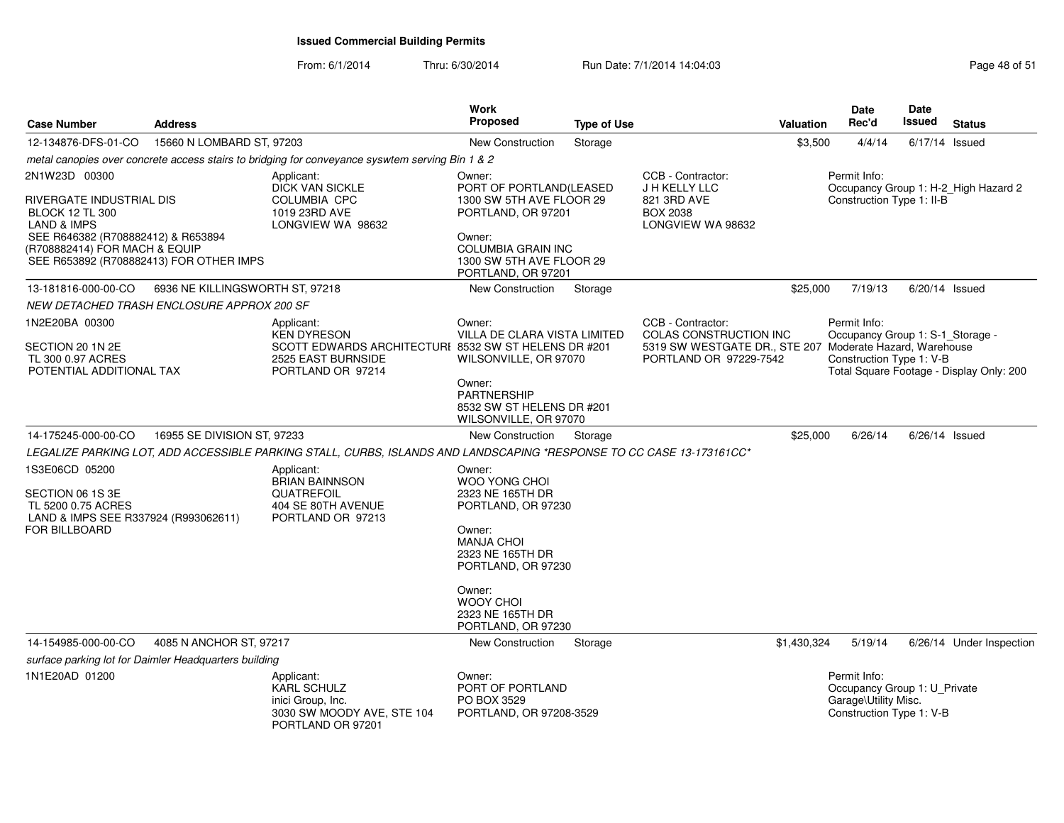# Issued Commercial Building Permits

From: 6/1/2014 Thru: 6/30/2014 Run Date: 7/1/2014 14:04:03

| Case Number | Address | Work Proposed | Type of Use | Valuation | Date Rec'd | Date Issued | Status |
|---|---|---|---|---|---|---|---|
| 12-134876-DFS-01-CO | 15660 N LOMBARD ST, 97203 | New Construction | Storage | $3,500 | 4/4/14 | 6/17/14 | Issued |

*metal canopies over concrete access stairs to bridging for conveyance syswtem serving Bin 1 & 2*

2N1W23D 00300

RIVERGATE INDUSTRIAL DIS
BLOCK 12 TL 300
LAND & IMPS
SEE R646382 (R708882412) & R653894
(R708882414) FOR MACH & EQUIP
SEE R653892 (R708882413) FOR OTHER IMPS

Applicant:
DICK VAN SICKLE
COLUMBIA CPC
1019 23RD AVE
LONGVIEW WA 98632

Owner:
PORT OF PORTLAND(LEASED
1300 SW 5TH AVE FLOOR 29
PORTLAND, OR 97201

Owner:
COLUMBIA GRAIN INC
1300 SW 5TH AVE FLOOR 29
PORTLAND, OR 97201

CCB - Contractor:
J H KELLY LLC
821 3RD AVE
BOX 2038
LONGVIEW WA 98632

Permit Info:
Occupancy Group 1: H-2_High Hazard 2
Construction Type 1: II-B

| Case Number | Address | Work Proposed | Type of Use | Valuation | Date Rec'd | Date Issued | Status |
|---|---|---|---|---|---|---|---|
| 13-181816-000-00-CO | 6936 NE KILLINGSWORTH ST, 97218 | New Construction | Storage | $25,000 | 7/19/13 | 6/20/14 | Issued |

*NEW DETACHED TRASH ENCLOSURE APPROX 200 SF*

1N2E20BA 00300

SECTION 20 1N 2E
TL 300 0.97 ACRES
POTENTIAL ADDITIONAL TAX

Applicant:
KEN DYRESON
SCOTT EDWARDS ARCHITECTURE
2525 EAST BURNSIDE
PORTLAND OR 97214

Owner:
VILLA DE CLARA VISTA LIMITED
8532 SW ST HELENS DR #201
WILSONVILLE, OR 97070

Owner:
PARTNERSHIP
8532 SW ST HELENS DR #201
WILSONVILLE, OR 97070

CCB - Contractor:
COLAS CONSTRUCTION INC
5319 SW WESTGATE DR., STE 207
PORTLAND OR 97229-7542

Permit Info:
Occupancy Group 1: S-1_Storage - Moderate Hazard, Warehouse
Construction Type 1: V-B
Total Square Footage - Display Only: 200

| Case Number | Address | Work Proposed | Type of Use | Valuation | Date Rec'd | Date Issued | Status |
|---|---|---|---|---|---|---|---|
| 14-175245-000-00-CO | 16955 SE DIVISION ST, 97233 | New Construction | Storage | $25,000 | 6/26/14 | 6/26/14 | Issued |

*LEGALIZE PARKING LOT, ADD ACCESSIBLE PARKING STALL, CURBS, ISLANDS AND LANDSCAPING *RESPONSE TO CC CASE 13-173161CC**

1S3E06CD 05200

SECTION 06 1S 3E
TL 5200 0.75 ACRES
LAND & IMPS SEE R337924 (R993062611)
FOR BILLBOARD

Applicant:
BRIAN BAINNSON
QUATREFOIL
404 SE 80TH AVENUE
PORTLAND OR 97213

Owner:
WOO YONG CHOI
2323 NE 165TH DR
PORTLAND, OR 97230

Owner:
MANJA CHOI
2323 NE 165TH DR
PORTLAND, OR 97230

Owner:
WOOY CHOI
2323 NE 165TH DR
PORTLAND, OR 97230

| Case Number | Address | Work Proposed | Type of Use | Valuation | Date Rec'd | Date Issued | Status |
|---|---|---|---|---|---|---|---|
| 14-154985-000-00-CO | 4085 N ANCHOR ST, 97217 | New Construction | Storage | $1,430,324 | 5/19/14 | 6/26/14 | Under Inspection |

*surface parking lot for Daimler Headquarters building*

1N1E20AD 01200

Applicant:
KARL SCHULZ
inici Group, Inc.
3030 SW MOODY AVE, STE 104
PORTLAND OR 97201

Owner:
PORT OF PORTLAND
PO BOX 3529
PORTLAND, OR 97208-3529

Permit Info:
Occupancy Group 1: U_Private Garage\Utility Misc.
Construction Type 1: V-B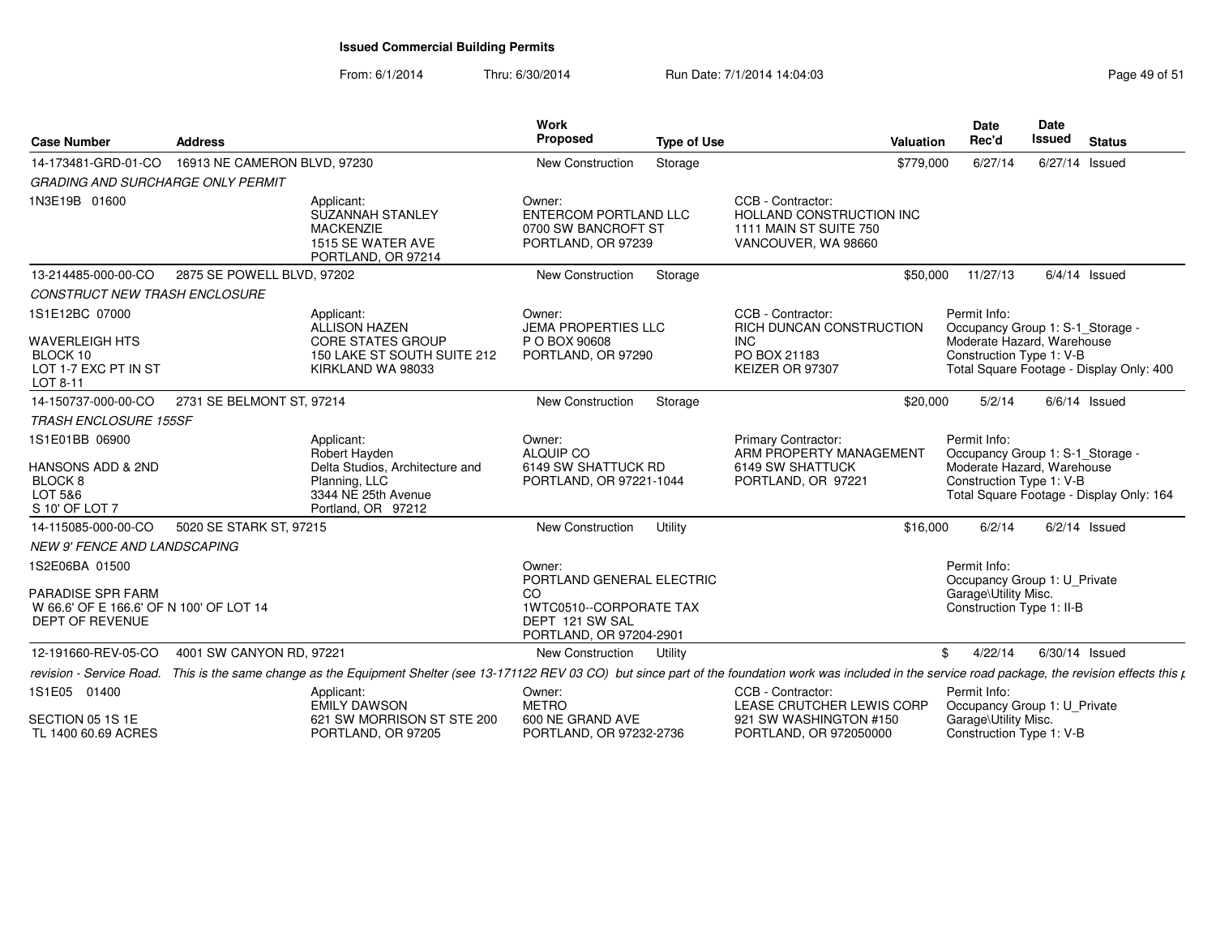**Issued Commercial Building Permits**

From: 6/1/2014 Thru: 6/30/2014 Run Date: 7/1/2014 14:04:03

| Case Number | Address | | Work Proposed | Type of Use | | Valuation | Date Rec'd | Date Issued | Status |
|---|---|---|---|---|---|---|---|---|---|
| 14-173481-GRD-01-CO | 16913 NE CAMERON BLVD, 97230 | | New Construction | Storage | | $779,000 | 6/27/14 | 6/27/14 | Issued |
| *GRADING AND SURCHARGE ONLY PERMIT* | | | | | | | | | |
| 1N3E19B 01600 | | Applicant: SUZANNAH STANLEY MACKENZIE 1515 SE WATER AVE PORTLAND, OR 97214 | Owner: ENTERCOM PORTLAND LLC 0700 SW BANCROFT ST PORTLAND, OR 97239 | | CCB - Contractor: HOLLAND CONSTRUCTION INC 1111 MAIN ST SUITE 750 VANCOUVER, WA 98660 | | | | |
| 13-214485-000-00-CO | 2875 SE POWELL BLVD, 97202 | | New Construction | Storage | | $50,000 | 11/27/13 | 6/4/14 | Issued |
| *CONSTRUCT NEW TRASH ENCLOSURE* | | | | | | | | | |
| 1S1E12BC 07000 WAVERLEIGH HTS BLOCK 10 LOT 1-7 EXC PT IN ST LOT 8-11 | | Applicant: ALLISON HAZEN CORE STATES GROUP 150 LAKE ST SOUTH SUITE 212 KIRKLAND WA 98033 | Owner: JEMA PROPERTIES LLC P O BOX 90608 PORTLAND, OR 97290 | | CCB - Contractor: RICH DUNCAN CONSTRUCTION INC PO BOX 21183 KEIZER OR 97307 | | Permit Info: Occupancy Group 1: S-1_Storage - Moderate Hazard, Warehouse Construction Type 1: V-B Total Square Footage - Display Only: 400 | | |
| 14-150737-000-00-CO | 2731 SE BELMONT ST, 97214 | | New Construction | Storage | | $20,000 | 5/2/14 | 6/6/14 | Issued |
| *TRASH ENCLOSURE 155SF* | | | | | | | | | |
| 1S1E01BB 06900 HANSONS ADD & 2ND BLOCK 8 LOT 5&6 S 10' OF LOT 7 | | Applicant: Robert Hayden Delta Studios, Architecture and Planning, LLC 3344 NE 25th Avenue Portland, OR 97212 | Owner: ALQUIP CO 6149 SW SHATTUCK RD PORTLAND, OR 97221-1044 | | Primary Contractor: ARM PROPERTY MANAGEMENT 6149 SW SHATTUCK PORTLAND, OR 97221 | | Permit Info: Occupancy Group 1: S-1_Storage - Moderate Hazard, Warehouse Construction Type 1: V-B Total Square Footage - Display Only: 164 | | |
| 14-115085-000-00-CO | 5020 SE STARK ST, 97215 | | New Construction | Utility | | $16,000 | 6/2/14 | 6/2/14 | Issued |
| *NEW 9' FENCE AND LANDSCAPING* | | | | | | | | | |
| 1S2E06BA 01500 PARADISE SPR FARM W 66.6' OF E 166.6' OF N 100' OF LOT 14 DEPT OF REVENUE | | | Owner: PORTLAND GENERAL ELECTRIC CO 1WTC0510--CORPORATE TAX DEPT 121 SW SAL PORTLAND, OR 97204-2901 | | | | Permit Info: Occupancy Group 1: U_Private Garage\Utility Misc. Construction Type 1: II-B | | |
| 12-191660-REV-05-CO | 4001 SW CANYON RD, 97221 | | New Construction | Utility | | $ | 4/22/14 | 6/30/14 | Issued |
| *revision - Service Road. This is the same change as the Equipment Shelter (see 13-171122 REV 03 CO) but since part of the foundation work was included in the service road package, the revision effects this p* | | | | | | | | | |
| 1S1E05 01400 SECTION 05 1S 1E TL 1400 60.69 ACRES | | Applicant: EMILY DAWSON 621 SW MORRISON ST STE 200 PORTLAND, OR 97205 | Owner: METRO 600 NE GRAND AVE PORTLAND, OR 97232-2736 | | CCB - Contractor: LEASE CRUTCHER LEWIS CORP 921 SW WASHINGTON #150 PORTLAND, OR 972050000 | | Permit Info: Occupancy Group 1: U_Private Garage\Utility Misc. Construction Type 1: V-B | | |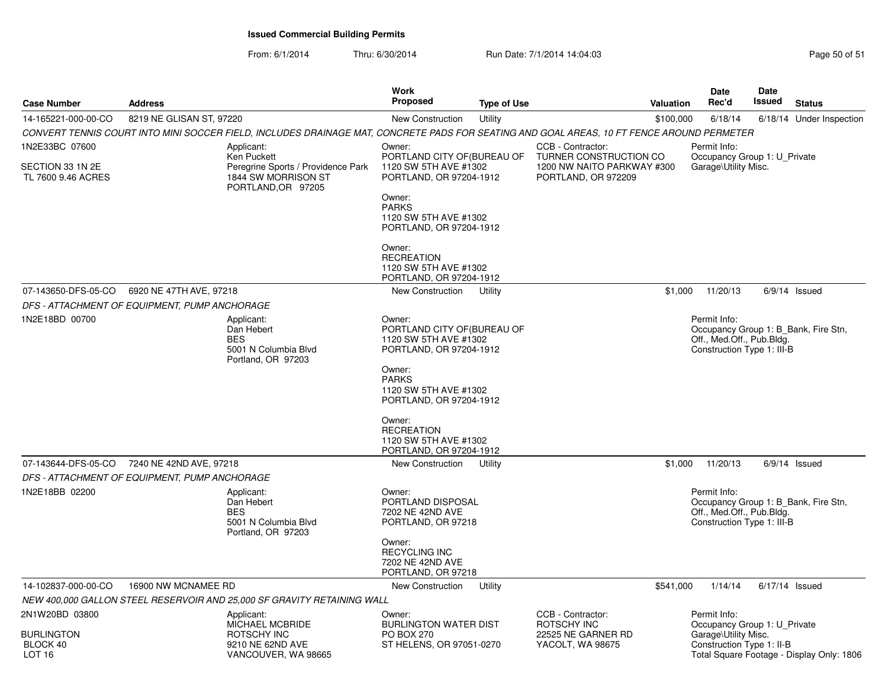**Issued Commercial Building Permits**

From: 6/1/2014 Thru: 6/30/2014 Run Date: 7/1/2014 14:04:03

| Case Number | Address | Work Proposed | Type of Use | Valuation | Date Rec'd | Date Issued | Status |
|---|---|---|---|---|---|---|---|
| 14-165221-000-00-CO | 8219 NE GLISAN ST, 97220 | New Construction | Utility | $100,000 | 6/18/14 | 6/18/14 | Under Inspection |

*CONVERT TENNIS COURT INTO MINI SOCCER FIELD, INCLUDES DRAINAGE MAT, CONCRETE PADS FOR SEATING AND GOAL AREAS, 10 FT FENCE AROUND PERMETER*

1N2E33BC 07600
SECTION 33 1N 2E
TL 7600 9.46 ACRES

Applicant:
Ken Puckett
Peregrine Sports / Providence Park
1844 SW MORRISON ST
PORTLAND,OR 97205

Owner:
PORTLAND CITY OF(BUREAU OF
1120 SW 5TH AVE #1302
PORTLAND, OR 97204-1912

Owner:
PARKS
1120 SW 5TH AVE #1302
PORTLAND, OR 97204-1912

Owner:
RECREATION
1120 SW 5TH AVE #1302
PORTLAND, OR 97204-1912

CCB - Contractor:
TURNER CONSTRUCTION CO
1200 NW NAITO PARKWAY #300
PORTLAND, OR 972209

Permit Info:
Occupancy Group 1: U_Private Garage\Utility Misc.

| Case Number | Address | Work Proposed | Type of Use | Valuation | Date Rec'd | Date Issued | Status |
|---|---|---|---|---|---|---|---|
| 07-143650-DFS-05-CO | 6920 NE 47TH AVE, 97218 | New Construction | Utility | $1,000 | 11/20/13 | 6/9/14 | Issued |

*DFS - ATTACHMENT OF EQUIPMENT, PUMP ANCHORAGE*

1N2E18BD 00700

Applicant:
Dan Hebert
BES
5001 N Columbia Blvd
Portland, OR 97203

Owner:
PORTLAND CITY OF(BUREAU OF
1120 SW 5TH AVE #1302
PORTLAND, OR 97204-1912

Owner:
PARKS
1120 SW 5TH AVE #1302
PORTLAND, OR 97204-1912

Owner:
RECREATION
1120 SW 5TH AVE #1302
PORTLAND, OR 97204-1912

Permit Info:
Occupancy Group 1: B_Bank, Fire Stn, Off., Med.Off., Pub.Bldg.
Construction Type 1: III-B

| Case Number | Address | Work Proposed | Type of Use | Valuation | Date Rec'd | Date Issued | Status |
|---|---|---|---|---|---|---|---|
| 07-143644-DFS-05-CO | 7240 NE 42ND AVE, 97218 | New Construction | Utility | $1,000 | 11/20/13 | 6/9/14 | Issued |

*DFS - ATTACHMENT OF EQUIPMENT, PUMP ANCHORAGE*

1N2E18BB 02200

Applicant:
Dan Hebert
BES
5001 N Columbia Blvd
Portland, OR 97203

Owner:
PORTLAND DISPOSAL
7202 NE 42ND AVE
PORTLAND, OR 97218

Owner:
RECYCLING INC
7202 NE 42ND AVE
PORTLAND, OR 97218

Permit Info:
Occupancy Group 1: B_Bank, Fire Stn, Off., Med.Off., Pub.Bldg.
Construction Type 1: III-B

| Case Number | Address | Work Proposed | Type of Use | Valuation | Date Rec'd | Date Issued | Status |
|---|---|---|---|---|---|---|---|
| 14-102837-000-00-CO | 16900 NW MCNAMEE RD | New Construction | Utility | $541,000 | 1/14/14 | 6/17/14 | Issued |

*NEW 400,000 GALLON STEEL RESERVOIR AND 25,000 SF GRAVITY RETAINING WALL*

2N1W20BD 03800
BURLINGTON
BLOCK 40
LOT 16

Applicant:
MICHAEL MCBRIDE
ROTSCHY INC
9210 NE 62ND AVE
VANCOUVER, WA 98665

Owner:
BURLINGTON WATER DIST
PO BOX 270
ST HELENS, OR 97051-0270

CCB - Contractor:
ROTSCHY INC
22525 NE GARNER RD
YACOLT, WA 98675

Permit Info:
Occupancy Group 1: U_Private Garage\Utility Misc.
Construction Type 1: II-B
Total Square Footage - Display Only: 1806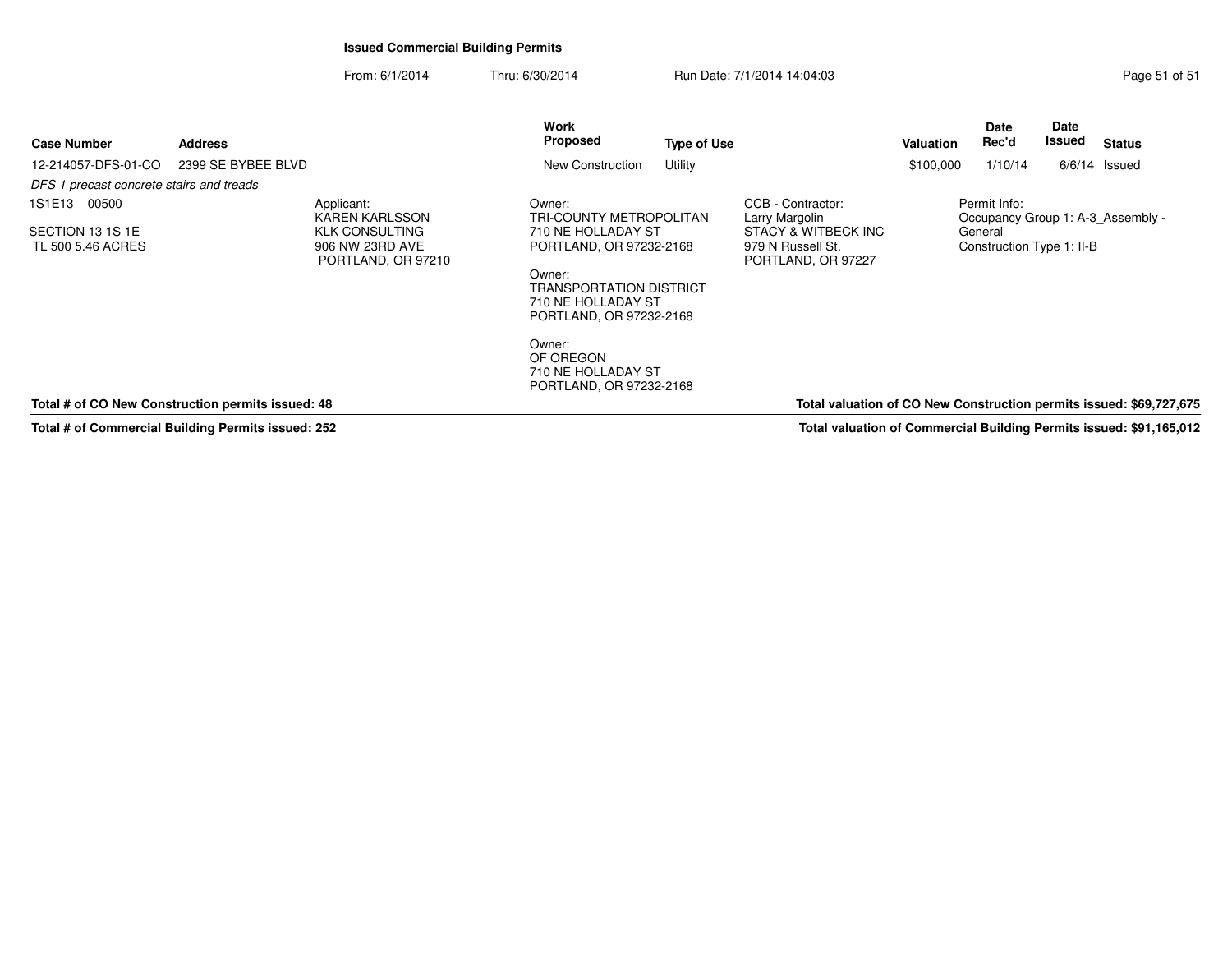**Issued Commercial Building Permits**

From: 6/1/2014 Thru: 6/30/2014 Run Date: 7/1/2014 14:04:03

| Case Number | Address | | Work Proposed | Type of Use | | Valuation | Date Rec'd | Date Issued | Status |
|---|---|---|---|---|---|---|---|---|---|
| 12-214057-DFS-01-CO | 2399 SE BYBEE BLVD | | New Construction | Utility | | $100,000 | 1/10/14 | 6/6/14 | Issued |

*DFS 1 precast concrete stairs and treads*

1S1E13 00500

SECTION 13 1S 1E
TL 500 5.46 ACRES

Applicant:
KAREN KARLSSON
KLK CONSULTING
906 NW 23RD AVE
PORTLAND, OR 97210

Owner:
TRI-COUNTY METROPOLITAN
710 NE HOLLADAY ST
PORTLAND, OR 97232-2168

Owner:
TRANSPORTATION DISTRICT
710 NE HOLLADAY ST
PORTLAND, OR 97232-2168

Owner:
OF OREGON
710 NE HOLLADAY ST
PORTLAND, OR 97232-2168

CCB - Contractor:
Larry Margolin
STACY & WITBECK INC
979 N Russell St.
PORTLAND, OR 97227

Permit Info:
Occupancy Group 1: A-3_Assembly - General
Construction Type 1: II-B

**Total # of CO New Construction permits issued: 48**

**Total valuation of CO New Construction permits issued: $69,727,675**

**Total # of Commercial Building Permits issued: 252**

**Total valuation of Commercial Building Permits issued: $91,165,012**